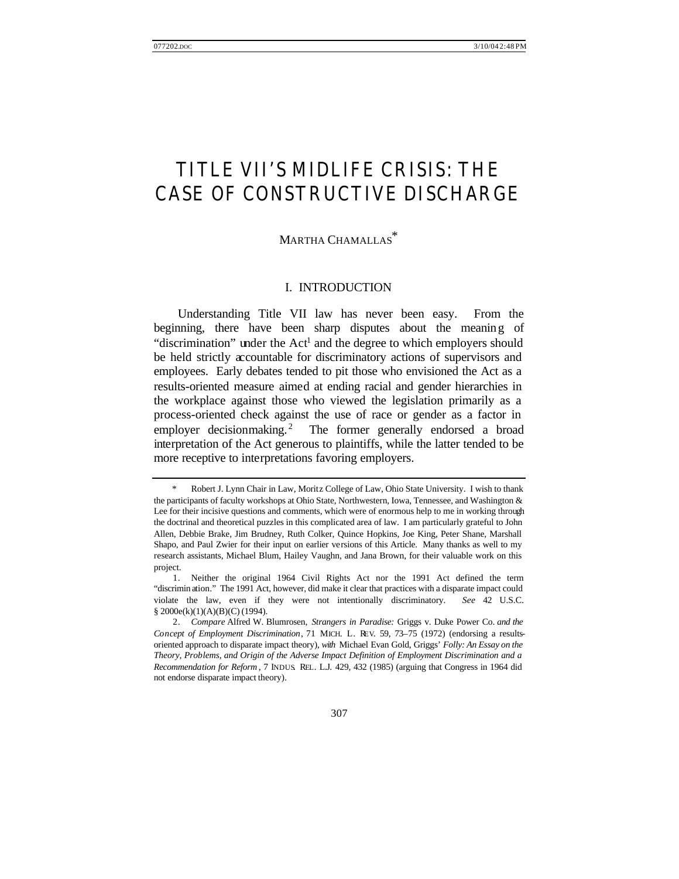# TITLE VII'S MIDLIFE CRISIS: THE CASE OF CONSTRUCTIVE DISCHARGE

MARTHA CHAMALLAS*

## I. INTRODUCTION

Understanding Title VII law has never been easy. From the beginning, there have been sharp disputes about the meaning of "discrimination" under the Act[1] and the degree to which employers should be held strictly accountable for discriminatory actions of supervisors and employees. Early debates tended to pit those who envisioned the Act as a results-oriented measure aimed at ending racial and gender hierarchies in the workplace against those who viewed the legislation primarily as a process-oriented check against the use of race or gender as a factor in employer decisionmaking.[2] The former generally endorsed a broad interpretation of the Act generous to plaintiffs, while the latter tended to be more receptive to interpretations favoring employers.

---

\* Robert J. Lynn Chair in Law, Moritz College of Law, Ohio State University. I wish to thank the participants of faculty workshops at Ohio State, Northwestern, Iowa, Tennessee, and Washington & Lee for their incisive questions and comments, which were of enormous help to me in working through the doctrinal and theoretical puzzles in this complicated area of law. I am particularly grateful to John Allen, Debbie Brake, Jim Brudney, Ruth Colker, Quince Hopkins, Joe King, Peter Shane, Marshall Shapo, and Paul Zwier for their input on earlier versions of this Article. Many thanks as well to my research assistants, Michael Blum, Hailey Vaughn, and Jana Brown, for their valuable work on this project.

1. Neither the original 1964 Civil Rights Act nor the 1991 Act defined the term "discrimination." The 1991 Act, however, did make it clear that practices with a disparate impact could violate the law, even if they were not intentionally discriminatory. *See* 42 U.S.C. § 2000e(k)(1)(A)(B)(C) (1994).

2. *Compare* Alfred W. Blumrosen, *Strangers in Paradise:* Griggs v. Duke Power Co. *and the Concept of Employment Discrimination*, 71 MICH. L. REV. 59, 73–75 (1972) (endorsing a results-oriented approach to disparate impact theory), *with* Michael Evan Gold, Griggs' *Folly: An Essay on the Theory, Problems, and Origin of the Adverse Impact Definition of Employment Discrimination and a Recommendation for Reform*, 7 INDUS. REL. L.J. 429, 432 (1985) (arguing that Congress in 1964 did not endorse disparate impact theory).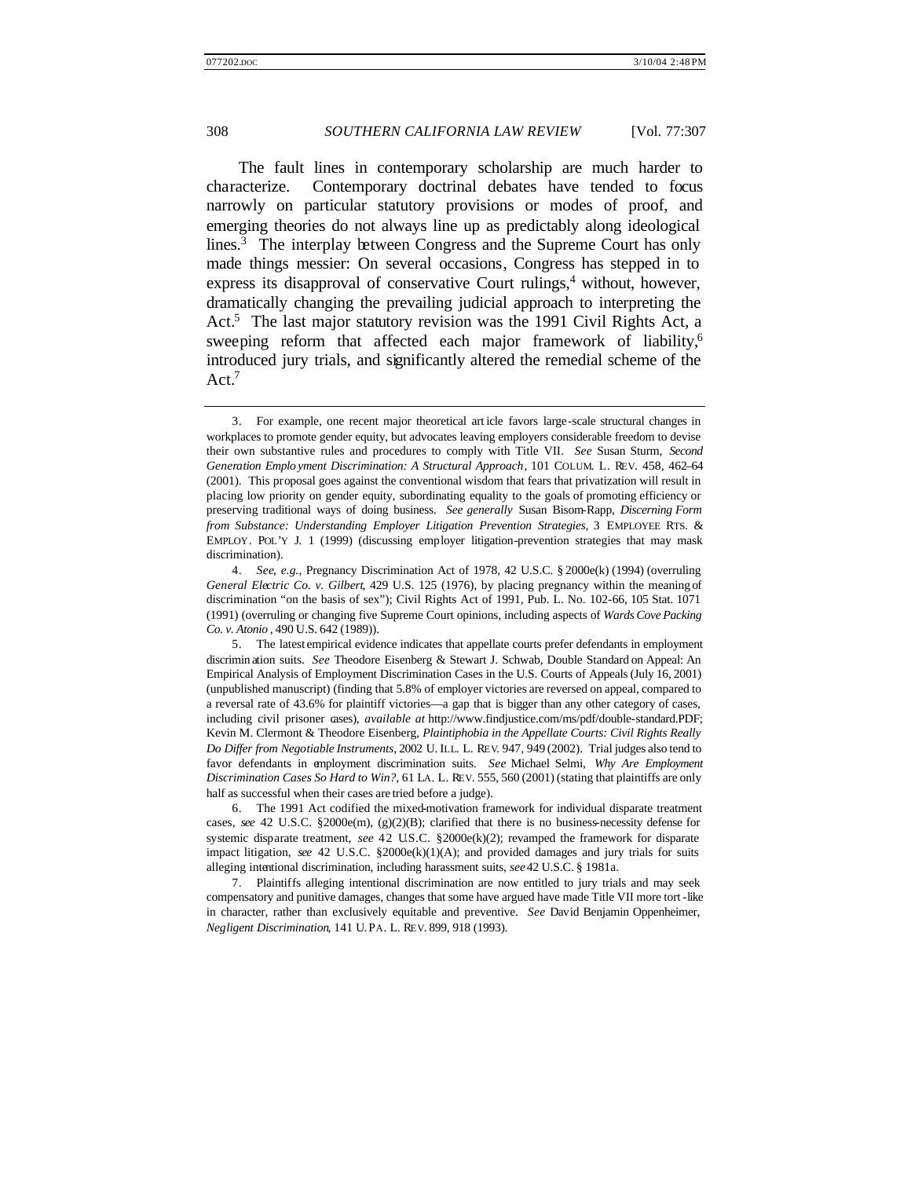The fault lines in contemporary scholarship are much harder to characterize. Contemporary doctrinal debates have tended to focus narrowly on particular statutory provisions or modes of proof, and emerging theories do not always line up as predictably along ideological lines.[3] The interplay between Congress and the Supreme Court has only made things messier: On several occasions, Congress has stepped in to express its disapproval of conservative Court rulings,[4] without, however, dramatically changing the prevailing judicial approach to interpreting the Act.[5] The last major statutory revision was the 1991 Civil Rights Act, a sweeping reform that affected each major framework of liability,[6] introduced jury trials, and significantly altered the remedial scheme of the Act.[7]

---

3. For example, one recent major theoretical article favors large-scale structural changes in workplaces to promote gender equity, but advocates leaving employers considerable freedom to devise their own substantive rules and procedures to comply with Title VII. *See* Susan Sturm, *Second Generation Employment Discrimination: A Structural Approach*, 101 COLUM. L. REV. 458, 462–64 (2001). This proposal goes against the conventional wisdom that fears that privatization will result in placing low priority on gender equity, subordinating equality to the goals of promoting efficiency or preserving traditional ways of doing business. *See generally* Susan Bisom-Rapp, *Discerning Form from Substance: Understanding Employer Litigation Prevention Strategies*, 3 EMPLOYEE RTS. & EMPLOY. POL'Y J. 1 (1999) (discussing employer litigation-prevention strategies that may mask discrimination).

4. *See, e.g.*, Pregnancy Discrimination Act of 1978, 42 U.S.C. § 2000e(k) (1994) (overruling *General Electric Co. v. Gilbert*, 429 U.S. 125 (1976), by placing pregnancy within the meaning of discrimination "on the basis of sex"); Civil Rights Act of 1991, Pub. L. No. 102-66, 105 Stat. 1071 (1991) (overruling or changing five Supreme Court opinions, including aspects of *Wards Cove Packing Co. v. Atonio*, 490 U.S. 642 (1989)).

5. The latest empirical evidence indicates that appellate courts prefer defendants in employment discrimination suits. *See* Theodore Eisenberg & Stewart J. Schwab, Double Standard on Appeal: An Empirical Analysis of Employment Discrimination Cases in the U.S. Courts of Appeals (July 16, 2001) (unpublished manuscript) (finding that 5.8% of employer victories are reversed on appeal, compared to a reversal rate of 43.6% for plaintiff victories—a gap that is bigger than any other category of cases, including civil prisoner cases), *available at* http://www.findjustice.com/ms/pdf/double-standard.PDF; Kevin M. Clermont & Theodore Eisenberg, *Plaintiphobia in the Appellate Courts: Civil Rights Really Do Differ from Negotiable Instruments*, 2002 U. ILL. L. REV. 947, 949 (2002). Trial judges also tend to favor defendants in employment discrimination suits. *See* Michael Selmi, *Why Are Employment Discrimination Cases So Hard to Win?*, 61 LA. L. REV. 555, 560 (2001) (stating that plaintiffs are only half as successful when their cases are tried before a judge).

6. The 1991 Act codified the mixed-motivation framework for individual disparate treatment cases, *see* 42 U.S.C. §2000e(m), (g)(2)(B); clarified that there is no business-necessity defense for systemic disparate treatment, *see* 42 U.S.C. §2000e(k)(2); revamped the framework for disparate impact litigation, *see* 42 U.S.C. §2000e(k)(1)(A); and provided damages and jury trials for suits alleging intentional discrimination, including harassment suits, *see* 42 U.S.C. § 1981a.

7. Plaintiffs alleging intentional discrimination are now entitled to jury trials and may seek compensatory and punitive damages, changes that some have argued have made Title VII more tort-like in character, rather than exclusively equitable and preventive. *See* David Benjamin Oppenheimer, *Negligent Discrimination*, 141 U. PA. L. REV. 899, 918 (1993).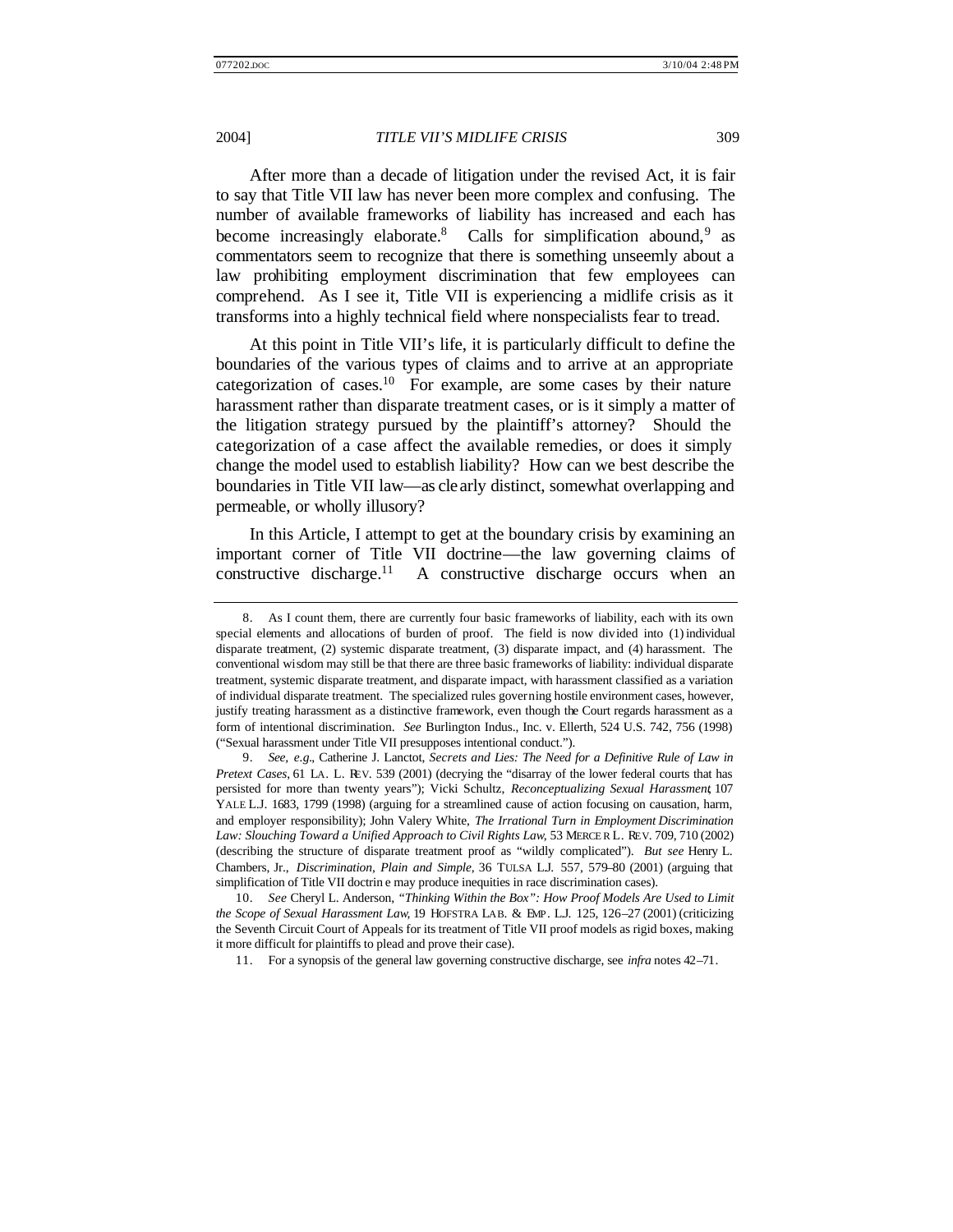After more than a decade of litigation under the revised Act, it is fair to say that Title VII law has never been more complex and confusing. The number of available frameworks of liability has increased and each has become increasingly elaborate.[8] Calls for simplification abound,[9] as commentators seem to recognize that there is something unseemly about a law prohibiting employment discrimination that few employees can comprehend. As I see it, Title VII is experiencing a midlife crisis as it transforms into a highly technical field where nonspecialists fear to tread.

At this point in Title VII's life, it is particularly difficult to define the boundaries of the various types of claims and to arrive at an appropriate categorization of cases.[10] For example, are some cases by their nature harassment rather than disparate treatment cases, or is it simply a matter of the litigation strategy pursued by the plaintiff's attorney? Should the categorization of a case affect the available remedies, or does it simply change the model used to establish liability? How can we best describe the boundaries in Title VII law—as clearly distinct, somewhat overlapping and permeable, or wholly illusory?

In this Article, I attempt to get at the boundary crisis by examining an important corner of Title VII doctrine—the law governing claims of constructive discharge.[11] A constructive discharge occurs when an

---

8. As I count them, there are currently four basic frameworks of liability, each with its own special elements and allocations of burden of proof. The field is now divided into (1) individual disparate treatment, (2) systemic disparate treatment, (3) disparate impact, and (4) harassment. The conventional wisdom may still be that there are three basic frameworks of liability: individual disparate treatment, systemic disparate treatment, and disparate impact, with harassment classified as a variation of individual disparate treatment. The specialized rules governing hostile environment cases, however, justify treating harassment as a distinctive framework, even though the Court regards harassment as a form of intentional discrimination. *See* Burlington Indus., Inc. v. Ellerth, 524 U.S. 742, 756 (1998) ("Sexual harassment under Title VII presupposes intentional conduct.").

9. *See, e.g.*, Catherine J. Lanctot, *Secrets and Lies: The Need for a Definitive Rule of Law in Pretext Cases*, 61 LA. L. REV. 539 (2001) (decrying the "disarray of the lower federal courts that has persisted for more than twenty years"); Vicki Schultz, *Reconceptualizing Sexual Harassment*, 107 YALE L.J. 1683, 1799 (1998) (arguing for a streamlined cause of action focusing on causation, harm, and employer responsibility); John Valery White, *The Irrational Turn in Employment Discrimination Law: Slouching Toward a Unified Approach to Civil Rights Law*, 53 MERCER L. REV. 709, 710 (2002) (describing the structure of disparate treatment proof as "wildly complicated"). *But see* Henry L. Chambers, Jr., *Discrimination, Plain and Simple*, 36 TULSA L.J. 557, 579–80 (2001) (arguing that simplification of Title VII doctrine may produce inequities in race discrimination cases).

10. *See* Cheryl L. Anderson, *"Thinking Within the Box": How Proof Models Are Used to Limit the Scope of Sexual Harassment Law*, 19 HOFSTRA LAB. & EMP. L.J. 125, 126–27 (2001) (criticizing the Seventh Circuit Court of Appeals for its treatment of Title VII proof models as rigid boxes, making it more difficult for plaintiffs to plead and prove their case).

11. For a synopsis of the general law governing constructive discharge, see *infra* notes 42–71.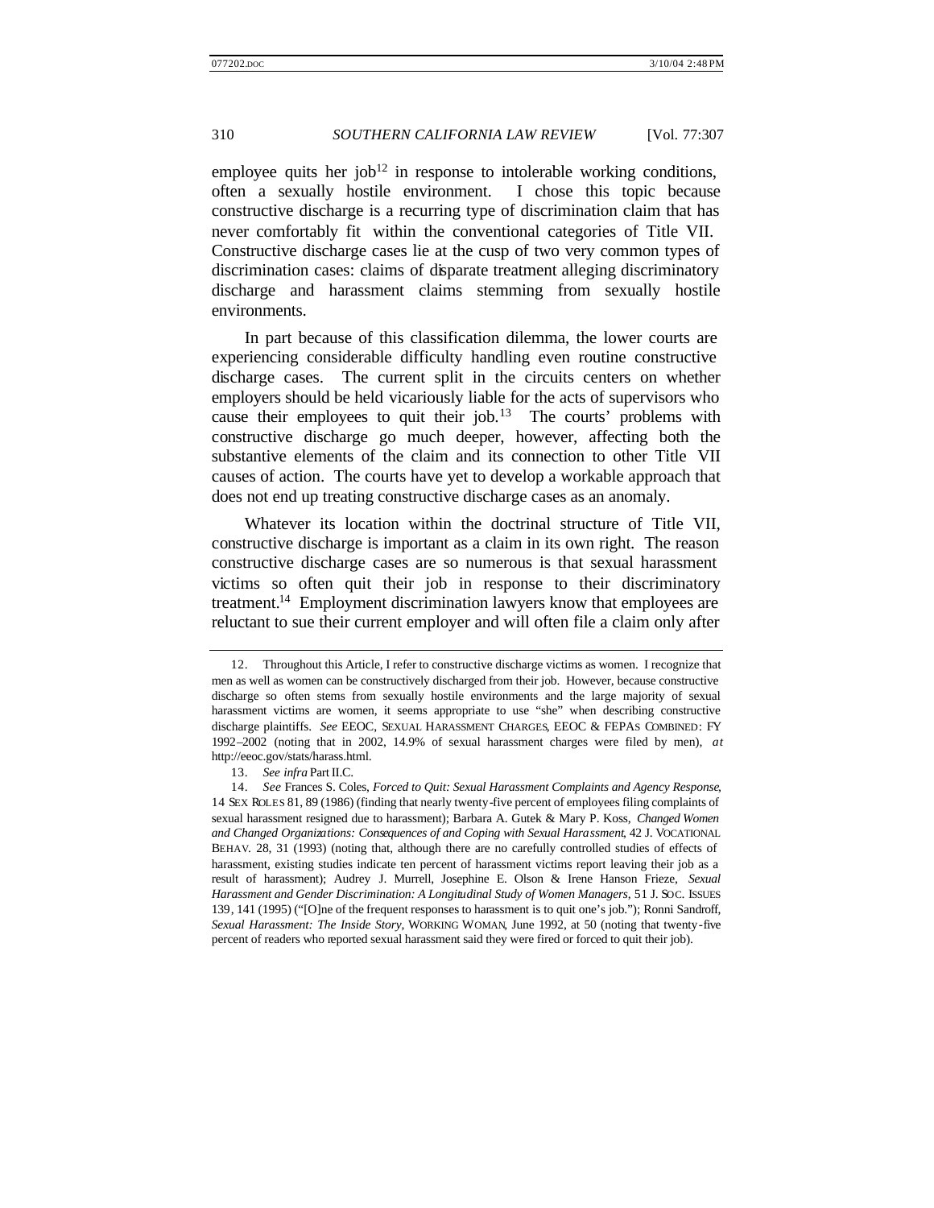employee quits her job[12] in response to intolerable working conditions, often a sexually hostile environment. I chose this topic because constructive discharge is a recurring type of discrimination claim that has never comfortably fit within the conventional categories of Title VII. Constructive discharge cases lie at the cusp of two very common types of discrimination cases: claims of disparate treatment alleging discriminatory discharge and harassment claims stemming from sexually hostile environments.

In part because of this classification dilemma, the lower courts are experiencing considerable difficulty handling even routine constructive discharge cases. The current split in the circuits centers on whether employers should be held vicariously liable for the acts of supervisors who cause their employees to quit their job.[13] The courts' problems with constructive discharge go much deeper, however, affecting both the substantive elements of the claim and its connection to other Title VII causes of action. The courts have yet to develop a workable approach that does not end up treating constructive discharge cases as an anomaly.

Whatever its location within the doctrinal structure of Title VII, constructive discharge is important as a claim in its own right. The reason constructive discharge cases are so numerous is that sexual harassment victims so often quit their job in response to their discriminatory treatment.[14] Employment discrimination lawyers know that employees are reluctant to sue their current employer and will often file a claim only after

---

12. Throughout this Article, I refer to constructive discharge victims as women. I recognize that men as well as women can be constructively discharged from their job. However, because constructive discharge so often stems from sexually hostile environments and the large majority of sexual harassment victims are women, it seems appropriate to use "she" when describing constructive discharge plaintiffs. *See* EEOC, SEXUAL HARASSMENT CHARGES, EEOC & FEPAS COMBINED: FY 1992–2002 (noting that in 2002, 14.9% of sexual harassment charges were filed by men), *at* http://eeoc.gov/stats/harass.html.

13. *See infra* Part II.C.

14. *See* Frances S. Coles, *Forced to Quit: Sexual Harassment Complaints and Agency Response*, 14 SEX ROLES 81, 89 (1986) (finding that nearly twenty-five percent of employees filing complaints of sexual harassment resigned due to harassment); Barbara A. Gutek & Mary P. Koss, *Changed Women and Changed Organizations: Consequences of and Coping with Sexual Harassment*, 42 J. VOCATIONAL BEHAV. 28, 31 (1993) (noting that, although there are no carefully controlled studies of effects of harassment, existing studies indicate ten percent of harassment victims report leaving their job as a result of harassment); Audrey J. Murrell, Josephine E. Olson & Irene Hanson Frieze, *Sexual Harassment and Gender Discrimination: A Longitudinal Study of Women Managers*, 51 J. SOC. ISSUES 139, 141 (1995) ("[O]ne of the frequent responses to harassment is to quit one's job."); Ronni Sandroff, *Sexual Harassment: The Inside Story*, WORKING WOMAN, June 1992, at 50 (noting that twenty-five percent of readers who reported sexual harassment said they were fired or forced to quit their job).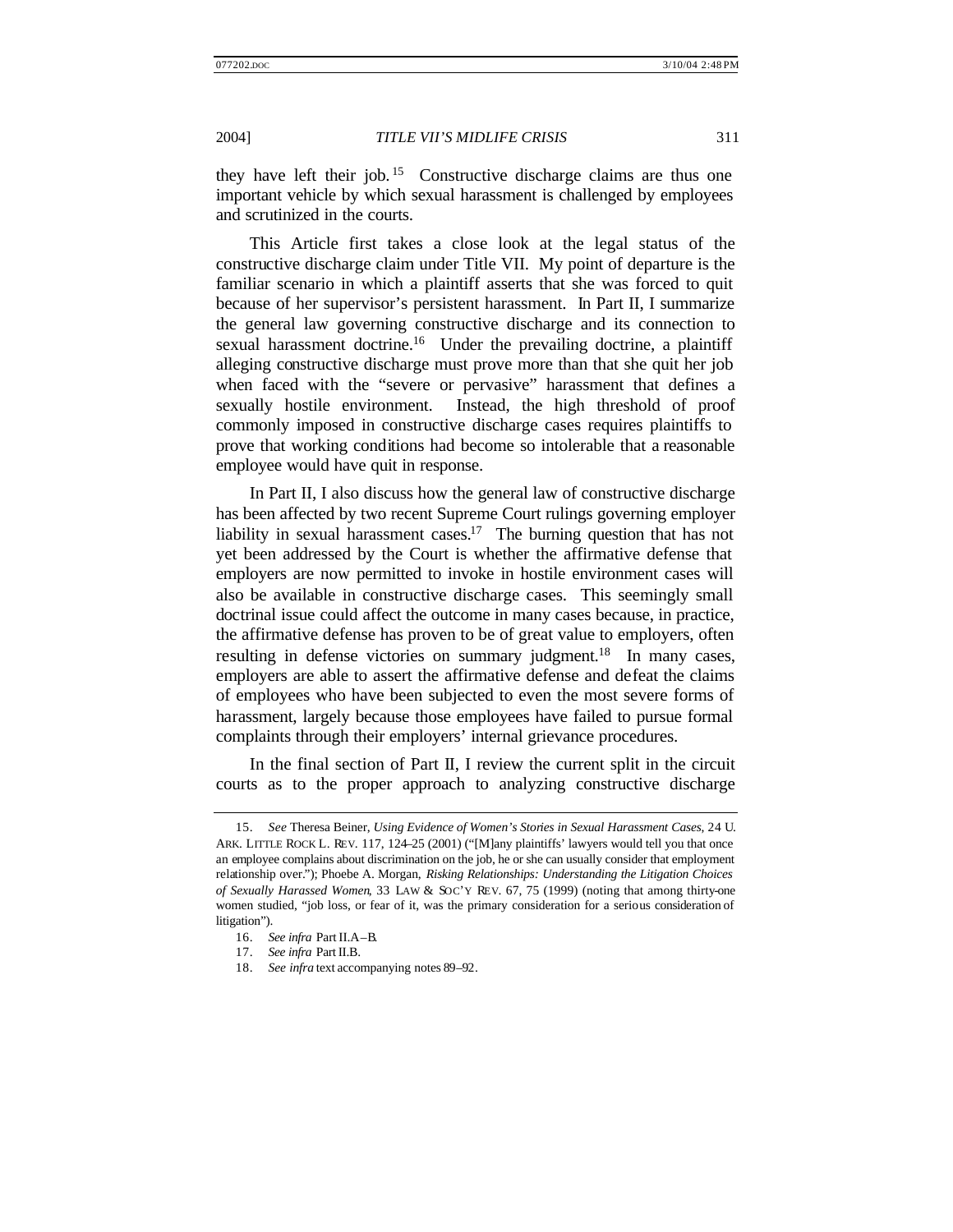they have left their job.[15] Constructive discharge claims are thus one important vehicle by which sexual harassment is challenged by employees and scrutinized in the courts.

This Article first takes a close look at the legal status of the constructive discharge claim under Title VII. My point of departure is the familiar scenario in which a plaintiff asserts that she was forced to quit because of her supervisor's persistent harassment. In Part II, I summarize the general law governing constructive discharge and its connection to sexual harassment doctrine.[16] Under the prevailing doctrine, a plaintiff alleging constructive discharge must prove more than that she quit her job when faced with the "severe or pervasive" harassment that defines a sexually hostile environment. Instead, the high threshold of proof commonly imposed in constructive discharge cases requires plaintiffs to prove that working conditions had become so intolerable that a reasonable employee would have quit in response.

In Part II, I also discuss how the general law of constructive discharge has been affected by two recent Supreme Court rulings governing employer liability in sexual harassment cases.[17] The burning question that has not yet been addressed by the Court is whether the affirmative defense that employers are now permitted to invoke in hostile environment cases will also be available in constructive discharge cases. This seemingly small doctrinal issue could affect the outcome in many cases because, in practice, the affirmative defense has proven to be of great value to employers, often resulting in defense victories on summary judgment.[18] In many cases, employers are able to assert the affirmative defense and defeat the claims of employees who have been subjected to even the most severe forms of harassment, largely because those employees have failed to pursue formal complaints through their employers' internal grievance procedures.

In the final section of Part II, I review the current split in the circuit courts as to the proper approach to analyzing constructive discharge

---

15. *See* Theresa Beiner, *Using Evidence of Women's Stories in Sexual Harassment Cases*, 24 U. ARK. LITTLE ROCK L. REV. 117, 124–25 (2001) ("[M]any plaintiffs' lawyers would tell you that once an employee complains about discrimination on the job, he or she can usually consider that employment relationship over."); Phoebe A. Morgan, *Risking Relationships: Understanding the Litigation Choices of Sexually Harassed Women*, 33 LAW & SOC'Y REV. 67, 75 (1999) (noting that among thirty-one women studied, "job loss, or fear of it, was the primary consideration for a serious consideration of litigation").

16. *See infra* Part II.A–B.

17. *See infra* Part II.B.

18. *See infra* text accompanying notes 89–92.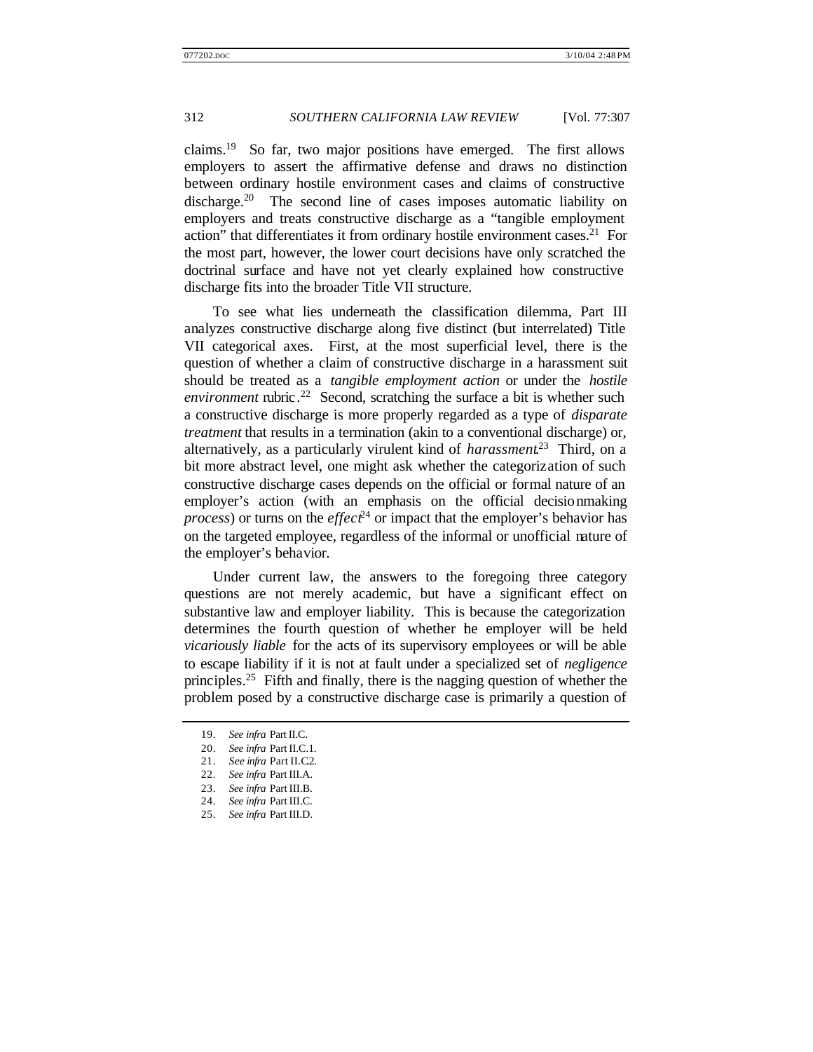claims.[19] So far, two major positions have emerged. The first allows employers to assert the affirmative defense and draws no distinction between ordinary hostile environment cases and claims of constructive discharge.[20] The second line of cases imposes automatic liability on employers and treats constructive discharge as a "tangible employment action" that differentiates it from ordinary hostile environment cases.[21] For the most part, however, the lower court decisions have only scratched the doctrinal surface and have not yet clearly explained how constructive discharge fits into the broader Title VII structure.

To see what lies underneath the classification dilemma, Part III analyzes constructive discharge along five distinct (but interrelated) Title VII categorical axes. First, at the most superficial level, there is the question of whether a claim of constructive discharge in a harassment suit should be treated as a *tangible employment action* or under the *hostile environment* rubric.[22] Second, scratching the surface a bit is whether such a constructive discharge is more properly regarded as a type of *disparate treatment* that results in a termination (akin to a conventional discharge) or, alternatively, as a particularly virulent kind of *harassment*.[23] Third, on a bit more abstract level, one might ask whether the categorization of such constructive discharge cases depends on the official or formal nature of an employer's action (with an emphasis on the official decisionmaking *process*) or turns on the *effect*[24] or impact that the employer's behavior has on the targeted employee, regardless of the informal or unofficial nature of the employer's behavior.

Under current law, the answers to the foregoing three category questions are not merely academic, but have a significant effect on substantive law and employer liability. This is because the categorization determines the fourth question of whether the employer will be held *vicariously liable* for the acts of its supervisory employees or will be able to escape liability if it is not at fault under a specialized set of *negligence* principles.[25] Fifth and finally, there is the nagging question of whether the problem posed by a constructive discharge case is primarily a question of

19. *See infra* Part II.C.
20. *See infra* Part II.C.1.
21. *See infra* Part II.C.2.
22. *See infra* Part III.A.
23. *See infra* Part III.B.
24. *See infra* Part III.C.
25. *See infra* Part III.D.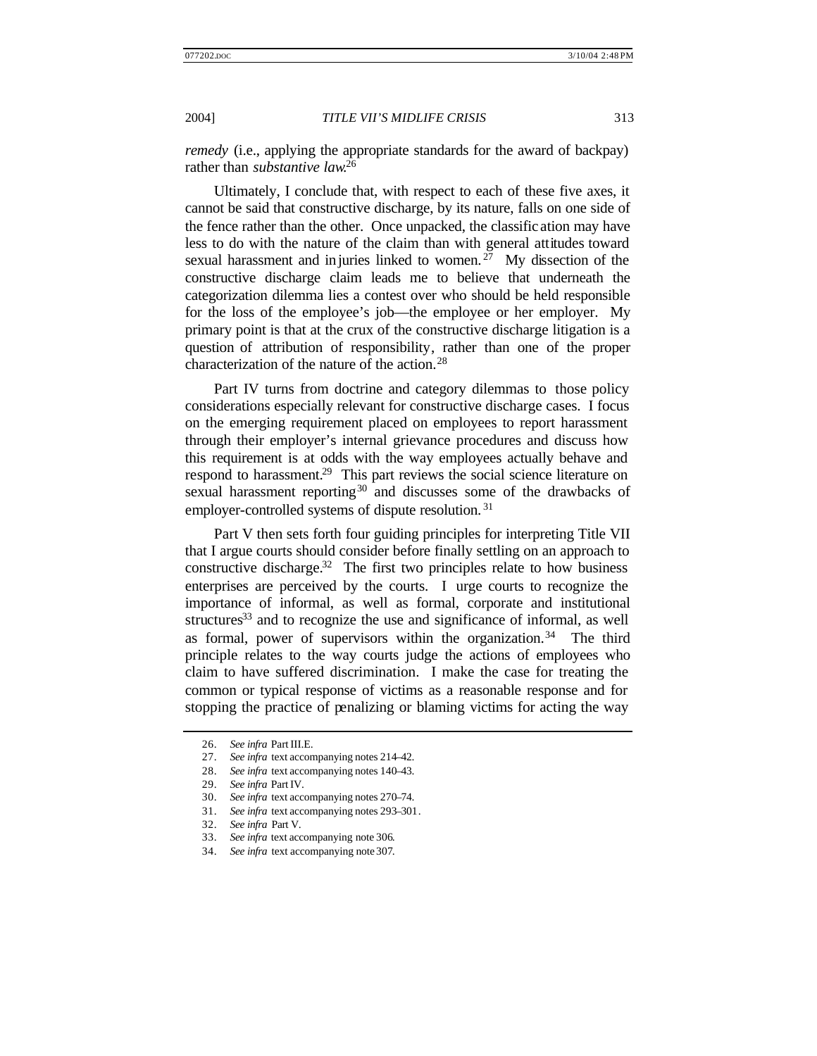*remedy* (i.e., applying the appropriate standards for the award of backpay) rather than *substantive law*.[26]

Ultimately, I conclude that, with respect to each of these five axes, it cannot be said that constructive discharge, by its nature, falls on one side of the fence rather than the other. Once unpacked, the classification may have less to do with the nature of the claim than with general attitudes toward sexual harassment and injuries linked to women.[27] My dissection of the constructive discharge claim leads me to believe that underneath the categorization dilemma lies a contest over who should be held responsible for the loss of the employee's job—the employee or her employer. My primary point is that at the crux of the constructive discharge litigation is a question of attribution of responsibility, rather than one of the proper characterization of the nature of the action.[28]

Part IV turns from doctrine and category dilemmas to those policy considerations especially relevant for constructive discharge cases. I focus on the emerging requirement placed on employees to report harassment through their employer's internal grievance procedures and discuss how this requirement is at odds with the way employees actually behave and respond to harassment.[29] This part reviews the social science literature on sexual harassment reporting[30] and discusses some of the drawbacks of employer-controlled systems of dispute resolution.[31]

Part V then sets forth four guiding principles for interpreting Title VII that I argue courts should consider before finally settling on an approach to constructive discharge.[32] The first two principles relate to how business enterprises are perceived by the courts. I urge courts to recognize the importance of informal, as well as formal, corporate and institutional structures[33] and to recognize the use and significance of informal, as well as formal, power of supervisors within the organization.[34] The third principle relates to the way courts judge the actions of employees who claim to have suffered discrimination. I make the case for treating the common or typical response of victims as a reasonable response and for stopping the practice of penalizing or blaming victims for acting the way

---

26. *See infra* Part III.E.
27. *See infra* text accompanying notes 214–42.
28. *See infra* text accompanying notes 140–43.
29. *See infra* Part IV.
30. *See infra* text accompanying notes 270–74.
31. *See infra* text accompanying notes 293–301.
32. *See infra* Part V.
33. *See infra* text accompanying note 306.
34. *See infra* text accompanying note 307.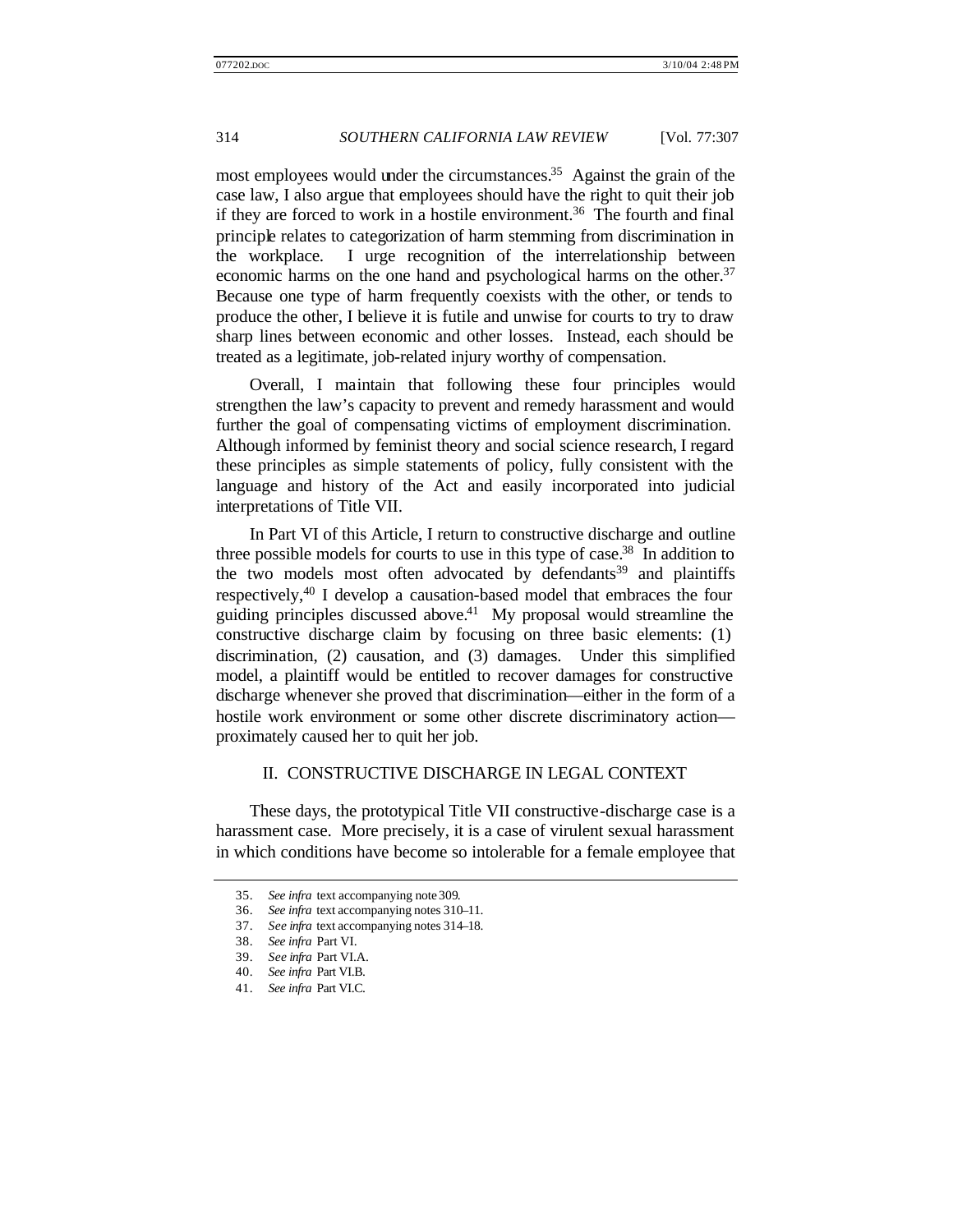most employees would under the circumstances.[35] Against the grain of the case law, I also argue that employees should have the right to quit their job if they are forced to work in a hostile environment.[36] The fourth and final principle relates to categorization of harm stemming from discrimination in the workplace. I urge recognition of the interrelationship between economic harms on the one hand and psychological harms on the other.[37] Because one type of harm frequently coexists with the other, or tends to produce the other, I believe it is futile and unwise for courts to try to draw sharp lines between economic and other losses. Instead, each should be treated as a legitimate, job-related injury worthy of compensation.

Overall, I maintain that following these four principles would strengthen the law's capacity to prevent and remedy harassment and would further the goal of compensating victims of employment discrimination. Although informed by feminist theory and social science research, I regard these principles as simple statements of policy, fully consistent with the language and history of the Act and easily incorporated into judicial interpretations of Title VII.

In Part VI of this Article, I return to constructive discharge and outline three possible models for courts to use in this type of case.[38] In addition to the two models most often advocated by defendants[39] and plaintiffs respectively,[40] I develop a causation-based model that embraces the four guiding principles discussed above.[41] My proposal would streamline the constructive discharge claim by focusing on three basic elements: (1) discrimination, (2) causation, and (3) damages. Under this simplified model, a plaintiff would be entitled to recover damages for constructive discharge whenever she proved that discrimination—either in the form of a hostile work environment or some other discrete discriminatory action—proximately caused her to quit her job.

## II. CONSTRUCTIVE DISCHARGE IN LEGAL CONTEXT

These days, the prototypical Title VII constructive-discharge case is a harassment case. More precisely, it is a case of virulent sexual harassment in which conditions have become so intolerable for a female employee that

35. *See infra* text accompanying note 309.
36. *See infra* text accompanying notes 310–11.
37. *See infra* text accompanying notes 314–18.
38. *See infra* Part VI.
39. *See infra* Part VI.A.
40. *See infra* Part VI.B.
41. *See infra* Part VI.C.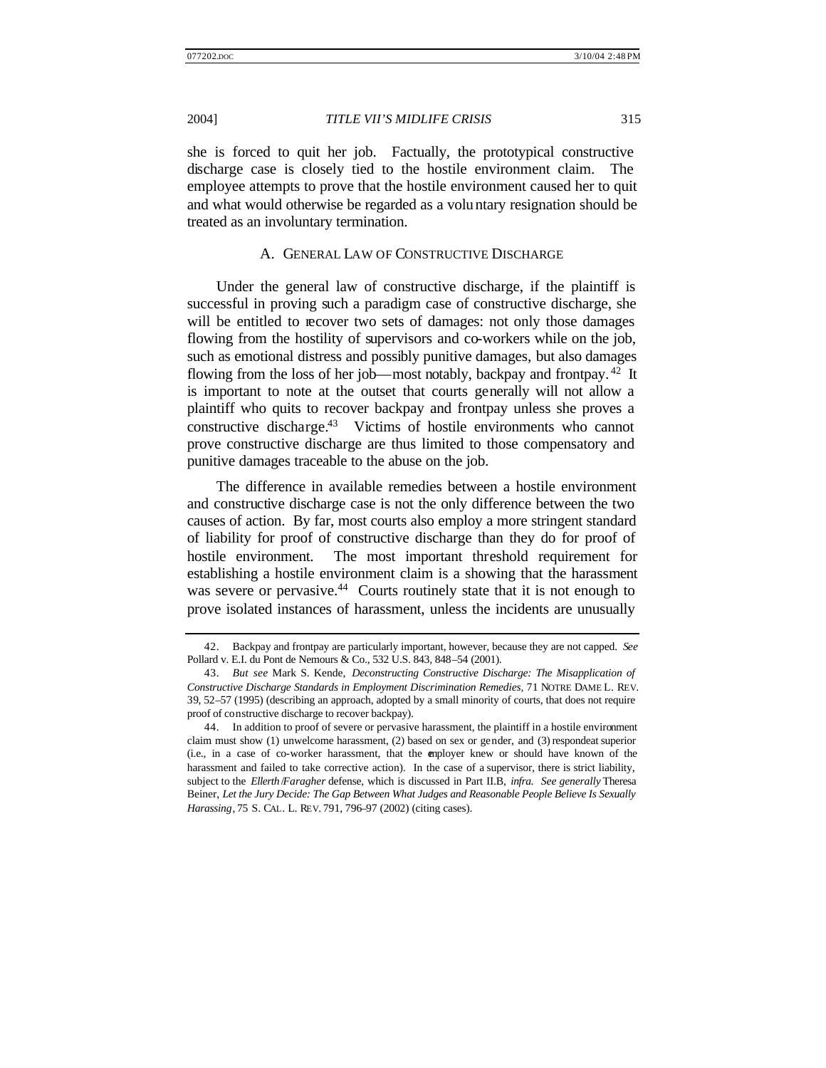she is forced to quit her job. Factually, the prototypical constructive discharge case is closely tied to the hostile environment claim. The employee attempts to prove that the hostile environment caused her to quit and what would otherwise be regarded as a voluntary resignation should be treated as an involuntary termination.

### A. General Law of Constructive Discharge

Under the general law of constructive discharge, if the plaintiff is successful in proving such a paradigm case of constructive discharge, she will be entitled to recover two sets of damages: not only those damages flowing from the hostility of supervisors and co-workers while on the job, such as emotional distress and possibly punitive damages, but also damages flowing from the loss of her job—most notably, backpay and frontpay.[42] It is important to note at the outset that courts generally will not allow a plaintiff who quits to recover backpay and frontpay unless she proves a constructive discharge.[43] Victims of hostile environments who cannot prove constructive discharge are thus limited to those compensatory and punitive damages traceable to the abuse on the job.

The difference in available remedies between a hostile environment and constructive discharge case is not the only difference between the two causes of action. By far, most courts also employ a more stringent standard of liability for proof of constructive discharge than they do for proof of hostile environment. The most important threshold requirement for establishing a hostile environment claim is a showing that the harassment was severe or pervasive.[44] Courts routinely state that it is not enough to prove isolated instances of harassment, unless the incidents are unusually

---

42. Backpay and frontpay are particularly important, however, because they are not capped. *See* Pollard v. E.I. du Pont de Nemours & Co., 532 U.S. 843, 848–54 (2001).

43. *But see* Mark S. Kende, *Deconstructing Constructive Discharge: The Misapplication of Constructive Discharge Standards in Employment Discrimination Remedies*, 71 NOTRE DAME L. REV. 39, 52–57 (1995) (describing an approach, adopted by a small minority of courts, that does not require proof of constructive discharge to recover backpay).

44. In addition to proof of severe or pervasive harassment, the plaintiff in a hostile environment claim must show (1) unwelcome harassment, (2) based on sex or gender, and (3) respondeat superior (i.e., in a case of co-worker harassment, that the employer knew or should have known of the harassment and failed to take corrective action). In the case of a supervisor, there is strict liability, subject to the *Ellerth/Faragher* defense, which is discussed in Part II.B, *infra*. *See generally* Theresa Beiner, *Let the Jury Decide: The Gap Between What Judges and Reasonable People Believe Is Sexually Harassing*, 75 S. CAL. L. REV. 791, 796–97 (2002) (citing cases).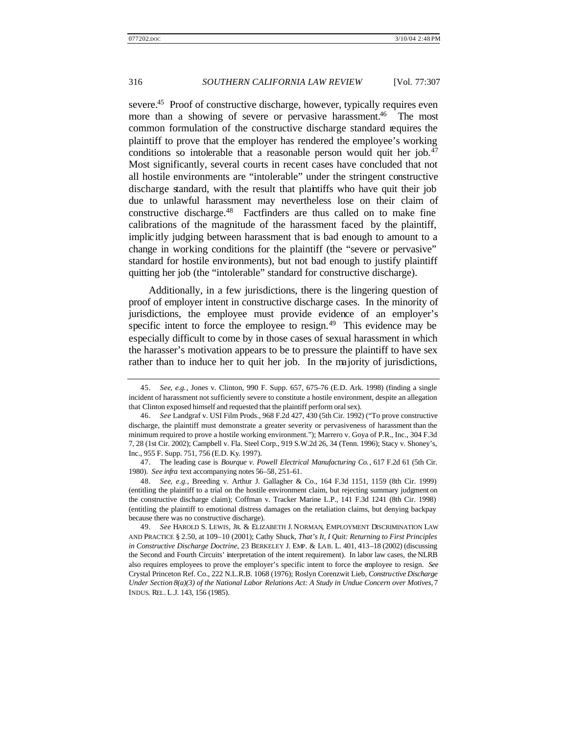severe.[45] Proof of constructive discharge, however, typically requires even more than a showing of severe or pervasive harassment.[46] The most common formulation of the constructive discharge standard requires the plaintiff to prove that the employer has rendered the employee's working conditions so intolerable that a reasonable person would quit her job.[47] Most significantly, several courts in recent cases have concluded that not all hostile environments are "intolerable" under the stringent constructive discharge standard, with the result that plaintiffs who have quit their job due to unlawful harassment may nevertheless lose on their claim of constructive discharge.[48] Factfinders are thus called on to make fine calibrations of the magnitude of the harassment faced by the plaintiff, implicitly judging between harassment that is bad enough to amount to a change in working conditions for the plaintiff (the "severe or pervasive" standard for hostile environments), but not bad enough to justify plaintiff quitting her job (the "intolerable" standard for constructive discharge).

Additionally, in a few jurisdictions, there is the lingering question of proof of employer intent in constructive discharge cases. In the minority of jurisdictions, the employee must provide evidence of an employer's specific intent to force the employee to resign.[49] This evidence may be especially difficult to come by in those cases of sexual harassment in which the harasser's motivation appears to be to pressure the plaintiff to have sex rather than to induce her to quit her job. In the majority of jurisdictions,

---

45. *See, e.g.*, Jones v. Clinton, 990 F. Supp. 657, 675–76 (E.D. Ark. 1998) (finding a single incident of harassment not sufficiently severe to constitute a hostile environment, despite an allegation that Clinton exposed himself and requested that the plaintiff perform oral sex).

46. *See* Landgraf v. USI Film Prods., 968 F.2d 427, 430 (5th Cir. 1992) ("To prove constructive discharge, the plaintiff must demonstrate a greater severity or pervasiveness of harassment than the minimum required to prove a hostile working environment."); Marrero v. Goya of P.R., Inc., 304 F.3d 7, 28 (1st Cir. 2002); Campbell v. Fla. Steel Corp., 919 S.W.2d 26, 34 (Tenn. 1996); Stacy v. Shoney's, Inc., 955 F. Supp. 751, 756 (E.D. Ky. 1997).

47. The leading case is *Bourque v. Powell Electrical Manufacturing Co.*, 617 F.2d 61 (5th Cir. 1980). *See infra* text accompanying notes 56–58, 251–61.

48. *See, e.g.*, Breeding v. Arthur J. Gallagher & Co., 164 F.3d 1151, 1159 (8th Cir. 1999) (entitling the plaintiff to a trial on the hostile environment claim, but rejecting summary judgment on the constructive discharge claim); Coffman v. Tracker Marine L.P., 141 F.3d 1241 (8th Cir. 1998) (entitling the plaintiff to emotional distress damages on the retaliation claims, but denying backpay because there was no constructive discharge).

49. *See* HAROLD S. LEWIS, JR. & ELIZABETH J. NORMAN, EMPLOYMENT DISCRIMINATION LAW AND PRACTICE § 2.50, at 109–10 (2001); Cathy Shuck, *That's It, I Quit: Returning to First Principles in Constructive Discharge Doctrine*, 23 BERKELEY J. EMP. & LAB. L. 401, 413–18 (2002) (discussing the Second and Fourth Circuits' interpretation of the intent requirement). In labor law cases, the NLRB also requires employees to prove the employer's specific intent to force the employee to resign. *See* Crystal Princeton Ref. Co., 222 N.L.R.B. 1068 (1976); Roslyn Corenzwit Lieb, *Constructive Discharge Under Section 8(a)(3) of the National Labor Relations Act: A Study in Undue Concern over Motives*, 7 INDUS. REL. L.J. 143, 156 (1985).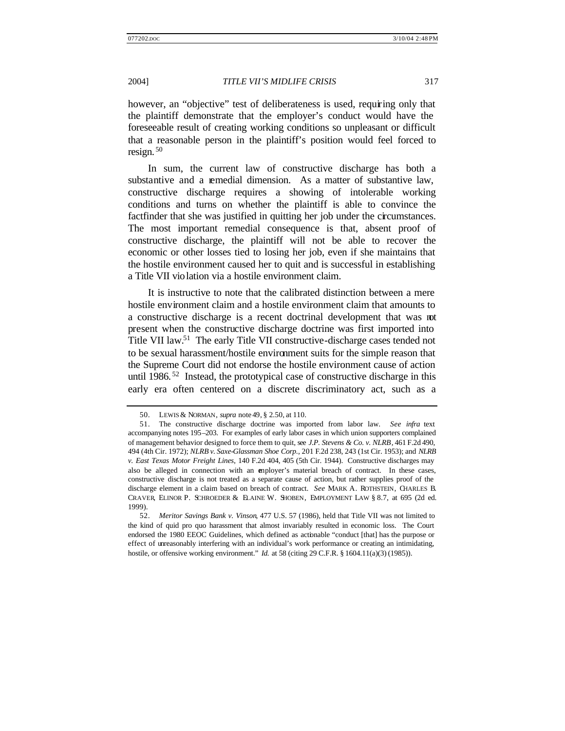however, an "objective" test of deliberateness is used, requiring only that the plaintiff demonstrate that the employer's conduct would have the foreseeable result of creating working conditions so unpleasant or difficult that a reasonable person in the plaintiff's position would feel forced to resign.[50]

In sum, the current law of constructive discharge has both a substantive and a remedial dimension. As a matter of substantive law, constructive discharge requires a showing of intolerable working conditions and turns on whether the plaintiff is able to convince the factfinder that she was justified in quitting her job under the circumstances. The most important remedial consequence is that, absent proof of constructive discharge, the plaintiff will not be able to recover the economic or other losses tied to losing her job, even if she maintains that the hostile environment caused her to quit and is successful in establishing a Title VII violation via a hostile environment claim.

It is instructive to note that the calibrated distinction between a mere hostile environment claim and a hostile environment claim that amounts to a constructive discharge is a recent doctrinal development that was not present when the constructive discharge doctrine was first imported into Title VII law.[51] The early Title VII constructive-discharge cases tended not to be sexual harassment/hostile environment suits for the simple reason that the Supreme Court did not endorse the hostile environment cause of action until 1986.[52] Instead, the prototypical case of constructive discharge in this early era often centered on a discrete discriminatory act, such as a

---

50. LEWIS & NORMAN, *supra* note 49, § 2.50, at 110.

51. The constructive discharge doctrine was imported from labor law. *See infra* text accompanying notes 195–203. For examples of early labor cases in which union supporters complained of management behavior designed to force them to quit, see *J.P. Stevens & Co. v. NLRB*, 461 F.2d 490, 494 (4th Cir. 1972); *NLRB v. Saxe-Glassman Shoe Corp.*, 201 F.2d 238, 243 (1st Cir. 1953); and *NLRB v. East Texas Motor Freight Lines*, 140 F.2d 404, 405 (5th Cir. 1944). Constructive discharges may also be alleged in connection with an employer's material breach of contract. In these cases, constructive discharge is not treated as a separate cause of action, but rather supplies proof of the discharge element in a claim based on breach of contract. *See* MARK A. ROTHSTEIN, CHARLES B. CRAVER, ELINOR P. SCHROEDER & ELAINE W. SHOBEN, EMPLOYMENT LAW § 8.7, at 695 (2d ed. 1999).

52. *Meritor Savings Bank v. Vinson*, 477 U.S. 57 (1986), held that Title VII was not limited to the kind of quid pro quo harassment that almost invariably resulted in economic loss. The Court endorsed the 1980 EEOC Guidelines, which defined as actionable "conduct [that] has the purpose or effect of unreasonably interfering with an individual's work performance or creating an intimidating, hostile, or offensive working environment." *Id.* at 58 (citing 29 C.F.R. § 1604.11(a)(3) (1985)).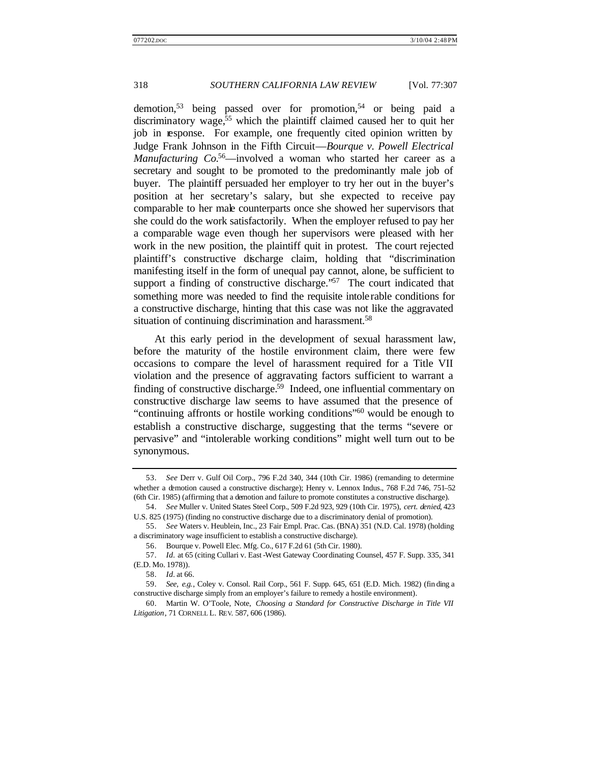demotion,[53] being passed over for promotion,[54] or being paid a discriminatory wage,[55] which the plaintiff claimed caused her to quit her job in response. For example, one frequently cited opinion written by Judge Frank Johnson in the Fifth Circuit—*Bourque v. Powell Electrical Manufacturing Co.*[56]—involved a woman who started her career as a secretary and sought to be promoted to the predominantly male job of buyer. The plaintiff persuaded her employer to try her out in the buyer's position at her secretary's salary, but she expected to receive pay comparable to her male counterparts once she showed her supervisors that she could do the work satisfactorily. When the employer refused to pay her a comparable wage even though her supervisors were pleased with her work in the new position, the plaintiff quit in protest. The court rejected plaintiff's constructive discharge claim, holding that "discrimination manifesting itself in the form of unequal pay cannot, alone, be sufficient to support a finding of constructive discharge."[57] The court indicated that something more was needed to find the requisite intolerable conditions for a constructive discharge, hinting that this case was not like the aggravated situation of continuing discrimination and harassment.[58]

At this early period in the development of sexual harassment law, before the maturity of the hostile environment claim, there were few occasions to compare the level of harassment required for a Title VII violation and the presence of aggravating factors sufficient to warrant a finding of constructive discharge.[59] Indeed, one influential commentary on constructive discharge law seems to have assumed that the presence of "continuing affronts or hostile working conditions"[60] would be enough to establish a constructive discharge, suggesting that the terms "severe or pervasive" and "intolerable working conditions" might well turn out to be synonymous.

---

53. *See* Derr v. Gulf Oil Corp., 796 F.2d 340, 344 (10th Cir. 1986) (remanding to determine whether a demotion caused a constructive discharge); Henry v. Lennox Indus., 768 F.2d 746, 751–52 (6th Cir. 1985) (affirming that a demotion and failure to promote constitutes a constructive discharge).

54. *See* Muller v. United States Steel Corp., 509 F.2d 923, 929 (10th Cir. 1975), *cert. denied*, 423 U.S. 825 (1975) (finding no constructive discharge due to a discriminatory denial of promotion).

55. *See* Waters v. Heublein, Inc., 23 Fair Empl. Prac. Cas. (BNA) 351 (N.D. Cal. 1978) (holding a discriminatory wage insufficient to establish a constructive discharge).

56. Bourque v. Powell Elec. Mfg. Co., 617 F.2d 61 (5th Cir. 1980).

57. *Id.* at 65 (citing Cullari v. East-West Gateway Coordinating Counsel, 457 F. Supp. 335, 341 (E.D. Mo. 1978)).

58. *Id.* at 66.

59. *See, e.g.*, Coley v. Consol. Rail Corp., 561 F. Supp. 645, 651 (E.D. Mich. 1982) (finding a constructive discharge simply from an employer's failure to remedy a hostile environment).

60. Martin W. O'Toole, Note, *Choosing a Standard for Constructive Discharge in Title VII Litigation*, 71 CORNELL L. REV. 587, 606 (1986).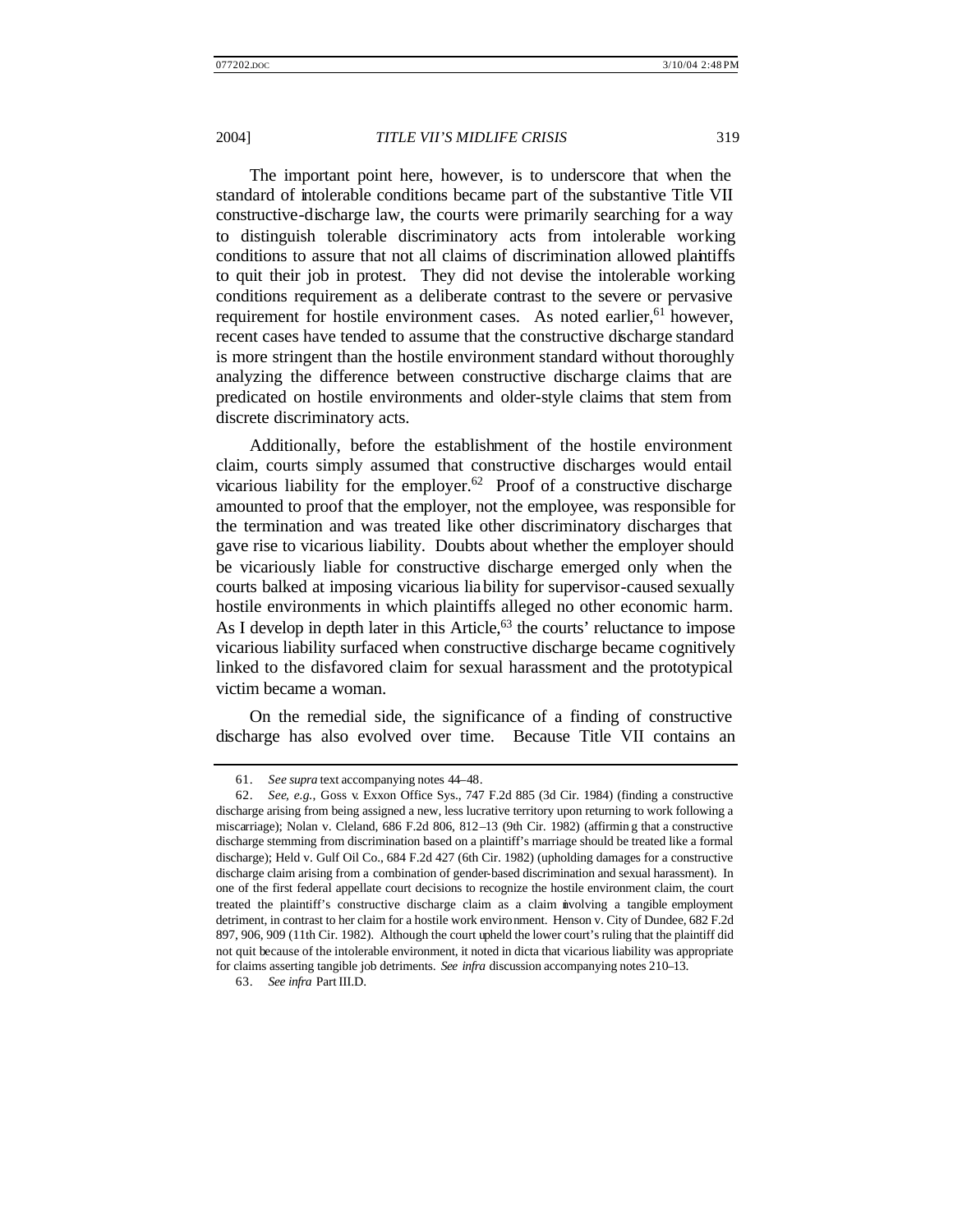The important point here, however, is to underscore that when the standard of intolerable conditions became part of the substantive Title VII constructive-discharge law, the courts were primarily searching for a way to distinguish tolerable discriminatory acts from intolerable working conditions to assure that not all claims of discrimination allowed plaintiffs to quit their job in protest. They did not devise the intolerable working conditions requirement as a deliberate contrast to the severe or pervasive requirement for hostile environment cases. As noted earlier,[61] however, recent cases have tended to assume that the constructive discharge standard is more stringent than the hostile environment standard without thoroughly analyzing the difference between constructive discharge claims that are predicated on hostile environments and older-style claims that stem from discrete discriminatory acts.

Additionally, before the establishment of the hostile environment claim, courts simply assumed that constructive discharges would entail vicarious liability for the employer.[62] Proof of a constructive discharge amounted to proof that the employer, not the employee, was responsible for the termination and was treated like other discriminatory discharges that gave rise to vicarious liability. Doubts about whether the employer should be vicariously liable for constructive discharge emerged only when the courts balked at imposing vicarious liability for supervisor-caused sexually hostile environments in which plaintiffs alleged no other economic harm. As I develop in depth later in this Article,[63] the courts' reluctance to impose vicarious liability surfaced when constructive discharge became cognitively linked to the disfavored claim for sexual harassment and the prototypical victim became a woman.

On the remedial side, the significance of a finding of constructive discharge has also evolved over time. Because Title VII contains an

---

61. *See supra* text accompanying notes 44–48.

62. *See, e.g.*, Goss v. Exxon Office Sys., 747 F.2d 885 (3d Cir. 1984) (finding a constructive discharge arising from being assigned a new, less lucrative territory upon returning to work following a miscarriage); Nolan v. Cleland, 686 F.2d 806, 812–13 (9th Cir. 1982) (affirming that a constructive discharge stemming from discrimination based on a plaintiff's marriage should be treated like a formal discharge); Held v. Gulf Oil Co., 684 F.2d 427 (6th Cir. 1982) (upholding damages for a constructive discharge claim arising from a combination of gender-based discrimination and sexual harassment). In one of the first federal appellate court decisions to recognize the hostile environment claim, the court treated the plaintiff's constructive discharge claim as a claim involving a tangible employment detriment, in contrast to her claim for a hostile work environment. Henson v. City of Dundee, 682 F.2d 897, 906, 909 (11th Cir. 1982). Although the court upheld the lower court's ruling that the plaintiff did not quit because of the intolerable environment, it noted in dicta that vicarious liability was appropriate for claims asserting tangible job detriments. *See infra* discussion accompanying notes 210–13.

63. *See infra* Part III.D.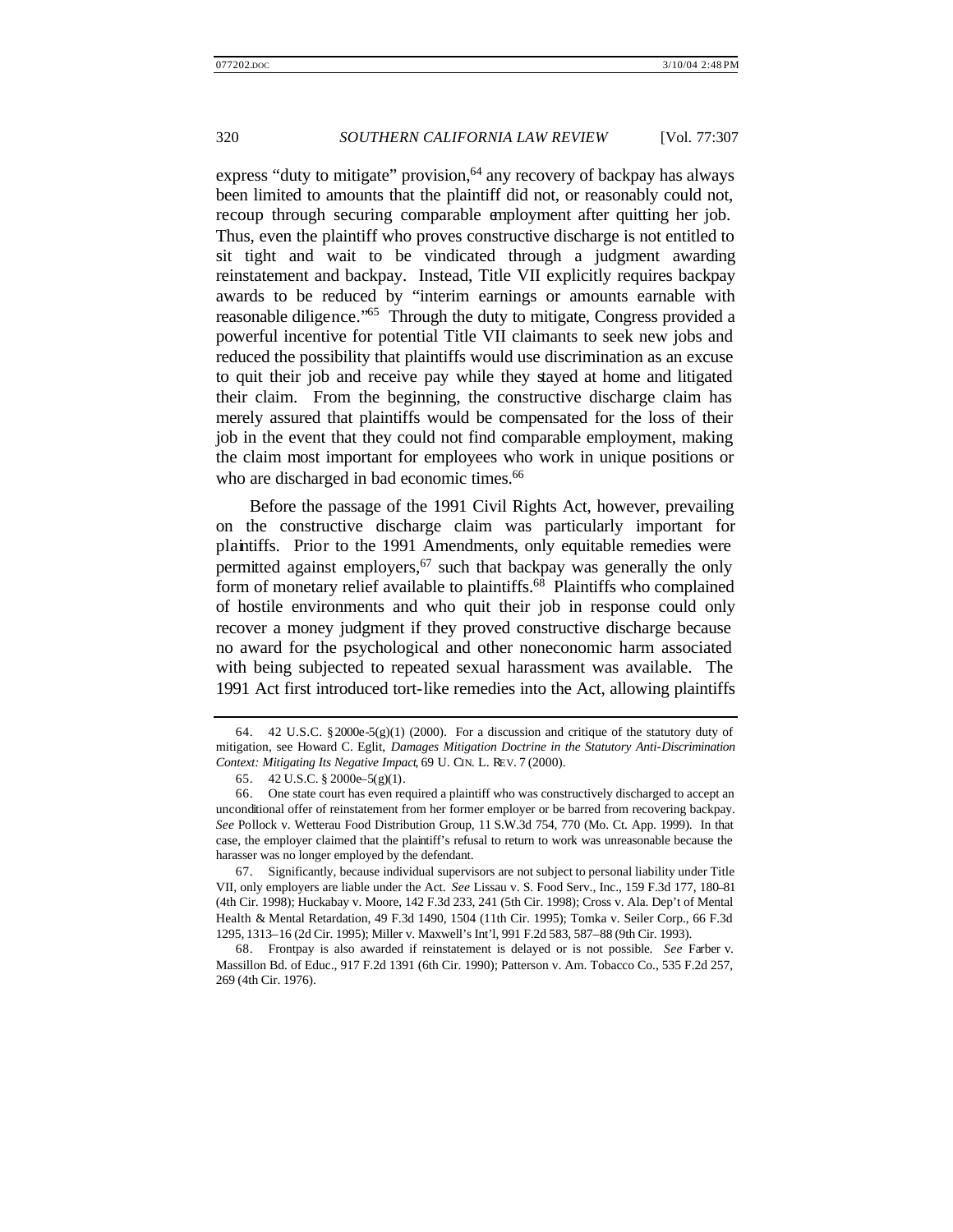express "duty to mitigate" provision,[64] any recovery of backpay has always been limited to amounts that the plaintiff did not, or reasonably could not, recoup through securing comparable employment after quitting her job. Thus, even the plaintiff who proves constructive discharge is not entitled to sit tight and wait to be vindicated through a judgment awarding reinstatement and backpay. Instead, Title VII explicitly requires backpay awards to be reduced by "interim earnings or amounts earnable with reasonable diligence."[65] Through the duty to mitigate, Congress provided a powerful incentive for potential Title VII claimants to seek new jobs and reduced the possibility that plaintiffs would use discrimination as an excuse to quit their job and receive pay while they stayed at home and litigated their claim. From the beginning, the constructive discharge claim has merely assured that plaintiffs would be compensated for the loss of their job in the event that they could not find comparable employment, making the claim most important for employees who work in unique positions or who are discharged in bad economic times.[66]

Before the passage of the 1991 Civil Rights Act, however, prevailing on the constructive discharge claim was particularly important for plaintiffs. Prior to the 1991 Amendments, only equitable remedies were permitted against employers,[67] such that backpay was generally the only form of monetary relief available to plaintiffs.[68] Plaintiffs who complained of hostile environments and who quit their job in response could only recover a money judgment if they proved constructive discharge because no award for the psychological and other noneconomic harm associated with being subjected to repeated sexual harassment was available. The 1991 Act first introduced tort-like remedies into the Act, allowing plaintiffs

---

64. 42 U.S.C. § 2000e-5(g)(1) (2000). For a discussion and critique of the statutory duty of mitigation, see Howard C. Eglit, *Damages Mitigation Doctrine in the Statutory Anti-Discrimination Context: Mitigating Its Negative Impact*, 69 U. CIN. L. REV. 7 (2000).

65. 42 U.S.C. § 2000e–5(g)(1).

66. One state court has even required a plaintiff who was constructively discharged to accept an unconditional offer of reinstatement from her former employer or be barred from recovering backpay. *See* Pollock v. Wetterau Food Distribution Group, 11 S.W.3d 754, 770 (Mo. Ct. App. 1999). In that case, the employer claimed that the plaintiff's refusal to return to work was unreasonable because the harasser was no longer employed by the defendant.

67. Significantly, because individual supervisors are not subject to personal liability under Title VII, only employers are liable under the Act. *See* Lissau v. S. Food Serv., Inc., 159 F.3d 177, 180–81 (4th Cir. 1998); Huckabay v. Moore, 142 F.3d 233, 241 (5th Cir. 1998); Cross v. Ala. Dep't of Mental Health & Mental Retardation, 49 F.3d 1490, 1504 (11th Cir. 1995); Tomka v. Seiler Corp., 66 F.3d 1295, 1313–16 (2d Cir. 1995); Miller v. Maxwell's Int'l, 991 F.2d 583, 587–88 (9th Cir. 1993).

68. Frontpay is also awarded if reinstatement is delayed or is not possible. *See* Farber v. Massillon Bd. of Educ., 917 F.2d 1391 (6th Cir. 1990); Patterson v. Am. Tobacco Co., 535 F.2d 257, 269 (4th Cir. 1976).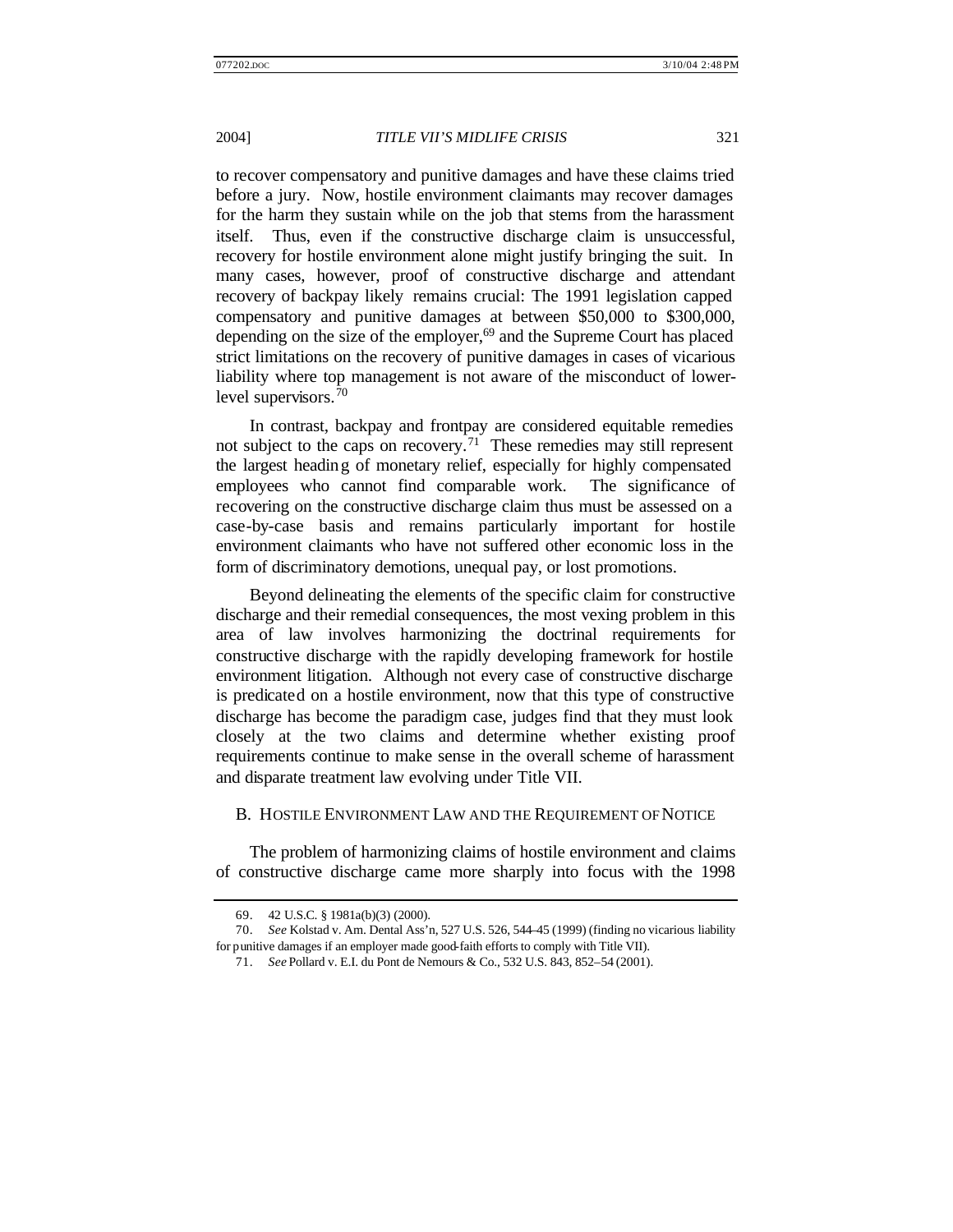to recover compensatory and punitive damages and have these claims tried before a jury. Now, hostile environment claimants may recover damages for the harm they sustain while on the job that stems from the harassment itself. Thus, even if the constructive discharge claim is unsuccessful, recovery for hostile environment alone might justify bringing the suit. In many cases, however, proof of constructive discharge and attendant recovery of backpay likely remains crucial: The 1991 legislation capped compensatory and punitive damages at between $50,000 to $300,000, depending on the size of the employer,[69] and the Supreme Court has placed strict limitations on the recovery of punitive damages in cases of vicarious liability where top management is not aware of the misconduct of lower-level supervisors.[70]

In contrast, backpay and frontpay are considered equitable remedies not subject to the caps on recovery.[71] These remedies may still represent the largest heading of monetary relief, especially for highly compensated employees who cannot find comparable work. The significance of recovering on the constructive discharge claim thus must be assessed on a case-by-case basis and remains particularly important for hostile environment claimants who have not suffered other economic loss in the form of discriminatory demotions, unequal pay, or lost promotions.

Beyond delineating the elements of the specific claim for constructive discharge and their remedial consequences, the most vexing problem in this area of law involves harmonizing the doctrinal requirements for constructive discharge with the rapidly developing framework for hostile environment litigation. Although not every case of constructive discharge is predicated on a hostile environment, now that this type of constructive discharge has become the paradigm case, judges find that they must look closely at the two claims and determine whether existing proof requirements continue to make sense in the overall scheme of harassment and disparate treatment law evolving under Title VII.

### B. Hostile Environment Law and the Requirement of Notice

The problem of harmonizing claims of hostile environment and claims of constructive discharge came more sharply into focus with the 1998

69. 42 U.S.C. § 1981a(b)(3) (2000).

70. *See* Kolstad v. Am. Dental Ass'n, 527 U.S. 526, 544–45 (1999) (finding no vicarious liability for punitive damages if an employer made good-faith efforts to comply with Title VII).

71. *See* Pollard v. E.I. du Pont de Nemours & Co., 532 U.S. 843, 852–54 (2001).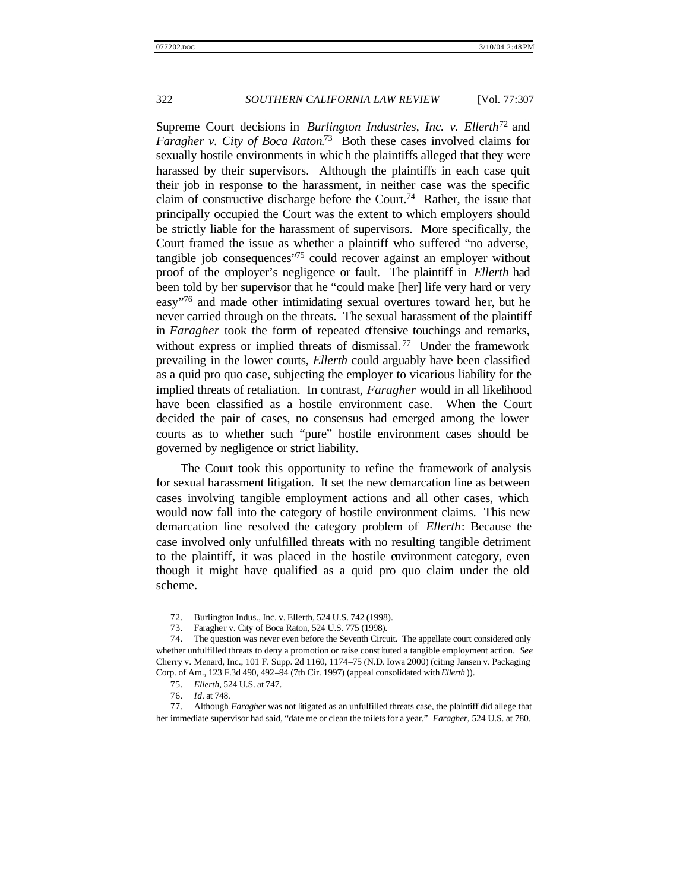Supreme Court decisions in *Burlington Industries, Inc. v. Ellerth*[72] and *Faragher v. City of Boca Raton*.[73] Both these cases involved claims for sexually hostile environments in which the plaintiffs alleged that they were harassed by their supervisors. Although the plaintiffs in each case quit their job in response to the harassment, in neither case was the specific claim of constructive discharge before the Court.[74] Rather, the issue that principally occupied the Court was the extent to which employers should be strictly liable for the harassment of supervisors. More specifically, the Court framed the issue as whether a plaintiff who suffered "no adverse, tangible job consequences"[75] could recover against an employer without proof of the employer's negligence or fault. The plaintiff in *Ellerth* had been told by her supervisor that he "could make [her] life very hard or very easy"[76] and made other intimidating sexual overtures toward her, but he never carried through on the threats. The sexual harassment of the plaintiff in *Faragher* took the form of repeated offensive touchings and remarks, without express or implied threats of dismissal.[77] Under the framework prevailing in the lower courts, *Ellerth* could arguably have been classified as a quid pro quo case, subjecting the employer to vicarious liability for the implied threats of retaliation. In contrast, *Faragher* would in all likelihood have been classified as a hostile environment case. When the Court decided the pair of cases, no consensus had emerged among the lower courts as to whether such "pure" hostile environment cases should be governed by negligence or strict liability.

The Court took this opportunity to refine the framework of analysis for sexual harassment litigation. It set the new demarcation line as between cases involving tangible employment actions and all other cases, which would now fall into the category of hostile environment claims. This new demarcation line resolved the category problem of *Ellerth*: Because the case involved only unfulfilled threats with no resulting tangible detriment to the plaintiff, it was placed in the hostile environment category, even though it might have qualified as a quid pro quo claim under the old scheme.

---

72. Burlington Indus., Inc. v. Ellerth, 524 U.S. 742 (1998).

73. Faragher v. City of Boca Raton, 524 U.S. 775 (1998).

74. The question was never even before the Seventh Circuit. The appellate court considered only whether unfulfilled threats to deny a promotion or raise constituted a tangible employment action. *See* Cherry v. Menard, Inc., 101 F. Supp. 2d 1160, 1174–75 (N.D. Iowa 2000) (citing Jansen v. Packaging Corp. of Am., 123 F.3d 490, 492–94 (7th Cir. 1997) (appeal consolidated with *Ellerth*)).

75. *Ellerth*, 524 U.S. at 747.

76. *Id.* at 748.

77. Although *Faragher* was not litigated as an unfulfilled threats case, the plaintiff did allege that her immediate supervisor had said, "date me or clean the toilets for a year." *Faragher*, 524 U.S. at 780.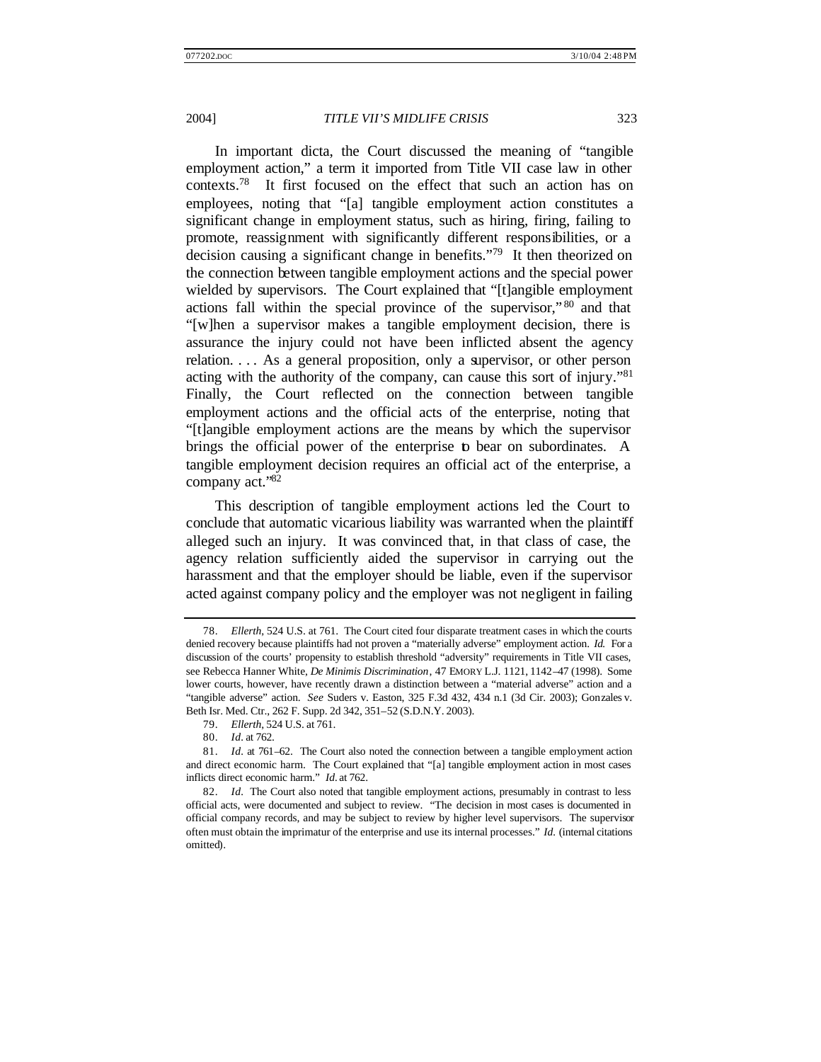In important dicta, the Court discussed the meaning of "tangible employment action," a term it imported from Title VII case law in other contexts.[78] It first focused on the effect that such an action has on employees, noting that "[a] tangible employment action constitutes a significant change in employment status, such as hiring, firing, failing to promote, reassignment with significantly different responsibilities, or a decision causing a significant change in benefits."[79] It then theorized on the connection between tangible employment actions and the special power wielded by supervisors. The Court explained that "[t]angible employment actions fall within the special province of the supervisor,"[80] and that "[w]hen a supervisor makes a tangible employment decision, there is assurance the injury could not have been inflicted absent the agency relation. . . . As a general proposition, only a supervisor, or other person acting with the authority of the company, can cause this sort of injury."[81] Finally, the Court reflected on the connection between tangible employment actions and the official acts of the enterprise, noting that "[t]angible employment actions are the means by which the supervisor brings the official power of the enterprise to bear on subordinates. A tangible employment decision requires an official act of the enterprise, a company act."[82]

This description of tangible employment actions led the Court to conclude that automatic vicarious liability was warranted when the plaintiff alleged such an injury. It was convinced that, in that class of case, the agency relation sufficiently aided the supervisor in carrying out the harassment and that the employer should be liable, even if the supervisor acted against company policy and the employer was not negligent in failing

---

78. *Ellerth*, 524 U.S. at 761. The Court cited four disparate treatment cases in which the courts denied recovery because plaintiffs had not proven a "materially adverse" employment action. *Id.* For a discussion of the courts' propensity to establish threshold "adversity" requirements in Title VII cases, see Rebecca Hanner White, *De Minimis Discrimination*, 47 EMORY L.J. 1121, 1142–47 (1998). Some lower courts, however, have recently drawn a distinction between a "material adverse" action and a "tangible adverse" action. *See* Suders v. Easton, 325 F.3d 432, 434 n.1 (3d Cir. 2003); Gonzales v. Beth Isr. Med. Ctr., 262 F. Supp. 2d 342, 351–52 (S.D.N.Y. 2003).

79. *Ellerth*, 524 U.S. at 761.

80. *Id.* at 762.

81. *Id.* at 761–62. The Court also noted the connection between a tangible employment action and direct economic harm. The Court explained that "[a] tangible employment action in most cases inflicts direct economic harm." *Id.* at 762.

82. *Id.* The Court also noted that tangible employment actions, presumably in contrast to less official acts, were documented and subject to review. "The decision in most cases is documented in official company records, and may be subject to review by higher level supervisors. The supervisor often must obtain the imprimatur of the enterprise and use its internal processes." *Id.* (internal citations omitted).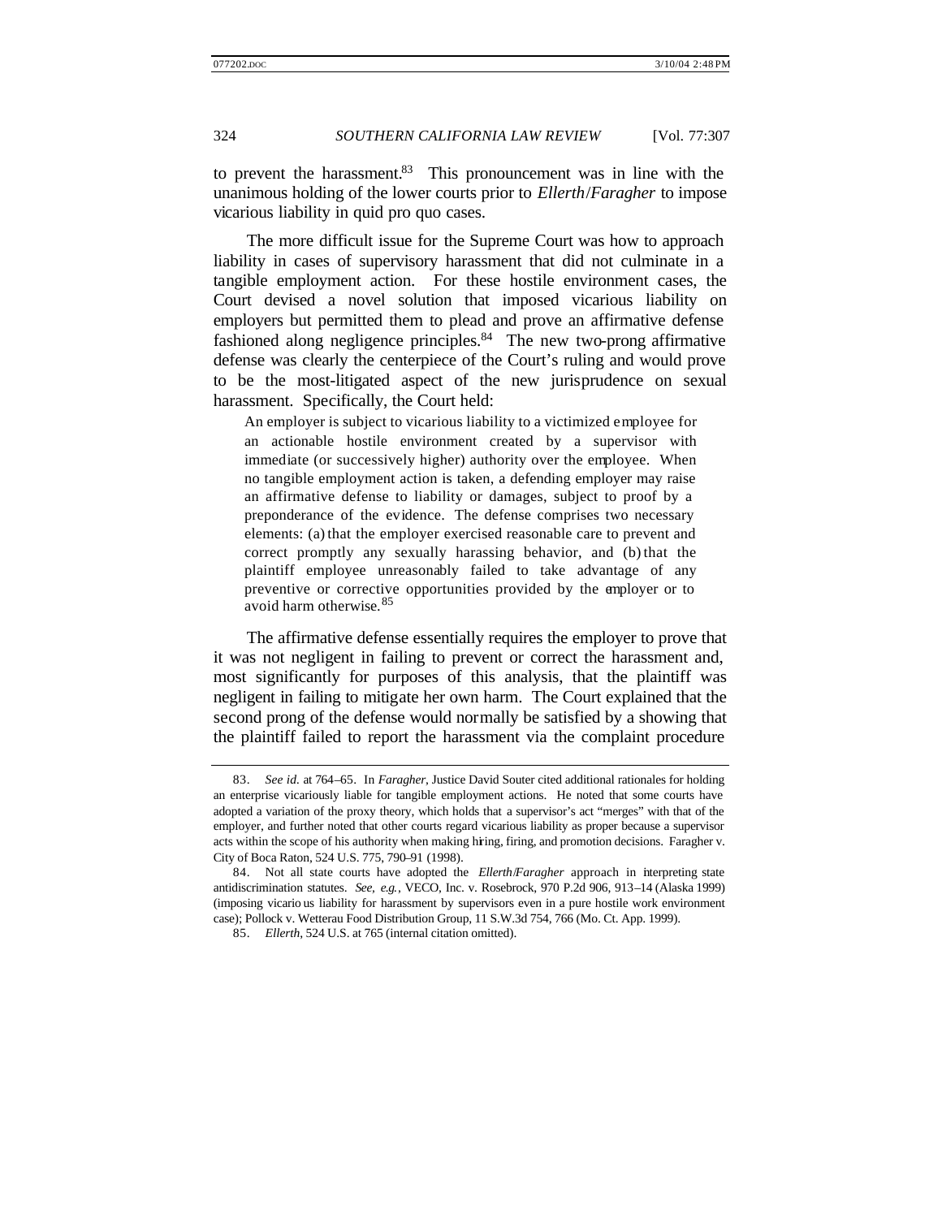to prevent the harassment.[83] This pronouncement was in line with the unanimous holding of the lower courts prior to *Ellerth*/*Faragher* to impose vicarious liability in quid pro quo cases.

The more difficult issue for the Supreme Court was how to approach liability in cases of supervisory harassment that did not culminate in a tangible employment action. For these hostile environment cases, the Court devised a novel solution that imposed vicarious liability on employers but permitted them to plead and prove an affirmative defense fashioned along negligence principles.[84] The new two-prong affirmative defense was clearly the centerpiece of the Court's ruling and would prove to be the most-litigated aspect of the new jurisprudence on sexual harassment. Specifically, the Court held:

> An employer is subject to vicarious liability to a victimized employee for an actionable hostile environment created by a supervisor with immediate (or successively higher) authority over the employee. When no tangible employment action is taken, a defending employer may raise an affirmative defense to liability or damages, subject to proof by a preponderance of the evidence. The defense comprises two necessary elements: (a) that the employer exercised reasonable care to prevent and correct promptly any sexually harassing behavior, and (b) that the plaintiff employee unreasonably failed to take advantage of any preventive or corrective opportunities provided by the employer or to avoid harm otherwise.[85]

The affirmative defense essentially requires the employer to prove that it was not negligent in failing to prevent or correct the harassment and, most significantly for purposes of this analysis, that the plaintiff was negligent in failing to mitigate her own harm. The Court explained that the second prong of the defense would normally be satisfied by a showing that the plaintiff failed to report the harassment via the complaint procedure

---

83. *See id.* at 764–65. In *Faragher*, Justice David Souter cited additional rationales for holding an enterprise vicariously liable for tangible employment actions. He noted that some courts have adopted a variation of the proxy theory, which holds that a supervisor's act "merges" with that of the employer, and further noted that other courts regard vicarious liability as proper because a supervisor acts within the scope of his authority when making hiring, firing, and promotion decisions. Faragher v. City of Boca Raton, 524 U.S. 775, 790–91 (1998).

84. Not all state courts have adopted the *Ellerth/Faragher* approach in interpreting state antidiscrimination statutes. *See, e.g.*, VECO, Inc. v. Rosebrock, 970 P.2d 906, 913–14 (Alaska 1999) (imposing vicarious liability for harassment by supervisors even in a pure hostile work environment case); Pollock v. Wetterau Food Distribution Group, 11 S.W.3d 754, 766 (Mo. Ct. App. 1999).

85. *Ellerth*, 524 U.S. at 765 (internal citation omitted).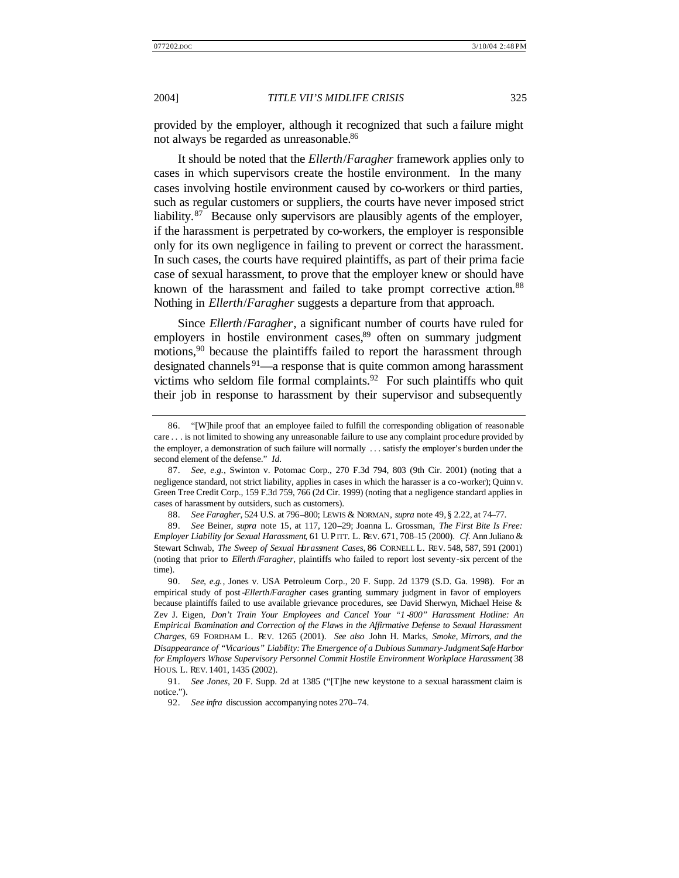provided by the employer, although it recognized that such a failure might not always be regarded as unreasonable.[86]

It should be noted that the *Ellerth*/*Faragher* framework applies only to cases in which supervisors create the hostile environment. In the many cases involving hostile environment caused by co-workers or third parties, such as regular customers or suppliers, the courts have never imposed strict liability.[87] Because only supervisors are plausibly agents of the employer, if the harassment is perpetrated by co-workers, the employer is responsible only for its own negligence in failing to prevent or correct the harassment. In such cases, the courts have required plaintiffs, as part of their prima facie case of sexual harassment, to prove that the employer knew or should have known of the harassment and failed to take prompt corrective action.[88] Nothing in *Ellerth*/*Faragher* suggests a departure from that approach.

Since *Ellerth*/*Faragher*, a significant number of courts have ruled for employers in hostile environment cases,[89] often on summary judgment motions,[90] because the plaintiffs failed to report the harassment through designated channels[91]—a response that is quite common among harassment victims who seldom file formal complaints.[92] For such plaintiffs who quit their job in response to harassment by their supervisor and subsequently

---

86. "[W]hile proof that an employee failed to fulfill the corresponding obligation of reasonable care . . . is not limited to showing any unreasonable failure to use any complaint procedure provided by the employer, a demonstration of such failure will normally . . . satisfy the employer's burden under the second element of the defense." *Id.*

87. *See, e.g.*, Swinton v. Potomac Corp., 270 F.3d 794, 803 (9th Cir. 2001) (noting that a negligence standard, not strict liability, applies in cases in which the harasser is a co-worker); Quinn v. Green Tree Credit Corp., 159 F.3d 759, 766 (2d Cir. 1999) (noting that a negligence standard applies in cases of harassment by outsiders, such as customers).

88. *See Faragher*, 524 U.S. at 796–800; LEWIS & NORMAN, *supra* note 49, § 2.22, at 74–77.

89. *See* Beiner, *supra* note 15, at 117, 120–29; Joanna L. Grossman, *The First Bite Is Free: Employer Liability for Sexual Harassment*, 61 U. PITT. L. REV. 671, 708–15 (2000). *Cf.* Ann Juliano & Stewart Schwab, *The Sweep of Sexual Harassment Cases*, 86 CORNELL L. REV. 548, 587, 591 (2001) (noting that prior to *Ellerth*/*Faragher*, plaintiffs who failed to report lost seventy-six percent of the time).

90. *See, e.g.*, Jones v. USA Petroleum Corp., 20 F. Supp. 2d 1379 (S.D. Ga. 1998). For an empirical study of post-*Ellerth*/*Faragher* cases granting summary judgment in favor of employers because plaintiffs failed to use available grievance procedures, see David Sherwyn, Michael Heise & Zev J. Eigen, *Don't Train Your Employees and Cancel Your "1-800" Harassment Hotline: An Empirical Examination and Correction of the Flaws in the Affirmative Defense to Sexual Harassment Charges*, 69 FORDHAM L. REV. 1265 (2001). *See also* John H. Marks, *Smoke, Mirrors, and the Disappearance of "Vicarious" Liability: The Emergence of a Dubious Summary-Judgment Safe Harbor for Employers Whose Supervisory Personnel Commit Hostile Environment Workplace Harassment*, 38 HOUS. L. REV. 1401, 1435 (2002).

91. *See Jones*, 20 F. Supp. 2d at 1385 ("[T]he new keystone to a sexual harassment claim is notice.").

92. *See infra* discussion accompanying notes 270–74.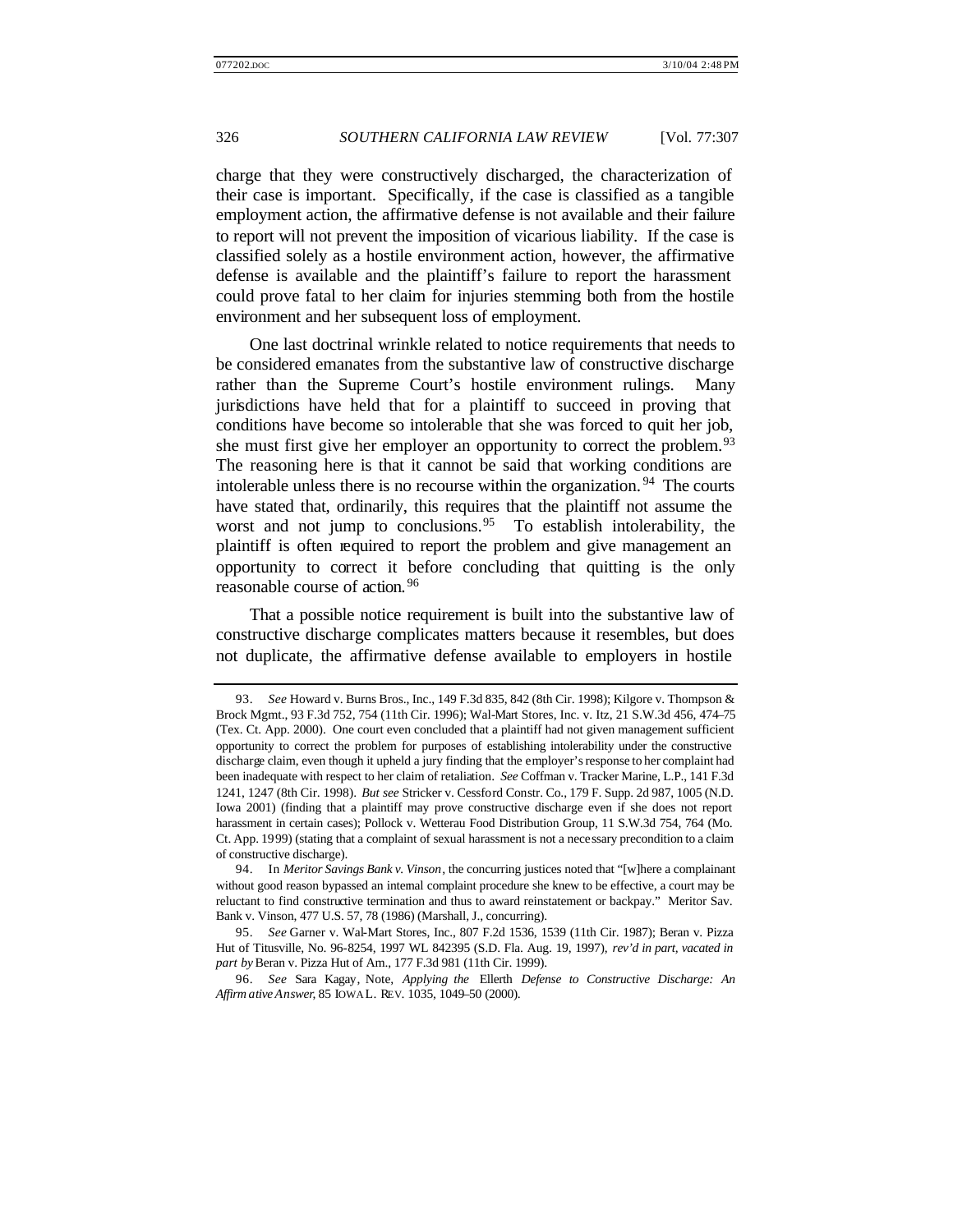charge that they were constructively discharged, the characterization of their case is important. Specifically, if the case is classified as a tangible employment action, the affirmative defense is not available and their failure to report will not prevent the imposition of vicarious liability. If the case is classified solely as a hostile environment action, however, the affirmative defense is available and the plaintiff's failure to report the harassment could prove fatal to her claim for injuries stemming both from the hostile environment and her subsequent loss of employment.

One last doctrinal wrinkle related to notice requirements that needs to be considered emanates from the substantive law of constructive discharge rather than the Supreme Court's hostile environment rulings. Many jurisdictions have held that for a plaintiff to succeed in proving that conditions have become so intolerable that she was forced to quit her job, she must first give her employer an opportunity to correct the problem.[93] The reasoning here is that it cannot be said that working conditions are intolerable unless there is no recourse within the organization.[94] The courts have stated that, ordinarily, this requires that the plaintiff not assume the worst and not jump to conclusions.[95] To establish intolerability, the plaintiff is often required to report the problem and give management an opportunity to correct it before concluding that quitting is the only reasonable course of action.[96]

That a possible notice requirement is built into the substantive law of constructive discharge complicates matters because it resembles, but does not duplicate, the affirmative defense available to employers in hostile

---

93. *See* Howard v. Burns Bros., Inc., 149 F.3d 835, 842 (8th Cir. 1998); Kilgore v. Thompson & Brock Mgmt., 93 F.3d 752, 754 (11th Cir. 1996); Wal-Mart Stores, Inc. v. Itz, 21 S.W.3d 456, 474–75 (Tex. Ct. App. 2000). One court even concluded that a plaintiff had not given management sufficient opportunity to correct the problem for purposes of establishing intolerability under the constructive discharge claim, even though it upheld a jury finding that the employer's response to her complaint had been inadequate with respect to her claim of retaliation. *See* Coffman v. Tracker Marine, L.P., 141 F.3d 1241, 1247 (8th Cir. 1998). *But see* Stricker v. Cessford Constr. Co., 179 F. Supp. 2d 987, 1005 (N.D. Iowa 2001) (finding that a plaintiff may prove constructive discharge even if she does not report harassment in certain cases); Pollock v. Wetterau Food Distribution Group, 11 S.W.3d 754, 764 (Mo. Ct. App. 1999) (stating that a complaint of sexual harassment is not a necessary precondition to a claim of constructive discharge).

94. In *Meritor Savings Bank v. Vinson*, the concurring justices noted that "[w]here a complainant without good reason bypassed an internal complaint procedure she knew to be effective, a court may be reluctant to find constructive termination and thus to award reinstatement or backpay." Meritor Sav. Bank v. Vinson, 477 U.S. 57, 78 (1986) (Marshall, J., concurring).

95. *See* Garner v. Wal-Mart Stores, Inc., 807 F.2d 1536, 1539 (11th Cir. 1987); Beran v. Pizza Hut of Titusville, No. 96-8254, 1997 WL 842395 (S.D. Fla. Aug. 19, 1997), *rev'd in part, vacated in part by* Beran v. Pizza Hut of Am., 177 F.3d 981 (11th Cir. 1999).

96. *See* Sara Kagay, Note, *Applying the* Ellerth *Defense to Constructive Discharge: An Affirmative Answer*, 85 IOWA L. REV. 1035, 1049–50 (2000).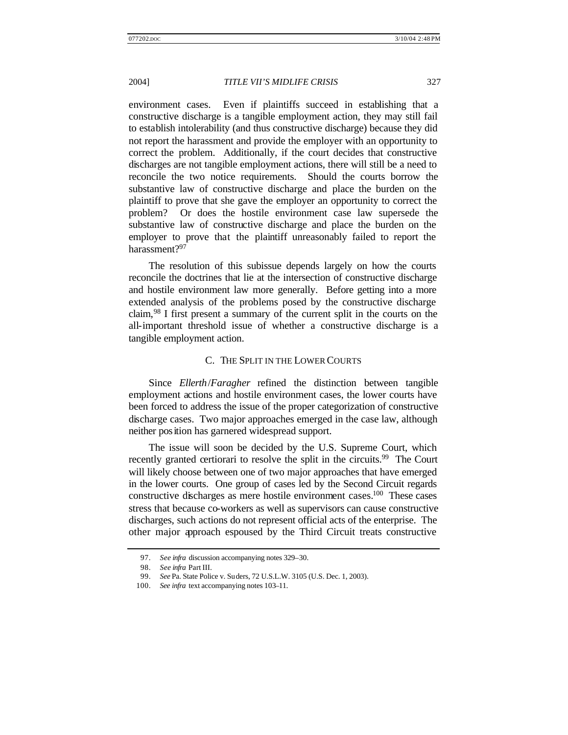environment cases. Even if plaintiffs succeed in establishing that a constructive discharge is a tangible employment action, they may still fail to establish intolerability (and thus constructive discharge) because they did not report the harassment and provide the employer with an opportunity to correct the problem. Additionally, if the court decides that constructive discharges are not tangible employment actions, there will still be a need to reconcile the two notice requirements. Should the courts borrow the substantive law of constructive discharge and place the burden on the plaintiff to prove that she gave the employer an opportunity to correct the problem? Or does the hostile environment case law supersede the substantive law of constructive discharge and place the burden on the employer to prove that the plaintiff unreasonably failed to report the harassment?[97]

The resolution of this subissue depends largely on how the courts reconcile the doctrines that lie at the intersection of constructive discharge and hostile environment law more generally. Before getting into a more extended analysis of the problems posed by the constructive discharge claim,[98] I first present a summary of the current split in the courts on the all-important threshold issue of whether a constructive discharge is a tangible employment action.

### C. The Split in the Lower Courts

Since *Ellerth*/*Faragher* refined the distinction between tangible employment actions and hostile environment cases, the lower courts have been forced to address the issue of the proper categorization of constructive discharge cases. Two major approaches emerged in the case law, although neither position has garnered widespread support.

The issue will soon be decided by the U.S. Supreme Court, which recently granted certiorari to resolve the split in the circuits.[99] The Court will likely choose between one of two major approaches that have emerged in the lower courts. One group of cases led by the Second Circuit regards constructive discharges as mere hostile environment cases.[100] These cases stress that because co-workers as well as supervisors can cause constructive discharges, such actions do not represent official acts of the enterprise. The other major approach espoused by the Third Circuit treats constructive

97. *See infra* discussion accompanying notes 329–30.

98. *See infra* Part III.

99. *See* Pa. State Police v. Suders, 72 U.S.L.W. 3105 (U.S. Dec. 1, 2003).

100. *See infra* text accompanying notes 103–11.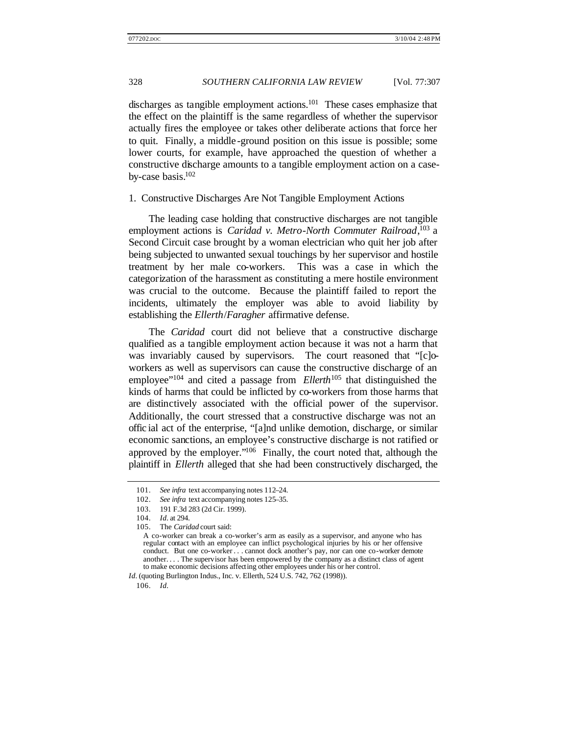discharges as tangible employment actions.[101] These cases emphasize that the effect on the plaintiff is the same regardless of whether the supervisor actually fires the employee or takes other deliberate actions that force her to quit. Finally, a middle-ground position on this issue is possible; some lower courts, for example, have approached the question of whether a constructive discharge amounts to a tangible employment action on a case-by-case basis.[102]

### 1. Constructive Discharges Are Not Tangible Employment Actions

The leading case holding that constructive discharges are not tangible employment actions is *Caridad v. Metro-North Commuter Railroad*,[103] a Second Circuit case brought by a woman electrician who quit her job after being subjected to unwanted sexual touchings by her supervisor and hostile treatment by her male co-workers. This was a case in which the categorization of the harassment as constituting a mere hostile environment was crucial to the outcome. Because the plaintiff failed to report the incidents, ultimately the employer was able to avoid liability by establishing the *Ellerth*/*Faragher* affirmative defense.

The *Caridad* court did not believe that a constructive discharge qualified as a tangible employment action because it was not a harm that was invariably caused by supervisors. The court reasoned that "[c]o-workers as well as supervisors can cause the constructive discharge of an employee"[104] and cited a passage from *Ellerth*[105] that distinguished the kinds of harms that could be inflicted by co-workers from those harms that are distinctively associated with the official power of the supervisor. Additionally, the court stressed that a constructive discharge was not an official act of the enterprise, "[a]nd unlike demotion, discharge, or similar economic sanctions, an employee's constructive discharge is not ratified or approved by the employer."[106] Finally, the court noted that, although the plaintiff in *Ellerth* alleged that she had been constructively discharged, the

---

101. *See infra* text accompanying notes 112–24.

102. *See infra* text accompanying notes 125–35.

103. 191 F.3d 283 (2d Cir. 1999).

104. *Id.* at 294.

105. The *Caridad* court said:

> A co-worker can break a co-worker's arm as easily as a supervisor, and anyone who has regular contact with an employee can inflict psychological injuries by his or her offensive conduct. But one co-worker . . . cannot dock another's pay, nor can one co-worker demote another. . . . The supervisor has been empowered by the company as a distinct class of agent to make economic decisions affecting other employees under his or her control.

*Id.* (quoting Burlington Indus., Inc. v. Ellerth, 524 U.S. 742, 762 (1998)).

106. *Id.*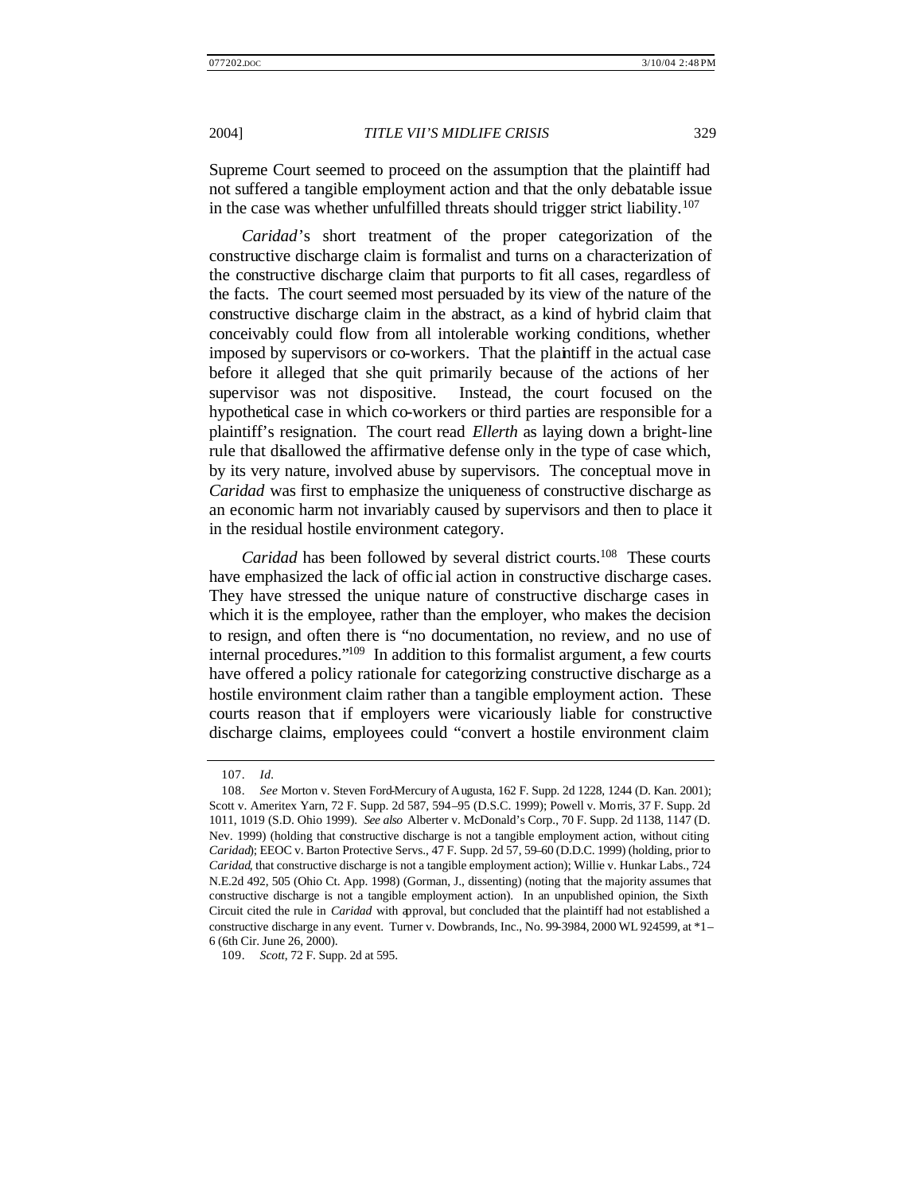Supreme Court seemed to proceed on the assumption that the plaintiff had not suffered a tangible employment action and that the only debatable issue in the case was whether unfulfilled threats should trigger strict liability.[107]

*Caridad*'s short treatment of the proper categorization of the constructive discharge claim is formalist and turns on a characterization of the constructive discharge claim that purports to fit all cases, regardless of the facts. The court seemed most persuaded by its view of the nature of the constructive discharge claim in the abstract, as a kind of hybrid claim that conceivably could flow from all intolerable working conditions, whether imposed by supervisors or co-workers. That the plaintiff in the actual case before it alleged that she quit primarily because of the actions of her supervisor was not dispositive. Instead, the court focused on the hypothetical case in which co-workers or third parties are responsible for a plaintiff's resignation. The court read *Ellerth* as laying down a bright-line rule that disallowed the affirmative defense only in the type of case which, by its very nature, involved abuse by supervisors. The conceptual move in *Caridad* was first to emphasize the uniqueness of constructive discharge as an economic harm not invariably caused by supervisors and then to place it in the residual hostile environment category.

*Caridad* has been followed by several district courts.[108] These courts have emphasized the lack of official action in constructive discharge cases. They have stressed the unique nature of constructive discharge cases in which it is the employee, rather than the employer, who makes the decision to resign, and often there is "no documentation, no review, and no use of internal procedures."[109] In addition to this formalist argument, a few courts have offered a policy rationale for categorizing constructive discharge as a hostile environment claim rather than a tangible employment action. These courts reason that if employers were vicariously liable for constructive discharge claims, employees could "convert a hostile environment claim

---

107. *Id.*

108. *See* Morton v. Steven Ford-Mercury of Augusta, 162 F. Supp. 2d 1228, 1244 (D. Kan. 2001); Scott v. Ameritex Yarn, 72 F. Supp. 2d 587, 594–95 (D.S.C. 1999); Powell v. Morris, 37 F. Supp. 2d 1011, 1019 (S.D. Ohio 1999). *See also* Alberter v. McDonald's Corp., 70 F. Supp. 2d 1138, 1147 (D. Nev. 1999) (holding that constructive discharge is not a tangible employment action, without citing *Caridad*); EEOC v. Barton Protective Servs., 47 F. Supp. 2d 57, 59–60 (D.D.C. 1999) (holding, prior to *Caridad*, that constructive discharge is not a tangible employment action); Willie v. Hunkar Labs., 724 N.E.2d 492, 505 (Ohio Ct. App. 1998) (Gorman, J., dissenting) (noting that the majority assumes that constructive discharge is not a tangible employment action). In an unpublished opinion, the Sixth Circuit cited the rule in *Caridad* with approval, but concluded that the plaintiff had not established a constructive discharge in any event. Turner v. Dowbrands, Inc., No. 99-3984, 2000 WL 924599, at *1–6 (6th Cir. June 26, 2000).

109. *Scott*, 72 F. Supp. 2d at 595.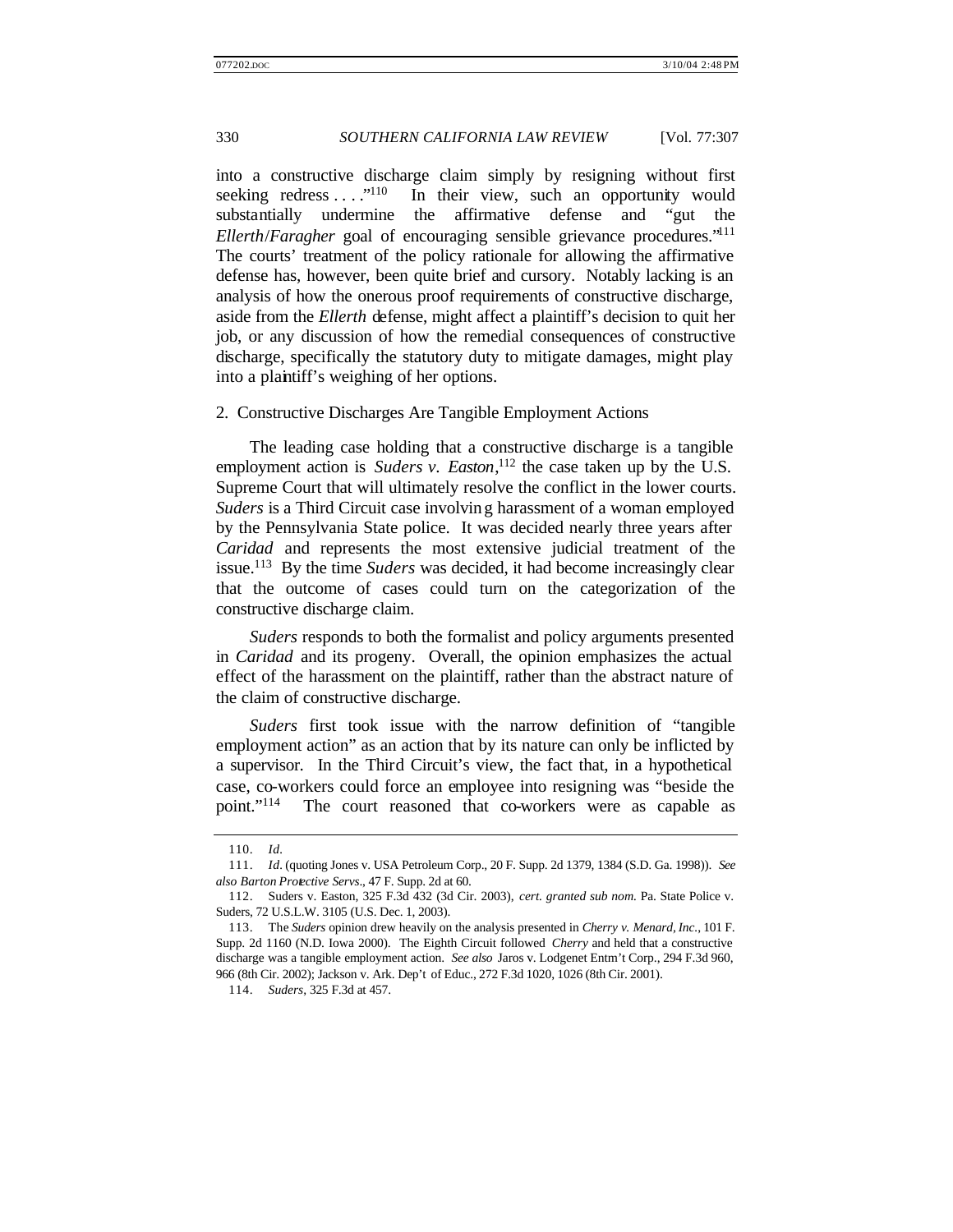into a constructive discharge claim simply by resigning without first seeking redress . . . ."[110] In their view, such an opportunity would substantially undermine the affirmative defense and "gut the *Ellerth*/*Faragher* goal of encouraging sensible grievance procedures."[111] The courts' treatment of the policy rationale for allowing the affirmative defense has, however, been quite brief and cursory. Notably lacking is an analysis of how the onerous proof requirements of constructive discharge, aside from the *Ellerth* defense, might affect a plaintiff's decision to quit her job, or any discussion of how the remedial consequences of constructive discharge, specifically the statutory duty to mitigate damages, might play into a plaintiff's weighing of her options.

### 2. Constructive Discharges Are Tangible Employment Actions

The leading case holding that a constructive discharge is a tangible employment action is *Suders v. Easton*,[112] the case taken up by the U.S. Supreme Court that will ultimately resolve the conflict in the lower courts. *Suders* is a Third Circuit case involving harassment of a woman employed by the Pennsylvania State police. It was decided nearly three years after *Caridad* and represents the most extensive judicial treatment of the issue.[113] By the time *Suders* was decided, it had become increasingly clear that the outcome of cases could turn on the categorization of the constructive discharge claim.

*Suders* responds to both the formalist and policy arguments presented in *Caridad* and its progeny. Overall, the opinion emphasizes the actual effect of the harassment on the plaintiff, rather than the abstract nature of the claim of constructive discharge.

*Suders* first took issue with the narrow definition of "tangible employment action" as an action that by its nature can only be inflicted by a supervisor. In the Third Circuit's view, the fact that, in a hypothetical case, co-workers could force an employee into resigning was "beside the point."[114] The court reasoned that co-workers were as capable as

---

110. *Id.*

111. *Id.* (quoting Jones v. USA Petroleum Corp., 20 F. Supp. 2d 1379, 1384 (S.D. Ga. 1998)). *See also Barton Protective Servs.*, 47 F. Supp. 2d at 60.

112. Suders v. Easton, 325 F.3d 432 (3d Cir. 2003), *cert. granted sub nom.* Pa. State Police v. Suders, 72 U.S.L.W. 3105 (U.S. Dec. 1, 2003).

113. The *Suders* opinion drew heavily on the analysis presented in *Cherry v. Menard, Inc.*, 101 F. Supp. 2d 1160 (N.D. Iowa 2000). The Eighth Circuit followed *Cherry* and held that a constructive discharge was a tangible employment action. *See also* Jaros v. Lodgenet Entm't Corp., 294 F.3d 960, 966 (8th Cir. 2002); Jackson v. Ark. Dep't of Educ., 272 F.3d 1020, 1026 (8th Cir. 2001).

114. *Suders*, 325 F.3d at 457.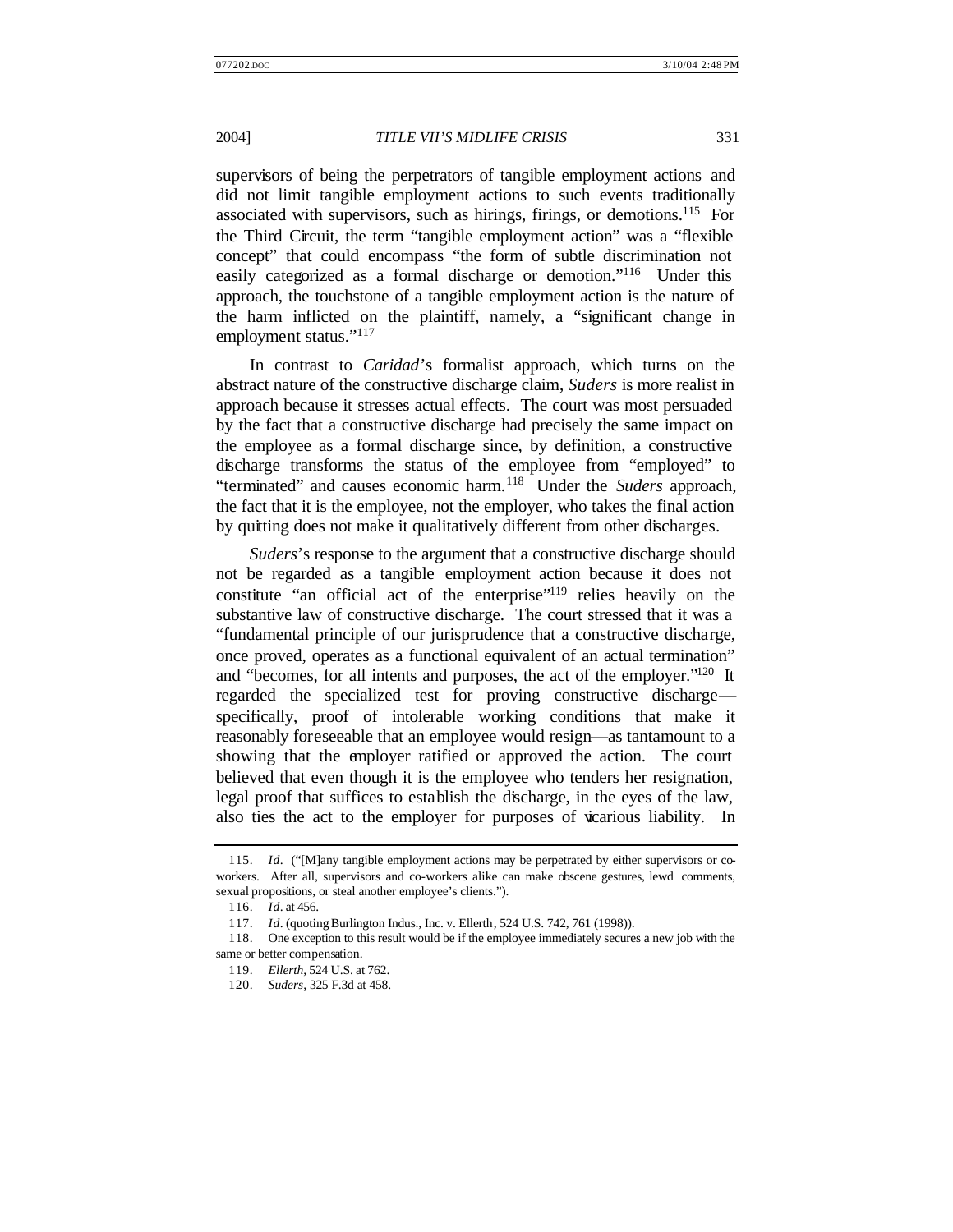supervisors of being the perpetrators of tangible employment actions and did not limit tangible employment actions to such events traditionally associated with supervisors, such as hirings, firings, or demotions.[115] For the Third Circuit, the term "tangible employment action" was a "flexible concept" that could encompass "the form of subtle discrimination not easily categorized as a formal discharge or demotion."[116] Under this approach, the touchstone of a tangible employment action is the nature of the harm inflicted on the plaintiff, namely, a "significant change in employment status."[117]

In contrast to *Caridad*'s formalist approach, which turns on the abstract nature of the constructive discharge claim, *Suders* is more realist in approach because it stresses actual effects. The court was most persuaded by the fact that a constructive discharge had precisely the same impact on the employee as a formal discharge since, by definition, a constructive discharge transforms the status of the employee from "employed" to "terminated" and causes economic harm.[118] Under the *Suders* approach, the fact that it is the employee, not the employer, who takes the final action by quitting does not make it qualitatively different from other discharges.

*Suders*'s response to the argument that a constructive discharge should not be regarded as a tangible employment action because it does not constitute "an official act of the enterprise"[119] relies heavily on the substantive law of constructive discharge. The court stressed that it was a "fundamental principle of our jurisprudence that a constructive discharge, once proved, operates as a functional equivalent of an actual termination" and "becomes, for all intents and purposes, the act of the employer."[120] It regarded the specialized test for proving constructive discharge—specifically, proof of intolerable working conditions that make it reasonably foreseeable that an employee would resign—as tantamount to a showing that the employer ratified or approved the action. The court believed that even though it is the employee who tenders her resignation, legal proof that suffices to establish the discharge, in the eyes of the law, also ties the act to the employer for purposes of vicarious liability. In

---

115. *Id*. ("[M]any tangible employment actions may be perpetrated by either supervisors or co-workers. After all, supervisors and co-workers alike can make obscene gestures, lewd comments, sexual propositions, or steal another employee's clients.").

116. *Id*. at 456.

117. *Id*. (quoting Burlington Indus., Inc. v. Ellerth, 524 U.S. 742, 761 (1998)).

118. One exception to this result would be if the employee immediately secures a new job with the same or better compensation.

119. *Ellerth*, 524 U.S. at 762.

120. *Suders*, 325 F.3d at 458.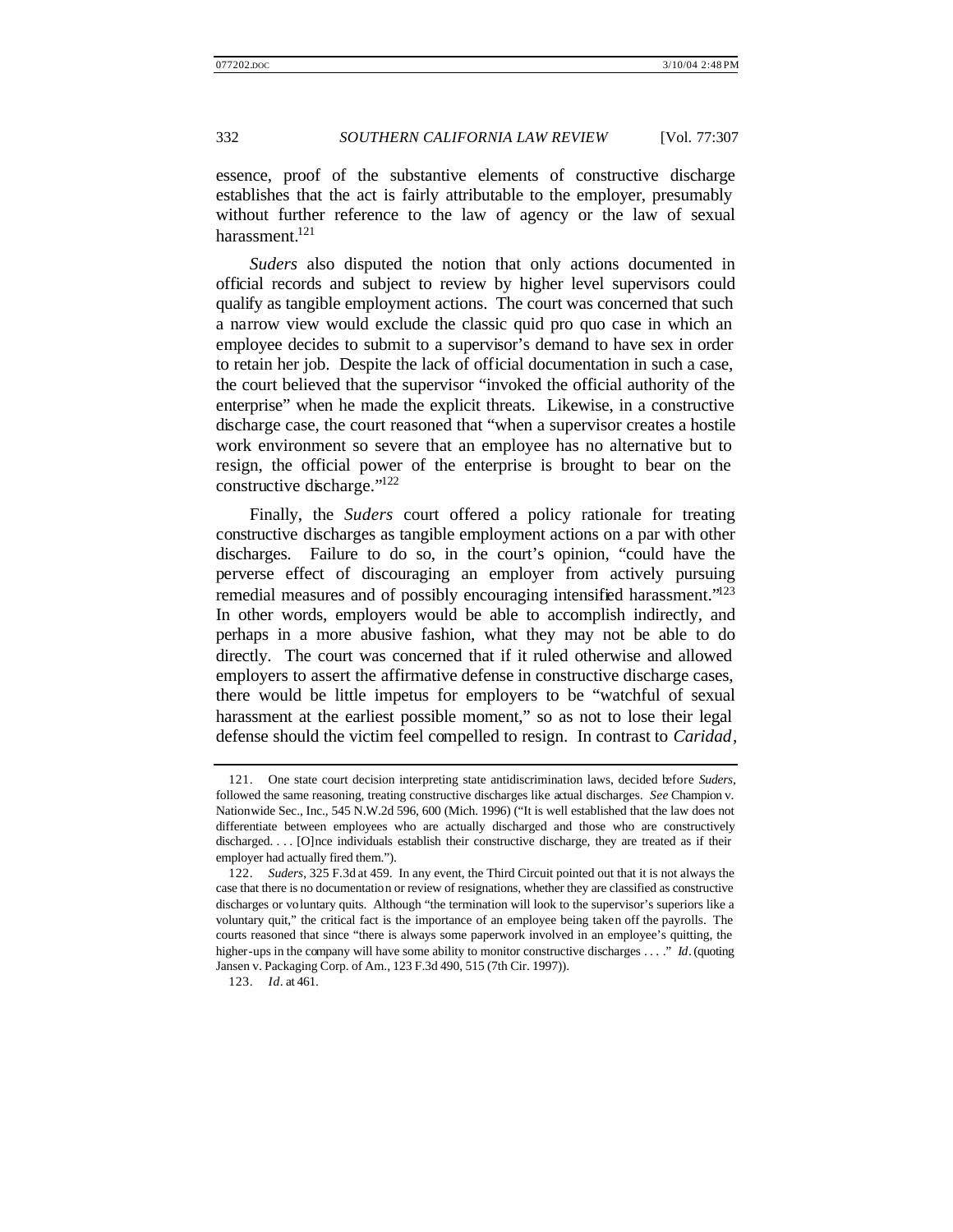essence, proof of the substantive elements of constructive discharge establishes that the act is fairly attributable to the employer, presumably without further reference to the law of agency or the law of sexual harassment.[121]

*Suders* also disputed the notion that only actions documented in official records and subject to review by higher level supervisors could qualify as tangible employment actions. The court was concerned that such a narrow view would exclude the classic quid pro quo case in which an employee decides to submit to a supervisor's demand to have sex in order to retain her job. Despite the lack of official documentation in such a case, the court believed that the supervisor "invoked the official authority of the enterprise" when he made the explicit threats. Likewise, in a constructive discharge case, the court reasoned that "when a supervisor creates a hostile work environment so severe that an employee has no alternative but to resign, the official power of the enterprise is brought to bear on the constructive discharge."[122]

Finally, the *Suders* court offered a policy rationale for treating constructive discharges as tangible employment actions on a par with other discharges. Failure to do so, in the court's opinion, "could have the perverse effect of discouraging an employer from actively pursuing remedial measures and of possibly encouraging intensified harassment."[123] In other words, employers would be able to accomplish indirectly, and perhaps in a more abusive fashion, what they may not be able to do directly. The court was concerned that if it ruled otherwise and allowed employers to assert the affirmative defense in constructive discharge cases, there would be little impetus for employers to be "watchful of sexual harassment at the earliest possible moment," so as not to lose their legal defense should the victim feel compelled to resign. In contrast to *Caridad*,

---

121. One state court decision interpreting state antidiscrimination laws, decided before *Suders*, followed the same reasoning, treating constructive discharges like actual discharges. *See* Champion v. Nationwide Sec., Inc., 545 N.W.2d 596, 600 (Mich. 1996) ("It is well established that the law does not differentiate between employees who are actually discharged and those who are constructively discharged. . . . [O]nce individuals establish their constructive discharge, they are treated as if their employer had actually fired them.").

122. *Suders*, 325 F.3d at 459. In any event, the Third Circuit pointed out that it is not always the case that there is no documentation or review of resignations, whether they are classified as constructive discharges or voluntary quits. Although "the termination will look to the supervisor's superiors like a voluntary quit," the critical fact is the importance of an employee being taken off the payrolls. The courts reasoned that since "there is always some paperwork involved in an employee's quitting, the higher-ups in the company will have some ability to monitor constructive discharges . . . ." *Id.* (quoting Jansen v. Packaging Corp. of Am., 123 F.3d 490, 515 (7th Cir. 1997)).

123. *Id.* at 461.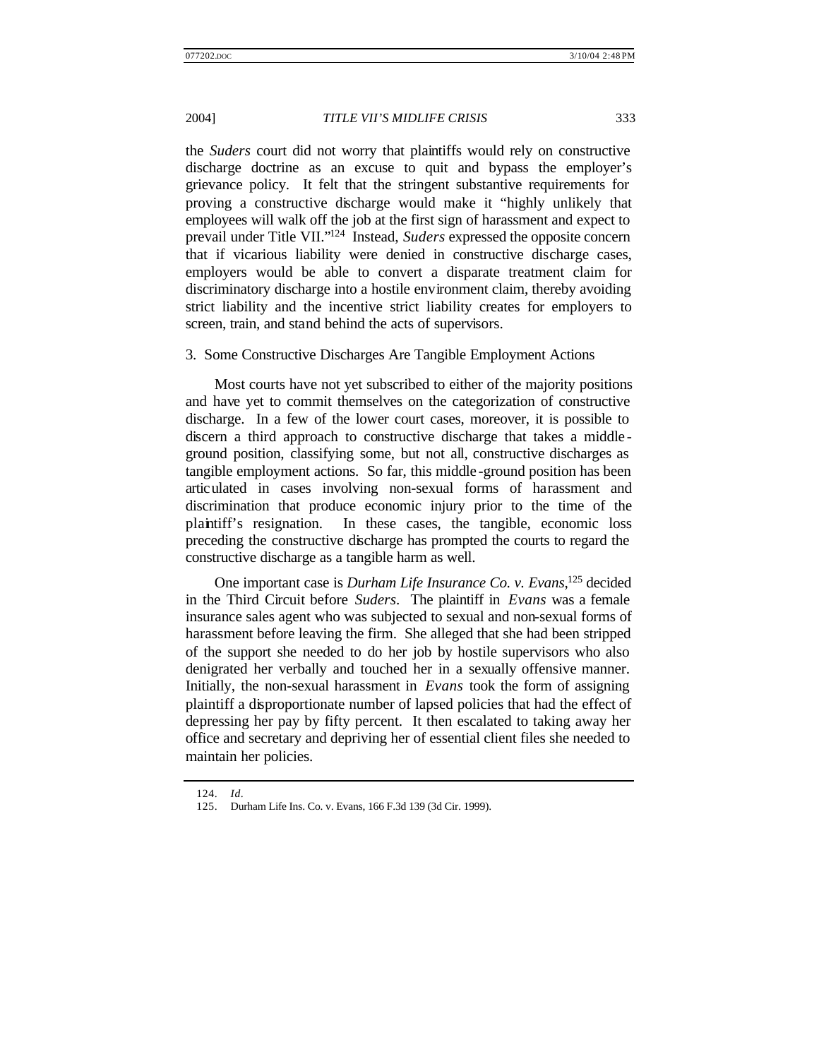the *Suders* court did not worry that plaintiffs would rely on constructive discharge doctrine as an excuse to quit and bypass the employer's grievance policy. It felt that the stringent substantive requirements for proving a constructive discharge would make it "highly unlikely that employees will walk off the job at the first sign of harassment and expect to prevail under Title VII."[124] Instead, *Suders* expressed the opposite concern that if vicarious liability were denied in constructive discharge cases, employers would be able to convert a disparate treatment claim for discriminatory discharge into a hostile environment claim, thereby avoiding strict liability and the incentive strict liability creates for employers to screen, train, and stand behind the acts of supervisors.

### 3. Some Constructive Discharges Are Tangible Employment Actions

Most courts have not yet subscribed to either of the majority positions and have yet to commit themselves on the categorization of constructive discharge. In a few of the lower court cases, moreover, it is possible to discern a third approach to constructive discharge that takes a middle-ground position, classifying some, but not all, constructive discharges as tangible employment actions. So far, this middle-ground position has been articulated in cases involving non-sexual forms of harassment and discrimination that produce economic injury prior to the time of the plaintiff's resignation. In these cases, the tangible, economic loss preceding the constructive discharge has prompted the courts to regard the constructive discharge as a tangible harm as well.

One important case is *Durham Life Insurance Co. v. Evans*,[125] decided in the Third Circuit before *Suders*. The plaintiff in *Evans* was a female insurance sales agent who was subjected to sexual and non-sexual forms of harassment before leaving the firm. She alleged that she had been stripped of the support she needed to do her job by hostile supervisors who also denigrated her verbally and touched her in a sexually offensive manner. Initially, the non-sexual harassment in *Evans* took the form of assigning plaintiff a disproportionate number of lapsed policies that had the effect of depressing her pay by fifty percent. It then escalated to taking away her office and secretary and depriving her of essential client files she needed to maintain her policies.

---

124. *Id*.

125. Durham Life Ins. Co. v. Evans, 166 F.3d 139 (3d Cir. 1999).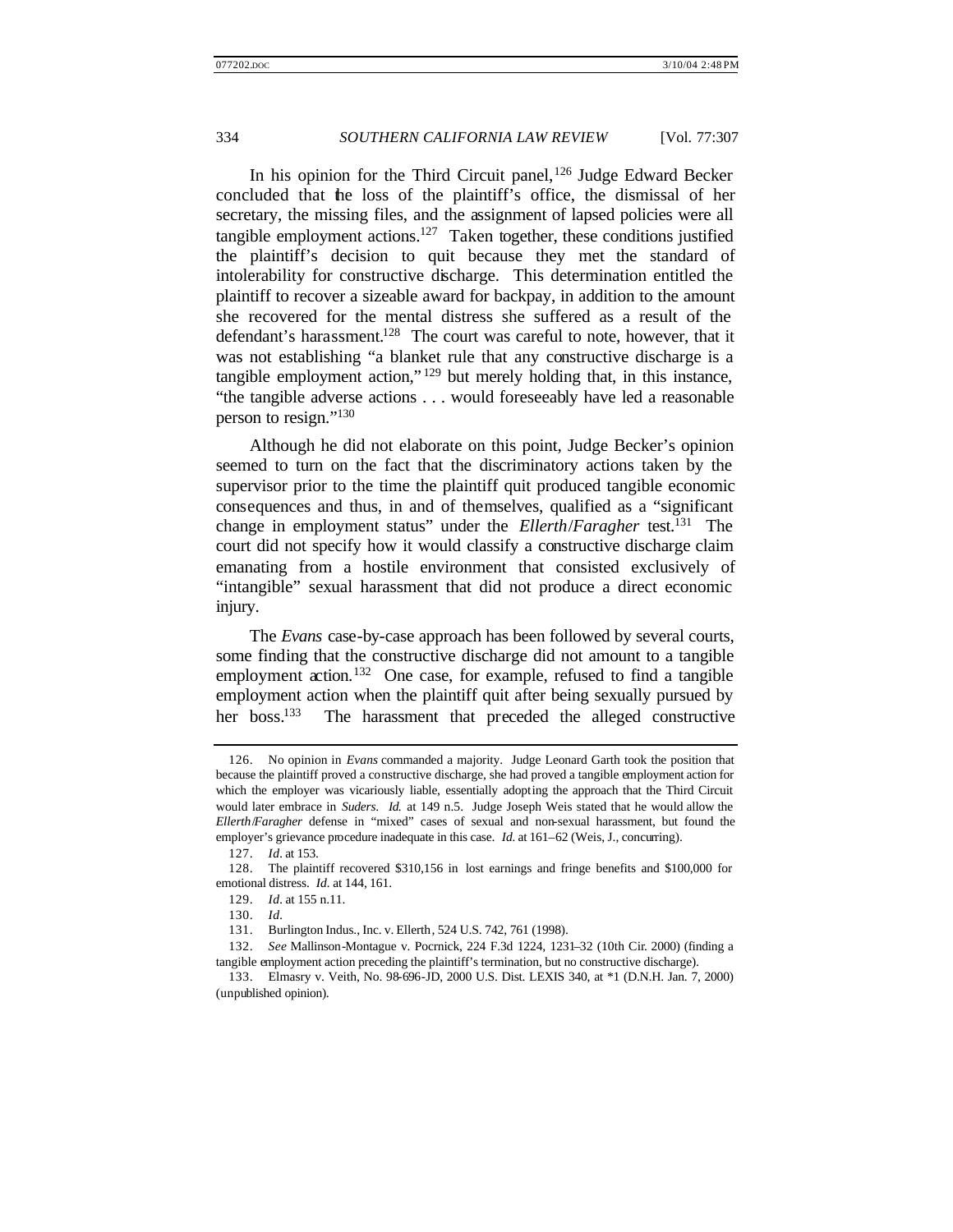In his opinion for the Third Circuit panel,[126] Judge Edward Becker concluded that the loss of the plaintiff's office, the dismissal of her secretary, the missing files, and the assignment of lapsed policies were all tangible employment actions.[127] Taken together, these conditions justified the plaintiff's decision to quit because they met the standard of intolerability for constructive discharge. This determination entitled the plaintiff to recover a sizeable award for backpay, in addition to the amount she recovered for the mental distress she suffered as a result of the defendant's harassment.[128] The court was careful to note, however, that it was not establishing "a blanket rule that any constructive discharge is a tangible employment action,"[129] but merely holding that, in this instance, "the tangible adverse actions . . . would foreseeably have led a reasonable person to resign."[130]

Although he did not elaborate on this point, Judge Becker's opinion seemed to turn on the fact that the discriminatory actions taken by the supervisor prior to the time the plaintiff quit produced tangible economic consequences and thus, in and of themselves, qualified as a "significant change in employment status" under the *Ellerth*/*Faragher* test.[131] The court did not specify how it would classify a constructive discharge claim emanating from a hostile environment that consisted exclusively of "intangible" sexual harassment that did not produce a direct economic injury.

The *Evans* case-by-case approach has been followed by several courts, some finding that the constructive discharge did not amount to a tangible employment action.[132] One case, for example, refused to find a tangible employment action when the plaintiff quit after being sexually pursued by her boss.[133] The harassment that preceded the alleged constructive

---

126. No opinion in *Evans* commanded a majority. Judge Leonard Garth took the position that because the plaintiff proved a constructive discharge, she had proved a tangible employment action for which the employer was vicariously liable, essentially adopting the approach that the Third Circuit would later embrace in *Suders*. *Id.* at 149 n.5. Judge Joseph Weis stated that he would allow the *Ellerth*/*Faragher* defense in "mixed" cases of sexual and non-sexual harassment, but found the employer's grievance procedure inadequate in this case. *Id.* at 161–62 (Weis, J., concurring).

127. *Id.* at 153.

128. The plaintiff recovered $310,156 in lost earnings and fringe benefits and $100,000 for emotional distress. *Id.* at 144, 161.

129. *Id.* at 155 n.11.

130. *Id.*

131. Burlington Indus., Inc. v. Ellerth, 524 U.S. 742, 761 (1998).

132. *See* Mallinson-Montague v. Pocrnick, 224 F.3d 1224, 1231–32 (10th Cir. 2000) (finding a tangible employment action preceding the plaintiff's termination, but no constructive discharge).

133. Elmasry v. Veith, No. 98-696-JD, 2000 U.S. Dist. LEXIS 340, at *1 (D.N.H. Jan. 7, 2000) (unpublished opinion).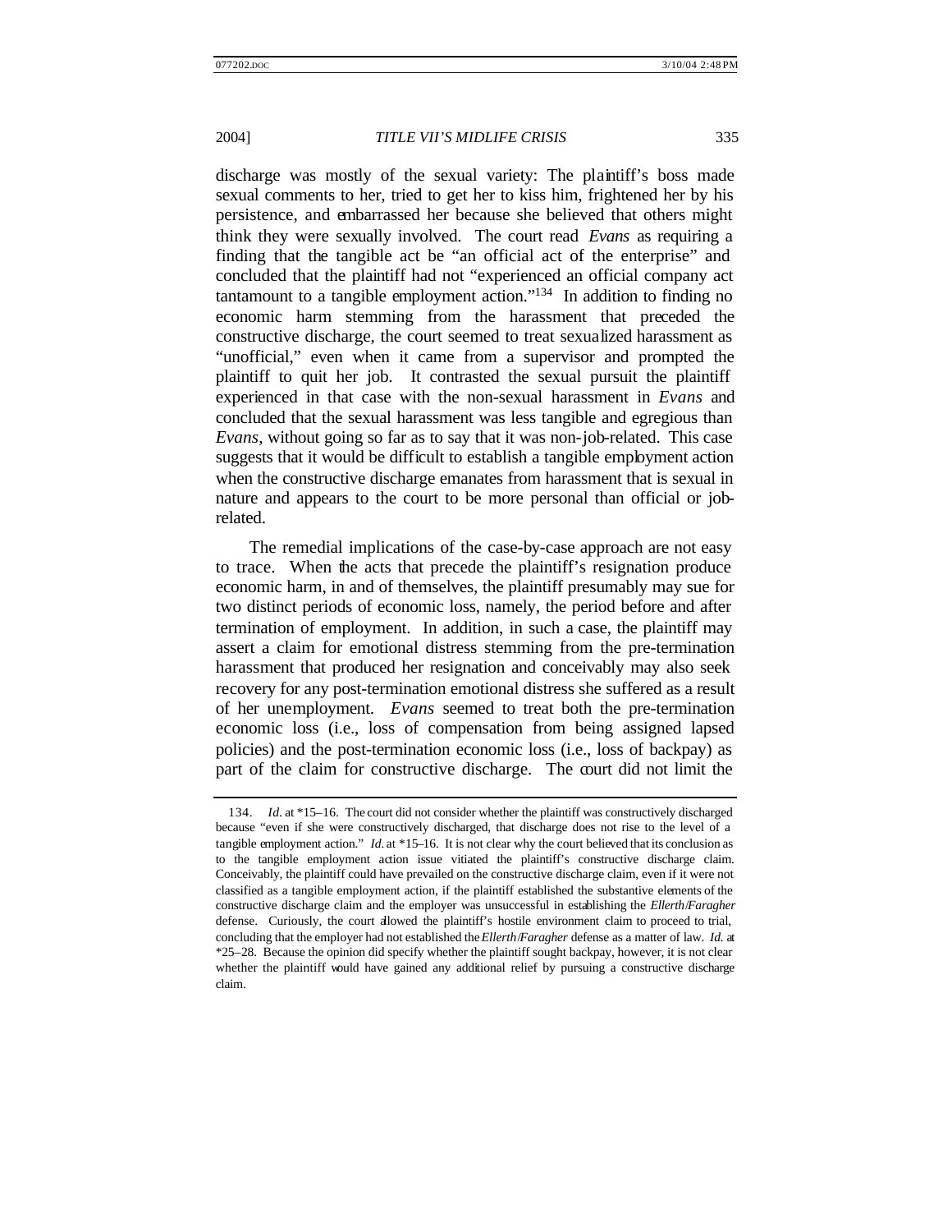discharge was mostly of the sexual variety: The plaintiff's boss made sexual comments to her, tried to get her to kiss him, frightened her by his persistence, and embarrassed her because she believed that others might think they were sexually involved. The court read *Evans* as requiring a finding that the tangible act be "an official act of the enterprise" and concluded that the plaintiff had not "experienced an official company act tantamount to a tangible employment action."[134] In addition to finding no economic harm stemming from the harassment that preceded the constructive discharge, the court seemed to treat sexualized harassment as "unofficial," even when it came from a supervisor and prompted the plaintiff to quit her job. It contrasted the sexual pursuit the plaintiff experienced in that case with the non-sexual harassment in *Evans* and concluded that the sexual harassment was less tangible and egregious than *Evans*, without going so far as to say that it was non-job-related. This case suggests that it would be difficult to establish a tangible employment action when the constructive discharge emanates from harassment that is sexual in nature and appears to the court to be more personal than official or job-related.

The remedial implications of the case-by-case approach are not easy to trace. When the acts that precede the plaintiff's resignation produce economic harm, in and of themselves, the plaintiff presumably may sue for two distinct periods of economic loss, namely, the period before and after termination of employment. In addition, in such a case, the plaintiff may assert a claim for emotional distress stemming from the pre-termination harassment that produced her resignation and conceivably may also seek recovery for any post-termination emotional distress she suffered as a result of her unemployment. *Evans* seemed to treat both the pre-termination economic loss (i.e., loss of compensation from being assigned lapsed policies) and the post-termination economic loss (i.e., loss of backpay) as part of the claim for constructive discharge. The court did not limit the

---

134. *Id.* at *15–16. The court did not consider whether the plaintiff was constructively discharged because "even if she were constructively discharged, that discharge does not rise to the level of a tangible employment action." *Id.* at *15–16. It is not clear why the court believed that its conclusion as to the tangible employment action issue vitiated the plaintiff's constructive discharge claim. Conceivably, the plaintiff could have prevailed on the constructive discharge claim, even if it were not classified as a tangible employment action, if the plaintiff established the substantive elements of the constructive discharge claim and the employer was unsuccessful in establishing the *Ellerth/Faragher* defense. Curiously, the court allowed the plaintiff's hostile environment claim to proceed to trial, concluding that the employer had not established the *Ellerth/Faragher* defense as a matter of law. *Id.* at *25–28. Because the opinion did specify whether the plaintiff sought backpay, however, it is not clear whether the plaintiff would have gained any additional relief by pursuing a constructive discharge claim.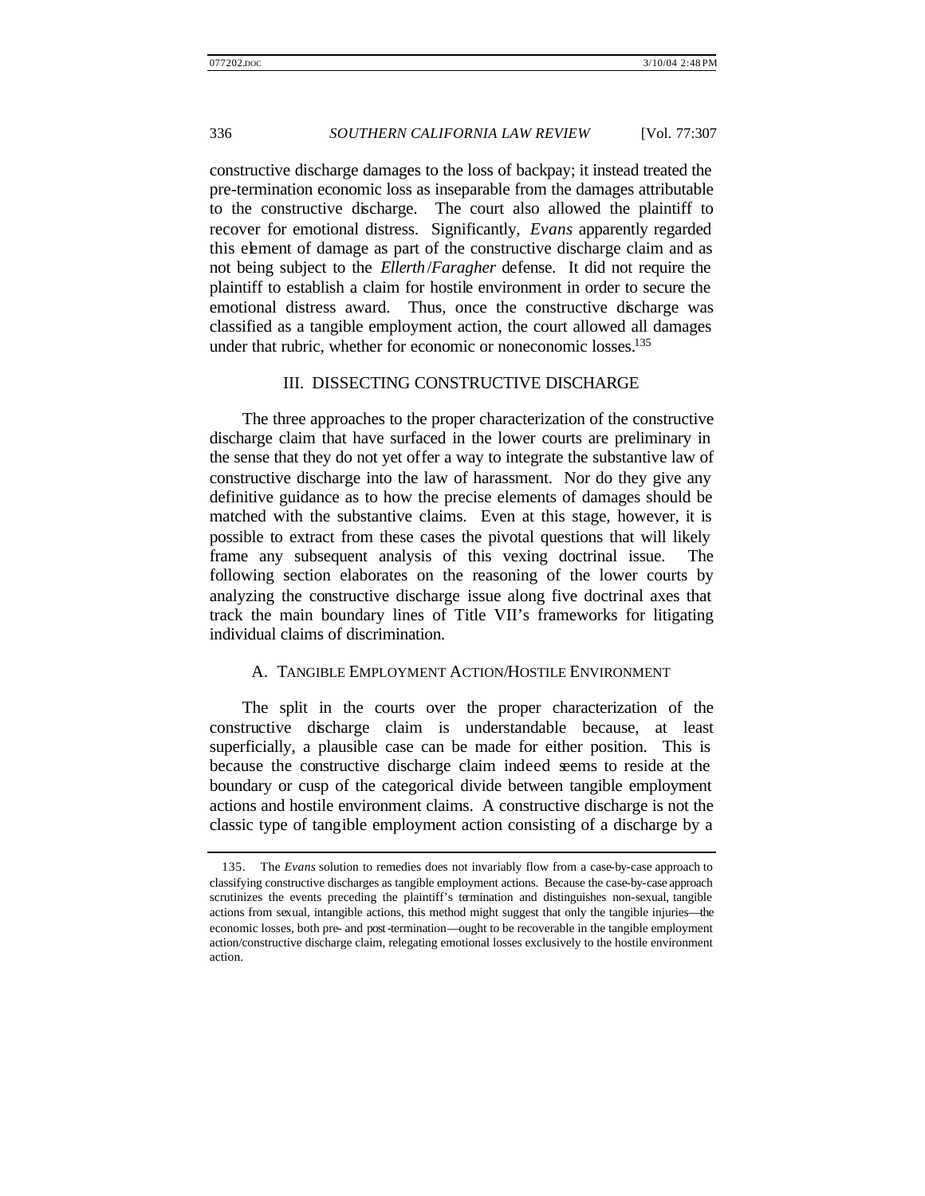constructive discharge damages to the loss of backpay; it instead treated the pre-termination economic loss as inseparable from the damages attributable to the constructive discharge. The court also allowed the plaintiff to recover for emotional distress. Significantly, *Evans* apparently regarded this element of damage as part of the constructive discharge claim and as not being subject to the *Ellerth*/*Faragher* defense. It did not require the plaintiff to establish a claim for hostile environment in order to secure the emotional distress award. Thus, once the constructive discharge was classified as a tangible employment action, the court allowed all damages under that rubric, whether for economic or noneconomic losses.[135]

## III. DISSECTING CONSTRUCTIVE DISCHARGE

The three approaches to the proper characterization of the constructive discharge claim that have surfaced in the lower courts are preliminary in the sense that they do not yet offer a way to integrate the substantive law of constructive discharge into the law of harassment. Nor do they give any definitive guidance as to how the precise elements of damages should be matched with the substantive claims. Even at this stage, however, it is possible to extract from these cases the pivotal questions that will likely frame any subsequent analysis of this vexing doctrinal issue. The following section elaborates on the reasoning of the lower courts by analyzing the constructive discharge issue along five doctrinal axes that track the main boundary lines of Title VII's frameworks for litigating individual claims of discrimination.

### A. TANGIBLE EMPLOYMENT ACTION/HOSTILE ENVIRONMENT

The split in the courts over the proper characterization of the constructive discharge claim is understandable because, at least superficially, a plausible case can be made for either position. This is because the constructive discharge claim indeed seems to reside at the boundary or cusp of the categorical divide between tangible employment actions and hostile environment claims. A constructive discharge is not the classic type of tangible employment action consisting of a discharge by a

---

135. The *Evans* solution to remedies does not invariably flow from a case-by-case approach to classifying constructive discharges as tangible employment actions. Because the case-by-case approach scrutinizes the events preceding the plaintiff's termination and distinguishes non-sexual, tangible actions from sexual, intangible actions, this method might suggest that only the tangible injuries—the economic losses, both pre- and post-termination—ought to be recoverable in the tangible employment action/constructive discharge claim, relegating emotional losses exclusively to the hostile environment action.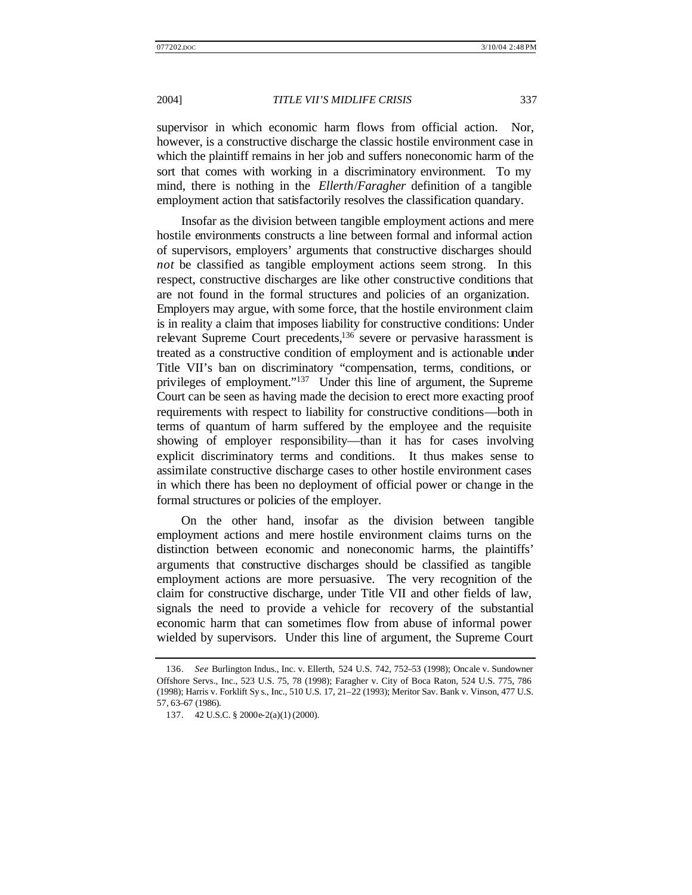supervisor in which economic harm flows from official action. Nor, however, is a constructive discharge the classic hostile environment case in which the plaintiff remains in her job and suffers noneconomic harm of the sort that comes with working in a discriminatory environment. To my mind, there is nothing in the *Ellerth*/*Faragher* definition of a tangible employment action that satisfactorily resolves the classification quandary.

Insofar as the division between tangible employment actions and mere hostile environments constructs a line between formal and informal action of supervisors, employers' arguments that constructive discharges should *not* be classified as tangible employment actions seem strong. In this respect, constructive discharges are like other constructive conditions that are not found in the formal structures and policies of an organization. Employers may argue, with some force, that the hostile environment claim is in reality a claim that imposes liability for constructive conditions: Under relevant Supreme Court precedents,[136] severe or pervasive harassment is treated as a constructive condition of employment and is actionable under Title VII's ban on discriminatory "compensation, terms, conditions, or privileges of employment."[137] Under this line of argument, the Supreme Court can be seen as having made the decision to erect more exacting proof requirements with respect to liability for constructive conditions—both in terms of quantum of harm suffered by the employee and the requisite showing of employer responsibility—than it has for cases involving explicit discriminatory terms and conditions. It thus makes sense to assimilate constructive discharge cases to other hostile environment cases in which there has been no deployment of official power or change in the formal structures or policies of the employer.

On the other hand, insofar as the division between tangible employment actions and mere hostile environment claims turns on the distinction between economic and noneconomic harms, the plaintiffs' arguments that constructive discharges should be classified as tangible employment actions are more persuasive. The very recognition of the claim for constructive discharge, under Title VII and other fields of law, signals the need to provide a vehicle for recovery of the substantial economic harm that can sometimes flow from abuse of informal power wielded by supervisors. Under this line of argument, the Supreme Court

---

136. *See* Burlington Indus., Inc. v. Ellerth, 524 U.S. 742, 752–53 (1998); Oncale v. Sundowner Offshore Servs., Inc., 523 U.S. 75, 78 (1998); Faragher v. City of Boca Raton, 524 U.S. 775, 786 (1998); Harris v. Forklift Sys., Inc., 510 U.S. 17, 21–22 (1993); Meritor Sav. Bank v. Vinson, 477 U.S. 57, 63–67 (1986).

137. 42 U.S.C. § 2000e-2(a)(1) (2000).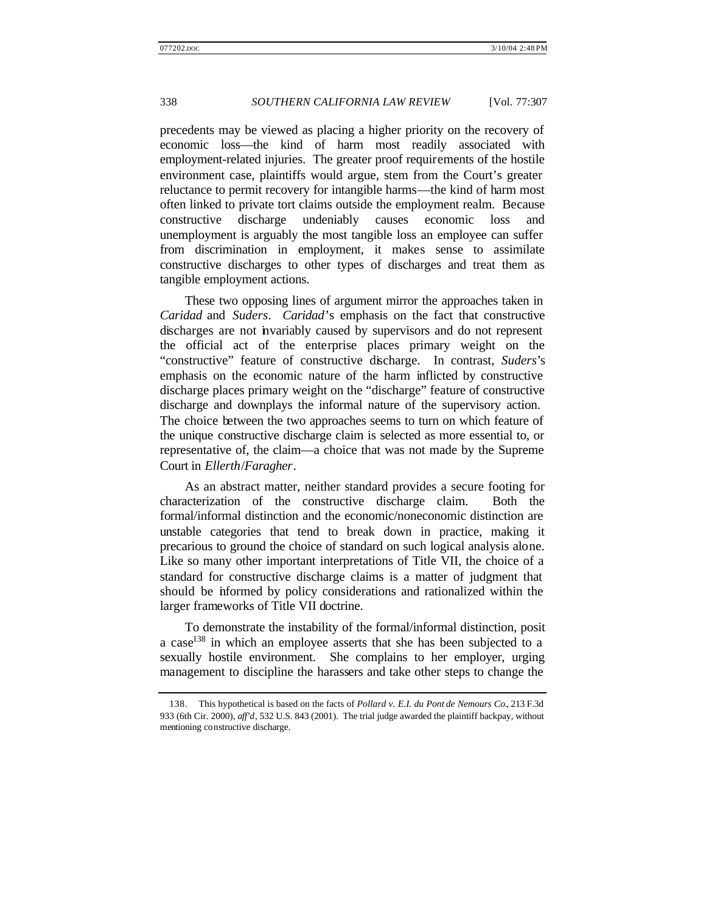precedents may be viewed as placing a higher priority on the recovery of economic loss—the kind of harm most readily associated with employment-related injuries. The greater proof requirements of the hostile environment case, plaintiffs would argue, stem from the Court's greater reluctance to permit recovery for intangible harms—the kind of harm most often linked to private tort claims outside the employment realm. Because constructive discharge undeniably causes economic loss and unemployment is arguably the most tangible loss an employee can suffer from discrimination in employment, it makes sense to assimilate constructive discharges to other types of discharges and treat them as tangible employment actions.

These two opposing lines of argument mirror the approaches taken in *Caridad* and *Suders*. *Caridad*'s emphasis on the fact that constructive discharges are not invariably caused by supervisors and do not represent the official act of the enterprise places primary weight on the "constructive" feature of constructive discharge. In contrast, *Suders*'s emphasis on the economic nature of the harm inflicted by constructive discharge places primary weight on the "discharge" feature of constructive discharge and downplays the informal nature of the supervisory action. The choice between the two approaches seems to turn on which feature of the unique constructive discharge claim is selected as more essential to, or representative of, the claim—a choice that was not made by the Supreme Court in *Ellerth*/*Faragher*.

As an abstract matter, neither standard provides a secure footing for characterization of the constructive discharge claim. Both the formal/informal distinction and the economic/noneconomic distinction are unstable categories that tend to break down in practice, making it precarious to ground the choice of standard on such logical analysis alone. Like so many other important interpretations of Title VII, the choice of a standard for constructive discharge claims is a matter of judgment that should be informed by policy considerations and rationalized within the larger frameworks of Title VII doctrine.

To demonstrate the instability of the formal/informal distinction, posit a case[138] in which an employee asserts that she has been subjected to a sexually hostile environment. She complains to her employer, urging management to discipline the harassers and take other steps to change the

138. This hypothetical is based on the facts of *Pollard v. E.I. du Pont de Nemours Co.*, 213 F.3d 933 (6th Cir. 2000), *aff'd*, 532 U.S. 843 (2001). The trial judge awarded the plaintiff backpay, without mentioning constructive discharge.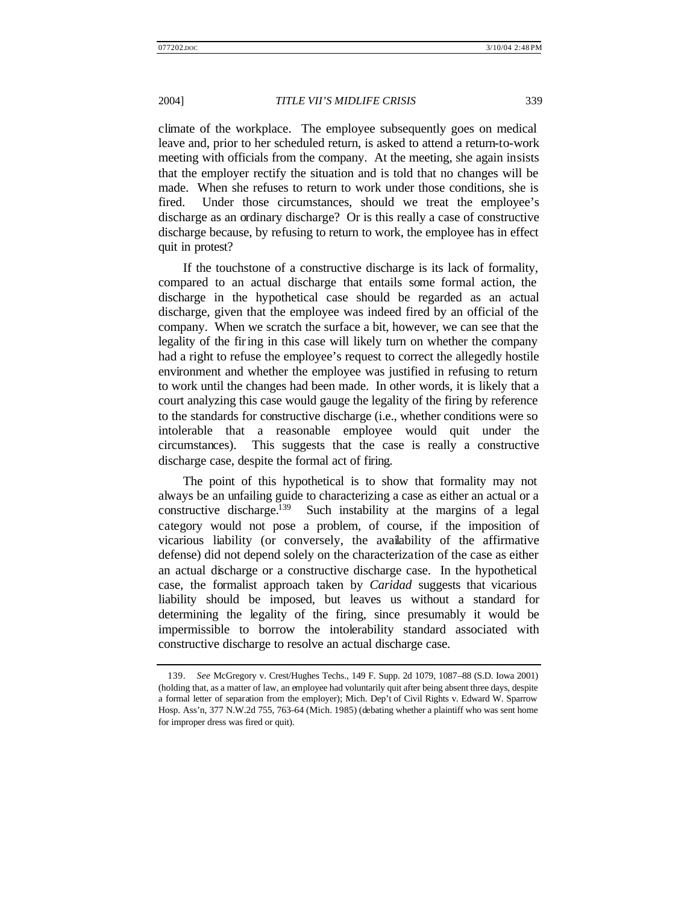climate of the workplace. The employee subsequently goes on medical leave and, prior to her scheduled return, is asked to attend a return-to-work meeting with officials from the company. At the meeting, she again insists that the employer rectify the situation and is told that no changes will be made. When she refuses to return to work under those conditions, she is fired. Under those circumstances, should we treat the employee's discharge as an ordinary discharge? Or is this really a case of constructive discharge because, by refusing to return to work, the employee has in effect quit in protest?

If the touchstone of a constructive discharge is its lack of formality, compared to an actual discharge that entails some formal action, the discharge in the hypothetical case should be regarded as an actual discharge, given that the employee was indeed fired by an official of the company. When we scratch the surface a bit, however, we can see that the legality of the firing in this case will likely turn on whether the company had a right to refuse the employee's request to correct the allegedly hostile environment and whether the employee was justified in refusing to return to work until the changes had been made. In other words, it is likely that a court analyzing this case would gauge the legality of the firing by reference to the standards for constructive discharge (i.e., whether conditions were so intolerable that a reasonable employee would quit under the circumstances). This suggests that the case is really a constructive discharge case, despite the formal act of firing.

The point of this hypothetical is to show that formality may not always be an unfailing guide to characterizing a case as either an actual or a constructive discharge.[139] Such instability at the margins of a legal category would not pose a problem, of course, if the imposition of vicarious liability (or conversely, the availability of the affirmative defense) did not depend solely on the characterization of the case as either an actual discharge or a constructive discharge case. In the hypothetical case, the formalist approach taken by *Caridad* suggests that vicarious liability should be imposed, but leaves us without a standard for determining the legality of the firing, since presumably it would be impermissible to borrow the intolerability standard associated with constructive discharge to resolve an actual discharge case.

---

139. *See* McGregory v. Crest/Hughes Techs., 149 F. Supp. 2d 1079, 1087–88 (S.D. Iowa 2001) (holding that, as a matter of law, an employee had voluntarily quit after being absent three days, despite a formal letter of separation from the employer); Mich. Dep't of Civil Rights v. Edward W. Sparrow Hosp. Ass'n, 377 N.W.2d 755, 763–64 (Mich. 1985) (debating whether a plaintiff who was sent home for improper dress was fired or quit).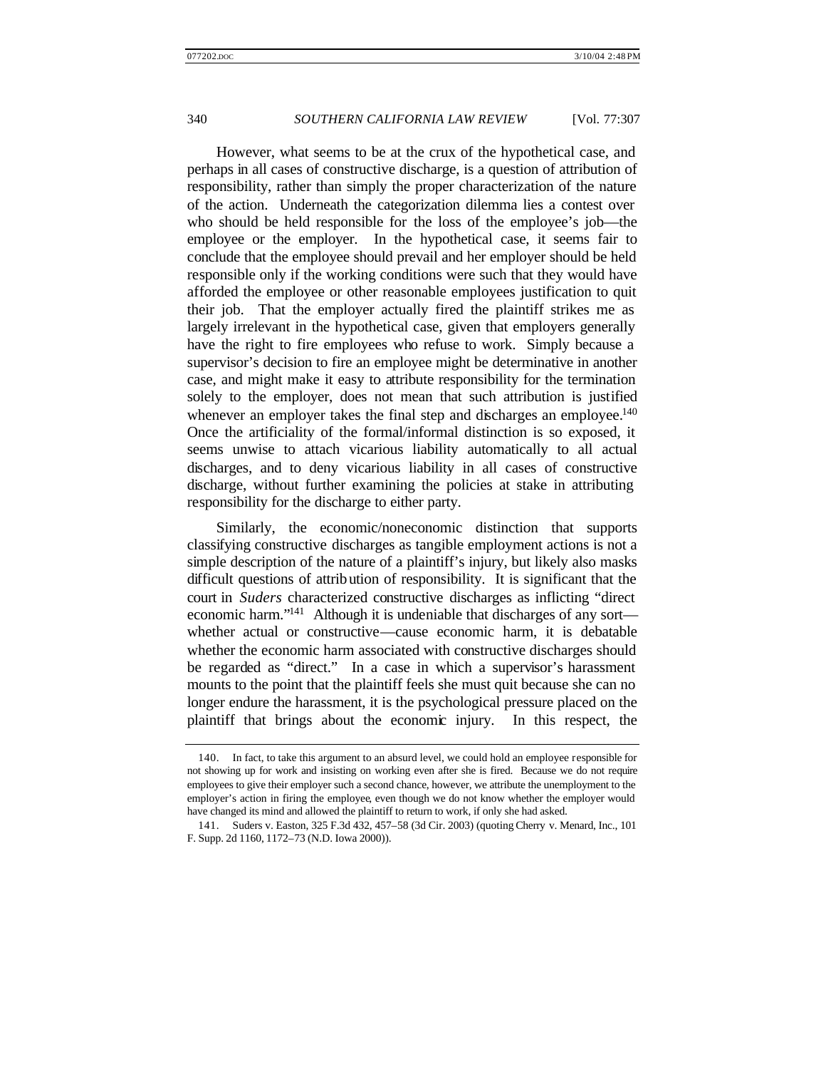However, what seems to be at the crux of the hypothetical case, and perhaps in all cases of constructive discharge, is a question of attribution of responsibility, rather than simply the proper characterization of the nature of the action. Underneath the categorization dilemma lies a contest over who should be held responsible for the loss of the employee's job—the employee or the employer. In the hypothetical case, it seems fair to conclude that the employee should prevail and her employer should be held responsible only if the working conditions were such that they would have afforded the employee or other reasonable employees justification to quit their job. That the employer actually fired the plaintiff strikes me as largely irrelevant in the hypothetical case, given that employers generally have the right to fire employees who refuse to work. Simply because a supervisor's decision to fire an employee might be determinative in another case, and might make it easy to attribute responsibility for the termination solely to the employer, does not mean that such attribution is justified whenever an employer takes the final step and discharges an employee.[140] Once the artificiality of the formal/informal distinction is so exposed, it seems unwise to attach vicarious liability automatically to all actual discharges, and to deny vicarious liability in all cases of constructive discharge, without further examining the policies at stake in attributing responsibility for the discharge to either party.

Similarly, the economic/noneconomic distinction that supports classifying constructive discharges as tangible employment actions is not a simple description of the nature of a plaintiff's injury, but likely also masks difficult questions of attribution of responsibility. It is significant that the court in *Suders* characterized constructive discharges as inflicting "direct economic harm."[141] Although it is undeniable that discharges of any sort—whether actual or constructive—cause economic harm, it is debatable whether the economic harm associated with constructive discharges should be regarded as "direct." In a case in which a supervisor's harassment mounts to the point that the plaintiff feels she must quit because she can no longer endure the harassment, it is the psychological pressure placed on the plaintiff that brings about the economic injury. In this respect, the

---

140. In fact, to take this argument to an absurd level, we could hold an employee responsible for not showing up for work and insisting on working even after she is fired. Because we do not require employees to give their employer such a second chance, however, we attribute the unemployment to the employer's action in firing the employee, even though we do not know whether the employer would have changed its mind and allowed the plaintiff to return to work, if only she had asked.

141. Suders v. Easton, 325 F.3d 432, 457–58 (3d Cir. 2003) (quoting Cherry v. Menard, Inc., 101 F. Supp. 2d 1160, 1172–73 (N.D. Iowa 2000)).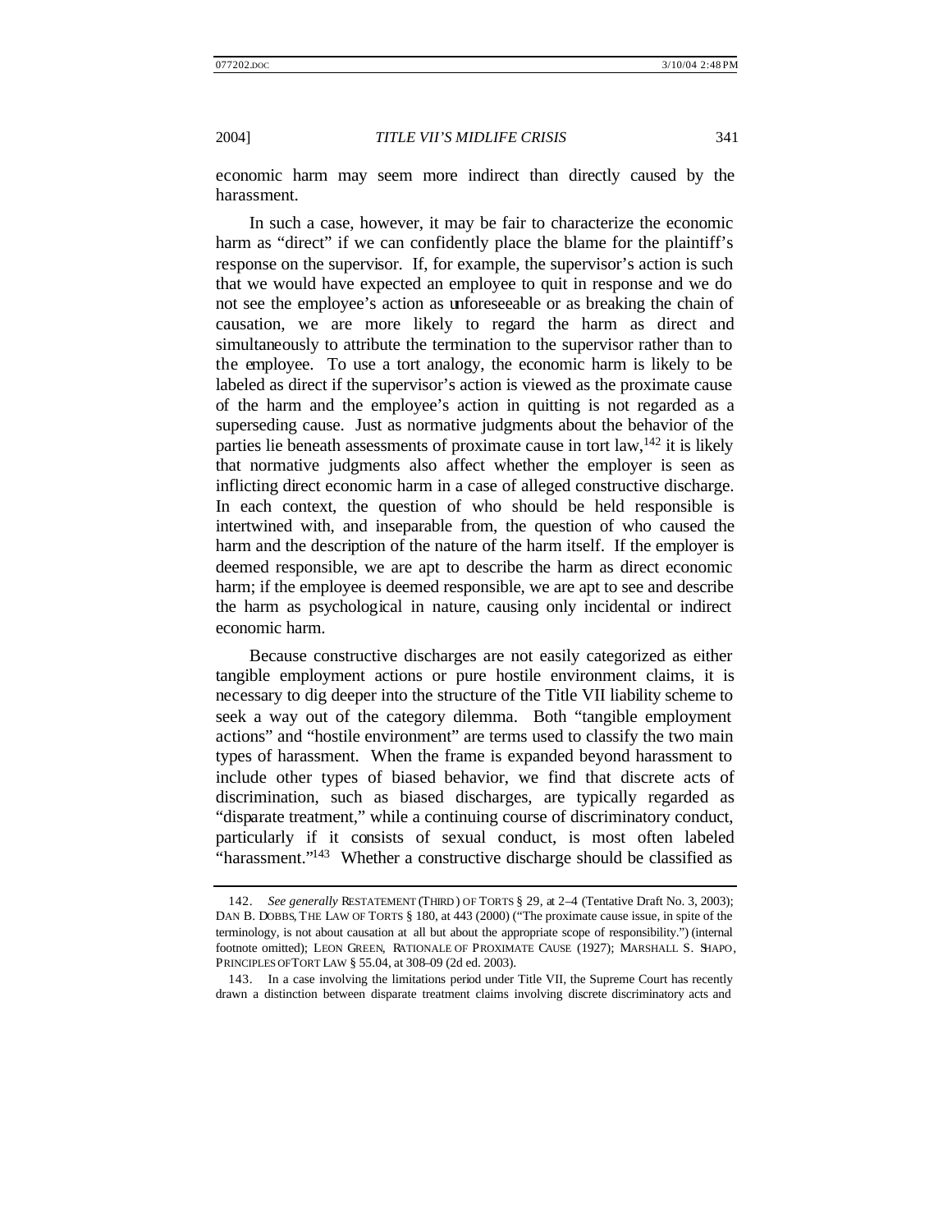economic harm may seem more indirect than directly caused by the harassment.

In such a case, however, it may be fair to characterize the economic harm as "direct" if we can confidently place the blame for the plaintiff's response on the supervisor. If, for example, the supervisor's action is such that we would have expected an employee to quit in response and we do not see the employee's action as unforeseeable or as breaking the chain of causation, we are more likely to regard the harm as direct and simultaneously to attribute the termination to the supervisor rather than to the employee. To use a tort analogy, the economic harm is likely to be labeled as direct if the supervisor's action is viewed as the proximate cause of the harm and the employee's action in quitting is not regarded as a superseding cause. Just as normative judgments about the behavior of the parties lie beneath assessments of proximate cause in tort law,[142] it is likely that normative judgments also affect whether the employer is seen as inflicting direct economic harm in a case of alleged constructive discharge. In each context, the question of who should be held responsible is intertwined with, and inseparable from, the question of who caused the harm and the description of the nature of the harm itself. If the employer is deemed responsible, we are apt to describe the harm as direct economic harm; if the employee is deemed responsible, we are apt to see and describe the harm as psychological in nature, causing only incidental or indirect economic harm.

Because constructive discharges are not easily categorized as either tangible employment actions or pure hostile environment claims, it is necessary to dig deeper into the structure of the Title VII liability scheme to seek a way out of the category dilemma. Both "tangible employment actions" and "hostile environment" are terms used to classify the two main types of harassment. When the frame is expanded beyond harassment to include other types of biased behavior, we find that discrete acts of discrimination, such as biased discharges, are typically regarded as "disparate treatment," while a continuing course of discriminatory conduct, particularly if it consists of sexual conduct, is most often labeled "harassment."[143] Whether a constructive discharge should be classified as

---

142. *See generally* RESTATEMENT (THIRD) OF TORTS § 29, at 2–4 (Tentative Draft No. 3, 2003); DAN B. DOBBS, THE LAW OF TORTS § 180, at 443 (2000) ("The proximate cause issue, in spite of the terminology, is not about causation at all but about the appropriate scope of responsibility.") (internal footnote omitted); LEON GREEN, RATIONALE OF PROXIMATE CAUSE (1927); MARSHALL S. SHAPO, PRINCIPLES OF TORT LAW § 55.04, at 308–09 (2d ed. 2003).

143. In a case involving the limitations period under Title VII, the Supreme Court has recently drawn a distinction between disparate treatment claims involving discrete discriminatory acts and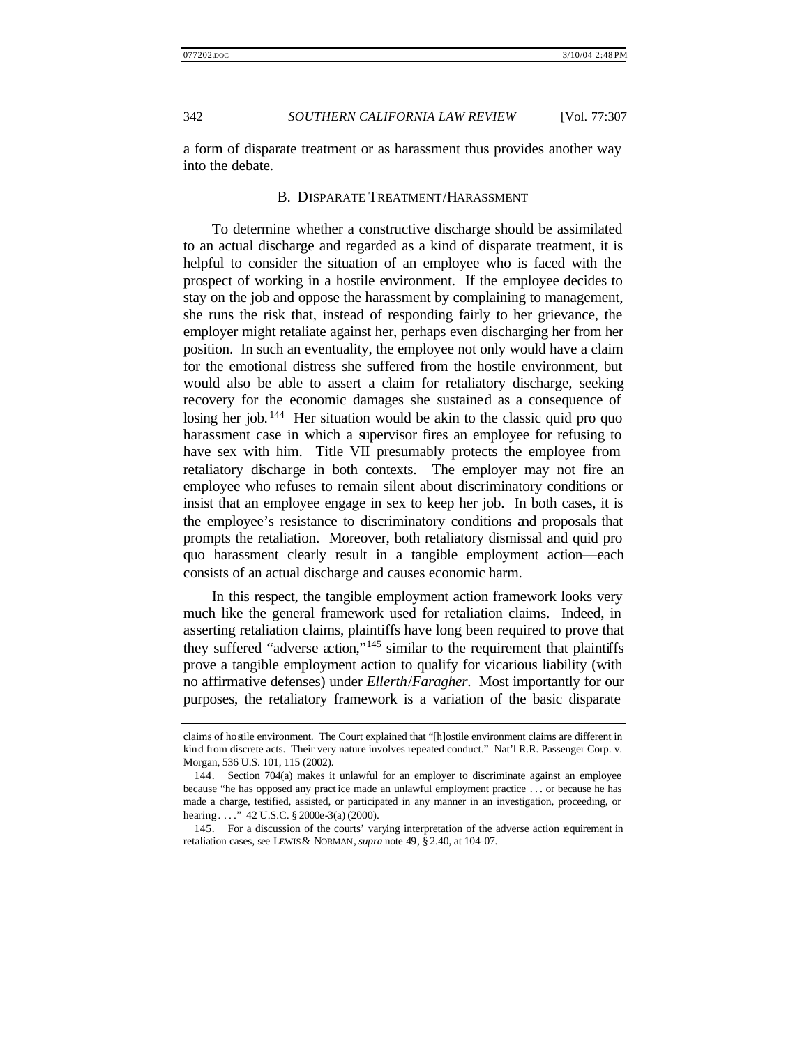a form of disparate treatment or as harassment thus provides another way into the debate.

### B. Disparate Treatment/Harassment

To determine whether a constructive discharge should be assimilated to an actual discharge and regarded as a kind of disparate treatment, it is helpful to consider the situation of an employee who is faced with the prospect of working in a hostile environment. If the employee decides to stay on the job and oppose the harassment by complaining to management, she runs the risk that, instead of responding fairly to her grievance, the employer might retaliate against her, perhaps even discharging her from her position. In such an eventuality, the employee not only would have a claim for the emotional distress she suffered from the hostile environment, but would also be able to assert a claim for retaliatory discharge, seeking recovery for the economic damages she sustained as a consequence of losing her job.[144] Her situation would be akin to the classic quid pro quo harassment case in which a supervisor fires an employee for refusing to have sex with him. Title VII presumably protects the employee from retaliatory discharge in both contexts. The employer may not fire an employee who refuses to remain silent about discriminatory conditions or insist that an employee engage in sex to keep her job. In both cases, it is the employee's resistance to discriminatory conditions and proposals that prompts the retaliation. Moreover, both retaliatory dismissal and quid pro quo harassment clearly result in a tangible employment action—each consists of an actual discharge and causes economic harm.

In this respect, the tangible employment action framework looks very much like the general framework used for retaliation claims. Indeed, in asserting retaliation claims, plaintiffs have long been required to prove that they suffered "adverse action,"[145] similar to the requirement that plaintiffs prove a tangible employment action to qualify for vicarious liability (with no affirmative defenses) under *Ellerth*/*Faragher*. Most importantly for our purposes, the retaliatory framework is a variation of the basic disparate

---

claims of hostile environment. The Court explained that "[h]ostile environment claims are different in kind from discrete acts. Their very nature involves repeated conduct." Nat'l R.R. Passenger Corp. v. Morgan, 536 U.S. 101, 115 (2002).

144. Section 704(a) makes it unlawful for an employer to discriminate against an employee because "he has opposed any practice made an unlawful employment practice . . . or because he has made a charge, testified, assisted, or participated in any manner in an investigation, proceeding, or hearing. . . ." 42 U.S.C. § 2000e-3(a) (2000).

145. For a discussion of the courts' varying interpretation of the adverse action requirement in retaliation cases, see LEWIS & NORMAN, *supra* note 49, § 2.40, at 104–07.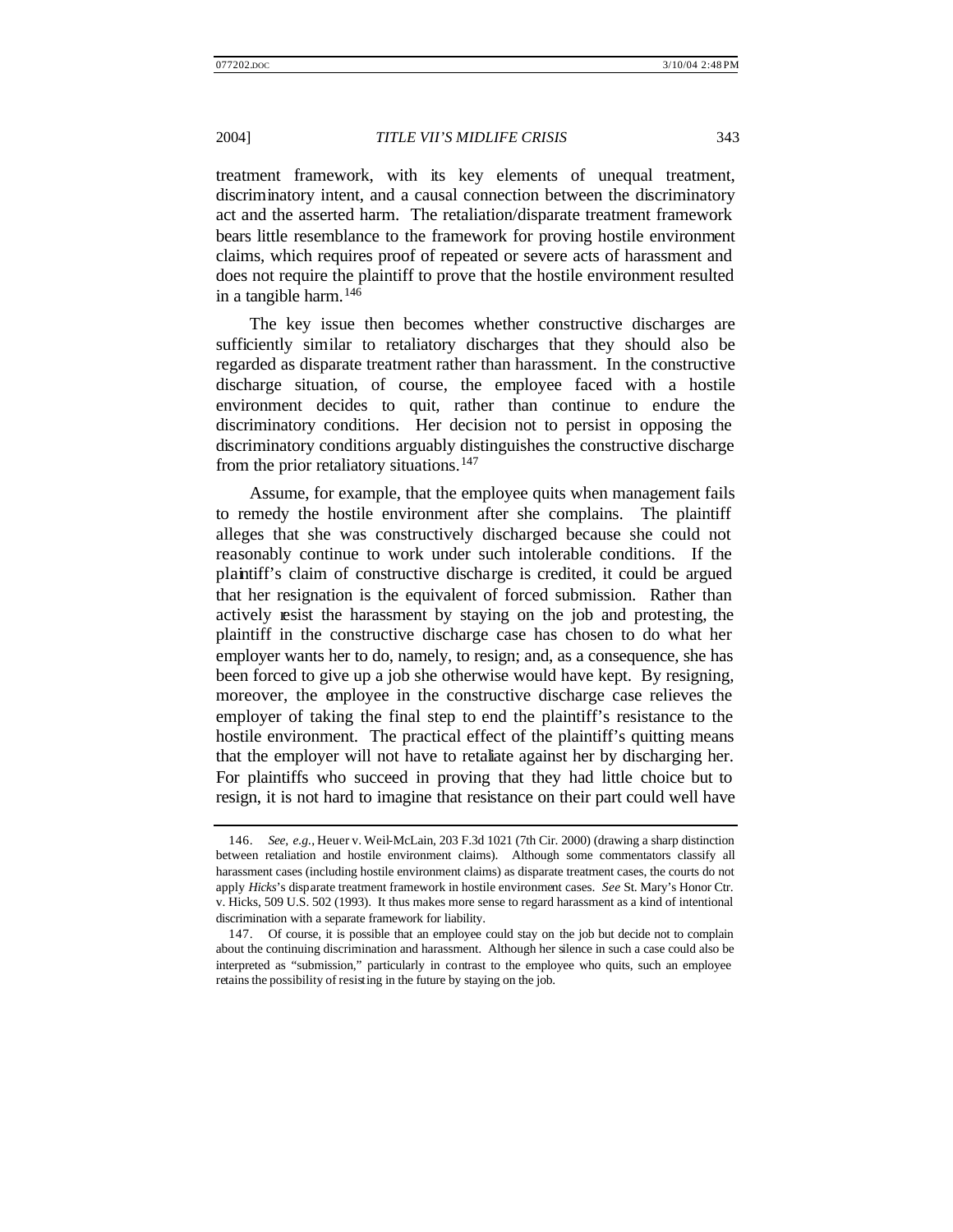treatment framework, with its key elements of unequal treatment, discriminatory intent, and a causal connection between the discriminatory act and the asserted harm. The retaliation/disparate treatment framework bears little resemblance to the framework for proving hostile environment claims, which requires proof of repeated or severe acts of harassment and does not require the plaintiff to prove that the hostile environment resulted in a tangible harm.[146]

The key issue then becomes whether constructive discharges are sufficiently similar to retaliatory discharges that they should also be regarded as disparate treatment rather than harassment. In the constructive discharge situation, of course, the employee faced with a hostile environment decides to quit, rather than continue to endure the discriminatory conditions. Her decision not to persist in opposing the discriminatory conditions arguably distinguishes the constructive discharge from the prior retaliatory situations.[147]

Assume, for example, that the employee quits when management fails to remedy the hostile environment after she complains. The plaintiff alleges that she was constructively discharged because she could not reasonably continue to work under such intolerable conditions. If the plaintiff's claim of constructive discharge is credited, it could be argued that her resignation is the equivalent of forced submission. Rather than actively resist the harassment by staying on the job and protesting, the plaintiff in the constructive discharge case has chosen to do what her employer wants her to do, namely, to resign; and, as a consequence, she has been forced to give up a job she otherwise would have kept. By resigning, moreover, the employee in the constructive discharge case relieves the employer of taking the final step to end the plaintiff's resistance to the hostile environment. The practical effect of the plaintiff's quitting means that the employer will not have to retaliate against her by discharging her. For plaintiffs who succeed in proving that they had little choice but to resign, it is not hard to imagine that resistance on their part could well have

---

146. *See, e.g.*, Heuer v. Weil-McLain, 203 F.3d 1021 (7th Cir. 2000) (drawing a sharp distinction between retaliation and hostile environment claims). Although some commentators classify all harassment cases (including hostile environment claims) as disparate treatment cases, the courts do not apply *Hicks*'s disparate treatment framework in hostile environment cases. *See* St. Mary's Honor Ctr. v. Hicks, 509 U.S. 502 (1993). It thus makes more sense to regard harassment as a kind of intentional discrimination with a separate framework for liability.

147. Of course, it is possible that an employee could stay on the job but decide not to complain about the continuing discrimination and harassment. Although her silence in such a case could also be interpreted as "submission," particularly in contrast to the employee who quits, such an employee retains the possibility of resisting in the future by staying on the job.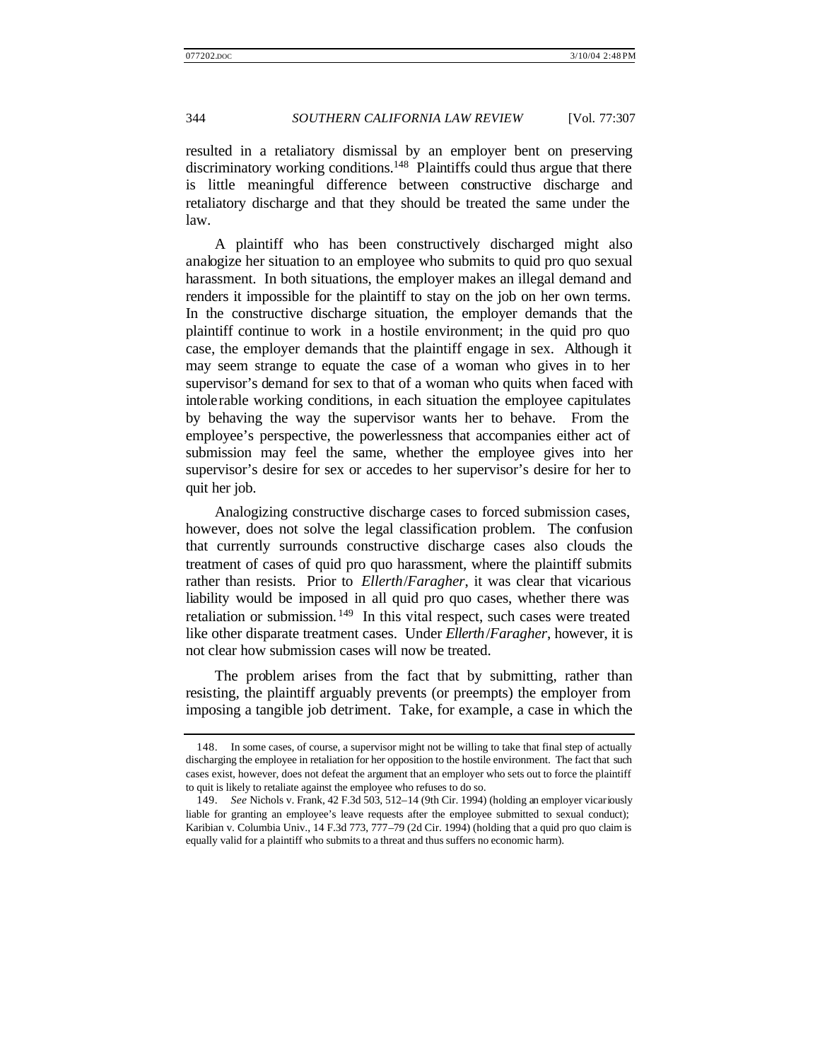resulted in a retaliatory dismissal by an employer bent on preserving discriminatory working conditions.[148] Plaintiffs could thus argue that there is little meaningful difference between constructive discharge and retaliatory discharge and that they should be treated the same under the law.

A plaintiff who has been constructively discharged might also analogize her situation to an employee who submits to quid pro quo sexual harassment. In both situations, the employer makes an illegal demand and renders it impossible for the plaintiff to stay on the job on her own terms. In the constructive discharge situation, the employer demands that the plaintiff continue to work in a hostile environment; in the quid pro quo case, the employer demands that the plaintiff engage in sex. Although it may seem strange to equate the case of a woman who gives in to her supervisor's demand for sex to that of a woman who quits when faced with intolerable working conditions, in each situation the employee capitulates by behaving the way the supervisor wants her to behave. From the employee's perspective, the powerlessness that accompanies either act of submission may feel the same, whether the employee gives into her supervisor's desire for sex or accedes to her supervisor's desire for her to quit her job.

Analogizing constructive discharge cases to forced submission cases, however, does not solve the legal classification problem. The confusion that currently surrounds constructive discharge cases also clouds the treatment of cases of quid pro quo harassment, where the plaintiff submits rather than resists. Prior to *Ellerth/Faragher*, it was clear that vicarious liability would be imposed in all quid pro quo cases, whether there was retaliation or submission.[149] In this vital respect, such cases were treated like other disparate treatment cases. Under *Ellerth/Faragher*, however, it is not clear how submission cases will now be treated.

The problem arises from the fact that by submitting, rather than resisting, the plaintiff arguably prevents (or preempts) the employer from imposing a tangible job detriment. Take, for example, a case in which the

---

148. In some cases, of course, a supervisor might not be willing to take that final step of actually discharging the employee in retaliation for her opposition to the hostile environment. The fact that such cases exist, however, does not defeat the argument that an employer who sets out to force the plaintiff to quit is likely to retaliate against the employee who refuses to do so.

149. *See* Nichols v. Frank, 42 F.3d 503, 512–14 (9th Cir. 1994) (holding an employer vicariously liable for granting an employee's leave requests after the employee submitted to sexual conduct); Karibian v. Columbia Univ., 14 F.3d 773, 777–79 (2d Cir. 1994) (holding that a quid pro quo claim is equally valid for a plaintiff who submits to a threat and thus suffers no economic harm).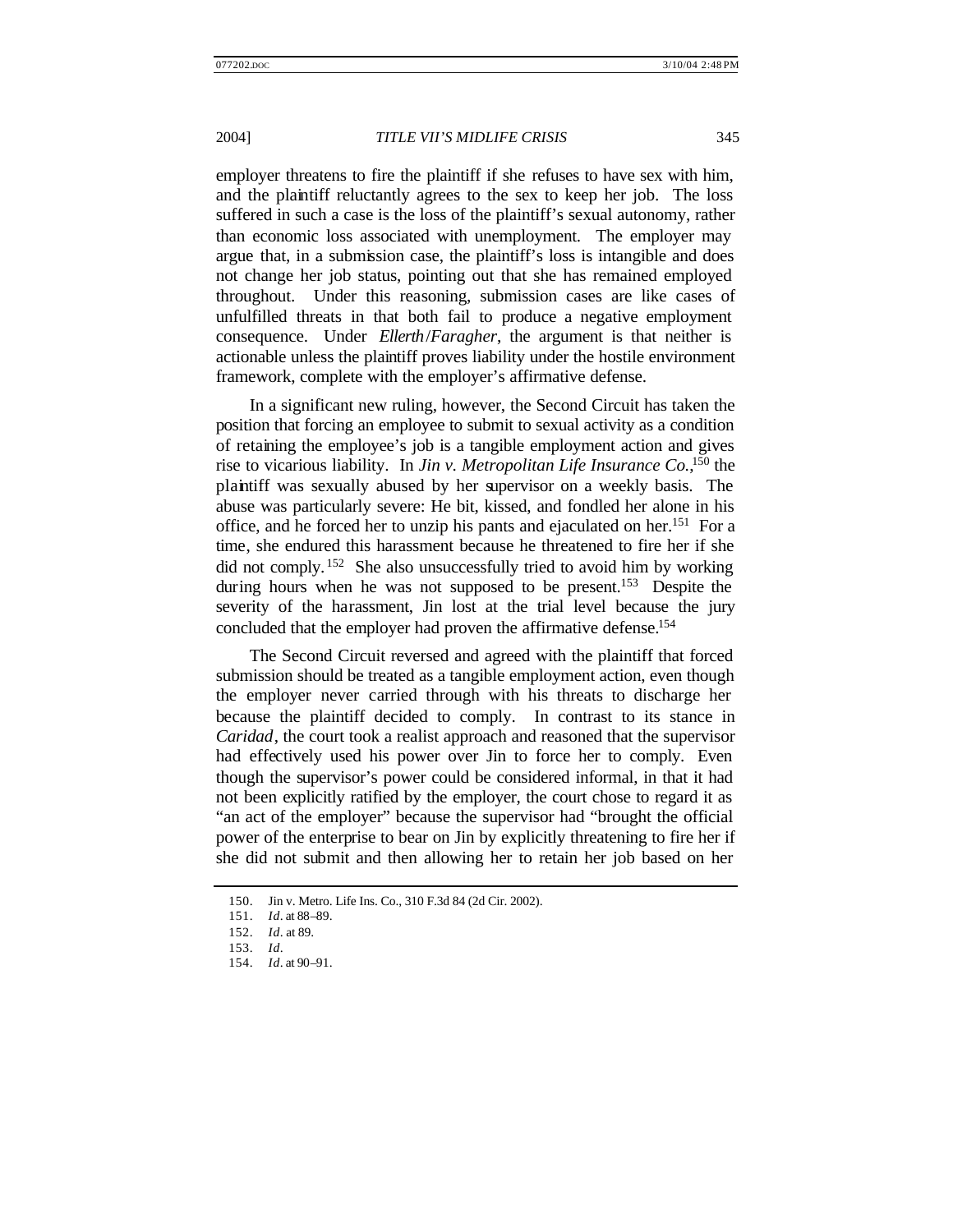employer threatens to fire the plaintiff if she refuses to have sex with him, and the plaintiff reluctantly agrees to the sex to keep her job. The loss suffered in such a case is the loss of the plaintiff's sexual autonomy, rather than economic loss associated with unemployment. The employer may argue that, in a submission case, the plaintiff's loss is intangible and does not change her job status, pointing out that she has remained employed throughout. Under this reasoning, submission cases are like cases of unfulfilled threats in that both fail to produce a negative employment consequence. Under *Ellerth*/*Faragher*, the argument is that neither is actionable unless the plaintiff proves liability under the hostile environment framework, complete with the employer's affirmative defense.

In a significant new ruling, however, the Second Circuit has taken the position that forcing an employee to submit to sexual activity as a condition of retaining the employee's job is a tangible employment action and gives rise to vicarious liability. In *Jin v. Metropolitan Life Insurance Co.*,[150] the plaintiff was sexually abused by her supervisor on a weekly basis. The abuse was particularly severe: He bit, kissed, and fondled her alone in his office, and he forced her to unzip his pants and ejaculated on her.[151] For a time, she endured this harassment because he threatened to fire her if she did not comply.[152] She also unsuccessfully tried to avoid him by working during hours when he was not supposed to be present.[153] Despite the severity of the harassment, Jin lost at the trial level because the jury concluded that the employer had proven the affirmative defense.[154]

The Second Circuit reversed and agreed with the plaintiff that forced submission should be treated as a tangible employment action, even though the employer never carried through with his threats to discharge her because the plaintiff decided to comply. In contrast to its stance in *Caridad*, the court took a realist approach and reasoned that the supervisor had effectively used his power over Jin to force her to comply. Even though the supervisor's power could be considered informal, in that it had not been explicitly ratified by the employer, the court chose to regard it as "an act of the employer" because the supervisor had "brought the official power of the enterprise to bear on Jin by explicitly threatening to fire her if she did not submit and then allowing her to retain her job based on her

---

150. Jin v. Metro. Life Ins. Co., 310 F.3d 84 (2d Cir. 2002).

151. *Id*. at 88–89.

152. *Id*. at 89.

153. *Id*.

154. *Id*. at 90–91.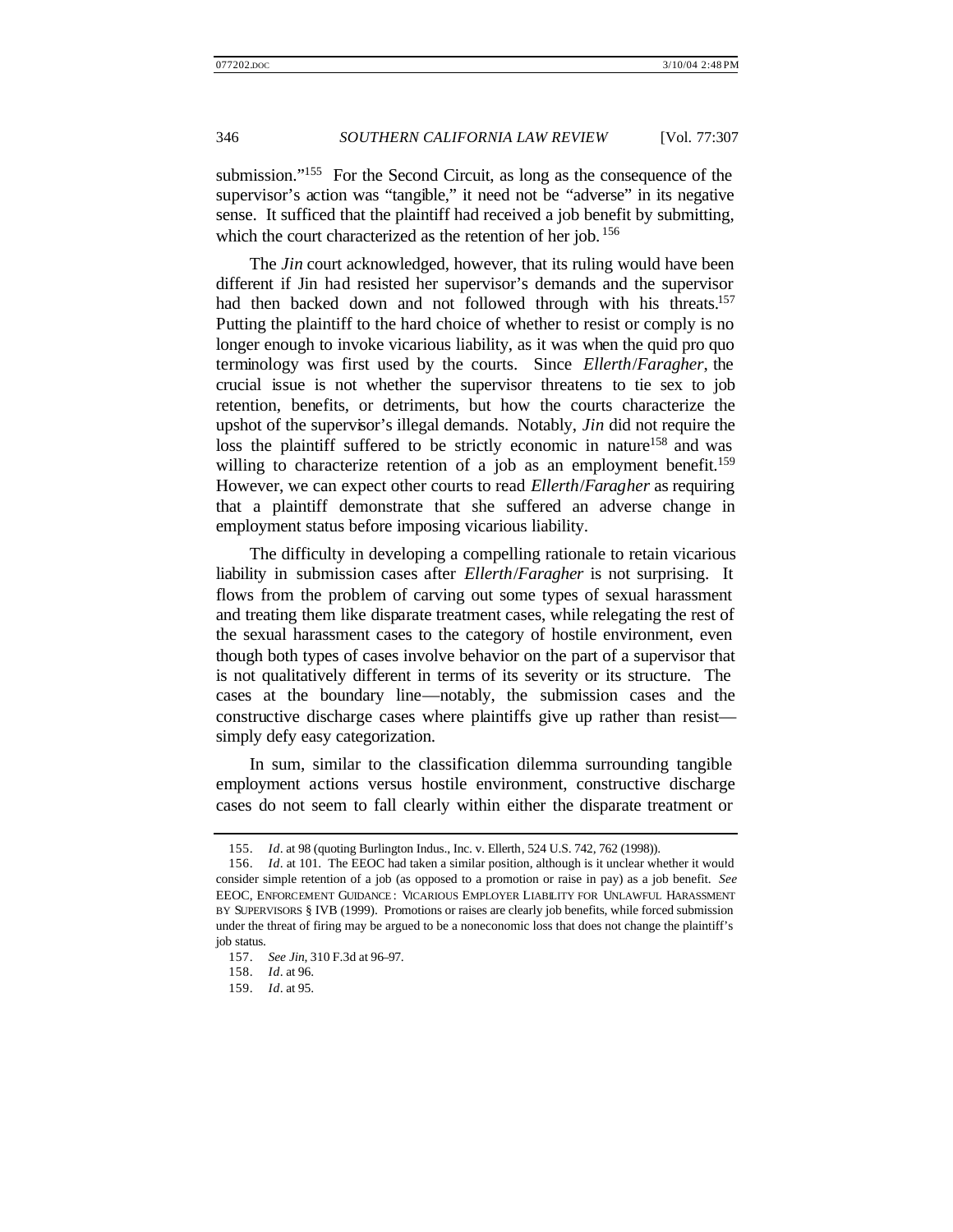submission."[155] For the Second Circuit, as long as the consequence of the supervisor's action was "tangible," it need not be "adverse" in its negative sense. It sufficed that the plaintiff had received a job benefit by submitting, which the court characterized as the retention of her job.[156]

The *Jin* court acknowledged, however, that its ruling would have been different if Jin had resisted her supervisor's demands and the supervisor had then backed down and not followed through with his threats.[157] Putting the plaintiff to the hard choice of whether to resist or comply is no longer enough to invoke vicarious liability, as it was when the quid pro quo terminology was first used by the courts. Since *Ellerth*/*Faragher*, the crucial issue is not whether the supervisor threatens to tie sex to job retention, benefits, or detriments, but how the courts characterize the upshot of the supervisor's illegal demands. Notably, *Jin* did not require the loss the plaintiff suffered to be strictly economic in nature[158] and was willing to characterize retention of a job as an employment benefit.[159] However, we can expect other courts to read *Ellerth*/*Faragher* as requiring that a plaintiff demonstrate that she suffered an adverse change in employment status before imposing vicarious liability.

The difficulty in developing a compelling rationale to retain vicarious liability in submission cases after *Ellerth*/*Faragher* is not surprising. It flows from the problem of carving out some types of sexual harassment and treating them like disparate treatment cases, while relegating the rest of the sexual harassment cases to the category of hostile environment, even though both types of cases involve behavior on the part of a supervisor that is not qualitatively different in terms of its severity or its structure. The cases at the boundary line—notably, the submission cases and the constructive discharge cases where plaintiffs give up rather than resist—simply defy easy categorization.

In sum, similar to the classification dilemma surrounding tangible employment actions versus hostile environment, constructive discharge cases do not seem to fall clearly within either the disparate treatment or

---

155. *Id*. at 98 (quoting Burlington Indus., Inc. v. Ellerth, 524 U.S. 742, 762 (1998)).

156. *Id*. at 101. The EEOC had taken a similar position, although is it unclear whether it would consider simple retention of a job (as opposed to a promotion or raise in pay) as a job benefit. *See* EEOC, ENFORCEMENT GUIDANCE: VICARIOUS EMPLOYER LIABILITY FOR UNLAWFUL HARASSMENT BY SUPERVISORS § IVB (1999). Promotions or raises are clearly job benefits, while forced submission under the threat of firing may be argued to be a noneconomic loss that does not change the plaintiff's job status.

157. *See Jin*, 310 F.3d at 96–97.

158. *Id*. at 96.

159. *Id*. at 95.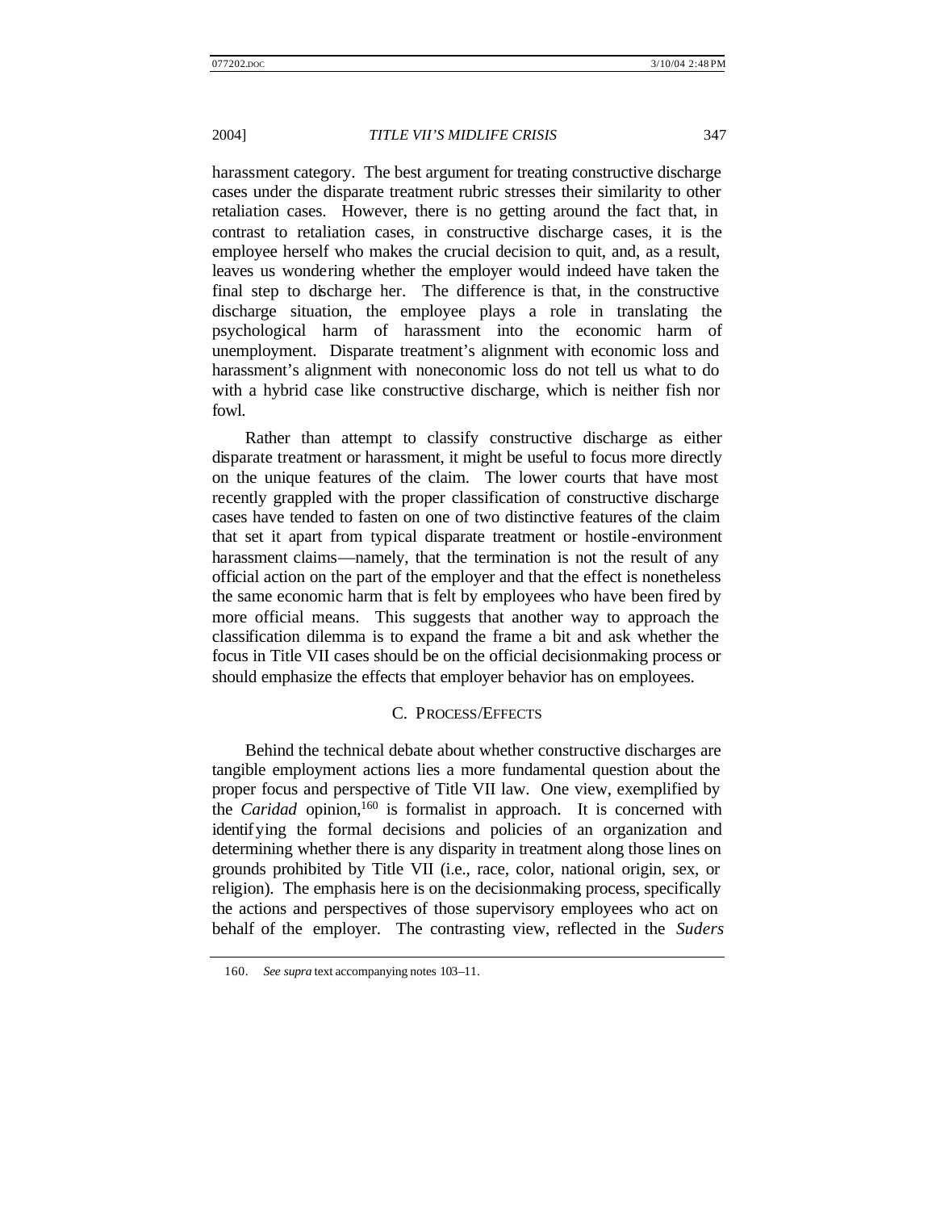harassment category. The best argument for treating constructive discharge cases under the disparate treatment rubric stresses their similarity to other retaliation cases. However, there is no getting around the fact that, in contrast to retaliation cases, in constructive discharge cases, it is the employee herself who makes the crucial decision to quit, and, as a result, leaves us wondering whether the employer would indeed have taken the final step to discharge her. The difference is that, in the constructive discharge situation, the employee plays a role in translating the psychological harm of harassment into the economic harm of unemployment. Disparate treatment's alignment with economic loss and harassment's alignment with noneconomic loss do not tell us what to do with a hybrid case like constructive discharge, which is neither fish nor fowl.

Rather than attempt to classify constructive discharge as either disparate treatment or harassment, it might be useful to focus more directly on the unique features of the claim. The lower courts that have most recently grappled with the proper classification of constructive discharge cases have tended to fasten on one of two distinctive features of the claim that set it apart from typical disparate treatment or hostile-environment harassment claims—namely, that the termination is not the result of any official action on the part of the employer and that the effect is nonetheless the same economic harm that is felt by employees who have been fired by more official means. This suggests that another way to approach the classification dilemma is to expand the frame a bit and ask whether the focus in Title VII cases should be on the official decisionmaking process or should emphasize the effects that employer behavior has on employees.

### C. Process/Effects

Behind the technical debate about whether constructive discharges are tangible employment actions lies a more fundamental question about the proper focus and perspective of Title VII law. One view, exemplified by the *Caridad* opinion,[160] is formalist in approach. It is concerned with identifying the formal decisions and policies of an organization and determining whether there is any disparity in treatment along those lines on grounds prohibited by Title VII (i.e., race, color, national origin, sex, or religion). The emphasis here is on the decisionmaking process, specifically the actions and perspectives of those supervisory employees who act on behalf of the employer. The contrasting view, reflected in the *Suders*

---

160. *See supra* text accompanying notes 103–11.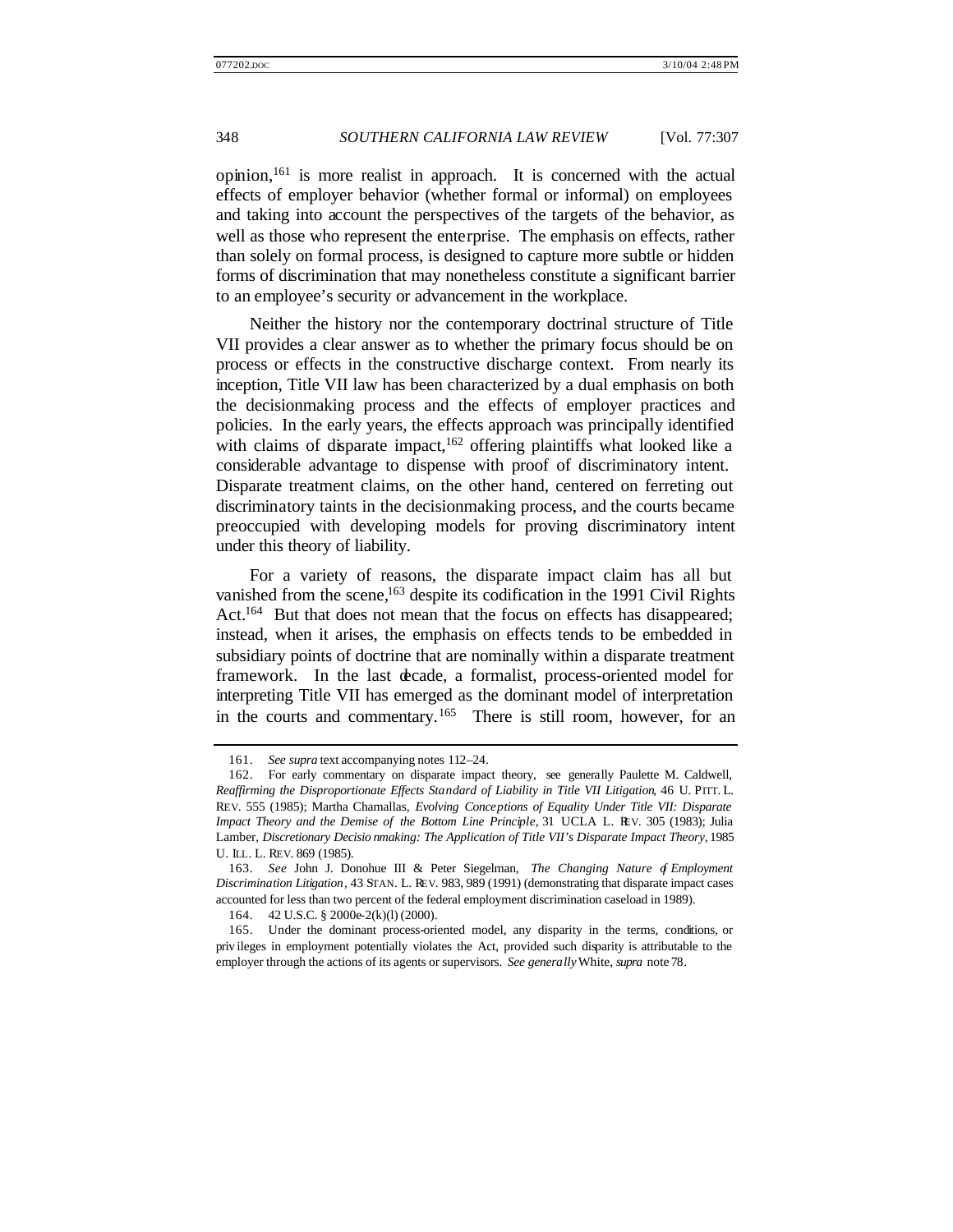opinion,[161] is more realist in approach. It is concerned with the actual effects of employer behavior (whether formal or informal) on employees and taking into account the perspectives of the targets of the behavior, as well as those who represent the enterprise. The emphasis on effects, rather than solely on formal process, is designed to capture more subtle or hidden forms of discrimination that may nonetheless constitute a significant barrier to an employee's security or advancement in the workplace.

Neither the history nor the contemporary doctrinal structure of Title VII provides a clear answer as to whether the primary focus should be on process or effects in the constructive discharge context. From nearly its inception, Title VII law has been characterized by a dual emphasis on both the decisionmaking process and the effects of employer practices and policies. In the early years, the effects approach was principally identified with claims of disparate impact,[162] offering plaintiffs what looked like a considerable advantage to dispense with proof of discriminatory intent. Disparate treatment claims, on the other hand, centered on ferreting out discriminatory taints in the decisionmaking process, and the courts became preoccupied with developing models for proving discriminatory intent under this theory of liability.

For a variety of reasons, the disparate impact claim has all but vanished from the scene,[163] despite its codification in the 1991 Civil Rights Act.[164] But that does not mean that the focus on effects has disappeared; instead, when it arises, the emphasis on effects tends to be embedded in subsidiary points of doctrine that are nominally within a disparate treatment framework. In the last decade, a formalist, process-oriented model for interpreting Title VII has emerged as the dominant model of interpretation in the courts and commentary.[165] There is still room, however, for an

---

161. *See supra* text accompanying notes 112–24.

162. For early commentary on disparate impact theory, see generally Paulette M. Caldwell, *Reaffirming the Disproportionate Effects Standard of Liability in Title VII Litigation*, 46 U. PITT. L. REV. 555 (1985); Martha Chamallas, *Evolving Conceptions of Equality Under Title VII: Disparate Impact Theory and the Demise of the Bottom Line Principle*, 31 UCLA L. REV. 305 (1983); Julia Lamber, *Discretionary Decisionmaking: The Application of Title VII's Disparate Impact Theory*, 1985 U. ILL. L. REV. 869 (1985).

163. *See* John J. Donohue III & Peter Siegelman, *The Changing Nature of Employment Discrimination Litigation*, 43 STAN. L. REV. 983, 989 (1991) (demonstrating that disparate impact cases accounted for less than two percent of the federal employment discrimination caseload in 1989).

164. 42 U.S.C. § 2000e-2(k)(l) (2000).

165. Under the dominant process-oriented model, any disparity in the terms, conditions, or privileges in employment potentially violates the Act, provided such disparity is attributable to the employer through the actions of its agents or supervisors. *See generally* White, *supra* note 78.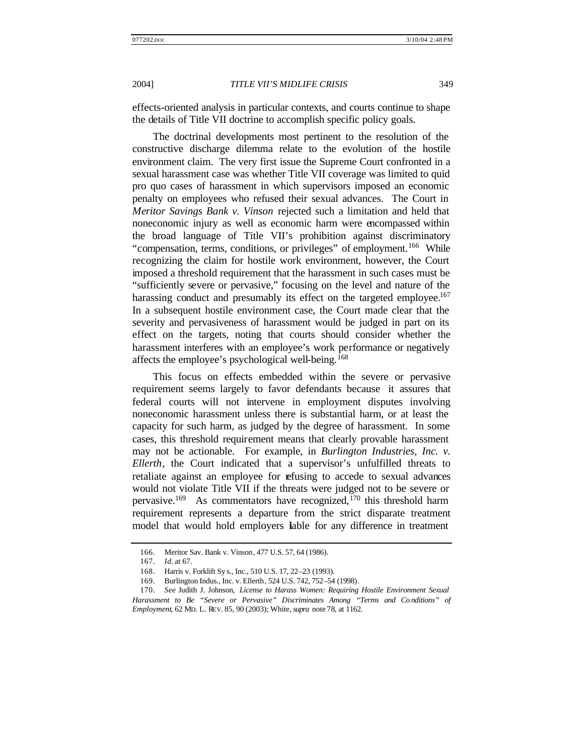effects-oriented analysis in particular contexts, and courts continue to shape the details of Title VII doctrine to accomplish specific policy goals.

The doctrinal developments most pertinent to the resolution of the constructive discharge dilemma relate to the evolution of the hostile environment claim. The very first issue the Supreme Court confronted in a sexual harassment case was whether Title VII coverage was limited to quid pro quo cases of harassment in which supervisors imposed an economic penalty on employees who refused their sexual advances. The Court in *Meritor Savings Bank v. Vinson* rejected such a limitation and held that noneconomic injury as well as economic harm were encompassed within the broad language of Title VII's prohibition against discriminatory "compensation, terms, conditions, or privileges" of employment.[166] While recognizing the claim for hostile work environment, however, the Court imposed a threshold requirement that the harassment in such cases must be "sufficiently severe or pervasive," focusing on the level and nature of the harassing conduct and presumably its effect on the targeted employee.[167] In a subsequent hostile environment case, the Court made clear that the severity and pervasiveness of harassment would be judged in part on its effect on the targets, noting that courts should consider whether the harassment interferes with an employee's work performance or negatively affects the employee's psychological well-being.[168]

This focus on effects embedded within the severe or pervasive requirement seems largely to favor defendants because it assures that federal courts will not intervene in employment disputes involving noneconomic harassment unless there is substantial harm, or at least the capacity for such harm, as judged by the degree of harassment. In some cases, this threshold requirement means that clearly provable harassment may not be actionable. For example, in *Burlington Industries, Inc. v. Ellerth*, the Court indicated that a supervisor's unfulfilled threats to retaliate against an employee for refusing to accede to sexual advances would not violate Title VII if the threats were judged not to be severe or pervasive.[169] As commentators have recognized,[170] this threshold harm requirement represents a departure from the strict disparate treatment model that would hold employers liable for any difference in treatment

---

166. Meritor Sav. Bank v. Vinson, 477 U.S. 57, 64 (1986).

167. *Id.* at 67.

168. Harris v. Forklift Sys., Inc., 510 U.S. 17, 22–23 (1993).

169. Burlington Indus., Inc. v. Ellerth, 524 U.S. 742, 752–54 (1998).

170. *See* Judith J. Johnson, *License to Harass Women: Requiring Hostile Environment Sexual Harassment to Be "Severe or Pervasive" Discriminates Among "Terms and Conditions" of Employment*, 62 MD. L. REV. 85, 90 (2003); White, *supra* note 78, at 1162.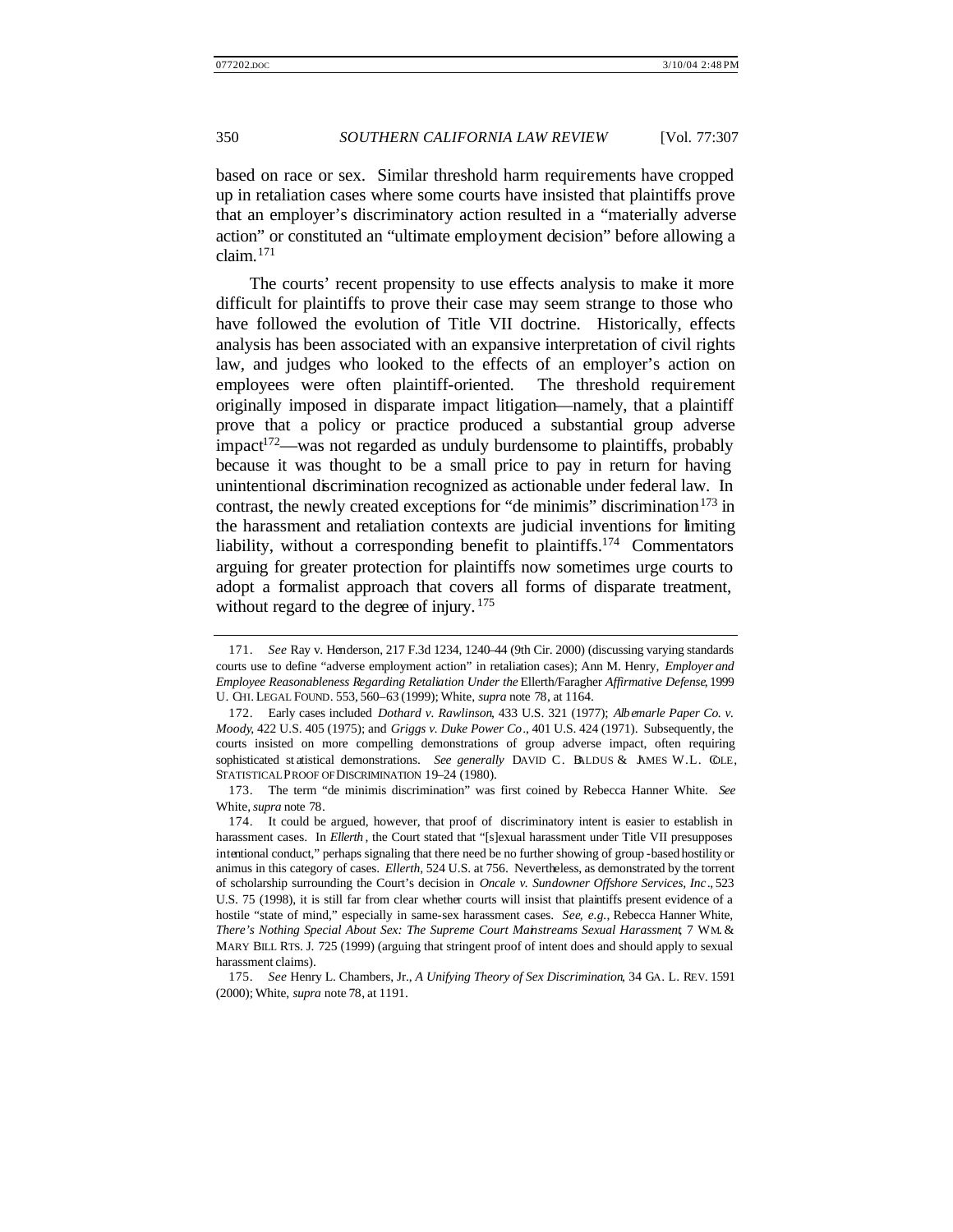based on race or sex. Similar threshold harm requirements have cropped up in retaliation cases where some courts have insisted that plaintiffs prove that an employer's discriminatory action resulted in a "materially adverse action" or constituted an "ultimate employment decision" before allowing a claim.[171]

The courts' recent propensity to use effects analysis to make it more difficult for plaintiffs to prove their case may seem strange to those who have followed the evolution of Title VII doctrine. Historically, effects analysis has been associated with an expansive interpretation of civil rights law, and judges who looked to the effects of an employer's action on employees were often plaintiff-oriented. The threshold requirement originally imposed in disparate impact litigation—namely, that a plaintiff prove that a policy or practice produced a substantial group adverse impact[172]—was not regarded as unduly burdensome to plaintiffs, probably because it was thought to be a small price to pay in return for having unintentional discrimination recognized as actionable under federal law. In contrast, the newly created exceptions for "de minimis" discrimination[173] in the harassment and retaliation contexts are judicial inventions for limiting liability, without a corresponding benefit to plaintiffs.[174] Commentators arguing for greater protection for plaintiffs now sometimes urge courts to adopt a formalist approach that covers all forms of disparate treatment, without regard to the degree of injury.[175]

---

171. *See* Ray v. Henderson, 217 F.3d 1234, 1240–44 (9th Cir. 2000) (discussing varying standards courts use to define "adverse employment action" in retaliation cases); Ann M. Henry, *Employer and Employee Reasonableness Regarding Retaliation Under the* Ellerth/Faragher *Affirmative Defense*, 1999 U. CHI. LEGAL FOUND. 553, 560–63 (1999); White, *supra* note 78, at 1164.

172. Early cases included *Dothard v. Rawlinson*, 433 U.S. 321 (1977); *Albemarle Paper Co. v. Moody*, 422 U.S. 405 (1975); and *Griggs v. Duke Power Co*., 401 U.S. 424 (1971). Subsequently, the courts insisted on more compelling demonstrations of group adverse impact, often requiring sophisticated statistical demonstrations. *See generally* DAVID C. BALDUS & JAMES W.L. COLE, STATISTICAL PROOF OF DISCRIMINATION 19–24 (1980).

173. The term "de minimis discrimination" was first coined by Rebecca Hanner White. *See* White, *supra* note 78.

174. It could be argued, however, that proof of discriminatory intent is easier to establish in harassment cases. In *Ellerth*, the Court stated that "[s]exual harassment under Title VII presupposes intentional conduct," perhaps signaling that there need be no further showing of group-based hostility or animus in this category of cases. *Ellerth*, 524 U.S. at 756. Nevertheless, as demonstrated by the torrent of scholarship surrounding the Court's decision in *Oncale v. Sundowner Offshore Services, Inc*., 523 U.S. 75 (1998), it is still far from clear whether courts will insist that plaintiffs present evidence of a hostile "state of mind," especially in same-sex harassment cases. *See, e.g.*, Rebecca Hanner White, *There's Nothing Special About Sex: The Supreme Court Mainstreams Sexual Harassment*, 7 WM. & MARY BILL RTS. J. 725 (1999) (arguing that stringent proof of intent does and should apply to sexual harassment claims).

175. *See* Henry L. Chambers, Jr., *A Unifying Theory of Sex Discrimination*, 34 GA. L. REV. 1591 (2000); White, *supra* note 78, at 1191.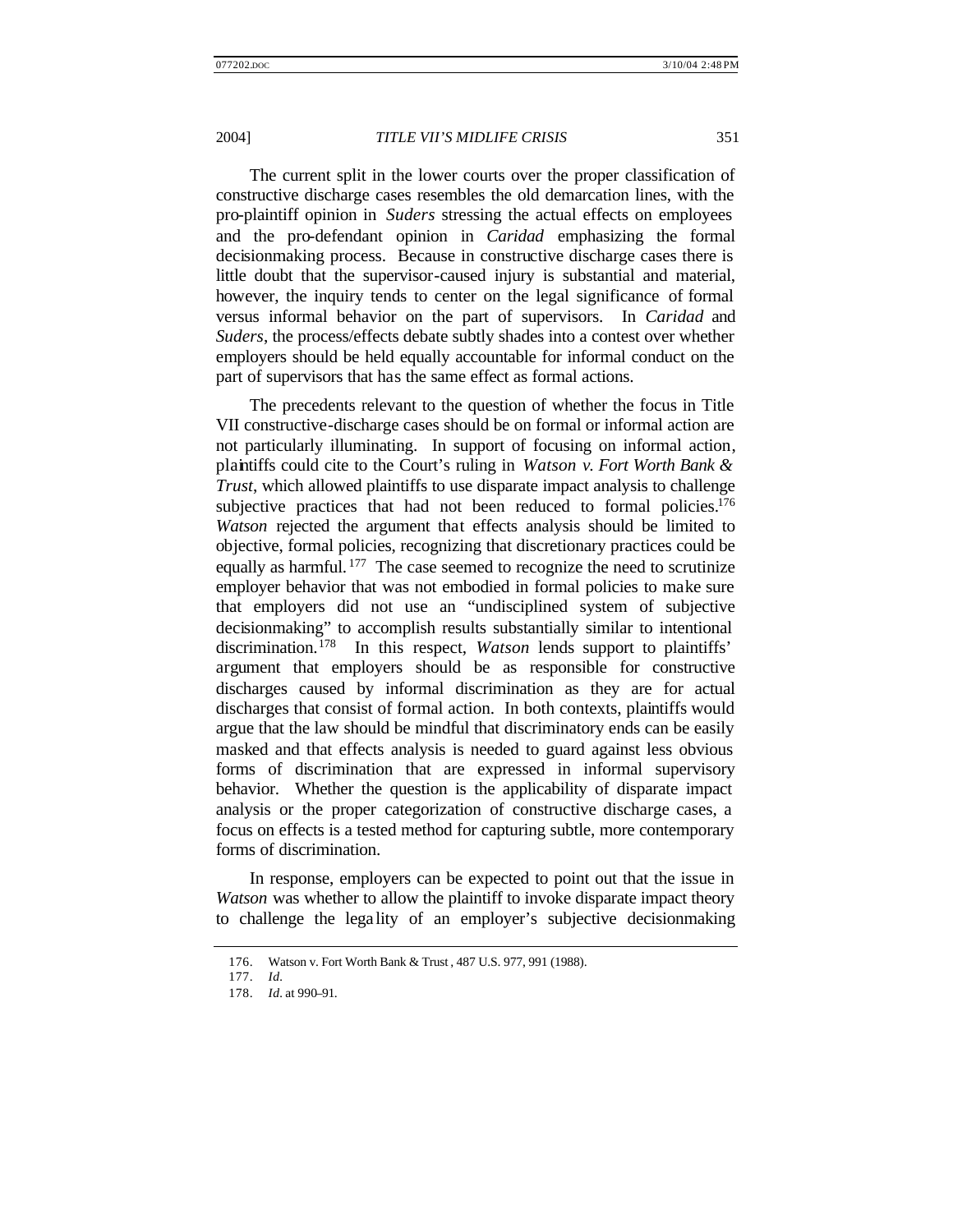The current split in the lower courts over the proper classification of constructive discharge cases resembles the old demarcation lines, with the pro-plaintiff opinion in *Suders* stressing the actual effects on employees and the pro-defendant opinion in *Caridad* emphasizing the formal decisionmaking process. Because in constructive discharge cases there is little doubt that the supervisor-caused injury is substantial and material, however, the inquiry tends to center on the legal significance of formal versus informal behavior on the part of supervisors. In *Caridad* and *Suders*, the process/effects debate subtly shades into a contest over whether employers should be held equally accountable for informal conduct on the part of supervisors that has the same effect as formal actions.

The precedents relevant to the question of whether the focus in Title VII constructive-discharge cases should be on formal or informal action are not particularly illuminating. In support of focusing on informal action, plaintiffs could cite to the Court's ruling in *Watson v. Fort Worth Bank & Trust*, which allowed plaintiffs to use disparate impact analysis to challenge subjective practices that had not been reduced to formal policies.[176] *Watson* rejected the argument that effects analysis should be limited to objective, formal policies, recognizing that discretionary practices could be equally as harmful.[177] The case seemed to recognize the need to scrutinize employer behavior that was not embodied in formal policies to make sure that employers did not use an "undisciplined system of subjective decisionmaking" to accomplish results substantially similar to intentional discrimination.[178] In this respect, *Watson* lends support to plaintiffs' argument that employers should be as responsible for constructive discharges caused by informal discrimination as they are for actual discharges that consist of formal action. In both contexts, plaintiffs would argue that the law should be mindful that discriminatory ends can be easily masked and that effects analysis is needed to guard against less obvious forms of discrimination that are expressed in informal supervisory behavior. Whether the question is the applicability of disparate impact analysis or the proper categorization of constructive discharge cases, a focus on effects is a tested method for capturing subtle, more contemporary forms of discrimination.

In response, employers can be expected to point out that the issue in *Watson* was whether to allow the plaintiff to invoke disparate impact theory to challenge the legality of an employer's subjective decisionmaking

176. Watson v. Fort Worth Bank & Trust, 487 U.S. 977, 991 (1988).

177. *Id.*

178. *Id.* at 990–91.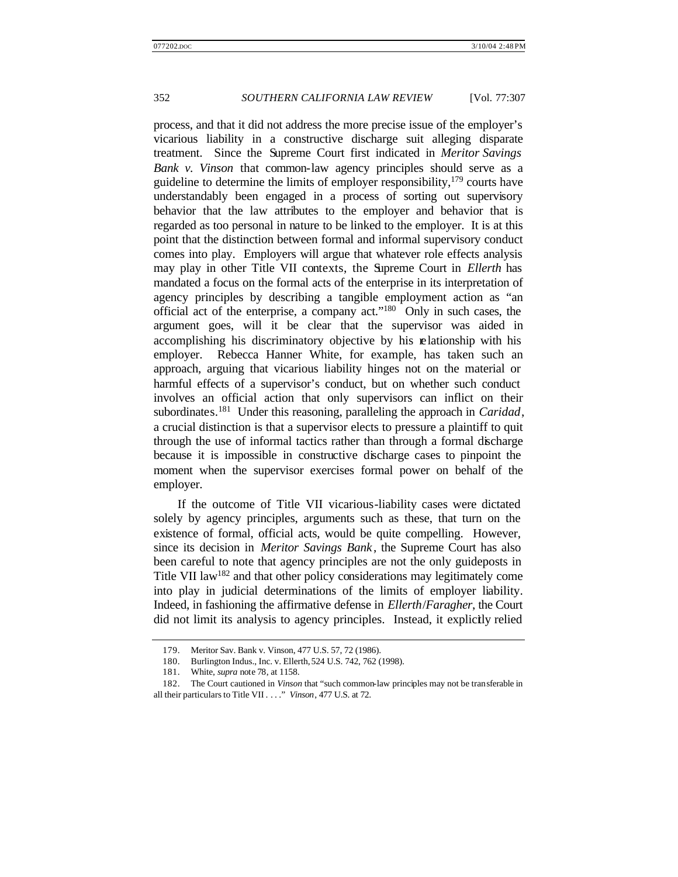process, and that it did not address the more precise issue of the employer's vicarious liability in a constructive discharge suit alleging disparate treatment. Since the Supreme Court first indicated in *Meritor Savings Bank v. Vinson* that common-law agency principles should serve as a guideline to determine the limits of employer responsibility,[179] courts have understandably been engaged in a process of sorting out supervisory behavior that the law attributes to the employer and behavior that is regarded as too personal in nature to be linked to the employer. It is at this point that the distinction between formal and informal supervisory conduct comes into play. Employers will argue that whatever role effects analysis may play in other Title VII contexts, the Supreme Court in *Ellerth* has mandated a focus on the formal acts of the enterprise in its interpretation of agency principles by describing a tangible employment action as "an official act of the enterprise, a company act."[180] Only in such cases, the argument goes, will it be clear that the supervisor was aided in accomplishing his discriminatory objective by his relationship with his employer. Rebecca Hanner White, for example, has taken such an approach, arguing that vicarious liability hinges not on the material or harmful effects of a supervisor's conduct, but on whether such conduct involves an official action that only supervisors can inflict on their subordinates.[181] Under this reasoning, paralleling the approach in *Caridad*, a crucial distinction is that a supervisor elects to pressure a plaintiff to quit through the use of informal tactics rather than through a formal discharge because it is impossible in constructive discharge cases to pinpoint the moment when the supervisor exercises formal power on behalf of the employer.

If the outcome of Title VII vicarious-liability cases were dictated solely by agency principles, arguments such as these, that turn on the existence of formal, official acts, would be quite compelling. However, since its decision in *Meritor Savings Bank*, the Supreme Court has also been careful to note that agency principles are not the only guideposts in Title VII law[182] and that other policy considerations may legitimately come into play in judicial determinations of the limits of employer liability. Indeed, in fashioning the affirmative defense in *Ellerth*/*Faragher*, the Court did not limit its analysis to agency principles. Instead, it explicitly relied

---

179. Meritor Sav. Bank v. Vinson, 477 U.S. 57, 72 (1986).

180. Burlington Indus., Inc. v. Ellerth, 524 U.S. 742, 762 (1998).

181. White, *supra* note 78, at 1158.

182. The Court cautioned in *Vinson* that "such common-law principles may not be transferable in all their particulars to Title VII . . . ." *Vinson*, 477 U.S. at 72.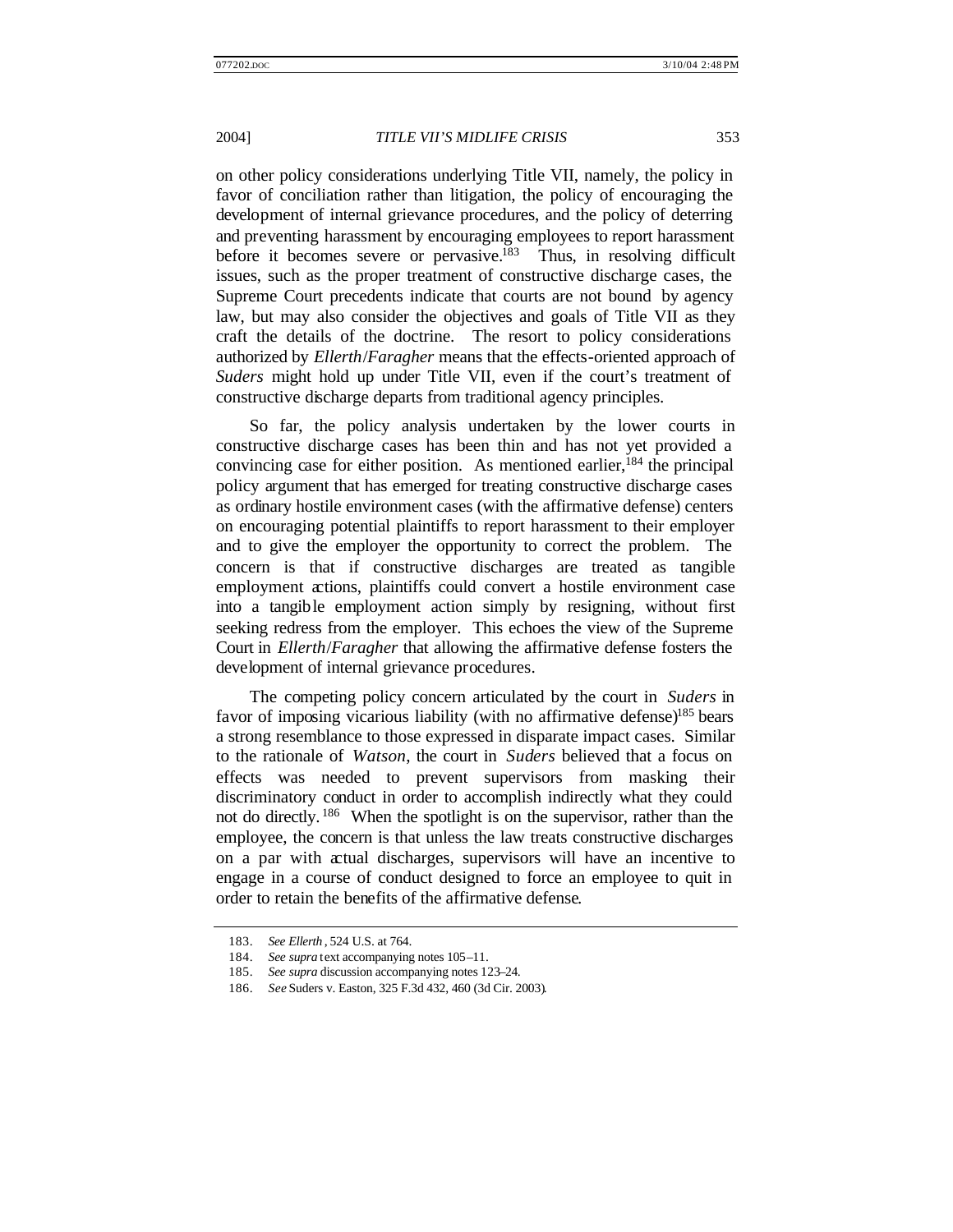on other policy considerations underlying Title VII, namely, the policy in favor of conciliation rather than litigation, the policy of encouraging the development of internal grievance procedures, and the policy of deterring and preventing harassment by encouraging employees to report harassment before it becomes severe or pervasive.[183] Thus, in resolving difficult issues, such as the proper treatment of constructive discharge cases, the Supreme Court precedents indicate that courts are not bound by agency law, but may also consider the objectives and goals of Title VII as they craft the details of the doctrine. The resort to policy considerations authorized by *Ellerth*/*Faragher* means that the effects-oriented approach of *Suders* might hold up under Title VII, even if the court's treatment of constructive discharge departs from traditional agency principles.

So far, the policy analysis undertaken by the lower courts in constructive discharge cases has been thin and has not yet provided a convincing case for either position. As mentioned earlier,[184] the principal policy argument that has emerged for treating constructive discharge cases as ordinary hostile environment cases (with the affirmative defense) centers on encouraging potential plaintiffs to report harassment to their employer and to give the employer the opportunity to correct the problem. The concern is that if constructive discharges are treated as tangible employment actions, plaintiffs could convert a hostile environment case into a tangible employment action simply by resigning, without first seeking redress from the employer. This echoes the view of the Supreme Court in *Ellerth*/*Faragher* that allowing the affirmative defense fosters the development of internal grievance procedures.

The competing policy concern articulated by the court in *Suders* in favor of imposing vicarious liability (with no affirmative defense)[185] bears a strong resemblance to those expressed in disparate impact cases. Similar to the rationale of *Watson*, the court in *Suders* believed that a focus on effects was needed to prevent supervisors from masking their discriminatory conduct in order to accomplish indirectly what they could not do directly.[186] When the spotlight is on the supervisor, rather than the employee, the concern is that unless the law treats constructive discharges on a par with actual discharges, supervisors will have an incentive to engage in a course of conduct designed to force an employee to quit in order to retain the benefits of the affirmative defense.

---

183. *See Ellerth*, 524 U.S. at 764.

184. *See supra* text accompanying notes 105–11.

185. *See supra* discussion accompanying notes 123–24.

186. *See* Suders v. Easton, 325 F.3d 432, 460 (3d Cir. 2003).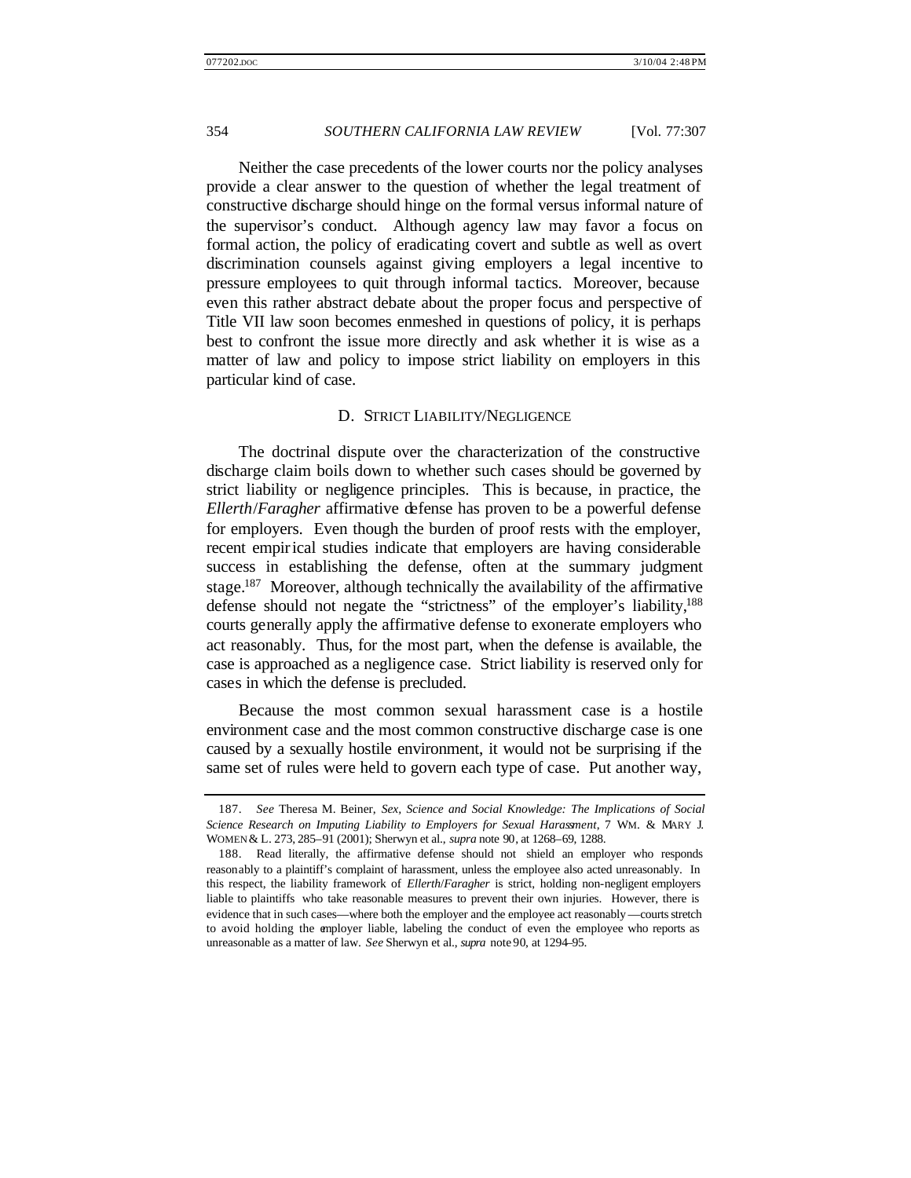Neither the case precedents of the lower courts nor the policy analyses provide a clear answer to the question of whether the legal treatment of constructive discharge should hinge on the formal versus informal nature of the supervisor's conduct. Although agency law may favor a focus on formal action, the policy of eradicating covert and subtle as well as overt discrimination counsels against giving employers a legal incentive to pressure employees to quit through informal tactics. Moreover, because even this rather abstract debate about the proper focus and perspective of Title VII law soon becomes enmeshed in questions of policy, it is perhaps best to confront the issue more directly and ask whether it is wise as a matter of law and policy to impose strict liability on employers in this particular kind of case.

### D. STRICT LIABILITY/NEGLIGENCE

The doctrinal dispute over the characterization of the constructive discharge claim boils down to whether such cases should be governed by strict liability or negligence principles. This is because, in practice, the *Ellerth*/*Faragher* affirmative defense has proven to be a powerful defense for employers. Even though the burden of proof rests with the employer, recent empirical studies indicate that employers are having considerable success in establishing the defense, often at the summary judgment stage.[187] Moreover, although technically the availability of the affirmative defense should not negate the "strictness" of the employer's liability,[188] courts generally apply the affirmative defense to exonerate employers who act reasonably. Thus, for the most part, when the defense is available, the case is approached as a negligence case. Strict liability is reserved only for cases in which the defense is precluded.

Because the most common sexual harassment case is a hostile environment case and the most common constructive discharge case is one caused by a sexually hostile environment, it would not be surprising if the same set of rules were held to govern each type of case. Put another way,

---

187. *See* Theresa M. Beiner, *Sex, Science and Social Knowledge: The Implications of Social Science Research on Imputing Liability to Employers for Sexual Harassment*, 7 WM. & MARY J. WOMEN & L. 273, 285–91 (2001); Sherwyn et al., *supra* note 90, at 1268–69, 1288.

188. Read literally, the affirmative defense should not shield an employer who responds reasonably to a plaintiff's complaint of harassment, unless the employee also acted unreasonably. In this respect, the liability framework of *Ellerth*/*Faragher* is strict, holding non-negligent employers liable to plaintiffs who take reasonable measures to prevent their own injuries. However, there is evidence that in such cases—where both the employer and the employee act reasonably—courts stretch to avoid holding the employer liable, labeling the conduct of even the employee who reports as unreasonable as a matter of law. *See* Sherwyn et al., *supra* note 90, at 1294–95.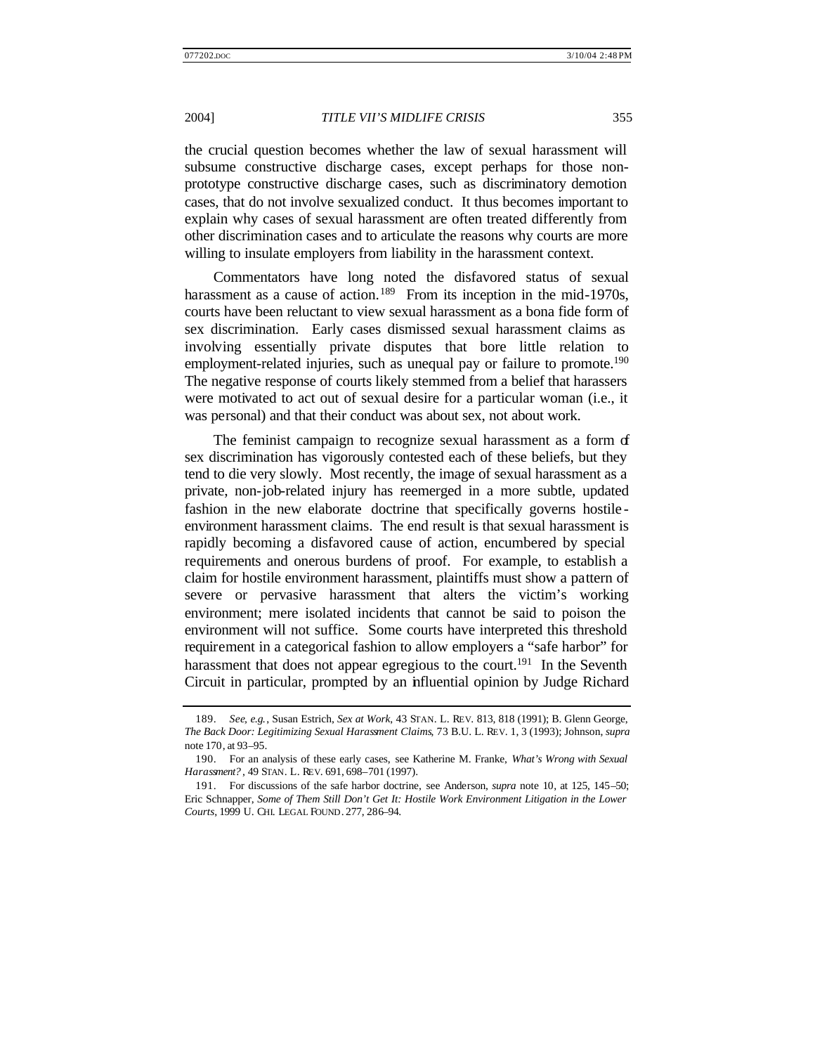the crucial question becomes whether the law of sexual harassment will subsume constructive discharge cases, except perhaps for those non-prototype constructive discharge cases, such as discriminatory demotion cases, that do not involve sexualized conduct. It thus becomes important to explain why cases of sexual harassment are often treated differently from other discrimination cases and to articulate the reasons why courts are more willing to insulate employers from liability in the harassment context.

Commentators have long noted the disfavored status of sexual harassment as a cause of action.[189] From its inception in the mid-1970s, courts have been reluctant to view sexual harassment as a bona fide form of sex discrimination. Early cases dismissed sexual harassment claims as involving essentially private disputes that bore little relation to employment-related injuries, such as unequal pay or failure to promote.[190] The negative response of courts likely stemmed from a belief that harassers were motivated to act out of sexual desire for a particular woman (i.e., it was personal) and that their conduct was about sex, not about work.

The feminist campaign to recognize sexual harassment as a form of sex discrimination has vigorously contested each of these beliefs, but they tend to die very slowly. Most recently, the image of sexual harassment as a private, non-job-related injury has reemerged in a more subtle, updated fashion in the new elaborate doctrine that specifically governs hostile-environment harassment claims. The end result is that sexual harassment is rapidly becoming a disfavored cause of action, encumbered by special requirements and onerous burdens of proof. For example, to establish a claim for hostile environment harassment, plaintiffs must show a pattern of severe or pervasive harassment that alters the victim's working environment; mere isolated incidents that cannot be said to poison the environment will not suffice. Some courts have interpreted this threshold requirement in a categorical fashion to allow employers a "safe harbor" for harassment that does not appear egregious to the court.[191] In the Seventh Circuit in particular, prompted by an influential opinion by Judge Richard

---

189. *See, e.g.*, Susan Estrich, *Sex at Work*, 43 STAN. L. REV. 813, 818 (1991); B. Glenn George, *The Back Door: Legitimizing Sexual Harassment Claims*, 73 B.U. L. REV. 1, 3 (1993); Johnson, *supra* note 170, at 93–95.

190. For an analysis of these early cases, see Katherine M. Franke, *What's Wrong with Sexual Harassment?*, 49 STAN. L. REV. 691, 698–701 (1997).

191. For discussions of the safe harbor doctrine, see Anderson, *supra* note 10, at 125, 145–50; Eric Schnapper, *Some of Them Still Don't Get It: Hostile Work Environment Litigation in the Lower Courts*, 1999 U. CHI. LEGAL FOUND. 277, 286–94.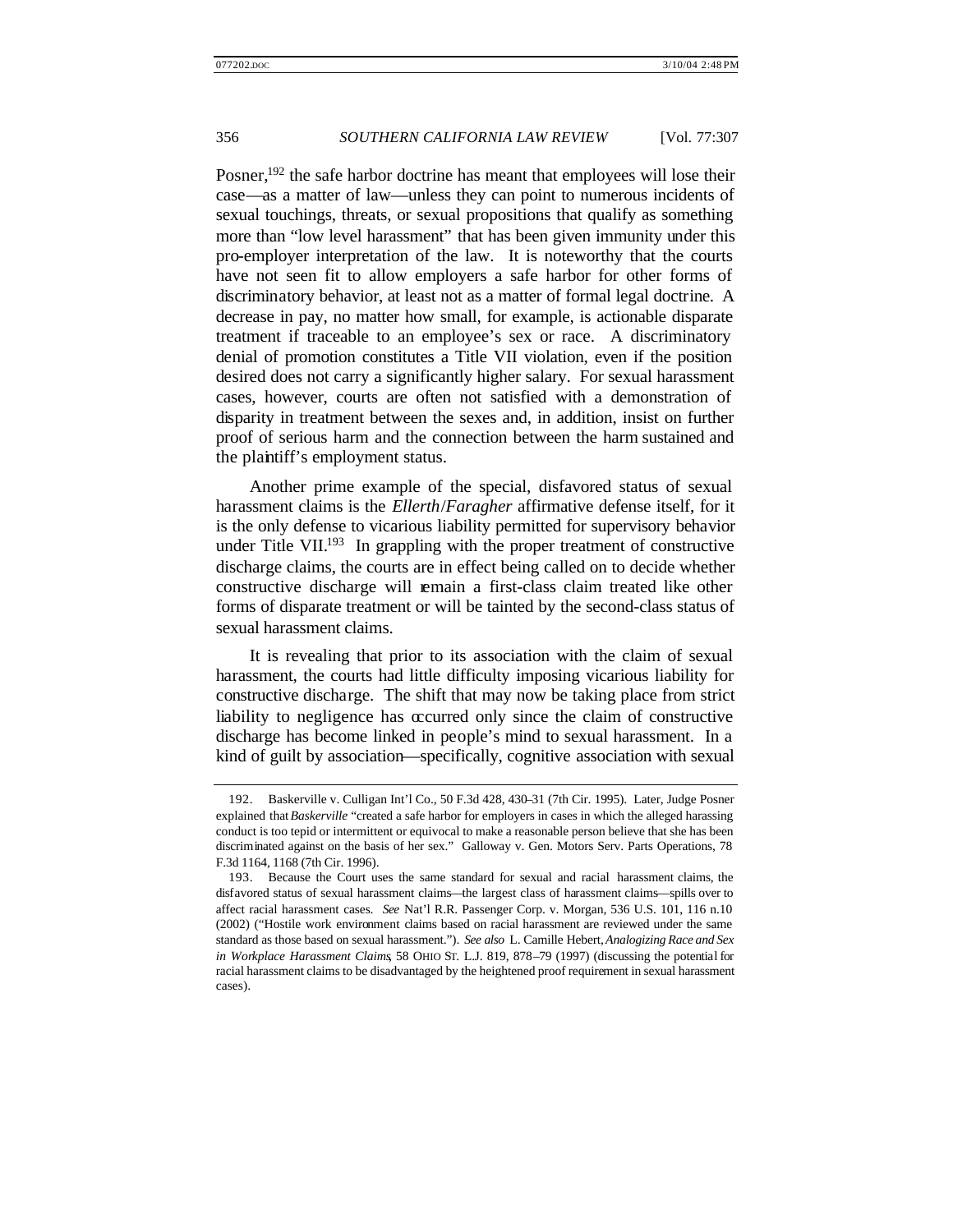Posner,[192] the safe harbor doctrine has meant that employees will lose their case—as a matter of law—unless they can point to numerous incidents of sexual touchings, threats, or sexual propositions that qualify as something more than "low level harassment" that has been given immunity under this pro-employer interpretation of the law. It is noteworthy that the courts have not seen fit to allow employers a safe harbor for other forms of discriminatory behavior, at least not as a matter of formal legal doctrine. A decrease in pay, no matter how small, for example, is actionable disparate treatment if traceable to an employee's sex or race. A discriminatory denial of promotion constitutes a Title VII violation, even if the position desired does not carry a significantly higher salary. For sexual harassment cases, however, courts are often not satisfied with a demonstration of disparity in treatment between the sexes and, in addition, insist on further proof of serious harm and the connection between the harm sustained and the plaintiff's employment status.

Another prime example of the special, disfavored status of sexual harassment claims is the *Ellerth*/*Faragher* affirmative defense itself, for it is the only defense to vicarious liability permitted for supervisory behavior under Title VII.[193] In grappling with the proper treatment of constructive discharge claims, the courts are in effect being called on to decide whether constructive discharge will remain a first-class claim treated like other forms of disparate treatment or will be tainted by the second-class status of sexual harassment claims.

It is revealing that prior to its association with the claim of sexual harassment, the courts had little difficulty imposing vicarious liability for constructive discharge. The shift that may now be taking place from strict liability to negligence has occurred only since the claim of constructive discharge has become linked in people's mind to sexual harassment. In a kind of guilt by association—specifically, cognitive association with sexual

---

192. Baskerville v. Culligan Int'l Co., 50 F.3d 428, 430–31 (7th Cir. 1995). Later, Judge Posner explained that *Baskerville* "created a safe harbor for employers in cases in which the alleged harassing conduct is too tepid or intermittent or equivocal to make a reasonable person believe that she has been discriminated against on the basis of her sex." Galloway v. Gen. Motors Serv. Parts Operations, 78 F.3d 1164, 1168 (7th Cir. 1996).

193. Because the Court uses the same standard for sexual and racial harassment claims, the disfavored status of sexual harassment claims—the largest class of harassment claims—spills over to affect racial harassment cases. *See* Nat'l R.R. Passenger Corp. v. Morgan, 536 U.S. 101, 116 n.10 (2002) ("Hostile work environment claims based on racial harassment are reviewed under the same standard as those based on sexual harassment."). *See also* L. Camille Hebert, *Analogizing Race and Sex in Workplace Harassment Claims*, 58 OHIO ST. L.J. 819, 878–79 (1997) (discussing the potential for racial harassment claims to be disadvantaged by the heightened proof requirement in sexual harassment cases).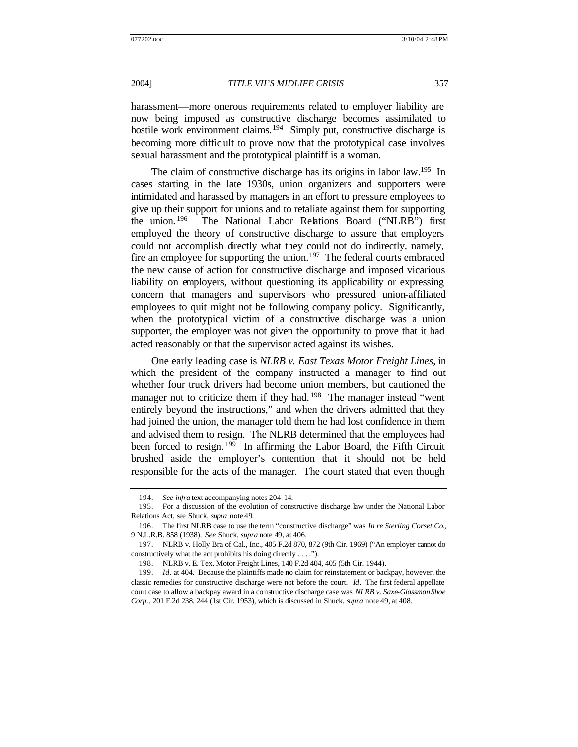harassment—more onerous requirements related to employer liability are now being imposed as constructive discharge becomes assimilated to hostile work environment claims.[194] Simply put, constructive discharge is becoming more difficult to prove now that the prototypical case involves sexual harassment and the prototypical plaintiff is a woman.

The claim of constructive discharge has its origins in labor law.[195] In cases starting in the late 1930s, union organizers and supporters were intimidated and harassed by managers in an effort to pressure employees to give up their support for unions and to retaliate against them for supporting the union.[196] The National Labor Relations Board ("NLRB") first employed the theory of constructive discharge to assure that employers could not accomplish directly what they could not do indirectly, namely, fire an employee for supporting the union.[197] The federal courts embraced the new cause of action for constructive discharge and imposed vicarious liability on employers, without questioning its applicability or expressing concern that managers and supervisors who pressured union-affiliated employees to quit might not be following company policy. Significantly, when the prototypical victim of a constructive discharge was a union supporter, the employer was not given the opportunity to prove that it had acted reasonably or that the supervisor acted against its wishes.

One early leading case is *NLRB v. East Texas Motor Freight Lines*, in which the president of the company instructed a manager to find out whether four truck drivers had become union members, but cautioned the manager not to criticize them if they had.[198] The manager instead "went entirely beyond the instructions," and when the drivers admitted that they had joined the union, the manager told them he had lost confidence in them and advised them to resign. The NLRB determined that the employees had been forced to resign.[199] In affirming the Labor Board, the Fifth Circuit brushed aside the employer's contention that it should not be held responsible for the acts of the manager. The court stated that even though

---

194. *See infra* text accompanying notes 204–14.

195. For a discussion of the evolution of constructive discharge law under the National Labor Relations Act, see Shuck, *supra* note 49.

196. The first NLRB case to use the term "constructive discharge" was *In re Sterling Corset Co.*, 9 N.L.R.B. 858 (1938). *See* Shuck, *supra* note 49, at 406.

197. NLRB v. Holly Bra of Cal., Inc., 405 F.2d 870, 872 (9th Cir. 1969) ("An employer cannot do constructively what the act prohibits his doing directly . . . .").

198. NLRB v. E. Tex. Motor Freight Lines, 140 F.2d 404, 405 (5th Cir. 1944).

199. *Id.* at 404. Because the plaintiffs made no claim for reinstatement or backpay, however, the classic remedies for constructive discharge were not before the court. *Id.* The first federal appellate court case to allow a backpay award in a constructive discharge case was *NLRB v. Saxe-Glassman Shoe Corp.*, 201 F.2d 238, 244 (1st Cir. 1953), which is discussed in Shuck, *supra* note 49, at 408.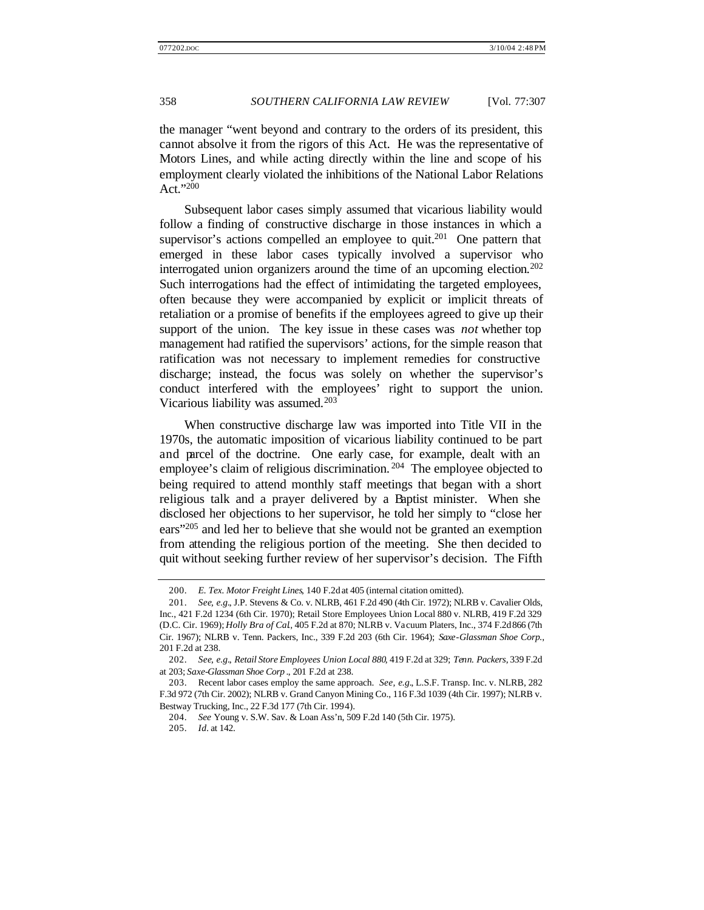the manager "went beyond and contrary to the orders of its president, this cannot absolve it from the rigors of this Act. He was the representative of Motors Lines, and while acting directly within the line and scope of his employment clearly violated the inhibitions of the National Labor Relations Act."[200]

Subsequent labor cases simply assumed that vicarious liability would follow a finding of constructive discharge in those instances in which a supervisor's actions compelled an employee to quit.[201] One pattern that emerged in these labor cases typically involved a supervisor who interrogated union organizers around the time of an upcoming election.[202] Such interrogations had the effect of intimidating the targeted employees, often because they were accompanied by explicit or implicit threats of retaliation or a promise of benefits if the employees agreed to give up their support of the union. The key issue in these cases was *not* whether top management had ratified the supervisors' actions, for the simple reason that ratification was not necessary to implement remedies for constructive discharge; instead, the focus was solely on whether the supervisor's conduct interfered with the employees' right to support the union. Vicarious liability was assumed.[203]

When constructive discharge law was imported into Title VII in the 1970s, the automatic imposition of vicarious liability continued to be part and parcel of the doctrine. One early case, for example, dealt with an employee's claim of religious discrimination.[204] The employee objected to being required to attend monthly staff meetings that began with a short religious talk and a prayer delivered by a Baptist minister. When she disclosed her objections to her supervisor, he told her simply to "close her ears"[205] and led her to believe that she would not be granted an exemption from attending the religious portion of the meeting. She then decided to quit without seeking further review of her supervisor's decision. The Fifth

---

200. *E. Tex. Motor Freight Lines*, 140 F.2d at 405 (internal citation omitted).

201. *See, e.g.*, J.P. Stevens & Co. v. NLRB, 461 F.2d 490 (4th Cir. 1972); NLRB v. Cavalier Olds, Inc., 421 F.2d 1234 (6th Cir. 1970); Retail Store Employees Union Local 880 v. NLRB, 419 F.2d 329 (D.C. Cir. 1969); *Holly Bra of Cal.*, 405 F.2d at 870; NLRB v. Vacuum Platers, Inc., 374 F.2d 866 (7th Cir. 1967); NLRB v. Tenn. Packers, Inc., 339 F.2d 203 (6th Cir. 1964); *Saxe-Glassman Shoe Corp.*, 201 F.2d at 238.

202. *See, e.g.*, *Retail Store Employees Union Local 880*, 419 F.2d at 329; *Tenn. Packers*, 339 F.2d at 203; *Saxe-Glassman Shoe Corp.*, 201 F.2d at 238.

203. Recent labor cases employ the same approach. *See, e.g.*, L.S.F. Transp. Inc. v. NLRB, 282 F.3d 972 (7th Cir. 2002); NLRB v. Grand Canyon Mining Co., 116 F.3d 1039 (4th Cir. 1997); NLRB v. Bestway Trucking, Inc., 22 F.3d 177 (7th Cir. 1994).

204. *See* Young v. S.W. Sav. & Loan Ass'n, 509 F.2d 140 (5th Cir. 1975).

205. *Id.* at 142.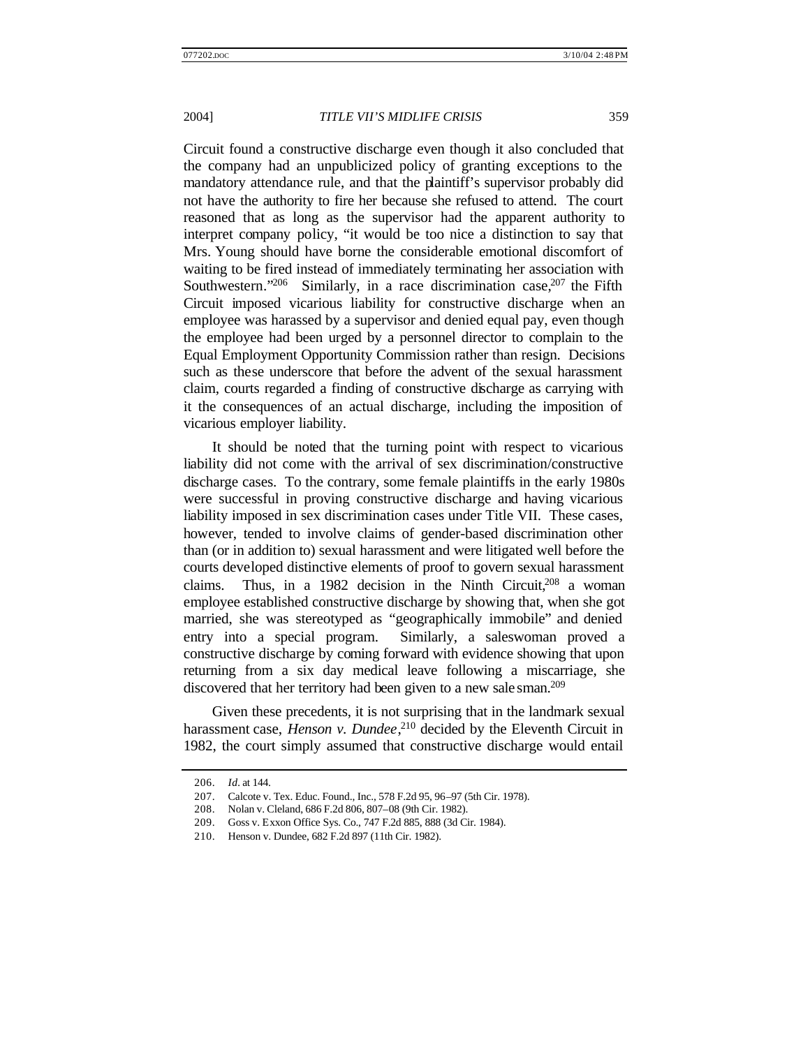Circuit found a constructive discharge even though it also concluded that the company had an unpublicized policy of granting exceptions to the mandatory attendance rule, and that the plaintiff's supervisor probably did not have the authority to fire her because she refused to attend. The court reasoned that as long as the supervisor had the apparent authority to interpret company policy, "it would be too nice a distinction to say that Mrs. Young should have borne the considerable emotional discomfort of waiting to be fired instead of immediately terminating her association with Southwestern."[206] Similarly, in a race discrimination case,[207] the Fifth Circuit imposed vicarious liability for constructive discharge when an employee was harassed by a supervisor and denied equal pay, even though the employee had been urged by a personnel director to complain to the Equal Employment Opportunity Commission rather than resign. Decisions such as these underscore that before the advent of the sexual harassment claim, courts regarded a finding of constructive discharge as carrying with it the consequences of an actual discharge, including the imposition of vicarious employer liability.

It should be noted that the turning point with respect to vicarious liability did not come with the arrival of sex discrimination/constructive discharge cases. To the contrary, some female plaintiffs in the early 1980s were successful in proving constructive discharge and having vicarious liability imposed in sex discrimination cases under Title VII. These cases, however, tended to involve claims of gender-based discrimination other than (or in addition to) sexual harassment and were litigated well before the courts developed distinctive elements of proof to govern sexual harassment claims. Thus, in a 1982 decision in the Ninth Circuit,[208] a woman employee established constructive discharge by showing that, when she got married, she was stereotyped as "geographically immobile" and denied entry into a special program. Similarly, a saleswoman proved a constructive discharge by coming forward with evidence showing that upon returning from a six day medical leave following a miscarriage, she discovered that her territory had been given to a new salesman.[209]

Given these precedents, it is not surprising that in the landmark sexual harassment case, *Henson v. Dundee*,[210] decided by the Eleventh Circuit in 1982, the court simply assumed that constructive discharge would entail

206. *Id.* at 144.

207. Calcote v. Tex. Educ. Found., Inc., 578 F.2d 95, 96–97 (5th Cir. 1978).

208. Nolan v. Cleland, 686 F.2d 806, 807–08 (9th Cir. 1982).

209. Goss v. Exxon Office Sys. Co., 747 F.2d 885, 888 (3d Cir. 1984).

210. Henson v. Dundee, 682 F.2d 897 (11th Cir. 1982).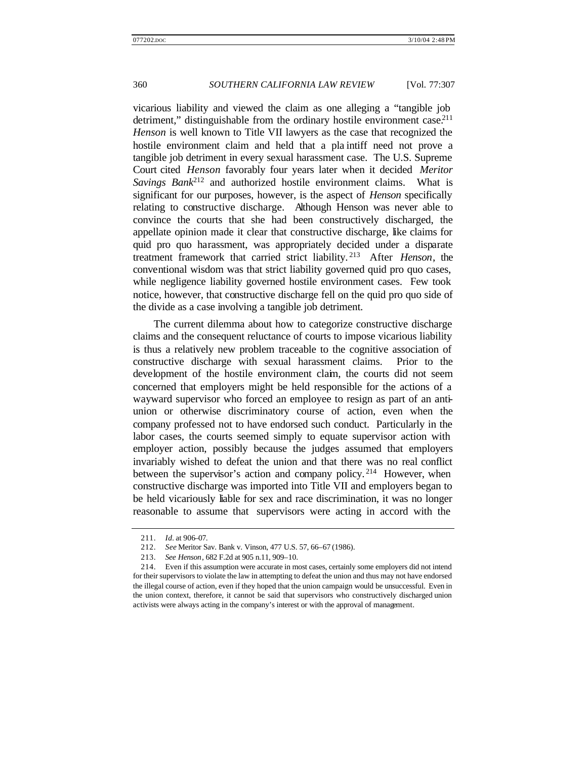vicarious liability and viewed the claim as one alleging a "tangible job detriment," distinguishable from the ordinary hostile environment case.[211] *Henson* is well known to Title VII lawyers as the case that recognized the hostile environment claim and held that a plaintiff need not prove a tangible job detriment in every sexual harassment case. The U.S. Supreme Court cited *Henson* favorably four years later when it decided *Meritor Savings Bank*[212] and authorized hostile environment claims. What is significant for our purposes, however, is the aspect of *Henson* specifically relating to constructive discharge. Although Henson was never able to convince the courts that she had been constructively discharged, the appellate opinion made it clear that constructive discharge, like claims for quid pro quo harassment, was appropriately decided under a disparate treatment framework that carried strict liability.[213] After *Henson*, the conventional wisdom was that strict liability governed quid pro quo cases, while negligence liability governed hostile environment cases. Few took notice, however, that constructive discharge fell on the quid pro quo side of the divide as a case involving a tangible job detriment.

The current dilemma about how to categorize constructive discharge claims and the consequent reluctance of courts to impose vicarious liability is thus a relatively new problem traceable to the cognitive association of constructive discharge with sexual harassment claims. Prior to the development of the hostile environment claim, the courts did not seem concerned that employers might be held responsible for the actions of a wayward supervisor who forced an employee to resign as part of an anti-union or otherwise discriminatory course of action, even when the company professed not to have endorsed such conduct. Particularly in the labor cases, the courts seemed simply to equate supervisor action with employer action, possibly because the judges assumed that employers invariably wished to defeat the union and that there was no real conflict between the supervisor's action and company policy.[214] However, when constructive discharge was imported into Title VII and employers began to be held vicariously liable for sex and race discrimination, it was no longer reasonable to assume that supervisors were acting in accord with the

---

211. *Id.* at 906–07.

212. *See* Meritor Sav. Bank v. Vinson, 477 U.S. 57, 66–67 (1986).

213. *See Henson*, 682 F.2d at 905 n.11, 909–10.

214. Even if this assumption were accurate in most cases, certainly some employers did not intend for their supervisors to violate the law in attempting to defeat the union and thus may not have endorsed the illegal course of action, even if they hoped that the union campaign would be unsuccessful. Even in the union context, therefore, it cannot be said that supervisors who constructively discharged union activists were always acting in the company's interest or with the approval of management.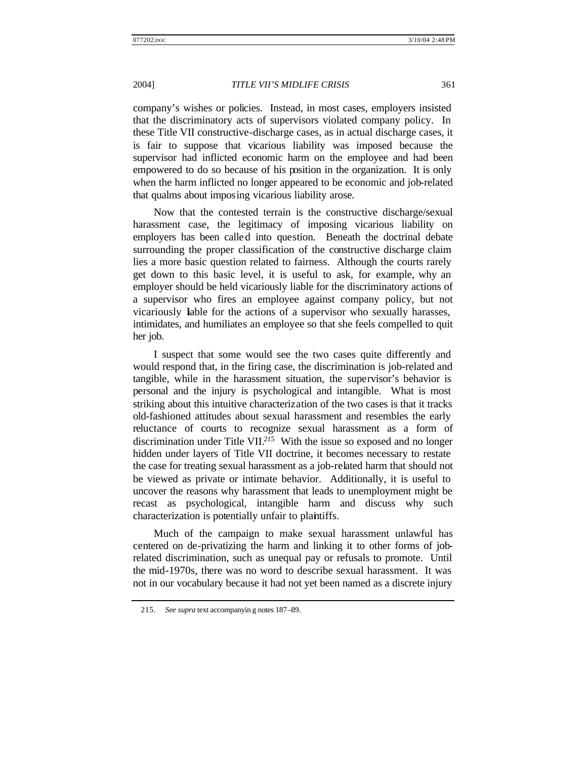company's wishes or policies. Instead, in most cases, employers insisted that the discriminatory acts of supervisors violated company policy. In these Title VII constructive-discharge cases, as in actual discharge cases, it is fair to suppose that vicarious liability was imposed because the supervisor had inflicted economic harm on the employee and had been empowered to do so because of his position in the organization. It is only when the harm inflicted no longer appeared to be economic and job-related that qualms about imposing vicarious liability arose.

Now that the contested terrain is the constructive discharge/sexual harassment case, the legitimacy of imposing vicarious liability on employers has been called into question. Beneath the doctrinal debate surrounding the proper classification of the constructive discharge claim lies a more basic question related to fairness. Although the courts rarely get down to this basic level, it is useful to ask, for example, why an employer should be held vicariously liable for the discriminatory actions of a supervisor who fires an employee against company policy, but not vicariously liable for the actions of a supervisor who sexually harasses, intimidates, and humiliates an employee so that she feels compelled to quit her job.

I suspect that some would see the two cases quite differently and would respond that, in the firing case, the discrimination is job-related and tangible, while in the harassment situation, the supervisor's behavior is personal and the injury is psychological and intangible. What is most striking about this intuitive characterization of the two cases is that it tracks old-fashioned attitudes about sexual harassment and resembles the early reluctance of courts to recognize sexual harassment as a form of discrimination under Title VII.[215] With the issue so exposed and no longer hidden under layers of Title VII doctrine, it becomes necessary to restate the case for treating sexual harassment as a job-related harm that should not be viewed as private or intimate behavior. Additionally, it is useful to uncover the reasons why harassment that leads to unemployment might be recast as psychological, intangible harm and discuss why such characterization is potentially unfair to plaintiffs.

Much of the campaign to make sexual harassment unlawful has centered on de-privatizing the harm and linking it to other forms of job-related discrimination, such as unequal pay or refusals to promote. Until the mid-1970s, there was no word to describe sexual harassment. It was not in our vocabulary because it had not yet been named as a discrete injury

215. *See supra* text accompanying notes 187–89.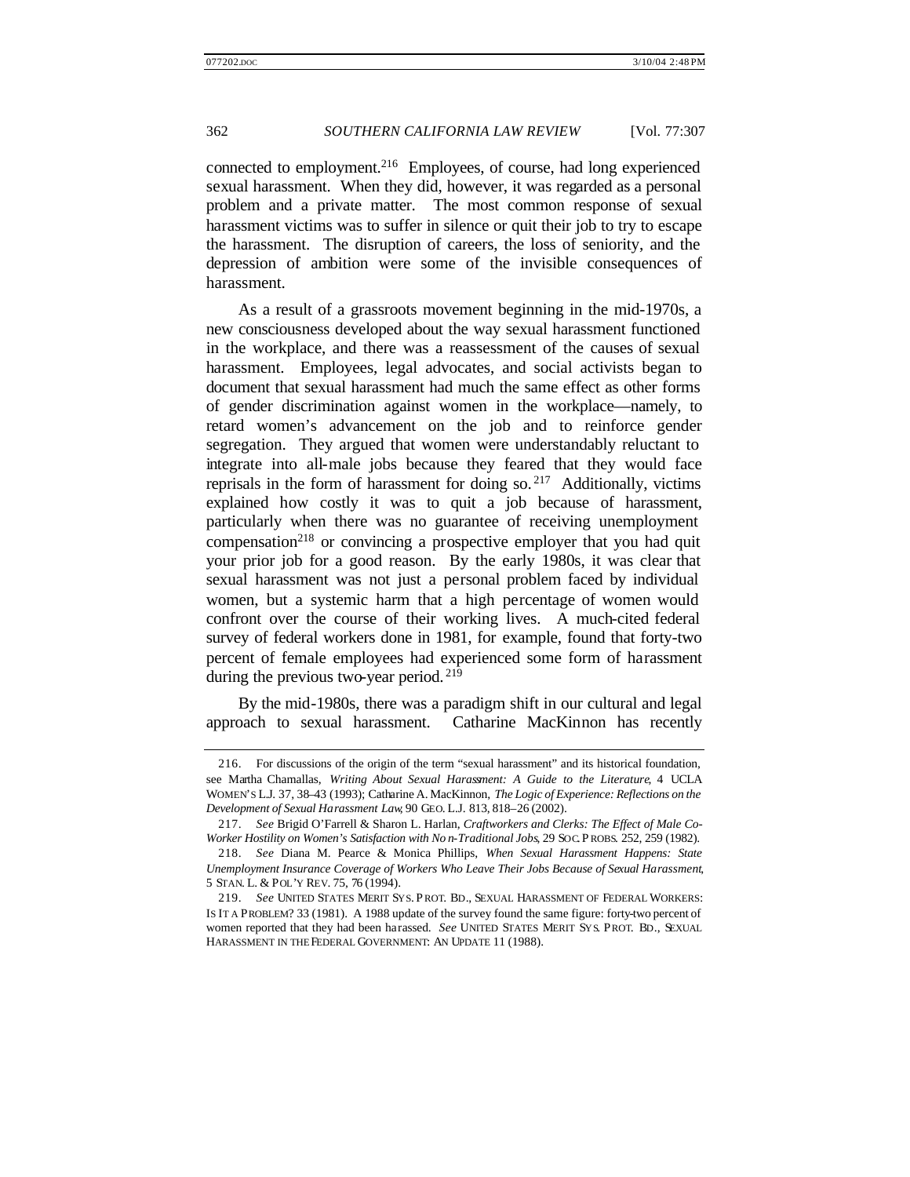connected to employment.[216] Employees, of course, had long experienced sexual harassment. When they did, however, it was regarded as a personal problem and a private matter. The most common response of sexual harassment victims was to suffer in silence or quit their job to try to escape the harassment. The disruption of careers, the loss of seniority, and the depression of ambition were some of the invisible consequences of harassment.

As a result of a grassroots movement beginning in the mid-1970s, a new consciousness developed about the way sexual harassment functioned in the workplace, and there was a reassessment of the causes of sexual harassment. Employees, legal advocates, and social activists began to document that sexual harassment had much the same effect as other forms of gender discrimination against women in the workplace—namely, to retard women's advancement on the job and to reinforce gender segregation. They argued that women were understandably reluctant to integrate into all-male jobs because they feared that they would face reprisals in the form of harassment for doing so.[217] Additionally, victims explained how costly it was to quit a job because of harassment, particularly when there was no guarantee of receiving unemployment compensation[218] or convincing a prospective employer that you had quit your prior job for a good reason. By the early 1980s, it was clear that sexual harassment was not just a personal problem faced by individual women, but a systemic harm that a high percentage of women would confront over the course of their working lives. A much-cited federal survey of federal workers done in 1981, for example, found that forty-two percent of female employees had experienced some form of harassment during the previous two-year period.[219]

By the mid-1980s, there was a paradigm shift in our cultural and legal approach to sexual harassment. Catharine MacKinnon has recently

---

216. For discussions of the origin of the term "sexual harassment" and its historical foundation, see Martha Chamallas, *Writing About Sexual Harassment: A Guide to the Literature*, 4 UCLA WOMEN'S L.J. 37, 38–43 (1993); Catharine A. MacKinnon, *The Logic of Experience: Reflections on the Development of Sexual Harassment Law*, 90 GEO. L.J. 813, 818–26 (2002).

217. *See* Brigid O'Farrell & Sharon L. Harlan, *Craftworkers and Clerks: The Effect of Male Co-Worker Hostility on Women's Satisfaction with Non-Traditional Jobs*, 29 SOC. PROBS. 252, 259 (1982).

218. *See* Diana M. Pearce & Monica Phillips, *When Sexual Harassment Happens: State Unemployment Insurance Coverage of Workers Who Leave Their Jobs Because of Sexual Harassment*, 5 STAN. L. & POL'Y REV. 75, 76 (1994).

219. *See* UNITED STATES MERIT SYS. PROT. BD., SEXUAL HARASSMENT OF FEDERAL WORKERS: IS IT A PROBLEM? 33 (1981). A 1988 update of the survey found the same figure: forty-two percent of women reported that they had been harassed. *See* UNITED STATES MERIT SYS. PROT. BD., SEXUAL HARASSMENT IN THE FEDERAL GOVERNMENT: AN UPDATE 11 (1988).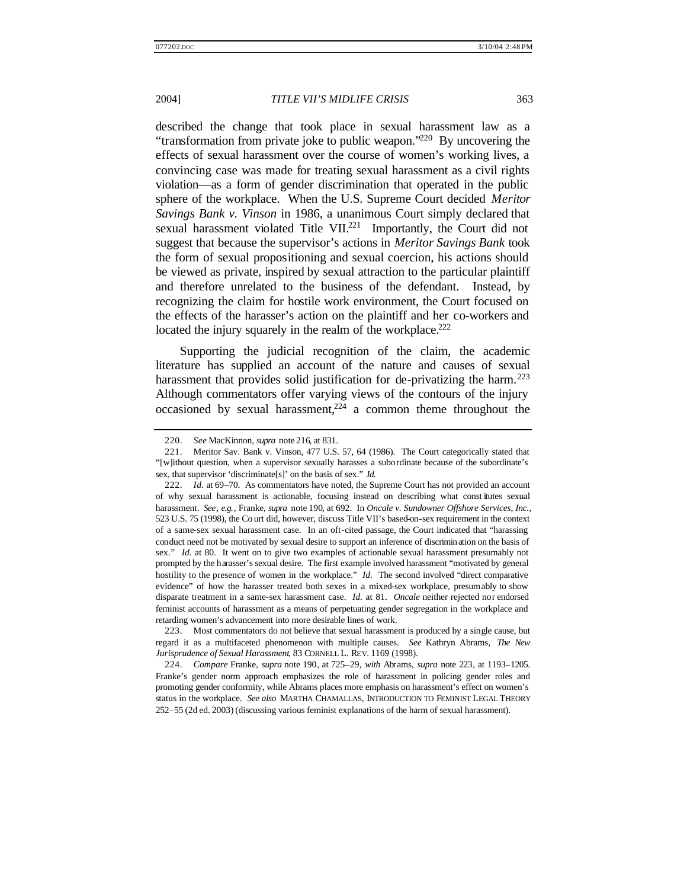described the change that took place in sexual harassment law as a "transformation from private joke to public weapon."[220] By uncovering the effects of sexual harassment over the course of women's working lives, a convincing case was made for treating sexual harassment as a civil rights violation—as a form of gender discrimination that operated in the public sphere of the workplace. When the U.S. Supreme Court decided *Meritor Savings Bank v. Vinson* in 1986, a unanimous Court simply declared that sexual harassment violated Title VII.[221] Importantly, the Court did not suggest that because the supervisor's actions in *Meritor Savings Bank* took the form of sexual propositioning and sexual coercion, his actions should be viewed as private, inspired by sexual attraction to the particular plaintiff and therefore unrelated to the business of the defendant. Instead, by recognizing the claim for hostile work environment, the Court focused on the effects of the harasser's action on the plaintiff and her co-workers and located the injury squarely in the realm of the workplace.[222]

Supporting the judicial recognition of the claim, the academic literature has supplied an account of the nature and causes of sexual harassment that provides solid justification for de-privatizing the harm.[223] Although commentators offer varying views of the contours of the injury occasioned by sexual harassment,[224] a common theme throughout the

---

220. *See* MacKinnon, *supra* note 216, at 831.

221. Meritor Sav. Bank v. Vinson, 477 U.S. 57, 64 (1986). The Court categorically stated that "[w]ithout question, when a supervisor sexually harasses a subordinate because of the subordinate's sex, that supervisor 'discriminate[s]' on the basis of sex." *Id.*

222. *Id.* at 69–70. As commentators have noted, the Supreme Court has not provided an account of why sexual harassment is actionable, focusing instead on describing what constitutes sexual harassment. *See, e.g.*, Franke, *supra* note 190, at 692. In *Oncale v. Sundowner Offshore Services, Inc.*, 523 U.S. 75 (1998), the Court did, however, discuss Title VII's based-on-sex requirement in the context of a same-sex sexual harassment case. In an oft-cited passage, the Court indicated that "harassing conduct need not be motivated by sexual desire to support an inference of discrimination on the basis of sex." *Id.* at 80. It went on to give two examples of actionable sexual harassment presumably not prompted by the harasser's sexual desire. The first example involved harassment "motivated by general hostility to the presence of women in the workplace." *Id.* The second involved "direct comparative evidence" of how the harasser treated both sexes in a mixed-sex workplace, presumably to show disparate treatment in a same-sex harassment case. *Id.* at 81. *Oncale* neither rejected nor endorsed feminist accounts of harassment as a means of perpetuating gender segregation in the workplace and retarding women's advancement into more desirable lines of work.

223. Most commentators do not believe that sexual harassment is produced by a single cause, but regard it as a multifaceted phenomenon with multiple causes. *See* Kathryn Abrams, *The New Jurisprudence of Sexual Harassment*, 83 CORNELL L. REV. 1169 (1998).

224. *Compare* Franke, *supra* note 190, at 725–29, *with* Abrams, *supra* note 223, at 1193–1205. Franke's gender norm approach emphasizes the role of harassment in policing gender roles and promoting gender conformity, while Abrams places more emphasis on harassment's effect on women's status in the workplace. *See also* MARTHA CHAMALLAS, INTRODUCTION TO FEMINIST LEGAL THEORY 252–55 (2d ed. 2003) (discussing various feminist explanations of the harm of sexual harassment).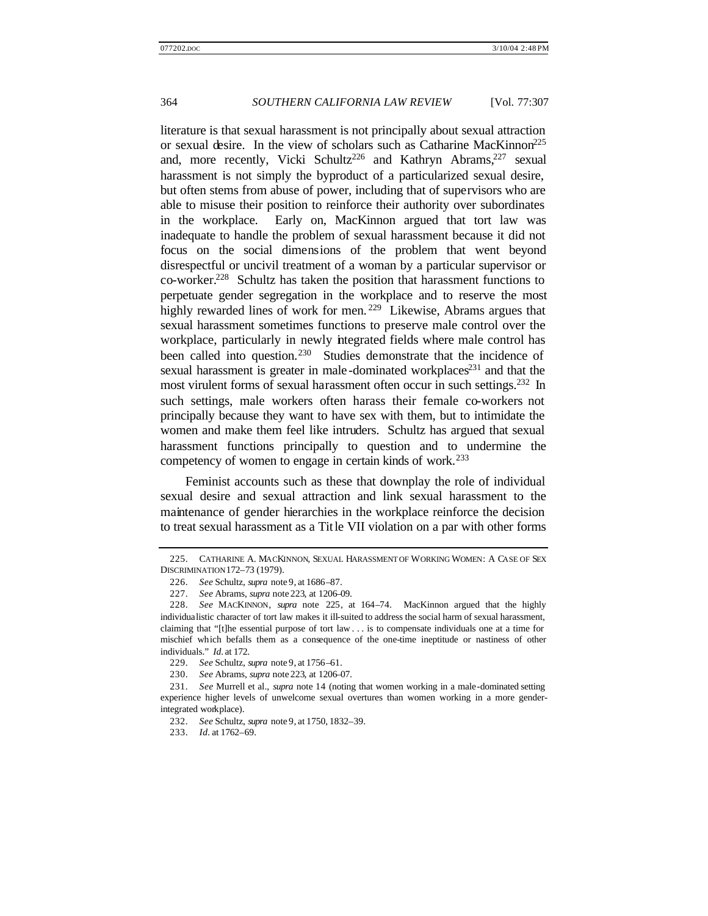literature is that sexual harassment is not principally about sexual attraction or sexual desire. In the view of scholars such as Catharine MacKinnon[225] and, more recently, Vicki Schultz[226] and Kathryn Abrams,[227] sexual harassment is not simply the byproduct of a particularized sexual desire, but often stems from abuse of power, including that of supervisors who are able to misuse their position to reinforce their authority over subordinates in the workplace. Early on, MacKinnon argued that tort law was inadequate to handle the problem of sexual harassment because it did not focus on the social dimensions of the problem that went beyond disrespectful or uncivil treatment of a woman by a particular supervisor or co-worker.[228] Schultz has taken the position that harassment functions to perpetuate gender segregation in the workplace and to reserve the most highly rewarded lines of work for men.[229] Likewise, Abrams argues that sexual harassment sometimes functions to preserve male control over the workplace, particularly in newly integrated fields where male control has been called into question.[230] Studies demonstrate that the incidence of sexual harassment is greater in male-dominated workplaces[231] and that the most virulent forms of sexual harassment often occur in such settings.[232] In such settings, male workers often harass their female co-workers not principally because they want to have sex with them, but to intimidate the women and make them feel like intruders. Schultz has argued that sexual harassment functions principally to question and to undermine the competency of women to engage in certain kinds of work.[233]

Feminist accounts such as these that downplay the role of individual sexual desire and sexual attraction and link sexual harassment to the maintenance of gender hierarchies in the workplace reinforce the decision to treat sexual harassment as a Title VII violation on a par with other forms

---

225. CATHARINE A. MACKINNON, SEXUAL HARASSMENT OF WORKING WOMEN: A CASE OF SEX DISCRIMINATION 172–73 (1979).

226. *See* Schultz, *supra* note 9, at 1686–87.

227. *See* Abrams, *supra* note 223, at 1206–09.

228. *See* MACKINNON, *supra* note 225, at 164–74. MacKinnon argued that the highly individualistic character of tort law makes it ill-suited to address the social harm of sexual harassment, claiming that "[t]he essential purpose of tort law . . . is to compensate individuals one at a time for mischief which befalls them as a consequence of the one-time ineptitude or nastiness of other individuals." *Id.* at 172.

229. *See* Schultz, *supra* note 9, at 1756–61.

230. *See* Abrams, *supra* note 223, at 1206–07.

231. *See* Murrell et al., *supra* note 14 (noting that women working in a male-dominated setting experience higher levels of unwelcome sexual overtures than women working in a more gender-integrated workplace).

232. *See* Schultz, *supra* note 9, at 1750, 1832–39.

233. *Id.* at 1762–69.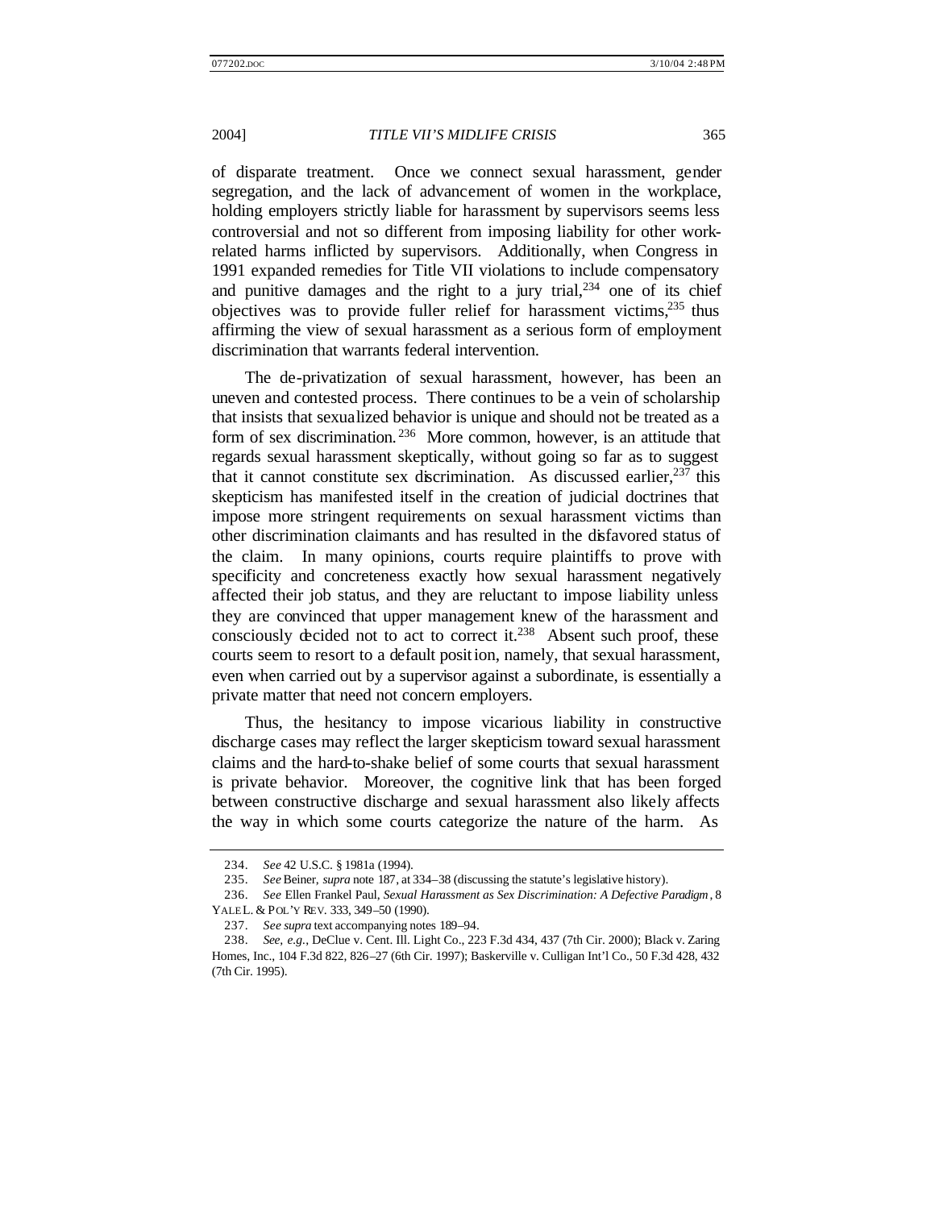of disparate treatment. Once we connect sexual harassment, gender segregation, and the lack of advancement of women in the workplace, holding employers strictly liable for harassment by supervisors seems less controversial and not so different from imposing liability for other work-related harms inflicted by supervisors. Additionally, when Congress in 1991 expanded remedies for Title VII violations to include compensatory and punitive damages and the right to a jury trial,[234] one of its chief objectives was to provide fuller relief for harassment victims,[235] thus affirming the view of sexual harassment as a serious form of employment discrimination that warrants federal intervention.

The de-privatization of sexual harassment, however, has been an uneven and contested process. There continues to be a vein of scholarship that insists that sexualized behavior is unique and should not be treated as a form of sex discrimination.[236] More common, however, is an attitude that regards sexual harassment skeptically, without going so far as to suggest that it cannot constitute sex discrimination. As discussed earlier,[237] this skepticism has manifested itself in the creation of judicial doctrines that impose more stringent requirements on sexual harassment victims than other discrimination claimants and has resulted in the disfavored status of the claim. In many opinions, courts require plaintiffs to prove with specificity and concreteness exactly how sexual harassment negatively affected their job status, and they are reluctant to impose liability unless they are convinced that upper management knew of the harassment and consciously decided not to act to correct it.[238] Absent such proof, these courts seem to resort to a default position, namely, that sexual harassment, even when carried out by a supervisor against a subordinate, is essentially a private matter that need not concern employers.

Thus, the hesitancy to impose vicarious liability in constructive discharge cases may reflect the larger skepticism toward sexual harassment claims and the hard-to-shake belief of some courts that sexual harassment is private behavior. Moreover, the cognitive link that has been forged between constructive discharge and sexual harassment also likely affects the way in which some courts categorize the nature of the harm. As

---

234. *See* 42 U.S.C. § 1981a (1994).

235. *See* Beiner, *supra* note 187, at 334–38 (discussing the statute's legislative history).

236. *See* Ellen Frankel Paul, *Sexual Harassment as Sex Discrimination: A Defective Paradigm*, 8 YALE L. & POL'Y REV. 333, 349–50 (1990).

237. *See supra* text accompanying notes 189–94.

238. *See, e.g.*, DeClue v. Cent. Ill. Light Co., 223 F.3d 434, 437 (7th Cir. 2000); Black v. Zaring Homes, Inc., 104 F.3d 822, 826–27 (6th Cir. 1997); Baskerville v. Culligan Int'l Co., 50 F.3d 428, 432 (7th Cir. 1995).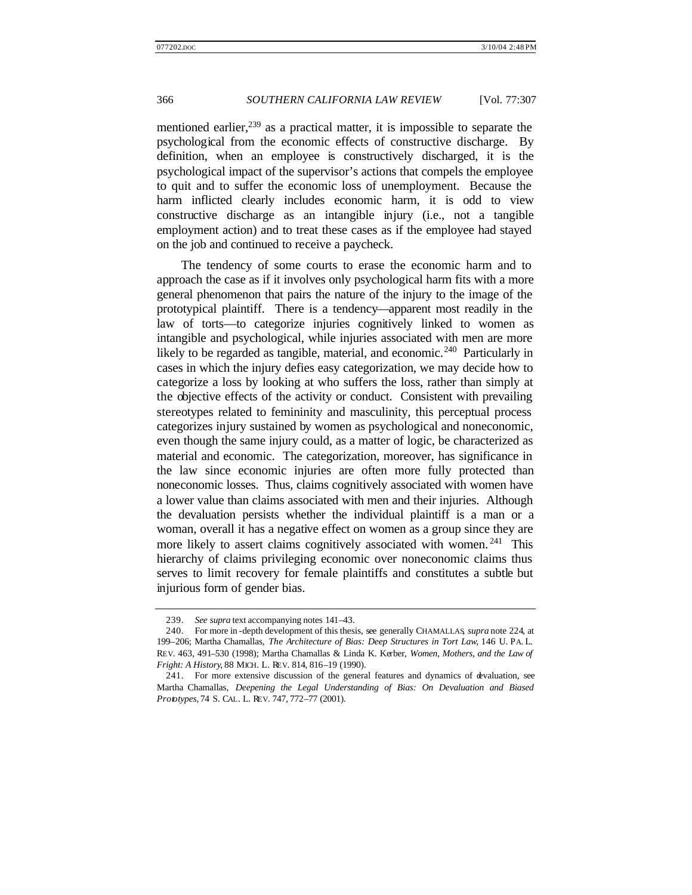mentioned earlier,[239] as a practical matter, it is impossible to separate the psychological from the economic effects of constructive discharge. By definition, when an employee is constructively discharged, it is the psychological impact of the supervisor's actions that compels the employee to quit and to suffer the economic loss of unemployment. Because the harm inflicted clearly includes economic harm, it is odd to view constructive discharge as an intangible injury (i.e., not a tangible employment action) and to treat these cases as if the employee had stayed on the job and continued to receive a paycheck.

The tendency of some courts to erase the economic harm and to approach the case as if it involves only psychological harm fits with a more general phenomenon that pairs the nature of the injury to the image of the prototypical plaintiff. There is a tendency—apparent most readily in the law of torts—to categorize injuries cognitively linked to women as intangible and psychological, while injuries associated with men are more likely to be regarded as tangible, material, and economic.[240] Particularly in cases in which the injury defies easy categorization, we may decide how to categorize a loss by looking at who suffers the loss, rather than simply at the objective effects of the activity or conduct. Consistent with prevailing stereotypes related to femininity and masculinity, this perceptual process categorizes injury sustained by women as psychological and noneconomic, even though the same injury could, as a matter of logic, be characterized as material and economic. The categorization, moreover, has significance in the law since economic injuries are often more fully protected than noneconomic losses. Thus, claims cognitively associated with women have a lower value than claims associated with men and their injuries. Although the devaluation persists whether the individual plaintiff is a man or a woman, overall it has a negative effect on women as a group since they are more likely to assert claims cognitively associated with women.[241] This hierarchy of claims privileging economic over noneconomic claims thus serves to limit recovery for female plaintiffs and constitutes a subtle but injurious form of gender bias.

---

239. *See supra* text accompanying notes 141–43.

240. For more in-depth development of this thesis, see generally CHAMALLAS, *supra* note 224, at 199–206; Martha Chamallas, *The Architecture of Bias: Deep Structures in Tort Law*, 146 U. PA. L. REV. 463, 491–530 (1998); Martha Chamallas & Linda K. Kerber, *Women, Mothers, and the Law of Fright: A History*, 88 MICH. L. REV. 814, 816–19 (1990).

241. For more extensive discussion of the general features and dynamics of devaluation, see Martha Chamallas, *Deepening the Legal Understanding of Bias: On Devaluation and Biased Prototypes*, 74 S. CAL. L. REV. 747, 772–77 (2001).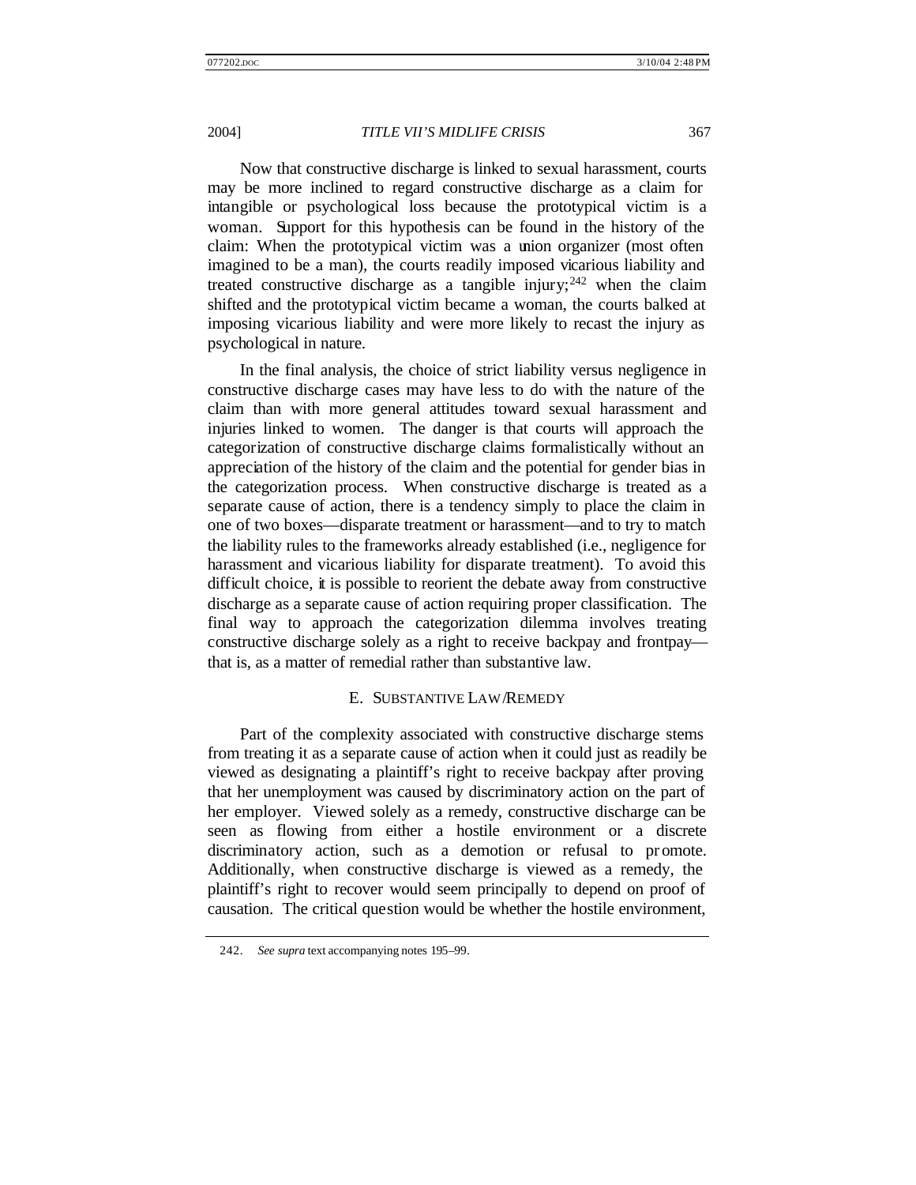Now that constructive discharge is linked to sexual harassment, courts may be more inclined to regard constructive discharge as a claim for intangible or psychological loss because the prototypical victim is a woman. Support for this hypothesis can be found in the history of the claim: When the prototypical victim was a union organizer (most often imagined to be a man), the courts readily imposed vicarious liability and treated constructive discharge as a tangible injury;[242] when the claim shifted and the prototypical victim became a woman, the courts balked at imposing vicarious liability and were more likely to recast the injury as psychological in nature.

In the final analysis, the choice of strict liability versus negligence in constructive discharge cases may have less to do with the nature of the claim than with more general attitudes toward sexual harassment and injuries linked to women. The danger is that courts will approach the categorization of constructive discharge claims formalistically without an appreciation of the history of the claim and the potential for gender bias in the categorization process. When constructive discharge is treated as a separate cause of action, there is a tendency simply to place the claim in one of two boxes—disparate treatment or harassment—and to try to match the liability rules to the frameworks already established (i.e., negligence for harassment and vicarious liability for disparate treatment). To avoid this difficult choice, it is possible to reorient the debate away from constructive discharge as a separate cause of action requiring proper classification. The final way to approach the categorization dilemma involves treating constructive discharge solely as a right to receive backpay and frontpay—that is, as a matter of remedial rather than substantive law.

### E. Substantive Law/Remedy

Part of the complexity associated with constructive discharge stems from treating it as a separate cause of action when it could just as readily be viewed as designating a plaintiff's right to receive backpay after proving that her unemployment was caused by discriminatory action on the part of her employer. Viewed solely as a remedy, constructive discharge can be seen as flowing from either a hostile environment or a discrete discriminatory action, such as a demotion or refusal to promote. Additionally, when constructive discharge is viewed as a remedy, the plaintiff's right to recover would seem principally to depend on proof of causation. The critical question would be whether the hostile environment,

242. *See supra* text accompanying notes 195–99.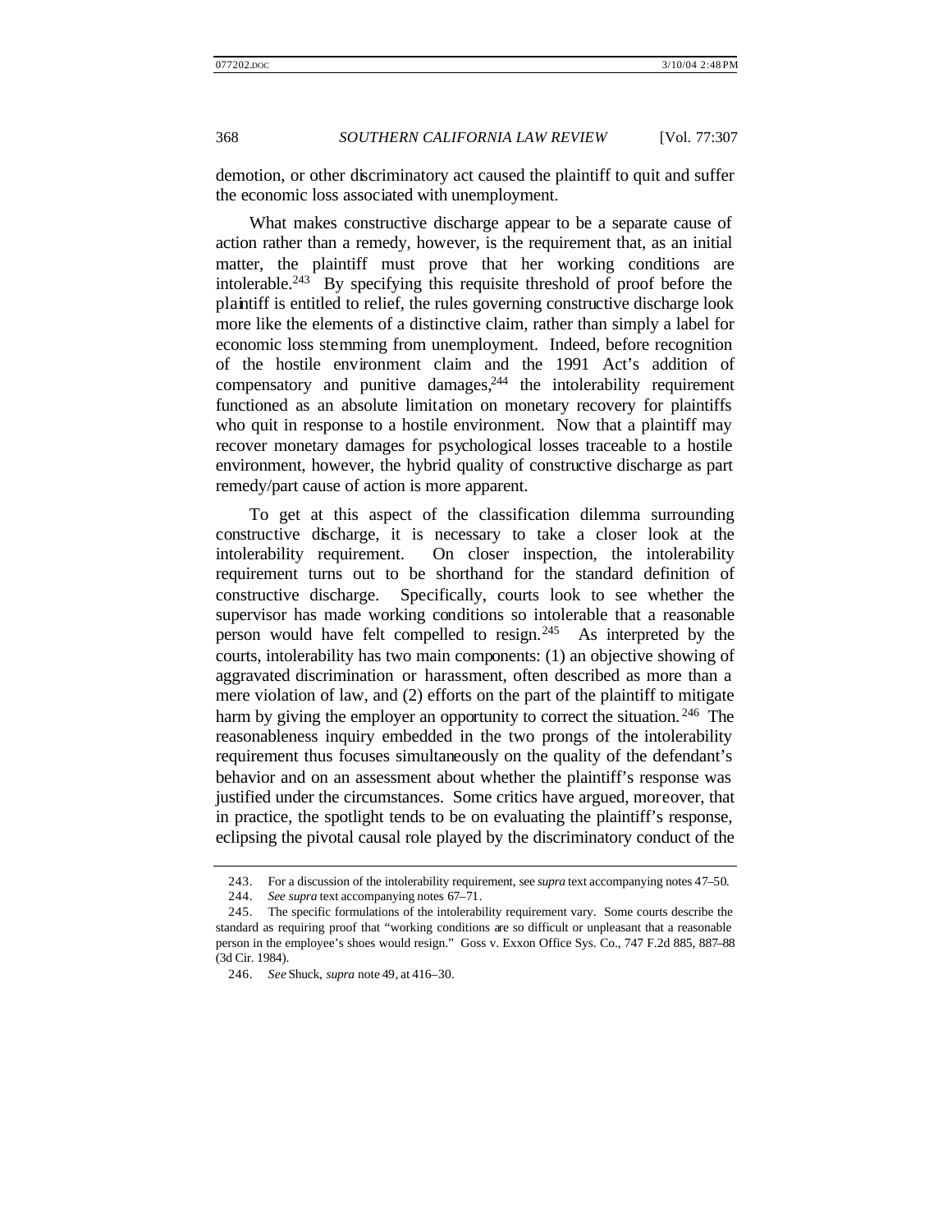demotion, or other discriminatory act caused the plaintiff to quit and suffer the economic loss associated with unemployment.

What makes constructive discharge appear to be a separate cause of action rather than a remedy, however, is the requirement that, as an initial matter, the plaintiff must prove that her working conditions are intolerable.[243] By specifying this requisite threshold of proof before the plaintiff is entitled to relief, the rules governing constructive discharge look more like the elements of a distinctive claim, rather than simply a label for economic loss stemming from unemployment. Indeed, before recognition of the hostile environment claim and the 1991 Act's addition of compensatory and punitive damages,[244] the intolerability requirement functioned as an absolute limitation on monetary recovery for plaintiffs who quit in response to a hostile environment. Now that a plaintiff may recover monetary damages for psychological losses traceable to a hostile environment, however, the hybrid quality of constructive discharge as part remedy/part cause of action is more apparent.

To get at this aspect of the classification dilemma surrounding constructive discharge, it is necessary to take a closer look at the intolerability requirement. On closer inspection, the intolerability requirement turns out to be shorthand for the standard definition of constructive discharge. Specifically, courts look to see whether the supervisor has made working conditions so intolerable that a reasonable person would have felt compelled to resign.[245] As interpreted by the courts, intolerability has two main components: (1) an objective showing of aggravated discrimination or harassment, often described as more than a mere violation of law, and (2) efforts on the part of the plaintiff to mitigate harm by giving the employer an opportunity to correct the situation.[246] The reasonableness inquiry embedded in the two prongs of the intolerability requirement thus focuses simultaneously on the quality of the defendant's behavior and on an assessment about whether the plaintiff's response was justified under the circumstances. Some critics have argued, moreover, that in practice, the spotlight tends to be on evaluating the plaintiff's response, eclipsing the pivotal causal role played by the discriminatory conduct of the

---

243. For a discussion of the intolerability requirement, see *supra* text accompanying notes 47–50.

244. *See supra* text accompanying notes 67–71.

245. The specific formulations of the intolerability requirement vary. Some courts describe the standard as requiring proof that "working conditions are so difficult or unpleasant that a reasonable person in the employee's shoes would resign." Goss v. Exxon Office Sys. Co., 747 F.2d 885, 887–88 (3d Cir. 1984).

246. *See* Shuck, *supra* note 49, at 416–30.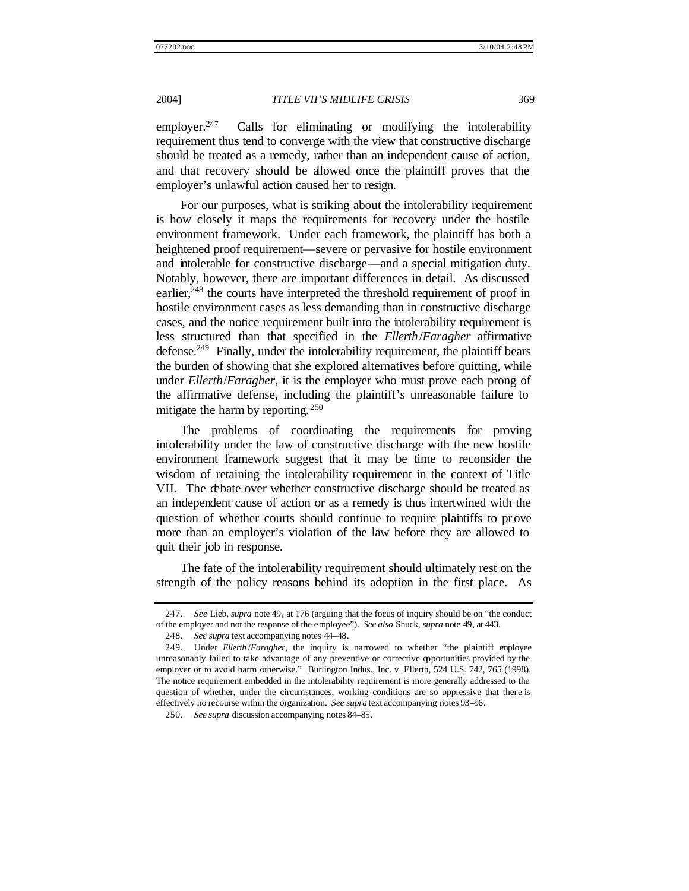employer.[247] Calls for eliminating or modifying the intolerability requirement thus tend to converge with the view that constructive discharge should be treated as a remedy, rather than an independent cause of action, and that recovery should be allowed once the plaintiff proves that the employer's unlawful action caused her to resign.

For our purposes, what is striking about the intolerability requirement is how closely it maps the requirements for recovery under the hostile environment framework. Under each framework, the plaintiff has both a heightened proof requirement—severe or pervasive for hostile environment and intolerable for constructive discharge—and a special mitigation duty. Notably, however, there are important differences in detail. As discussed earlier,[248] the courts have interpreted the threshold requirement of proof in hostile environment cases as less demanding than in constructive discharge cases, and the notice requirement built into the intolerability requirement is less structured than that specified in the *Ellerth*/*Faragher* affirmative defense.[249] Finally, under the intolerability requirement, the plaintiff bears the burden of showing that she explored alternatives before quitting, while under *Ellerth*/*Faragher*, it is the employer who must prove each prong of the affirmative defense, including the plaintiff's unreasonable failure to mitigate the harm by reporting.[250]

The problems of coordinating the requirements for proving intolerability under the law of constructive discharge with the new hostile environment framework suggest that it may be time to reconsider the wisdom of retaining the intolerability requirement in the context of Title VII. The debate over whether constructive discharge should be treated as an independent cause of action or as a remedy is thus intertwined with the question of whether courts should continue to require plaintiffs to prove more than an employer's violation of the law before they are allowed to quit their job in response.

The fate of the intolerability requirement should ultimately rest on the strength of the policy reasons behind its adoption in the first place. As

---

247. *See* Lieb, *supra* note 49, at 176 (arguing that the focus of inquiry should be on "the conduct of the employer and not the response of the employee"). *See also* Shuck, *supra* note 49, at 443.

248. *See supra* text accompanying notes 44–48.

249. Under *Ellerth*/*Faragher*, the inquiry is narrowed to whether "the plaintiff employee unreasonably failed to take advantage of any preventive or corrective opportunities provided by the employer or to avoid harm otherwise." Burlington Indus., Inc. v. Ellerth, 524 U.S. 742, 765 (1998). The notice requirement embedded in the intolerability requirement is more generally addressed to the question of whether, under the circumstances, working conditions are so oppressive that there is effectively no recourse within the organization. *See supra* text accompanying notes 93–96.

250. *See supra* discussion accompanying notes 84–85.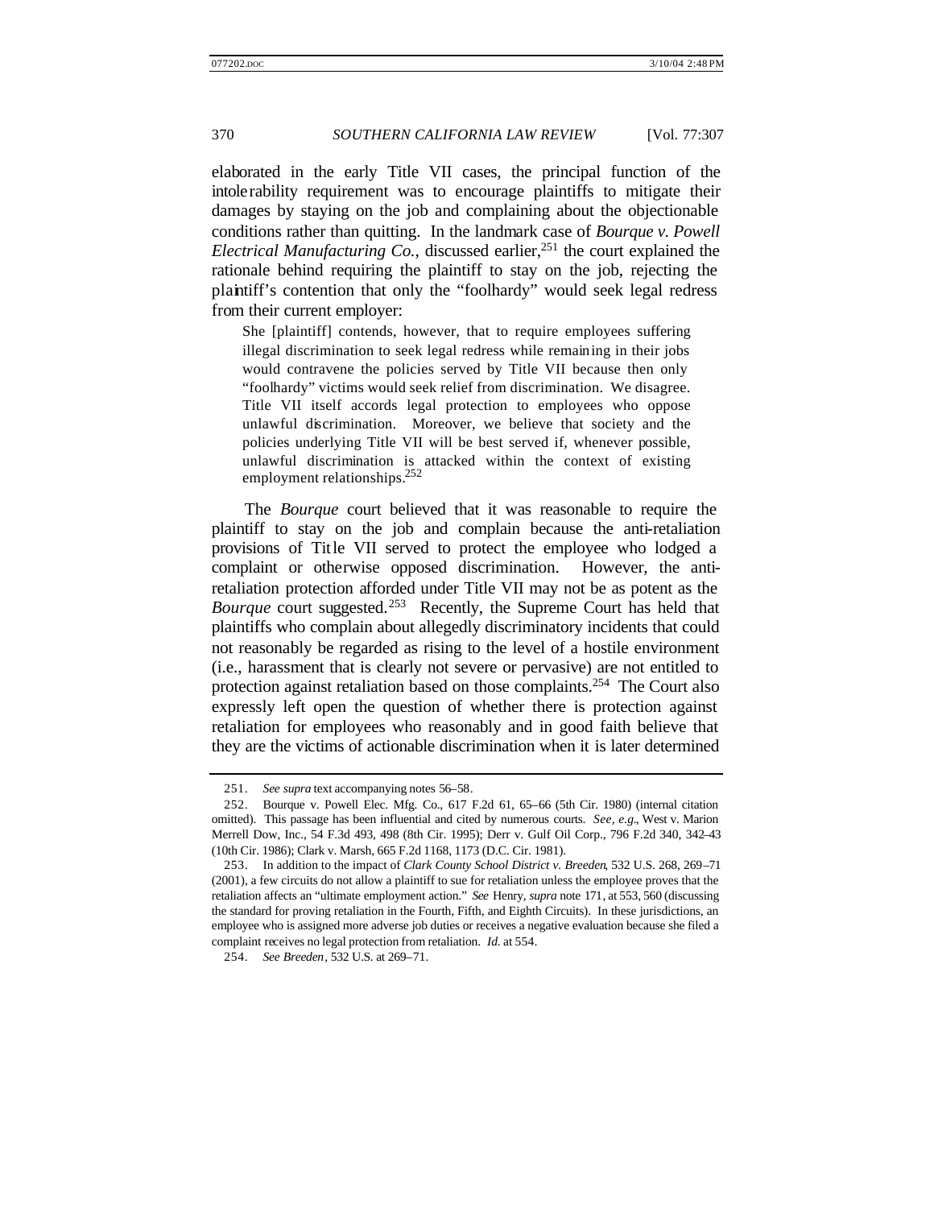elaborated in the early Title VII cases, the principal function of the intolerability requirement was to encourage plaintiffs to mitigate their damages by staying on the job and complaining about the objectionable conditions rather than quitting. In the landmark case of *Bourque v. Powell Electrical Manufacturing Co.*, discussed earlier,[251] the court explained the rationale behind requiring the plaintiff to stay on the job, rejecting the plaintiff's contention that only the "foolhardy" would seek legal redress from their current employer:

> She [plaintiff] contends, however, that to require employees suffering illegal discrimination to seek legal redress while remaining in their jobs would contravene the policies served by Title VII because then only "foolhardy" victims would seek relief from discrimination. We disagree. Title VII itself accords legal protection to employees who oppose unlawful discrimination. Moreover, we believe that society and the policies underlying Title VII will be best served if, whenever possible, unlawful discrimination is attacked within the context of existing employment relationships.[252]

The *Bourque* court believed that it was reasonable to require the plaintiff to stay on the job and complain because the anti-retaliation provisions of Title VII served to protect the employee who lodged a complaint or otherwise opposed discrimination. However, the anti-retaliation protection afforded under Title VII may not be as potent as the *Bourque* court suggested.[253] Recently, the Supreme Court has held that plaintiffs who complain about allegedly discriminatory incidents that could not reasonably be regarded as rising to the level of a hostile environment (i.e., harassment that is clearly not severe or pervasive) are not entitled to protection against retaliation based on those complaints.[254] The Court also expressly left open the question of whether there is protection against retaliation for employees who reasonably and in good faith believe that they are the victims of actionable discrimination when it is later determined

---

251. *See supra* text accompanying notes 56–58.

252. Bourque v. Powell Elec. Mfg. Co., 617 F.2d 61, 65–66 (5th Cir. 1980) (internal citation omitted). This passage has been influential and cited by numerous courts. *See, e.g.*, West v. Marion Merrell Dow, Inc., 54 F.3d 493, 498 (8th Cir. 1995); Derr v. Gulf Oil Corp., 796 F.2d 340, 342–43 (10th Cir. 1986); Clark v. Marsh, 665 F.2d 1168, 1173 (D.C. Cir. 1981).

253. In addition to the impact of *Clark County School District v. Breeden*, 532 U.S. 268, 269–71 (2001), a few circuits do not allow a plaintiff to sue for retaliation unless the employee proves that the retaliation affects an "ultimate employment action." *See* Henry, *supra* note 171, at 553, 560 (discussing the standard for proving retaliation in the Fourth, Fifth, and Eighth Circuits). In these jurisdictions, an employee who is assigned more adverse job duties or receives a negative evaluation because she filed a complaint receives no legal protection from retaliation. *Id.* at 554.

254. *See Breeden*, 532 U.S. at 269–71.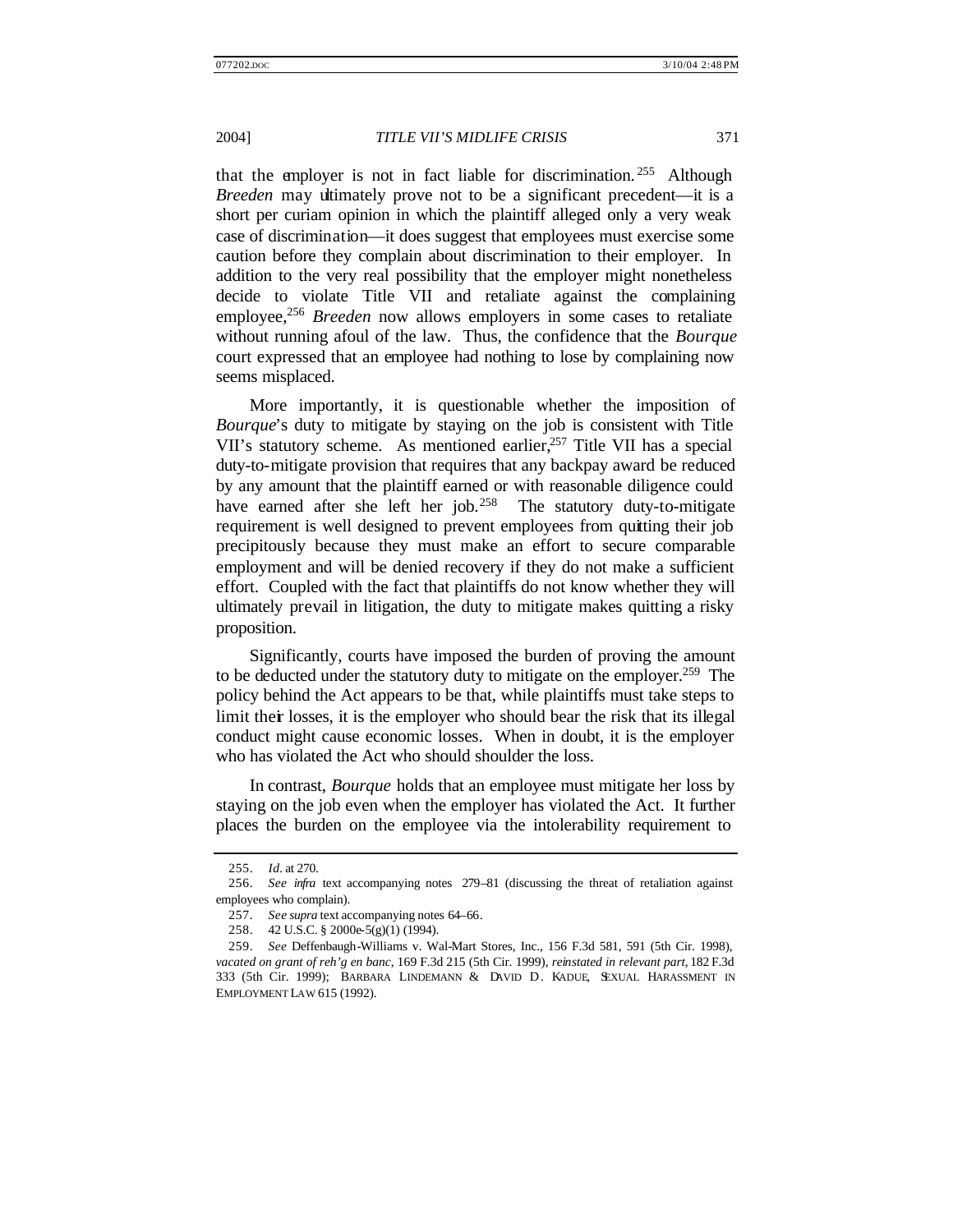that the employer is not in fact liable for discrimination.[255] Although *Breeden* may ultimately prove not to be a significant precedent—it is a short per curiam opinion in which the plaintiff alleged only a very weak case of discrimination—it does suggest that employees must exercise some caution before they complain about discrimination to their employer. In addition to the very real possibility that the employer might nonetheless decide to violate Title VII and retaliate against the complaining employee,[256] *Breeden* now allows employers in some cases to retaliate without running afoul of the law. Thus, the confidence that the *Bourque* court expressed that an employee had nothing to lose by complaining now seems misplaced.

More importantly, it is questionable whether the imposition of *Bourque*'s duty to mitigate by staying on the job is consistent with Title VII's statutory scheme. As mentioned earlier,[257] Title VII has a special duty-to-mitigate provision that requires that any backpay award be reduced by any amount that the plaintiff earned or with reasonable diligence could have earned after she left her job.[258] The statutory duty-to-mitigate requirement is well designed to prevent employees from quitting their job precipitously because they must make an effort to secure comparable employment and will be denied recovery if they do not make a sufficient effort. Coupled with the fact that plaintiffs do not know whether they will ultimately prevail in litigation, the duty to mitigate makes quitting a risky proposition.

Significantly, courts have imposed the burden of proving the amount to be deducted under the statutory duty to mitigate on the employer.[259] The policy behind the Act appears to be that, while plaintiffs must take steps to limit their losses, it is the employer who should bear the risk that its illegal conduct might cause economic losses. When in doubt, it is the employer who has violated the Act who should shoulder the loss.

In contrast, *Bourque* holds that an employee must mitigate her loss by staying on the job even when the employer has violated the Act. It further places the burden on the employee via the intolerability requirement to

---

255. *Id.* at 270.

256. *See infra* text accompanying notes 279–81 (discussing the threat of retaliation against employees who complain).

257. *See supra* text accompanying notes 64–66.

258. 42 U.S.C. § 2000e-5(g)(1) (1994).

259. *See* Deffenbaugh-Williams v. Wal-Mart Stores, Inc., 156 F.3d 581, 591 (5th Cir. 1998), *vacated on grant of reh'g en banc*, 169 F.3d 215 (5th Cir. 1999), *reinstated in relevant part*, 182 F.3d 333 (5th Cir. 1999); BARBARA LINDEMANN & DAVID D. KADUE, SEXUAL HARASSMENT IN EMPLOYMENT LAW 615 (1992).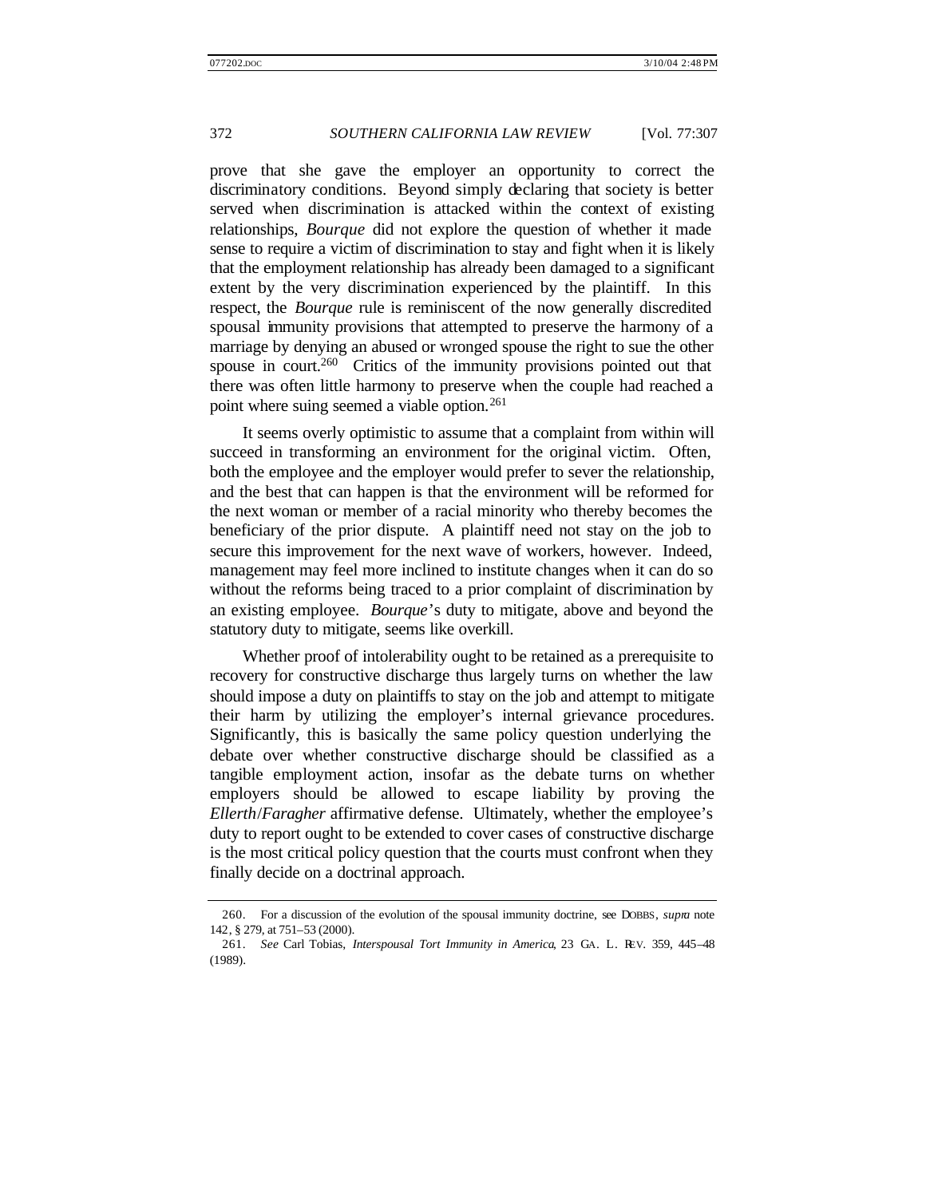prove that she gave the employer an opportunity to correct the discriminatory conditions. Beyond simply declaring that society is better served when discrimination is attacked within the context of existing relationships, *Bourque* did not explore the question of whether it made sense to require a victim of discrimination to stay and fight when it is likely that the employment relationship has already been damaged to a significant extent by the very discrimination experienced by the plaintiff. In this respect, the *Bourque* rule is reminiscent of the now generally discredited spousal immunity provisions that attempted to preserve the harmony of a marriage by denying an abused or wronged spouse the right to sue the other spouse in court.[260] Critics of the immunity provisions pointed out that there was often little harmony to preserve when the couple had reached a point where suing seemed a viable option.[261]

It seems overly optimistic to assume that a complaint from within will succeed in transforming an environment for the original victim. Often, both the employee and the employer would prefer to sever the relationship, and the best that can happen is that the environment will be reformed for the next woman or member of a racial minority who thereby becomes the beneficiary of the prior dispute. A plaintiff need not stay on the job to secure this improvement for the next wave of workers, however. Indeed, management may feel more inclined to institute changes when it can do so without the reforms being traced to a prior complaint of discrimination by an existing employee. *Bourque*'s duty to mitigate, above and beyond the statutory duty to mitigate, seems like overkill.

Whether proof of intolerability ought to be retained as a prerequisite to recovery for constructive discharge thus largely turns on whether the law should impose a duty on plaintiffs to stay on the job and attempt to mitigate their harm by utilizing the employer's internal grievance procedures. Significantly, this is basically the same policy question underlying the debate over whether constructive discharge should be classified as a tangible employment action, insofar as the debate turns on whether employers should be allowed to escape liability by proving the *Ellerth*/*Faragher* affirmative defense. Ultimately, whether the employee's duty to report ought to be extended to cover cases of constructive discharge is the most critical policy question that the courts must confront when they finally decide on a doctrinal approach.

---

260. For a discussion of the evolution of the spousal immunity doctrine, see DOBBS, *supra* note 142, § 279, at 751–53 (2000).

261. *See* Carl Tobias, *Interspousal Tort Immunity in America*, 23 GA. L. REV. 359, 445–48 (1989).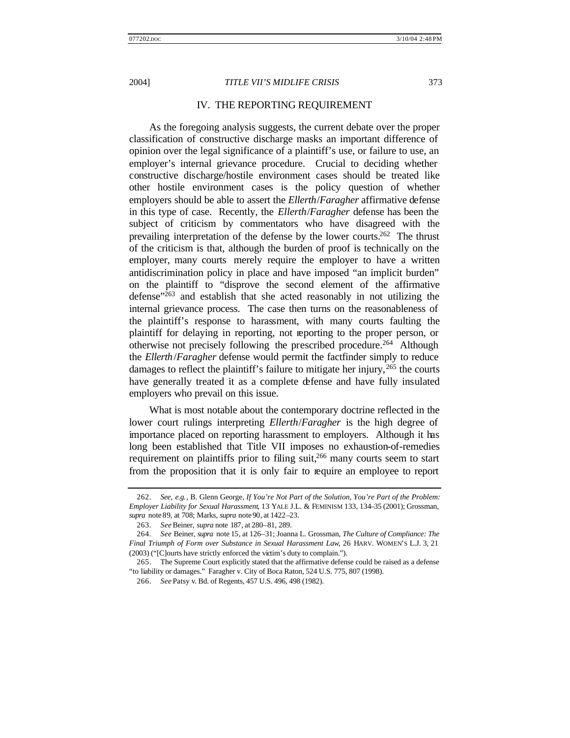## IV. THE REPORTING REQUIREMENT

As the foregoing analysis suggests, the current debate over the proper classification of constructive discharge masks an important difference of opinion over the legal significance of a plaintiff's use, or failure to use, an employer's internal grievance procedure. Crucial to deciding whether constructive discharge/hostile environment cases should be treated like other hostile environment cases is the policy question of whether employers should be able to assert the *Ellerth*/*Faragher* affirmative defense in this type of case. Recently, the *Ellerth*/*Faragher* defense has been the subject of criticism by commentators who have disagreed with the prevailing interpretation of the defense by the lower courts.[262] The thrust of the criticism is that, although the burden of proof is technically on the employer, many courts merely require the employer to have a written antidiscrimination policy in place and have imposed "an implicit burden" on the plaintiff to "disprove the second element of the affirmative defense"[263] and establish that she acted reasonably in not utilizing the internal grievance process. The case then turns on the reasonableness of the plaintiff's response to harassment, with many courts faulting the plaintiff for delaying in reporting, not reporting to the proper person, or otherwise not precisely following the prescribed procedure.[264] Although the *Ellerth*/*Faragher* defense would permit the factfinder simply to reduce damages to reflect the plaintiff's failure to mitigate her injury,[265] the courts have generally treated it as a complete defense and have fully insulated employers who prevail on this issue.

What is most notable about the contemporary doctrine reflected in the lower court rulings interpreting *Ellerth*/*Faragher* is the high degree of importance placed on reporting harassment to employers. Although it has long been established that Title VII imposes no exhaustion-of-remedies requirement on plaintiffs prior to filing suit,[266] many courts seem to start from the proposition that it is only fair to require an employee to report

---

262. *See, e.g.*, B. Glenn George, *If You're Not Part of the Solution, You're Part of the Problem: Employer Liability for Sexual Harassment*, 13 YALE J.L. & FEMINISM 133, 134–35 (2001); Grossman, *supra* note 89, at 708; Marks, *supra* note 90, at 1422–23.

263. *See* Beiner, *supra* note 187, at 280–81, 289.

264. *See* Beiner, *supra* note 15, at 126–31; Joanna L. Grossman, *The Culture of Compliance: The Final Triumph of Form over Substance in Sexual Harassment Law*, 26 HARV. WOMEN'S L.J. 3, 21 (2003) ("[C]ourts have strictly enforced the victim's duty to complain.").

265. The Supreme Court explicitly stated that the affirmative defense could be raised as a defense "to liability or damages." Faragher v. City of Boca Raton, 524 U.S. 775, 807 (1998).

266. *See* Patsy v. Bd. of Regents, 457 U.S. 496, 498 (1982).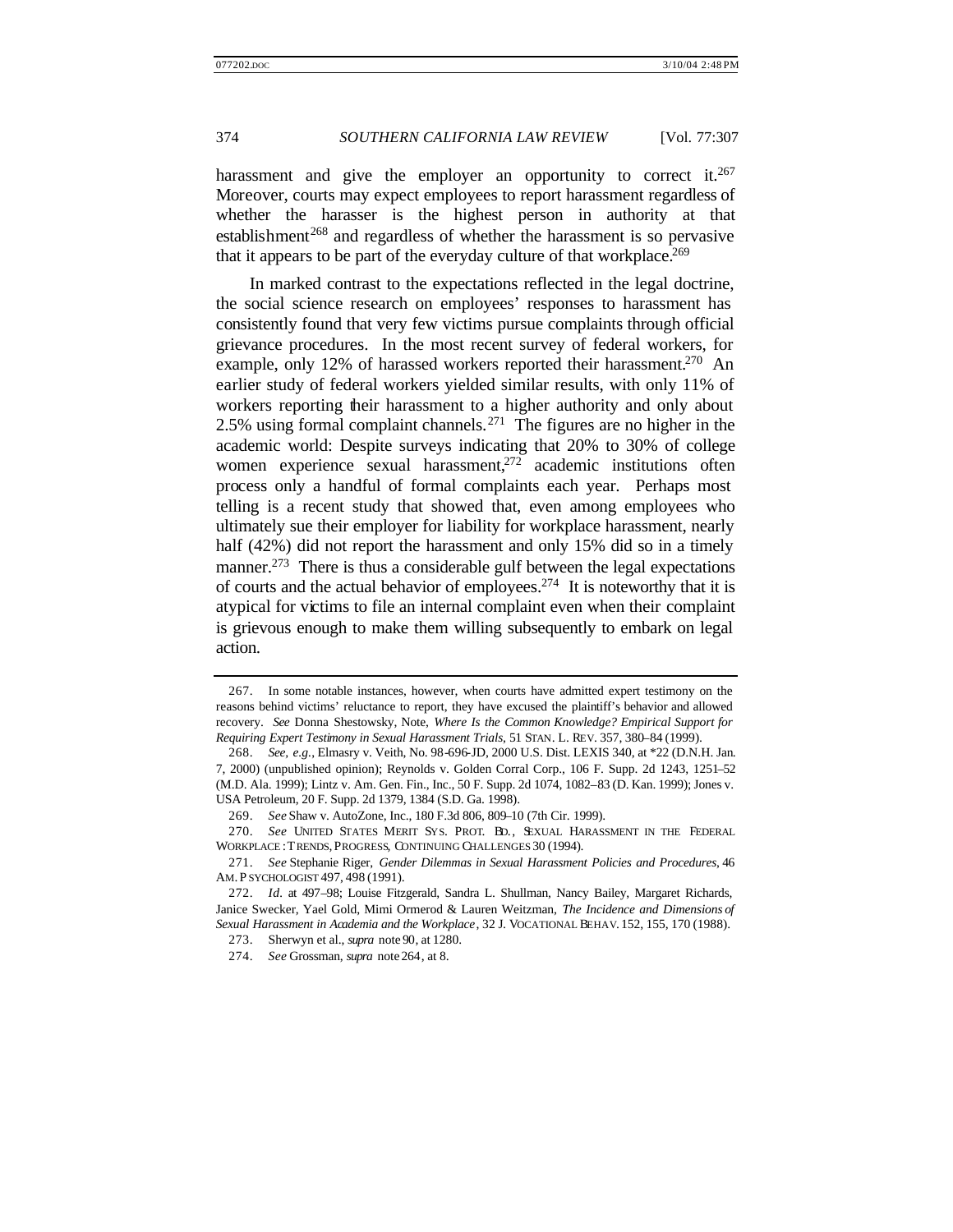harassment and give the employer an opportunity to correct it.[267] Moreover, courts may expect employees to report harassment regardless of whether the harasser is the highest person in authority at that establishment[268] and regardless of whether the harassment is so pervasive that it appears to be part of the everyday culture of that workplace.[269]

In marked contrast to the expectations reflected in the legal doctrine, the social science research on employees' responses to harassment has consistently found that very few victims pursue complaints through official grievance procedures. In the most recent survey of federal workers, for example, only 12% of harassed workers reported their harassment.[270] An earlier study of federal workers yielded similar results, with only 11% of workers reporting their harassment to a higher authority and only about 2.5% using formal complaint channels.[271] The figures are no higher in the academic world: Despite surveys indicating that 20% to 30% of college women experience sexual harassment,[272] academic institutions often process only a handful of formal complaints each year. Perhaps most telling is a recent study that showed that, even among employees who ultimately sue their employer for liability for workplace harassment, nearly half (42%) did not report the harassment and only 15% did so in a timely manner.[273] There is thus a considerable gulf between the legal expectations of courts and the actual behavior of employees.[274] It is noteworthy that it is atypical for victims to file an internal complaint even when their complaint is grievous enough to make them willing subsequently to embark on legal action.

---

267. In some notable instances, however, when courts have admitted expert testimony on the reasons behind victims' reluctance to report, they have excused the plaintiff's behavior and allowed recovery. *See* Donna Shestowsky, Note, *Where Is the Common Knowledge? Empirical Support for Requiring Expert Testimony in Sexual Harassment Trials*, 51 STAN. L. REV. 357, 380–84 (1999).

268. *See, e.g.*, Elmasry v. Veith, No. 98-696-JD, 2000 U.S. Dist. LEXIS 340, at *22 (D.N.H. Jan. 7, 2000) (unpublished opinion); Reynolds v. Golden Corral Corp., 106 F. Supp. 2d 1243, 1251–52 (M.D. Ala. 1999); Lintz v. Am. Gen. Fin., Inc., 50 F. Supp. 2d 1074, 1082–83 (D. Kan. 1999); Jones v. USA Petroleum, 20 F. Supp. 2d 1379, 1384 (S.D. Ga. 1998).

269. *See* Shaw v. AutoZone, Inc., 180 F.3d 806, 809–10 (7th Cir. 1999).

270. *See* UNITED STATES MERIT SYS. PROT. BD., SEXUAL HARASSMENT IN THE FEDERAL WORKPLACE: TRENDS, PROGRESS, CONTINUING CHALLENGES 30 (1994).

271. *See* Stephanie Riger, *Gender Dilemmas in Sexual Harassment Policies and Procedures*, 46 AM. PSYCHOLOGIST 497, 498 (1991).

272. *Id.* at 497–98; Louise Fitzgerald, Sandra L. Shullman, Nancy Bailey, Margaret Richards, Janice Swecker, Yael Gold, Mimi Ormerod & Lauren Weitzman, *The Incidence and Dimensions of Sexual Harassment in Academia and the Workplace*, 32 J. VOCATIONAL BEHAV. 152, 155, 170 (1988).

273. Sherwyn et al., *supra* note 90, at 1280.

274. *See* Grossman, *supra* note 264, at 8.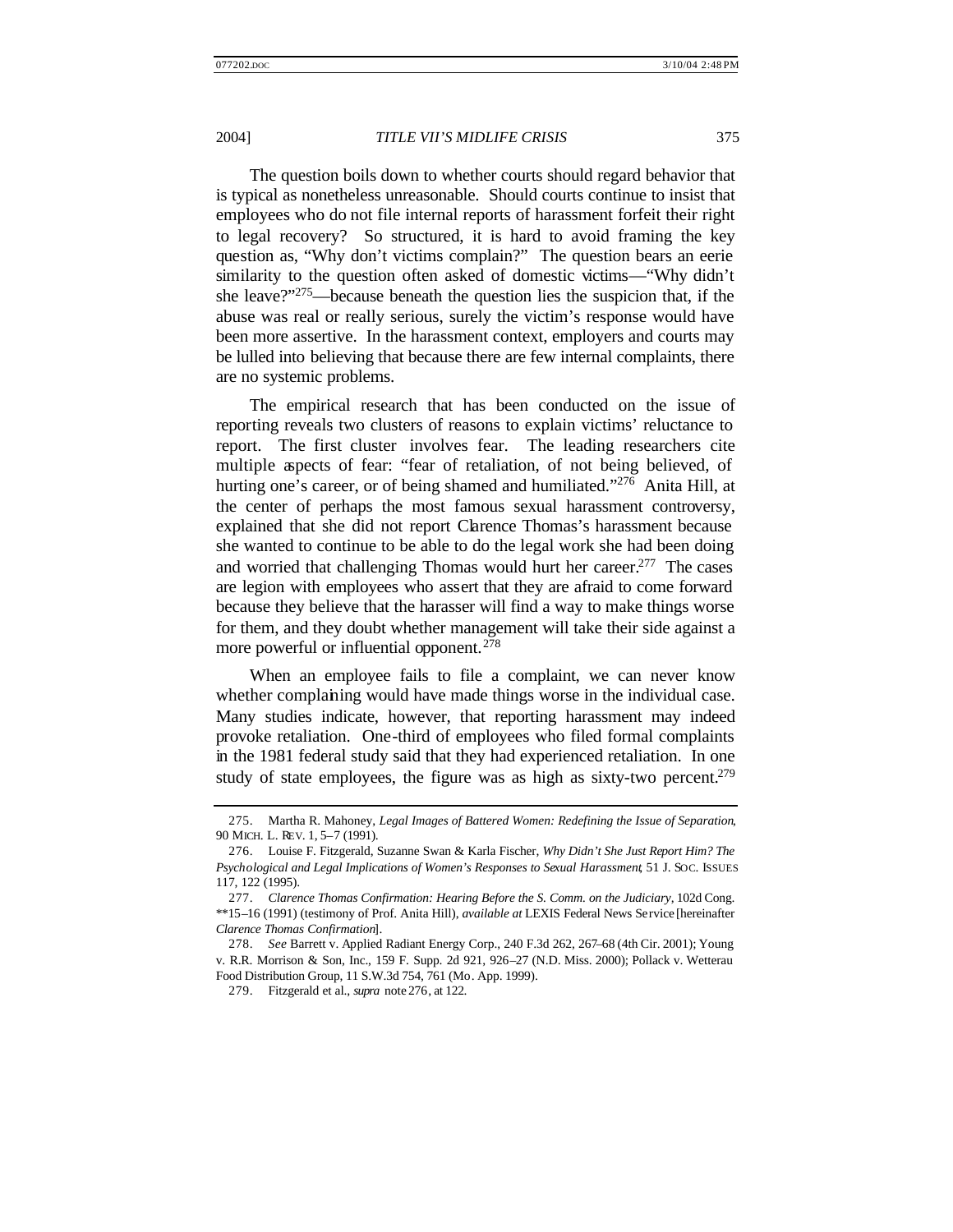The question boils down to whether courts should regard behavior that is typical as nonetheless unreasonable. Should courts continue to insist that employees who do not file internal reports of harassment forfeit their right to legal recovery? So structured, it is hard to avoid framing the key question as, "Why don't victims complain?" The question bears an eerie similarity to the question often asked of domestic victims—"Why didn't she leave?"[275]—because beneath the question lies the suspicion that, if the abuse was real or really serious, surely the victim's response would have been more assertive. In the harassment context, employers and courts may be lulled into believing that because there are few internal complaints, there are no systemic problems.

The empirical research that has been conducted on the issue of reporting reveals two clusters of reasons to explain victims' reluctance to report. The first cluster involves fear. The leading researchers cite multiple aspects of fear: "fear of retaliation, of not being believed, of hurting one's career, or of being shamed and humiliated."[276] Anita Hill, at the center of perhaps the most famous sexual harassment controversy, explained that she did not report Clarence Thomas's harassment because she wanted to continue to be able to do the legal work she had been doing and worried that challenging Thomas would hurt her career.[277] The cases are legion with employees who assert that they are afraid to come forward because they believe that the harasser will find a way to make things worse for them, and they doubt whether management will take their side against a more powerful or influential opponent.[278]

When an employee fails to file a complaint, we can never know whether complaining would have made things worse in the individual case. Many studies indicate, however, that reporting harassment may indeed provoke retaliation. One-third of employees who filed formal complaints in the 1981 federal study said that they had experienced retaliation. In one study of state employees, the figure was as high as sixty-two percent.[279]

---

275. Martha R. Mahoney, *Legal Images of Battered Women: Redefining the Issue of Separation*, 90 MICH. L. REV. 1, 5–7 (1991).

276. Louise F. Fitzgerald, Suzanne Swan & Karla Fischer, *Why Didn't She Just Report Him? The Psychological and Legal Implications of Women's Responses to Sexual Harassment*, 51 J. SOC. ISSUES 117, 122 (1995).

277. *Clarence Thomas Confirmation: Hearing Before the S. Comm. on the Judiciary*, 102d Cong. **15–16 (1991) (testimony of Prof. Anita Hill), *available at* LEXIS Federal News Service [hereinafter *Clarence Thomas Confirmation*].

278. *See* Barrett v. Applied Radiant Energy Corp., 240 F.3d 262, 267–68 (4th Cir. 2001); Young v. R.R. Morrison & Son, Inc., 159 F. Supp. 2d 921, 926–27 (N.D. Miss. 2000); Pollack v. Wetterau Food Distribution Group, 11 S.W.3d 754, 761 (Mo. App. 1999).

279. Fitzgerald et al., *supra* note 276, at 122.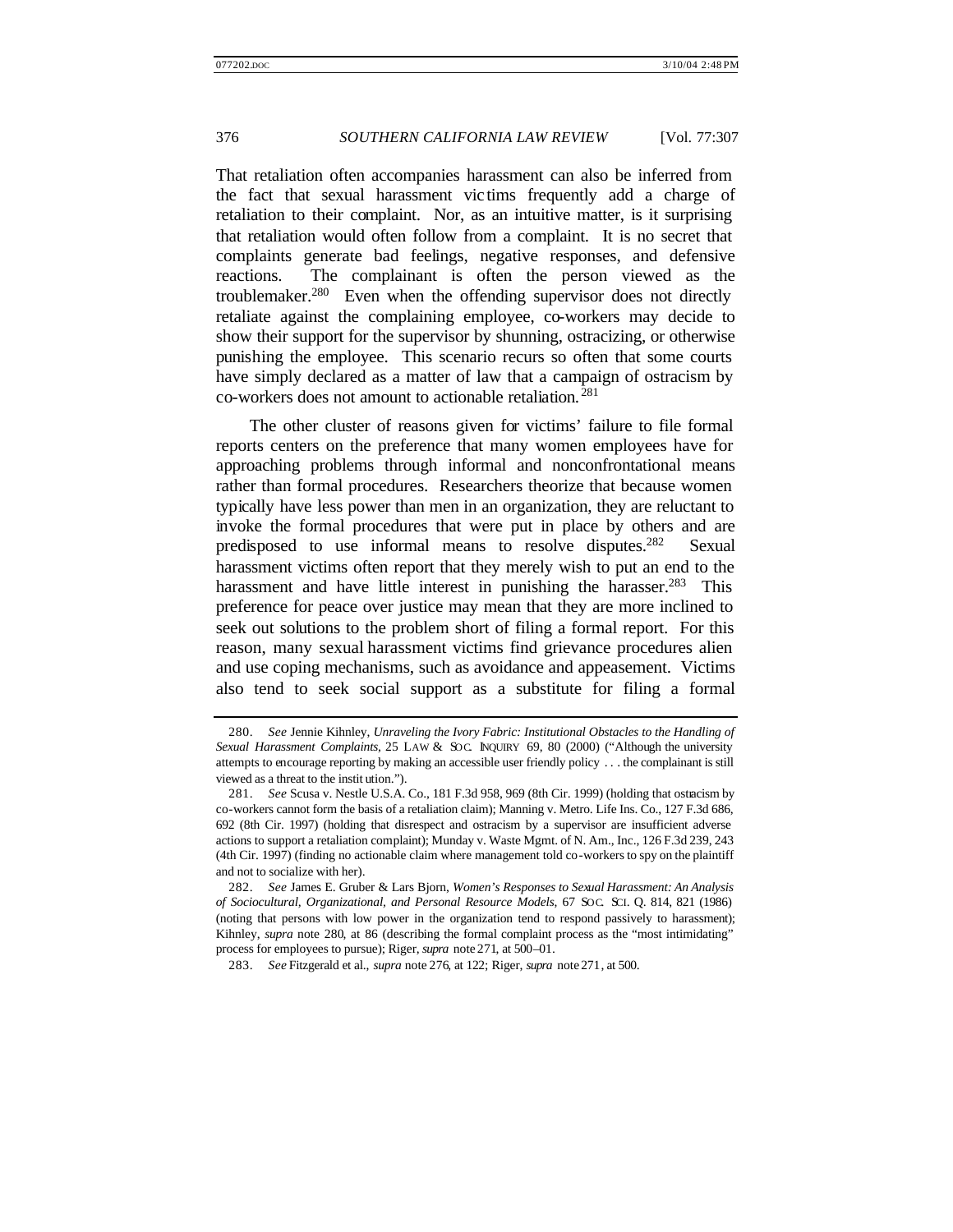That retaliation often accompanies harassment can also be inferred from the fact that sexual harassment victims frequently add a charge of retaliation to their complaint. Nor, as an intuitive matter, is it surprising that retaliation would often follow from a complaint. It is no secret that complaints generate bad feelings, negative responses, and defensive reactions. The complainant is often the person viewed as the troublemaker.[280] Even when the offending supervisor does not directly retaliate against the complaining employee, co-workers may decide to show their support for the supervisor by shunning, ostracizing, or otherwise punishing the employee. This scenario recurs so often that some courts have simply declared as a matter of law that a campaign of ostracism by co-workers does not amount to actionable retaliation.[281]

The other cluster of reasons given for victims' failure to file formal reports centers on the preference that many women employees have for approaching problems through informal and nonconfrontational means rather than formal procedures. Researchers theorize that because women typically have less power than men in an organization, they are reluctant to invoke the formal procedures that were put in place by others and are predisposed to use informal means to resolve disputes.[282] Sexual harassment victims often report that they merely wish to put an end to the harassment and have little interest in punishing the harasser.[283] This preference for peace over justice may mean that they are more inclined to seek out solutions to the problem short of filing a formal report. For this reason, many sexual harassment victims find grievance procedures alien and use coping mechanisms, such as avoidance and appeasement. Victims also tend to seek social support as a substitute for filing a formal

---

280. *See* Jennie Kihnley, *Unraveling the Ivory Fabric: Institutional Obstacles to the Handling of Sexual Harassment Complaints*, 25 LAW & SOC. INQUIRY 69, 80 (2000) ("Although the university attempts to encourage reporting by making an accessible user friendly policy . . . the complainant is still viewed as a threat to the institution.").

281. *See* Scusa v. Nestle U.S.A. Co., 181 F.3d 958, 969 (8th Cir. 1999) (holding that ostracism by co-workers cannot form the basis of a retaliation claim); Manning v. Metro. Life Ins. Co., 127 F.3d 686, 692 (8th Cir. 1997) (holding that disrespect and ostracism by a supervisor are insufficient adverse actions to support a retaliation complaint); Munday v. Waste Mgmt. of N. Am., Inc., 126 F.3d 239, 243 (4th Cir. 1997) (finding no actionable claim where management told co-workers to spy on the plaintiff and not to socialize with her).

282. *See* James E. Gruber & Lars Bjorn, *Women's Responses to Sexual Harassment: An Analysis of Sociocultural, Organizational, and Personal Resource Models*, 67 SOC. SCI. Q. 814, 821 (1986) (noting that persons with low power in the organization tend to respond passively to harassment); Kihnley, *supra* note 280, at 86 (describing the formal complaint process as the "most intimidating" process for employees to pursue); Riger, *supra* note 271, at 500–01.

283. *See* Fitzgerald et al., *supra* note 276, at 122; Riger, *supra* note 271, at 500.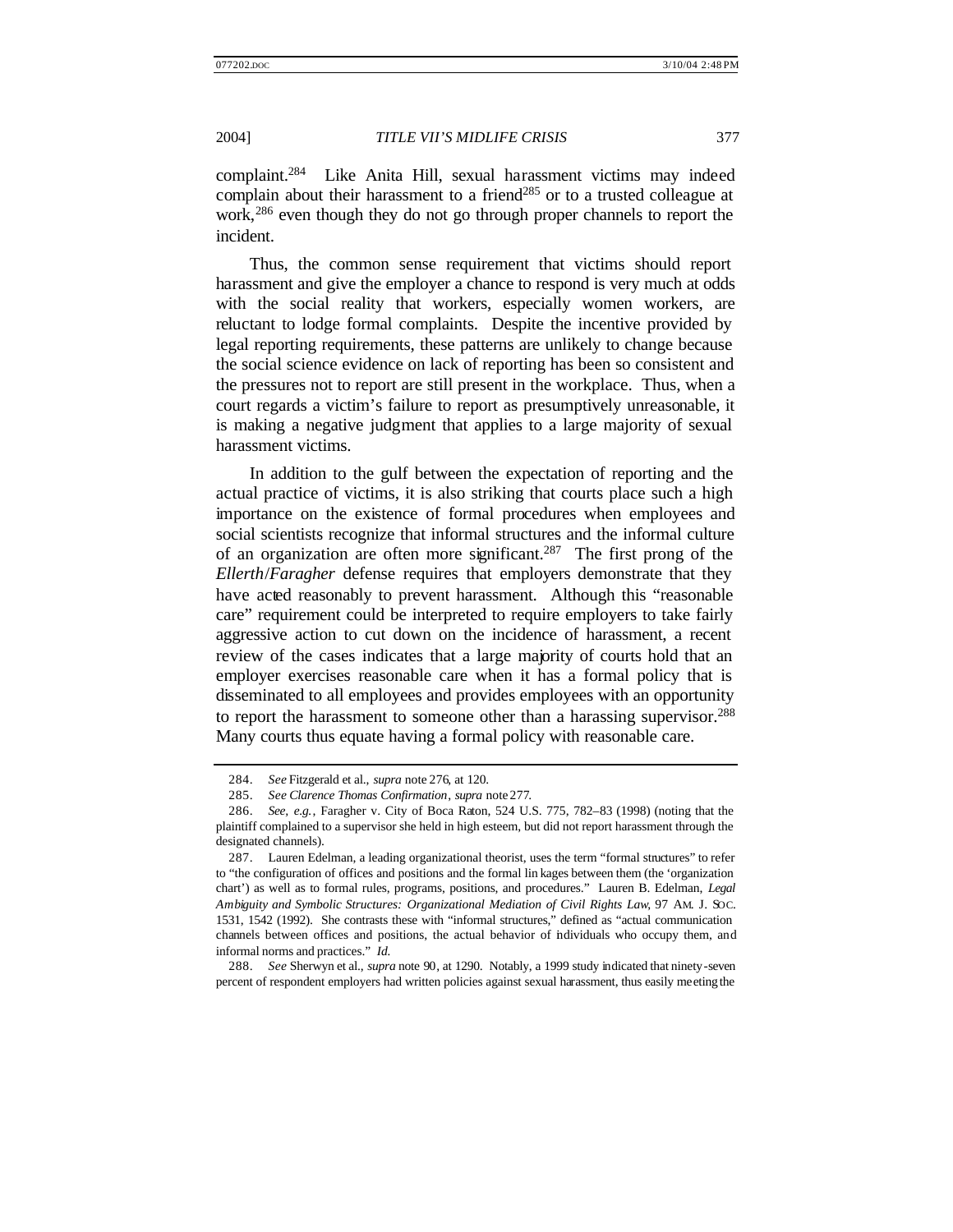complaint.[284] Like Anita Hill, sexual harassment victims may indeed complain about their harassment to a friend[285] or to a trusted colleague at work,[286] even though they do not go through proper channels to report the incident.

Thus, the common sense requirement that victims should report harassment and give the employer a chance to respond is very much at odds with the social reality that workers, especially women workers, are reluctant to lodge formal complaints. Despite the incentive provided by legal reporting requirements, these patterns are unlikely to change because the social science evidence on lack of reporting has been so consistent and the pressures not to report are still present in the workplace. Thus, when a court regards a victim's failure to report as presumptively unreasonable, it is making a negative judgment that applies to a large majority of sexual harassment victims.

In addition to the gulf between the expectation of reporting and the actual practice of victims, it is also striking that courts place such a high importance on the existence of formal procedures when employees and social scientists recognize that informal structures and the informal culture of an organization are often more significant.[287] The first prong of the *Ellerth*/*Faragher* defense requires that employers demonstrate that they have acted reasonably to prevent harassment. Although this "reasonable care" requirement could be interpreted to require employers to take fairly aggressive action to cut down on the incidence of harassment, a recent review of the cases indicates that a large majority of courts hold that an employer exercises reasonable care when it has a formal policy that is disseminated to all employees and provides employees with an opportunity to report the harassment to someone other than a harassing supervisor.[288] Many courts thus equate having a formal policy with reasonable care.

---

284. *See* Fitzgerald et al., *supra* note 276, at 120.

285. *See Clarence Thomas Confirmation*, *supra* note 277.

286. *See, e.g.*, Faragher v. City of Boca Raton, 524 U.S. 775, 782–83 (1998) (noting that the plaintiff complained to a supervisor she held in high esteem, but did not report harassment through the designated channels).

287. Lauren Edelman, a leading organizational theorist, uses the term "formal structures" to refer to "the configuration of offices and positions and the formal linkages between them (the 'organization chart') as well as to formal rules, programs, positions, and procedures." Lauren B. Edelman, *Legal Ambiguity and Symbolic Structures: Organizational Mediation of Civil Rights Law*, 97 AM. J. SOC. 1531, 1542 (1992). She contrasts these with "informal structures," defined as "actual communication channels between offices and positions, the actual behavior of individuals who occupy them, and informal norms and practices." *Id.*

288. *See* Sherwyn et al., *supra* note 90, at 1290. Notably, a 1999 study indicated that ninety-seven percent of respondent employers had written policies against sexual harassment, thus easily meeting the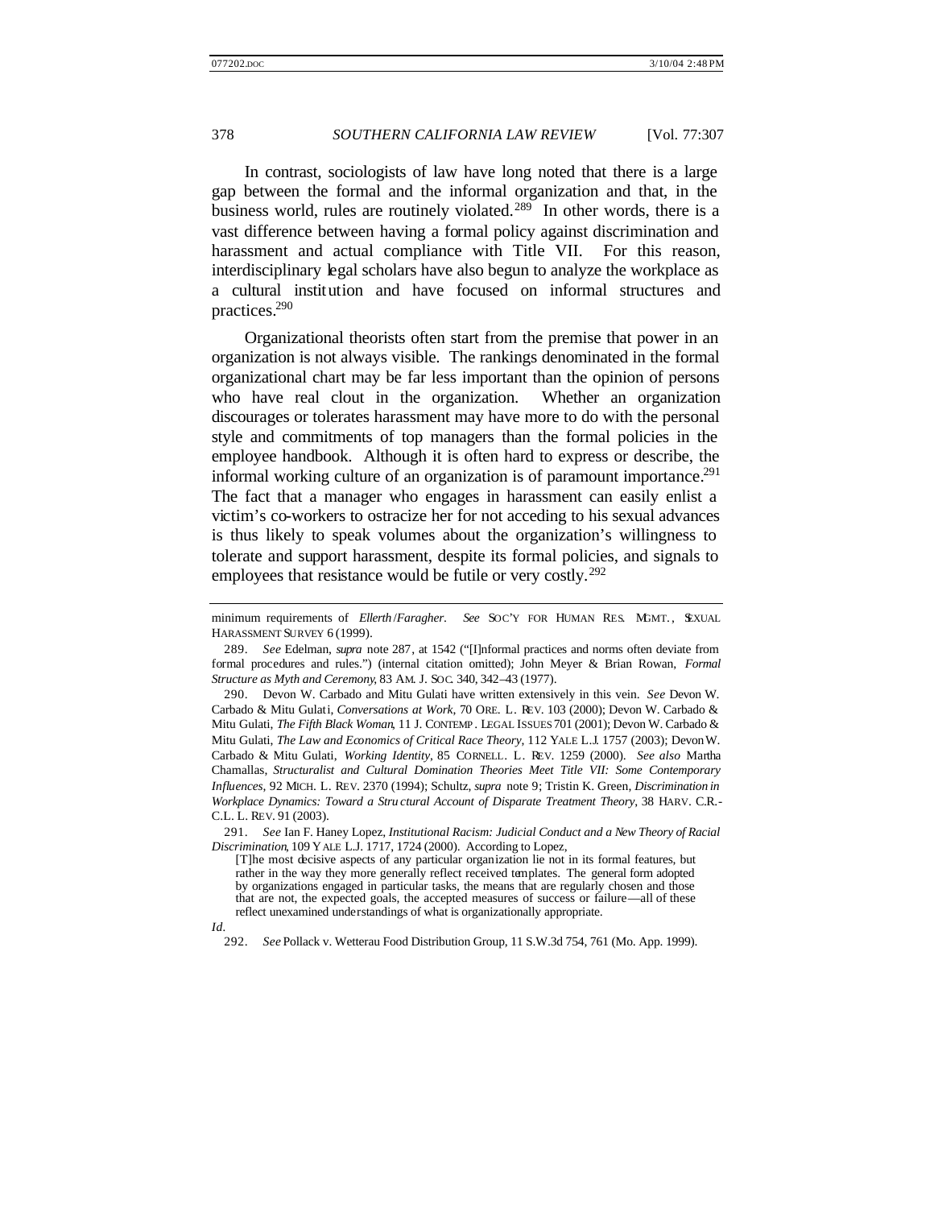In contrast, sociologists of law have long noted that there is a large gap between the formal and the informal organization and that, in the business world, rules are routinely violated.[289] In other words, there is a vast difference between having a formal policy against discrimination and harassment and actual compliance with Title VII. For this reason, interdisciplinary legal scholars have also begun to analyze the workplace as a cultural institution and have focused on informal structures and practices.[290]

Organizational theorists often start from the premise that power in an organization is not always visible. The rankings denominated in the formal organizational chart may be far less important than the opinion of persons who have real clout in the organization. Whether an organization discourages or tolerates harassment may have more to do with the personal style and commitments of top managers than the formal policies in the employee handbook. Although it is often hard to express or describe, the informal working culture of an organization is of paramount importance.[291] The fact that a manager who engages in harassment can easily enlist a victim's co-workers to ostracize her for not acceding to his sexual advances is thus likely to speak volumes about the organization's willingness to tolerate and support harassment, despite its formal policies, and signals to employees that resistance would be futile or very costly.[292]

---

minimum requirements of *Ellerth*/*Faragher*. *See* SOC'Y FOR HUMAN RES. MGMT., SEXUAL HARASSMENT SURVEY 6 (1999).

289. *See* Edelman, *supra* note 287, at 1542 ("[I]nformal practices and norms often deviate from formal procedures and rules.") (internal citation omitted); John Meyer & Brian Rowan, *Formal Structure as Myth and Ceremony*, 83 AM. J. SOC. 340, 342–43 (1977).

290. Devon W. Carbado and Mitu Gulati have written extensively in this vein. *See* Devon W. Carbado & Mitu Gulati, *Conversations at Work*, 70 ORE. L. REV. 103 (2000); Devon W. Carbado & Mitu Gulati, *The Fifth Black Woman*, 11 J. CONTEMP. LEGAL ISSUES 701 (2001); Devon W. Carbado & Mitu Gulati, *The Law and Economics of Critical Race Theory*, 112 YALE L.J. 1757 (2003); Devon W. Carbado & Mitu Gulati, *Working Identity*, 85 CORNELL. L. REV. 1259 (2000). *See also* Martha Chamallas, *Structuralist and Cultural Domination Theories Meet Title VII: Some Contemporary Influences*, 92 MICH. L. REV. 2370 (1994); Schultz, *supra* note 9; Tristin K. Green, *Discrimination in Workplace Dynamics: Toward a Structural Account of Disparate Treatment Theory*, 38 HARV. C.R.-C.L. L. REV. 91 (2003).

291. *See* Ian F. Haney Lopez, *Institutional Racism: Judicial Conduct and a New Theory of Racial Discrimination*, 109 YALE L.J. 1717, 1724 (2000). According to Lopez,

> [T]he most decisive aspects of any particular organization lie not in its formal features, but rather in the way they more generally reflect received templates. The general form adopted by organizations engaged in particular tasks, the means that are regularly chosen and those that are not, the expected goals, the accepted measures of success or failure—all of these reflect unexamined understandings of what is organizationally appropriate.

*Id.*

292. *See* Pollack v. Wetterau Food Distribution Group, 11 S.W.3d 754, 761 (Mo. App. 1999).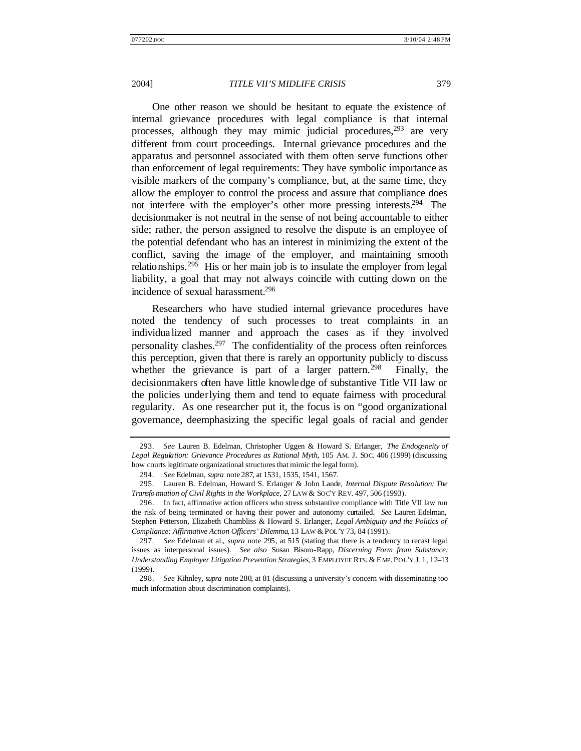One other reason we should be hesitant to equate the existence of internal grievance procedures with legal compliance is that internal processes, although they may mimic judicial procedures,[293] are very different from court proceedings. Internal grievance procedures and the apparatus and personnel associated with them often serve functions other than enforcement of legal requirements: They have symbolic importance as visible markers of the company's compliance, but, at the same time, they allow the employer to control the process and assure that compliance does not interfere with the employer's other more pressing interests.[294] The decisionmaker is not neutral in the sense of not being accountable to either side; rather, the person assigned to resolve the dispute is an employee of the potential defendant who has an interest in minimizing the extent of the conflict, saving the image of the employer, and maintaining smooth relationships.[295] His or her main job is to insulate the employer from legal liability, a goal that may not always coincide with cutting down on the incidence of sexual harassment.[296]

Researchers who have studied internal grievance procedures have noted the tendency of such processes to treat complaints in an individualized manner and approach the cases as if they involved personality clashes.[297] The confidentiality of the process often reinforces this perception, given that there is rarely an opportunity publicly to discuss whether the grievance is part of a larger pattern.[298] Finally, the decisionmakers often have little knowledge of substantive Title VII law or the policies underlying them and tend to equate fairness with procedural regularity. As one researcher put it, the focus is on "good organizational governance, deemphasizing the specific legal goals of racial and gender

---

293. *See* Lauren B. Edelman, Christopher Uggen & Howard S. Erlanger, *The Endogeneity of Legal Regulation: Grievance Procedures as Rational Myth*, 105 AM. J. SOC. 406 (1999) (discussing how courts legitimate organizational structures that mimic the legal form).

294. *See* Edelman, *supra* note 287, at 1531, 1535, 1541, 1567.

295. Lauren B. Edelman, Howard S. Erlanger & John Lande, *Internal Dispute Resolution: The Transformation of Civil Rights in the Workplace*, 27 LAW & SOC'Y REV. 497, 506 (1993).

296. In fact, affirmative action officers who stress substantive compliance with Title VII law run the risk of being terminated or having their power and autonomy curtailed. *See* Lauren Edelman, Stephen Petterson, Elizabeth Chambliss & Howard S. Erlanger, *Legal Ambiguity and the Politics of Compliance: Affirmative Action Officers' Dilemma*, 13 LAW & POL'Y 73, 84 (1991).

297. *See* Edelman et al., *supra* note 295, at 515 (stating that there is a tendency to recast legal issues as interpersonal issues). *See also* Susan Bisom-Rapp, *Discerning Form from Substance: Understanding Employer Litigation Prevention Strategies*, 3 EMPLOYEE RTS. & EMP. POL'Y J. 1, 12–13 (1999).

298. *See* Kihnley, *supra* note 280, at 81 (discussing a university's concern with disseminating too much information about discrimination complaints).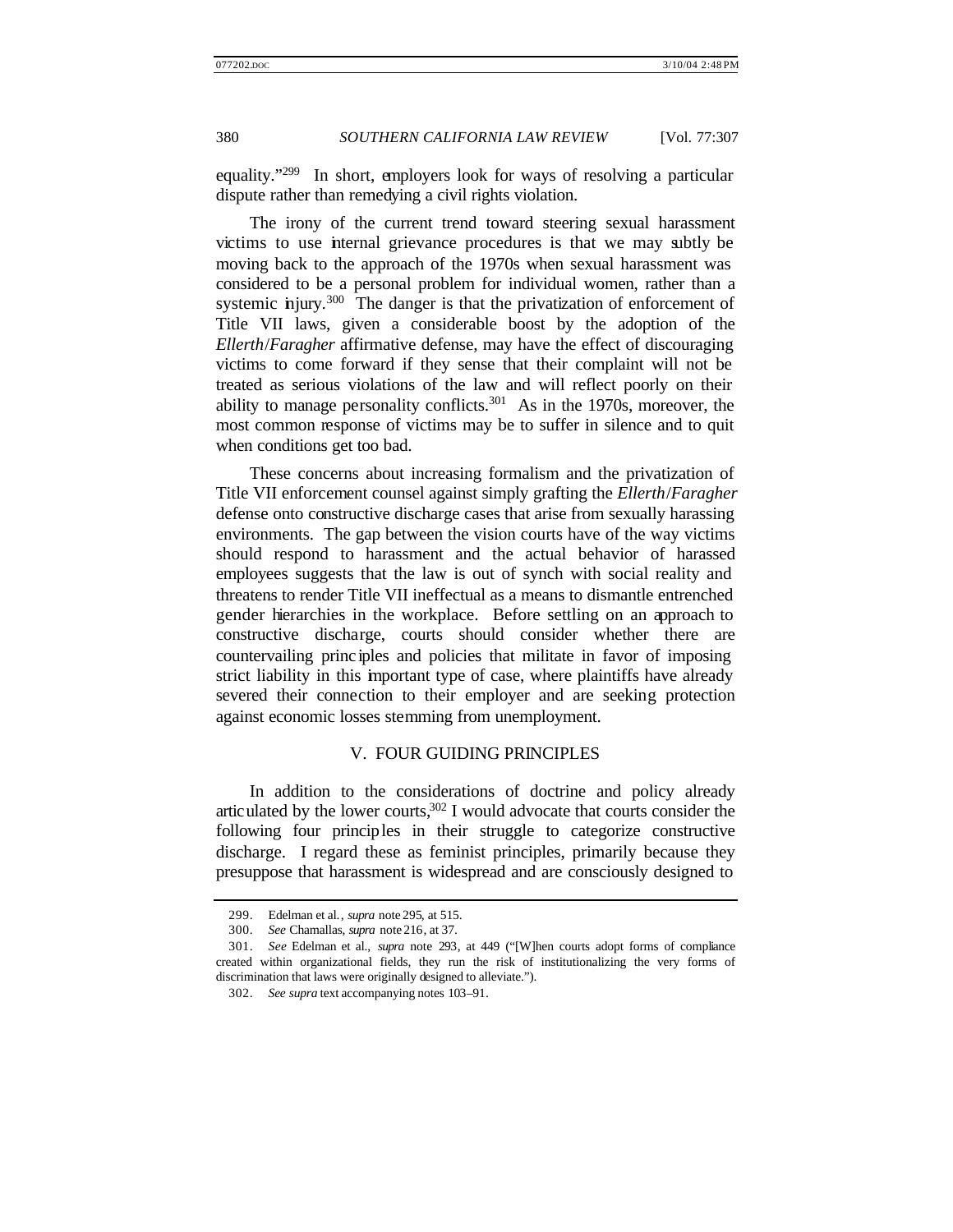equality."[299] In short, employers look for ways of resolving a particular dispute rather than remedying a civil rights violation.

The irony of the current trend toward steering sexual harassment victims to use internal grievance procedures is that we may subtly be moving back to the approach of the 1970s when sexual harassment was considered to be a personal problem for individual women, rather than a systemic injury.[300] The danger is that the privatization of enforcement of Title VII laws, given a considerable boost by the adoption of the *Ellerth*/*Faragher* affirmative defense, may have the effect of discouraging victims to come forward if they sense that their complaint will not be treated as serious violations of the law and will reflect poorly on their ability to manage personality conflicts.[301] As in the 1970s, moreover, the most common response of victims may be to suffer in silence and to quit when conditions get too bad.

These concerns about increasing formalism and the privatization of Title VII enforcement counsel against simply grafting the *Ellerth*/*Faragher* defense onto constructive discharge cases that arise from sexually harassing environments. The gap between the vision courts have of the way victims should respond to harassment and the actual behavior of harassed employees suggests that the law is out of synch with social reality and threatens to render Title VII ineffectual as a means to dismantle entrenched gender hierarchies in the workplace. Before settling on an approach to constructive discharge, courts should consider whether there are countervailing principles and policies that militate in favor of imposing strict liability in this important type of case, where plaintiffs have already severed their connection to their employer and are seeking protection against economic losses stemming from unemployment.

## V. FOUR GUIDING PRINCIPLES

In addition to the considerations of doctrine and policy already articulated by the lower courts,[302] I would advocate that courts consider the following four principles in their struggle to categorize constructive discharge. I regard these as feminist principles, primarily because they presuppose that harassment is widespread and are consciously designed to

---

299. Edelman et al., *supra* note 295, at 515.

300. *See* Chamallas, *supra* note 216, at 37.

301. *See* Edelman et al., *supra* note 293, at 449 ("[W]hen courts adopt forms of compliance created within organizational fields, they run the risk of institutionalizing the very forms of discrimination that laws were originally designed to alleviate.").

302. *See supra* text accompanying notes 103–91.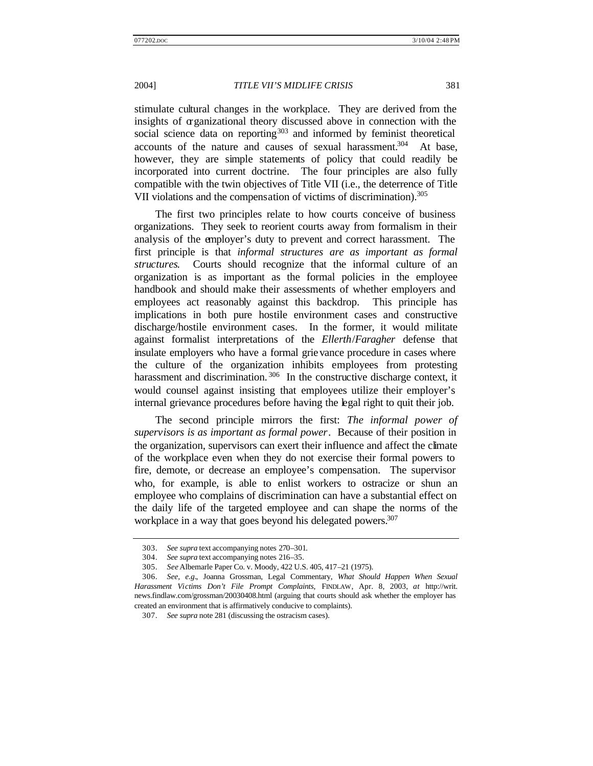stimulate cultural changes in the workplace. They are derived from the insights of organizational theory discussed above in connection with the social science data on reporting[303] and informed by feminist theoretical accounts of the nature and causes of sexual harassment.[304] At base, however, they are simple statements of policy that could readily be incorporated into current doctrine. The four principles are also fully compatible with the twin objectives of Title VII (i.e., the deterrence of Title VII violations and the compensation of victims of discrimination).[305]

The first two principles relate to how courts conceive of business organizations. They seek to reorient courts away from formalism in their analysis of the employer's duty to prevent and correct harassment. The first principle is that *informal structures are as important as formal structures*. Courts should recognize that the informal culture of an organization is as important as the formal policies in the employee handbook and should make their assessments of whether employers and employees act reasonably against this backdrop. This principle has implications in both pure hostile environment cases and constructive discharge/hostile environment cases. In the former, it would militate against formalist interpretations of the *Ellerth*/*Faragher* defense that insulate employers who have a formal grievance procedure in cases where the culture of the organization inhibits employees from protesting harassment and discrimination.[306] In the constructive discharge context, it would counsel against insisting that employees utilize their employer's internal grievance procedures before having the legal right to quit their job.

The second principle mirrors the first: *The informal power of supervisors is as important as formal power*. Because of their position in the organization, supervisors can exert their influence and affect the climate of the workplace even when they do not exercise their formal powers to fire, demote, or decrease an employee's compensation. The supervisor who, for example, is able to enlist workers to ostracize or shun an employee who complains of discrimination can have a substantial effect on the daily life of the targeted employee and can shape the norms of the workplace in a way that goes beyond his delegated powers.[307]

---

303. *See supra* text accompanying notes 270–301.

304. *See supra* text accompanying notes 216–35.

305. *See* Albemarle Paper Co. v. Moody, 422 U.S. 405, 417–21 (1975).

306. *See, e.g.*, Joanna Grossman, Legal Commentary, *What Should Happen When Sexual Harassment Victims Don't File Prompt Complaints*, FINDLAW, Apr. 8, 2003, *at* http://writ.news.findlaw.com/grossman/20030408.html (arguing that courts should ask whether the employer has created an environment that is affirmatively conducive to complaints).

307. *See supra* note 281 (discussing the ostracism cases).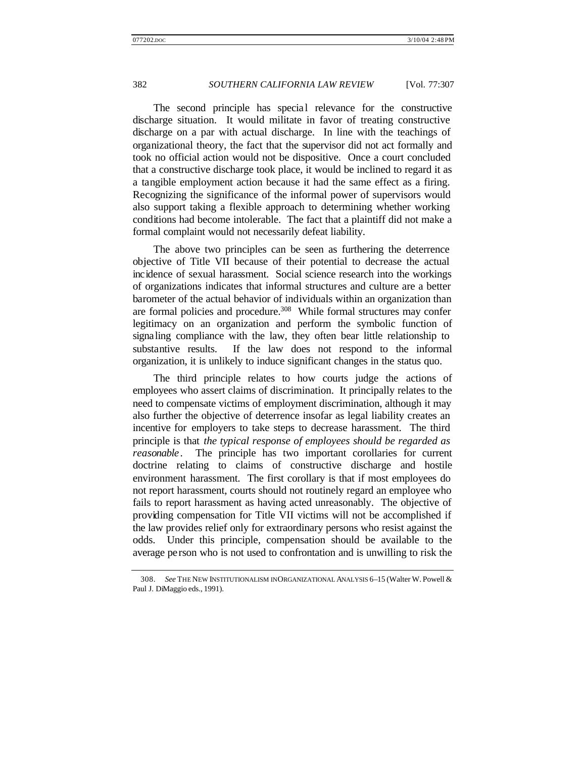The second principle has special relevance for the constructive discharge situation. It would militate in favor of treating constructive discharge on a par with actual discharge. In line with the teachings of organizational theory, the fact that the supervisor did not act formally and took no official action would not be dispositive. Once a court concluded that a constructive discharge took place, it would be inclined to regard it as a tangible employment action because it had the same effect as a firing. Recognizing the significance of the informal power of supervisors would also support taking a flexible approach to determining whether working conditions had become intolerable. The fact that a plaintiff did not make a formal complaint would not necessarily defeat liability.

The above two principles can be seen as furthering the deterrence objective of Title VII because of their potential to decrease the actual incidence of sexual harassment. Social science research into the workings of organizations indicates that informal structures and culture are a better barometer of the actual behavior of individuals within an organization than are formal policies and procedure.[308] While formal structures may confer legitimacy on an organization and perform the symbolic function of signaling compliance with the law, they often bear little relationship to substantive results. If the law does not respond to the informal organization, it is unlikely to induce significant changes in the status quo.

The third principle relates to how courts judge the actions of employees who assert claims of discrimination. It principally relates to the need to compensate victims of employment discrimination, although it may also further the objective of deterrence insofar as legal liability creates an incentive for employers to take steps to decrease harassment. The third principle is that *the typical response of employees should be regarded as reasonable*. The principle has two important corollaries for current doctrine relating to claims of constructive discharge and hostile environment harassment. The first corollary is that if most employees do not report harassment, courts should not routinely regard an employee who fails to report harassment as having acted unreasonably. The objective of providing compensation for Title VII victims will not be accomplished if the law provides relief only for extraordinary persons who resist against the odds. Under this principle, compensation should be available to the average person who is not used to confrontation and is unwilling to risk the

308. *See* THE NEW INSTITUTIONALISM IN ORGANIZATIONAL ANALYSIS 6–15 (Walter W. Powell & Paul J. DiMaggio eds., 1991).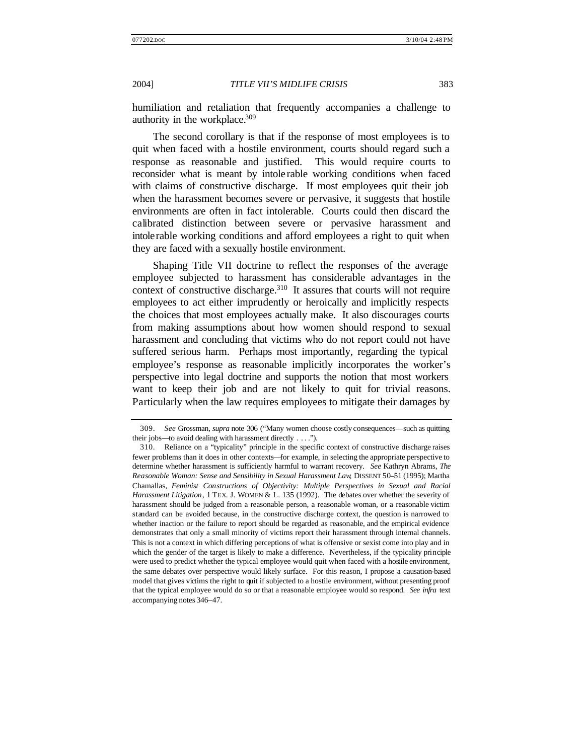humiliation and retaliation that frequently accompanies a challenge to authority in the workplace.[309]

The second corollary is that if the response of most employees is to quit when faced with a hostile environment, courts should regard such a response as reasonable and justified. This would require courts to reconsider what is meant by intolerable working conditions when faced with claims of constructive discharge. If most employees quit their job when the harassment becomes severe or pervasive, it suggests that hostile environments are often in fact intolerable. Courts could then discard the calibrated distinction between severe or pervasive harassment and intolerable working conditions and afford employees a right to quit when they are faced with a sexually hostile environment.

Shaping Title VII doctrine to reflect the responses of the average employee subjected to harassment has considerable advantages in the context of constructive discharge.[310] It assures that courts will not require employees to act either imprudently or heroically and implicitly respects the choices that most employees actually make. It also discourages courts from making assumptions about how women should respond to sexual harassment and concluding that victims who do not report could not have suffered serious harm. Perhaps most importantly, regarding the typical employee's response as reasonable implicitly incorporates the worker's perspective into legal doctrine and supports the notion that most workers want to keep their job and are not likely to quit for trivial reasons. Particularly when the law requires employees to mitigate their damages by

---

309. *See* Grossman, *supra* note 306 ("Many women choose costly consequences—such as quitting their jobs—to avoid dealing with harassment directly . . . .").

310. Reliance on a "typicality" principle in the specific context of constructive discharge raises fewer problems than it does in other contexts—for example, in selecting the appropriate perspective to determine whether harassment is sufficiently harmful to warrant recovery. *See* Kathryn Abrams, *The Reasonable Woman: Sense and Sensibility in Sexual Harassment Law*, DISSENT 50–51 (1995); Martha Chamallas, *Feminist Constructions of Objectivity: Multiple Perspectives in Sexual and Racial Harassment Litigation*, 1 TEX. J. WOMEN & L. 135 (1992). The debates over whether the severity of harassment should be judged from a reasonable person, a reasonable woman, or a reasonable victim standard can be avoided because, in the constructive discharge context, the question is narrowed to whether inaction or the failure to report should be regarded as reasonable, and the empirical evidence demonstrates that only a small minority of victims report their harassment through internal channels. This is not a context in which differing perceptions of what is offensive or sexist come into play and in which the gender of the target is likely to make a difference. Nevertheless, if the typicality principle were used to predict whether the typical employee would quit when faced with a hostile environment, the same debates over perspective would likely surface. For this reason, I propose a causation-based model that gives victims the right to quit if subjected to a hostile environment, without presenting proof that the typical employee would do so or that a reasonable employee would so respond. *See infra* text accompanying notes 346–47.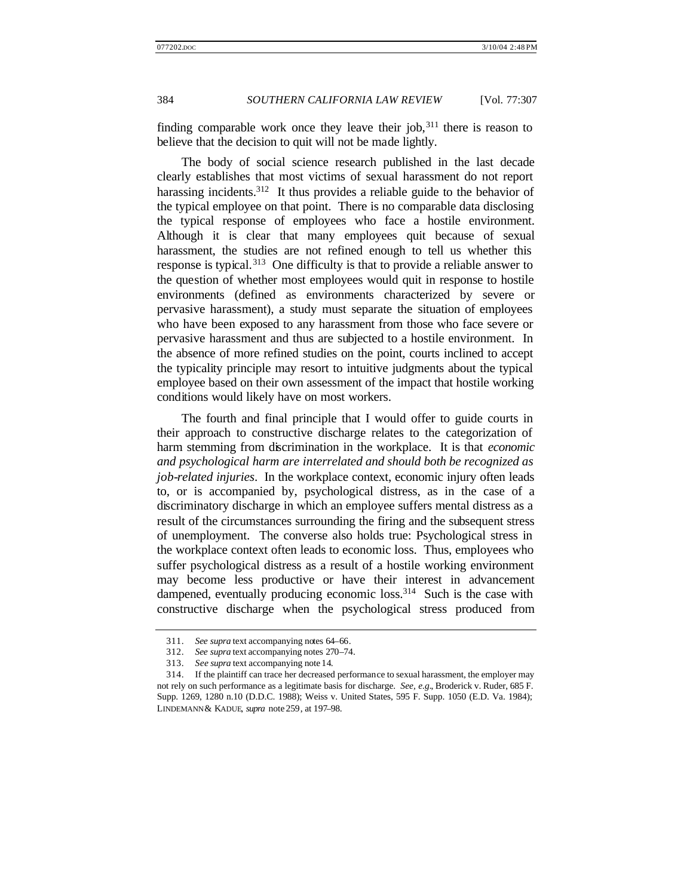finding comparable work once they leave their job,[311] there is reason to believe that the decision to quit will not be made lightly.

The body of social science research published in the last decade clearly establishes that most victims of sexual harassment do not report harassing incidents.[312] It thus provides a reliable guide to the behavior of the typical employee on that point. There is no comparable data disclosing the typical response of employees who face a hostile environment. Although it is clear that many employees quit because of sexual harassment, the studies are not refined enough to tell us whether this response is typical.[313] One difficulty is that to provide a reliable answer to the question of whether most employees would quit in response to hostile environments (defined as environments characterized by severe or pervasive harassment), a study must separate the situation of employees who have been exposed to any harassment from those who face severe or pervasive harassment and thus are subjected to a hostile environment. In the absence of more refined studies on the point, courts inclined to accept the typicality principle may resort to intuitive judgments about the typical employee based on their own assessment of the impact that hostile working conditions would likely have on most workers.

The fourth and final principle that I would offer to guide courts in their approach to constructive discharge relates to the categorization of harm stemming from discrimination in the workplace. It is that *economic and psychological harm are interrelated and should both be recognized as job-related injuries*. In the workplace context, economic injury often leads to, or is accompanied by, psychological distress, as in the case of a discriminatory discharge in which an employee suffers mental distress as a result of the circumstances surrounding the firing and the subsequent stress of unemployment. The converse also holds true: Psychological stress in the workplace context often leads to economic loss. Thus, employees who suffer psychological distress as a result of a hostile working environment may become less productive or have their interest in advancement dampened, eventually producing economic loss.[314] Such is the case with constructive discharge when the psychological stress produced from

---

311. *See supra* text accompanying notes 64–66.

312. *See supra* text accompanying notes 270–74.

313. *See supra* text accompanying note 14.

314. If the plaintiff can trace her decreased performance to sexual harassment, the employer may not rely on such performance as a legitimate basis for discharge. *See, e.g.*, Broderick v. Ruder, 685 F. Supp. 1269, 1280 n.10 (D.D.C. 1988); Weiss v. United States, 595 F. Supp. 1050 (E.D. Va. 1984); LINDEMANN & KADUE, *supra* note 259, at 197–98.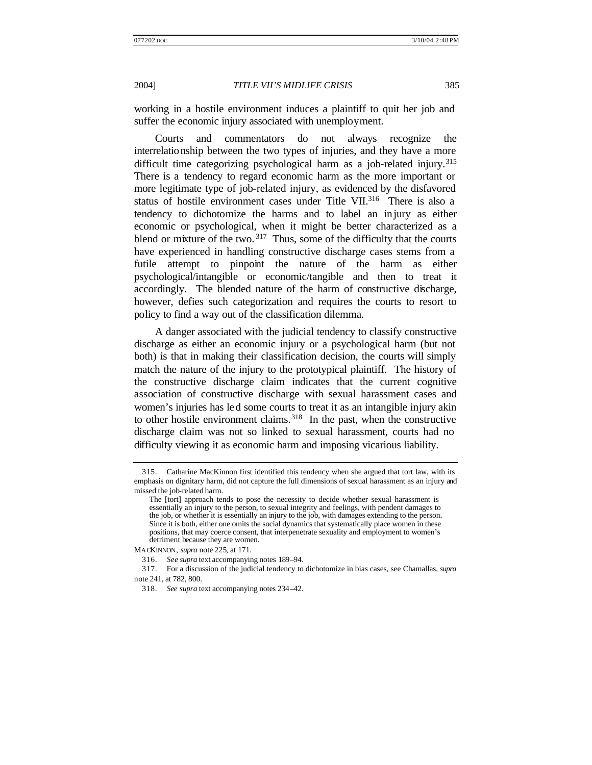working in a hostile environment induces a plaintiff to quit her job and suffer the economic injury associated with unemployment.

Courts and commentators do not always recognize the interrelationship between the two types of injuries, and they have a more difficult time categorizing psychological harm as a job-related injury.[315] There is a tendency to regard economic harm as the more important or more legitimate type of job-related injury, as evidenced by the disfavored status of hostile environment cases under Title VII.[316] There is also a tendency to dichotomize the harms and to label an injury as either economic or psychological, when it might be better characterized as a blend or mixture of the two.[317] Thus, some of the difficulty that the courts have experienced in handling constructive discharge cases stems from a futile attempt to pinpoint the nature of the harm as either psychological/intangible or economic/tangible and then to treat it accordingly. The blended nature of the harm of constructive discharge, however, defies such categorization and requires the courts to resort to policy to find a way out of the classification dilemma.

A danger associated with the judicial tendency to classify constructive discharge as either an economic injury or a psychological harm (but not both) is that in making their classification decision, the courts will simply match the nature of the injury to the prototypical plaintiff. The history of the constructive discharge claim indicates that the current cognitive association of constructive discharge with sexual harassment cases and women's injuries has led some courts to treat it as an intangible injury akin to other hostile environment claims.[318] In the past, when the constructive discharge claim was not so linked to sexual harassment, courts had no difficulty viewing it as economic harm and imposing vicarious liability.

---

315. Catharine MacKinnon first identified this tendency when she argued that tort law, with its emphasis on dignitary harm, did not capture the full dimensions of sexual harassment as an injury and missed the job-related harm.

> The [tort] approach tends to pose the necessity to decide whether sexual harassment is essentially an injury to the person, to sexual integrity and feelings, with pendent damages to the job, or whether it is essentially an injury to the job, with damages extending to the person. Since it is both, either one omits the social dynamics that systematically place women in these positions, that may coerce consent, that interpenetrate sexuality and employment to women's detriment because they are women.

MACKINNON, *supra* note 225, at 171.

316. *See supra* text accompanying notes 189–94.

317. For a discussion of the judicial tendency to dichotomize in bias cases, see Chamallas, *supra* note 241, at 782, 800.

318. *See supra* text accompanying notes 234–42.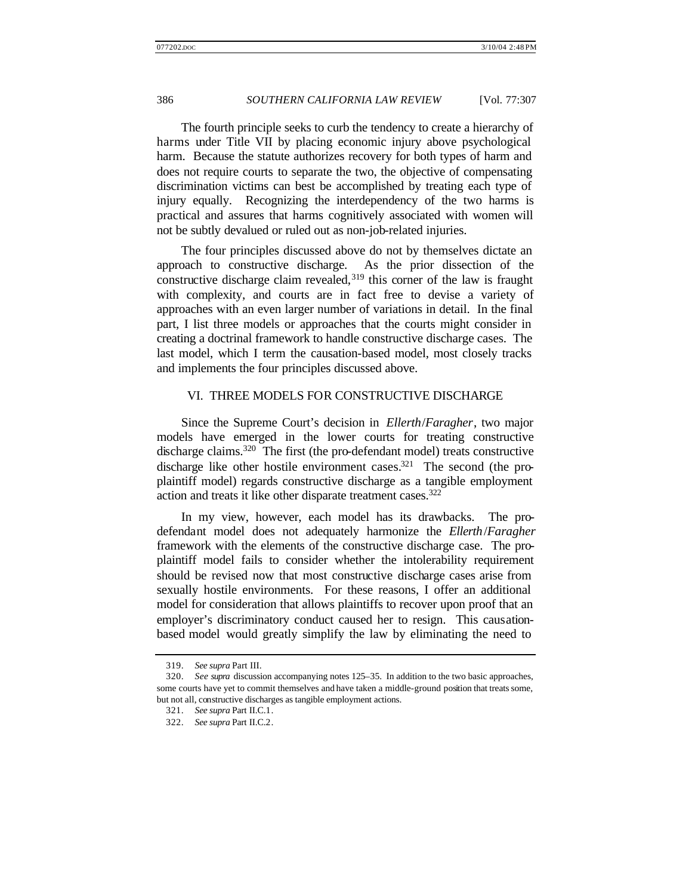The fourth principle seeks to curb the tendency to create a hierarchy of harms under Title VII by placing economic injury above psychological harm. Because the statute authorizes recovery for both types of harm and does not require courts to separate the two, the objective of compensating discrimination victims can best be accomplished by treating each type of injury equally. Recognizing the interdependency of the two harms is practical and assures that harms cognitively associated with women will not be subtly devalued or ruled out as non-job-related injuries.

The four principles discussed above do not by themselves dictate an approach to constructive discharge. As the prior dissection of the constructive discharge claim revealed,[319] this corner of the law is fraught with complexity, and courts are in fact free to devise a variety of approaches with an even larger number of variations in detail. In the final part, I list three models or approaches that the courts might consider in creating a doctrinal framework to handle constructive discharge cases. The last model, which I term the causation-based model, most closely tracks and implements the four principles discussed above.

## VI. THREE MODELS FOR CONSTRUCTIVE DISCHARGE

Since the Supreme Court's decision in *Ellerth*/*Faragher*, two major models have emerged in the lower courts for treating constructive discharge claims.[320] The first (the pro-defendant model) treats constructive discharge like other hostile environment cases.[321] The second (the pro-plaintiff model) regards constructive discharge as a tangible employment action and treats it like other disparate treatment cases.[322]

In my view, however, each model has its drawbacks. The pro-defendant model does not adequately harmonize the *Ellerth*/*Faragher* framework with the elements of the constructive discharge case. The pro-plaintiff model fails to consider whether the intolerability requirement should be revised now that most constructive discharge cases arise from sexually hostile environments. For these reasons, I offer an additional model for consideration that allows plaintiffs to recover upon proof that an employer's discriminatory conduct caused her to resign. This causation-based model would greatly simplify the law by eliminating the need to

---

319. *See supra* Part III.

320. *See supra* discussion accompanying notes 125–35. In addition to the two basic approaches, some courts have yet to commit themselves and have taken a middle-ground position that treats some, but not all, constructive discharges as tangible employment actions.

321. *See supra* Part II.C.1.

322. *See supra* Part II.C.2.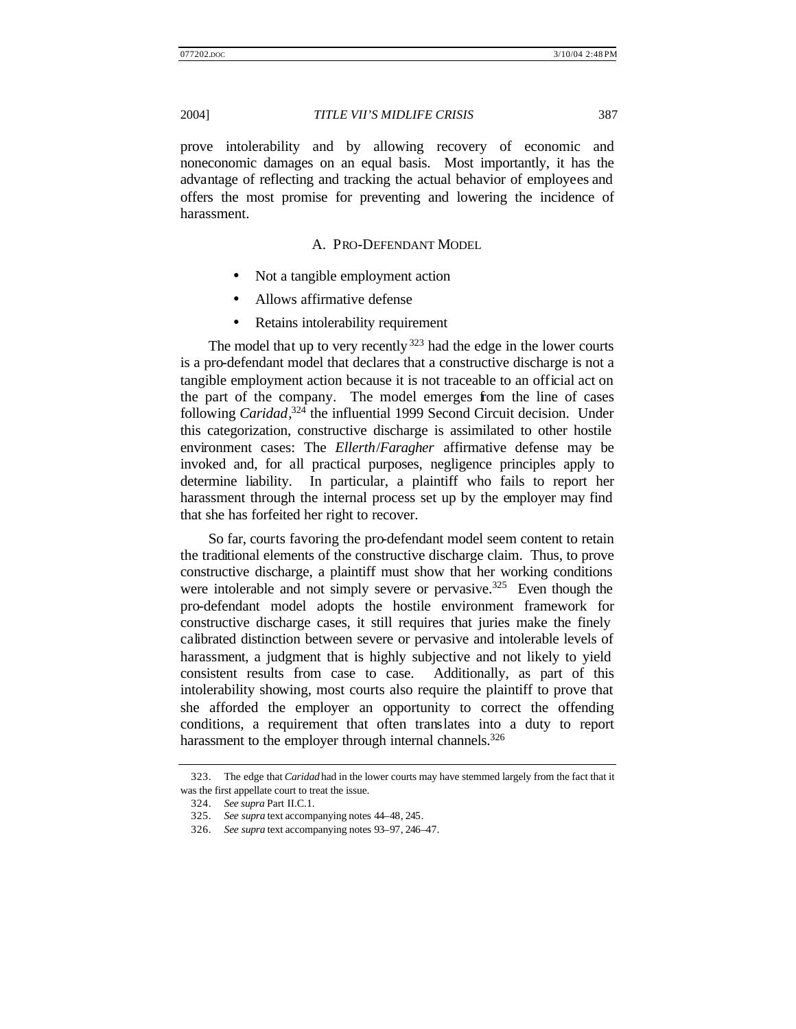prove intolerability and by allowing recovery of economic and noneconomic damages on an equal basis. Most importantly, it has the advantage of reflecting and tracking the actual behavior of employees and offers the most promise for preventing and lowering the incidence of harassment.

### A. PRO-DEFENDANT MODEL

- Not a tangible employment action
- Allows affirmative defense
- Retains intolerability requirement

The model that up to very recently[323] had the edge in the lower courts is a pro-defendant model that declares that a constructive discharge is not a tangible employment action because it is not traceable to an official act on the part of the company. The model emerges from the line of cases following *Caridad*,[324] the influential 1999 Second Circuit decision. Under this categorization, constructive discharge is assimilated to other hostile environment cases: The *Ellerth*/*Faragher* affirmative defense may be invoked and, for all practical purposes, negligence principles apply to determine liability. In particular, a plaintiff who fails to report her harassment through the internal process set up by the employer may find that she has forfeited her right to recover.

So far, courts favoring the pro-defendant model seem content to retain the traditional elements of the constructive discharge claim. Thus, to prove constructive discharge, a plaintiff must show that her working conditions were intolerable and not simply severe or pervasive.[325] Even though the pro-defendant model adopts the hostile environment framework for constructive discharge cases, it still requires that juries make the finely calibrated distinction between severe or pervasive and intolerable levels of harassment, a judgment that is highly subjective and not likely to yield consistent results from case to case. Additionally, as part of this intolerability showing, most courts also require the plaintiff to prove that she afforded the employer an opportunity to correct the offending conditions, a requirement that often translates into a duty to report harassment to the employer through internal channels.[326]

---

323. The edge that *Caridad* had in the lower courts may have stemmed largely from the fact that it was the first appellate court to treat the issue.

324. *See supra* Part II.C.1.

325. *See supra* text accompanying notes 44–48, 245.

326. *See supra* text accompanying notes 93–97, 246–47.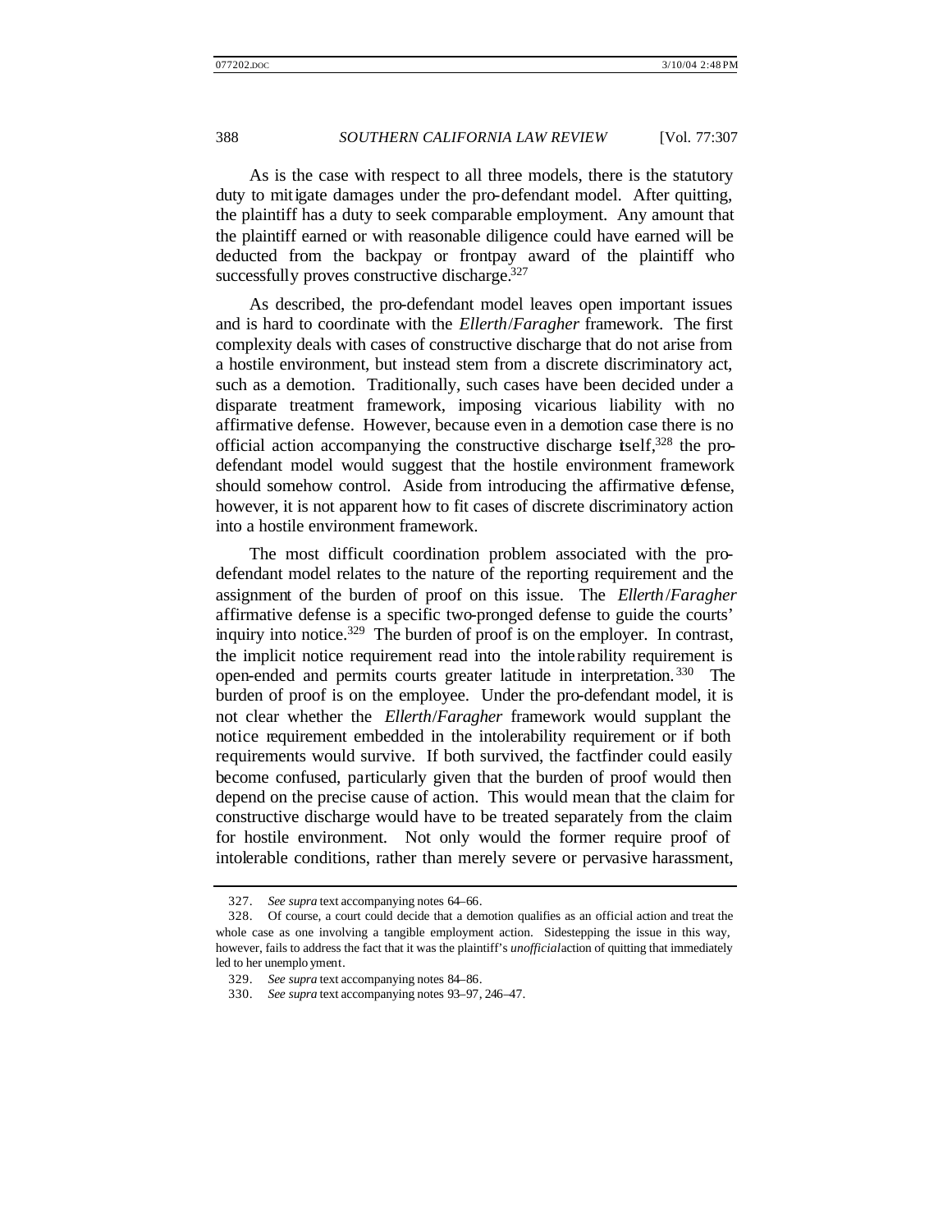As is the case with respect to all three models, there is the statutory duty to mitigate damages under the pro-defendant model. After quitting, the plaintiff has a duty to seek comparable employment. Any amount that the plaintiff earned or with reasonable diligence could have earned will be deducted from the backpay or frontpay award of the plaintiff who successfully proves constructive discharge.[327]

As described, the pro-defendant model leaves open important issues and is hard to coordinate with the *Ellerth*/*Faragher* framework. The first complexity deals with cases of constructive discharge that do not arise from a hostile environment, but instead stem from a discrete discriminatory act, such as a demotion. Traditionally, such cases have been decided under a disparate treatment framework, imposing vicarious liability with no affirmative defense. However, because even in a demotion case there is no official action accompanying the constructive discharge itself,[328] the pro-defendant model would suggest that the hostile environment framework should somehow control. Aside from introducing the affirmative defense, however, it is not apparent how to fit cases of discrete discriminatory action into a hostile environment framework.

The most difficult coordination problem associated with the pro-defendant model relates to the nature of the reporting requirement and the assignment of the burden of proof on this issue. The *Ellerth*/*Faragher* affirmative defense is a specific two-pronged defense to guide the courts' inquiry into notice.[329] The burden of proof is on the employer. In contrast, the implicit notice requirement read into the intolerability requirement is open-ended and permits courts greater latitude in interpretation.[330] The burden of proof is on the employee. Under the pro-defendant model, it is not clear whether the *Ellerth*/*Faragher* framework would supplant the notice requirement embedded in the intolerability requirement or if both requirements would survive. If both survived, the factfinder could easily become confused, particularly given that the burden of proof would then depend on the precise cause of action. This would mean that the claim for constructive discharge would have to be treated separately from the claim for hostile environment. Not only would the former require proof of intolerable conditions, rather than merely severe or pervasive harassment,

327. *See supra* text accompanying notes 64–66.

328. Of course, a court could decide that a demotion qualifies as an official action and treat the whole case as one involving a tangible employment action. Sidestepping the issue in this way, however, fails to address the fact that it was the plaintiff's *unofficial* action of quitting that immediately led to her unemployment.

329. *See supra* text accompanying notes 84–86.

330. *See supra* text accompanying notes 93–97, 246–47.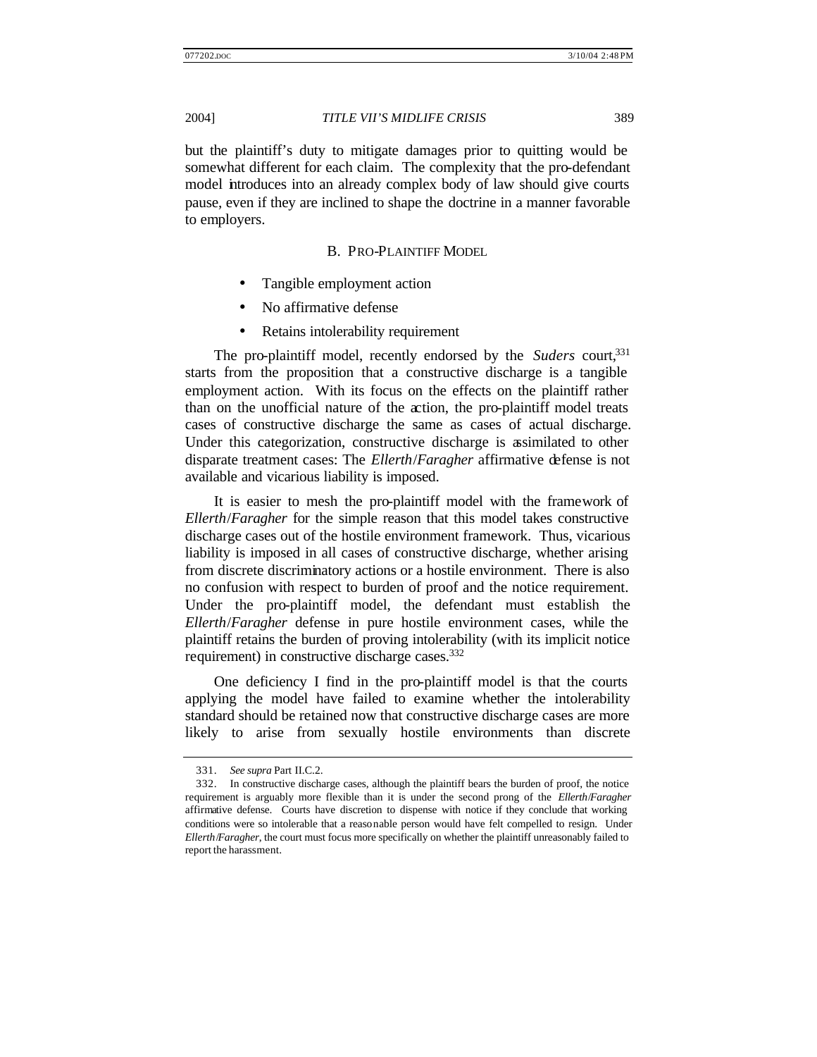but the plaintiff's duty to mitigate damages prior to quitting would be somewhat different for each claim. The complexity that the pro-defendant model introduces into an already complex body of law should give courts pause, even if they are inclined to shape the doctrine in a manner favorable to employers.

### B. PRO-PLAINTIFF MODEL

- Tangible employment action
- No affirmative defense
- Retains intolerability requirement

The pro-plaintiff model, recently endorsed by the *Suders* court,[331] starts from the proposition that a constructive discharge is a tangible employment action. With its focus on the effects on the plaintiff rather than on the unofficial nature of the action, the pro-plaintiff model treats cases of constructive discharge the same as cases of actual discharge. Under this categorization, constructive discharge is assimilated to other disparate treatment cases: The *Ellerth*/*Faragher* affirmative defense is not available and vicarious liability is imposed.

It is easier to mesh the pro-plaintiff model with the framework of *Ellerth*/*Faragher* for the simple reason that this model takes constructive discharge cases out of the hostile environment framework. Thus, vicarious liability is imposed in all cases of constructive discharge, whether arising from discrete discriminatory actions or a hostile environment. There is also no confusion with respect to burden of proof and the notice requirement. Under the pro-plaintiff model, the defendant must establish the *Ellerth*/*Faragher* defense in pure hostile environment cases, while the plaintiff retains the burden of proving intolerability (with its implicit notice requirement) in constructive discharge cases.[332]

One deficiency I find in the pro-plaintiff model is that the courts applying the model have failed to examine whether the intolerability standard should be retained now that constructive discharge cases are more likely to arise from sexually hostile environments than discrete

---

331. *See supra* Part II.C.2.

332. In constructive discharge cases, although the plaintiff bears the burden of proof, the notice requirement is arguably more flexible than it is under the second prong of the *Ellerth*/*Faragher* affirmative defense. Courts have discretion to dispense with notice if they conclude that working conditions were so intolerable that a reasonable person would have felt compelled to resign. Under *Ellerth*/*Faragher*, the court must focus more specifically on whether the plaintiff unreasonably failed to report the harassment.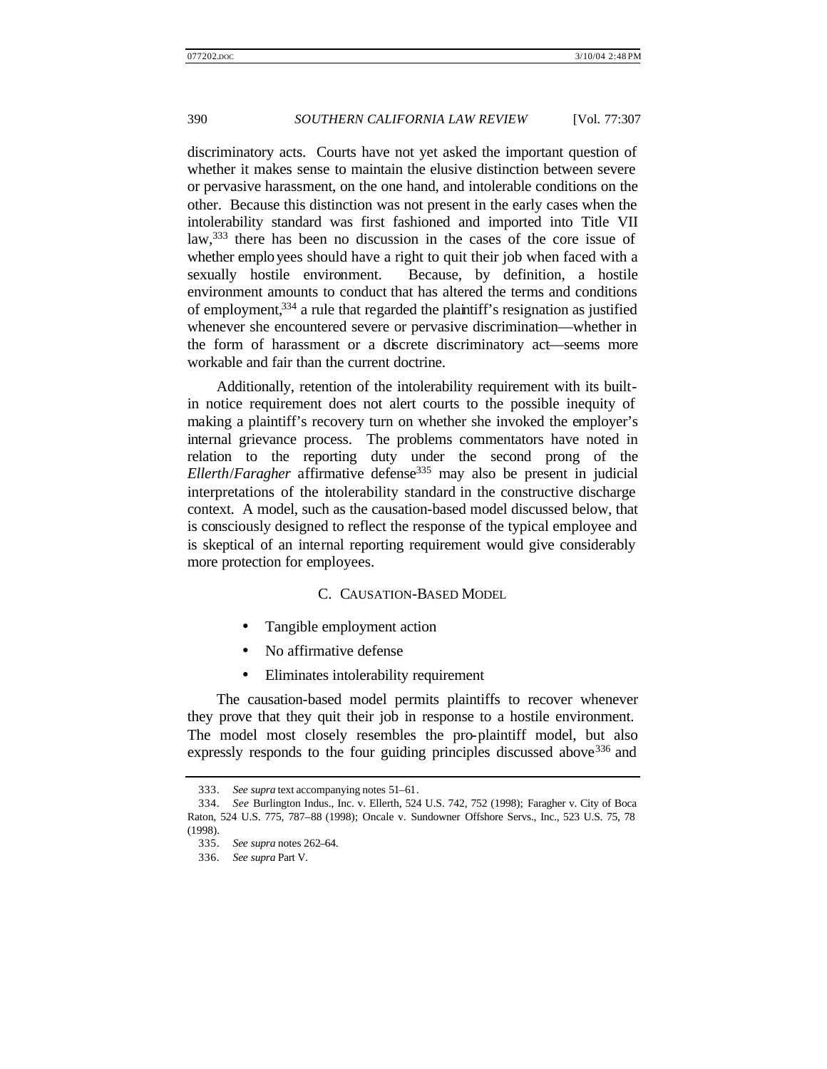discriminatory acts. Courts have not yet asked the important question of whether it makes sense to maintain the elusive distinction between severe or pervasive harassment, on the one hand, and intolerable conditions on the other. Because this distinction was not present in the early cases when the intolerability standard was first fashioned and imported into Title VII law,[333] there has been no discussion in the cases of the core issue of whether employees should have a right to quit their job when faced with a sexually hostile environment. Because, by definition, a hostile environment amounts to conduct that has altered the terms and conditions of employment,[334] a rule that regarded the plaintiff's resignation as justified whenever she encountered severe or pervasive discrimination—whether in the form of harassment or a discrete discriminatory act—seems more workable and fair than the current doctrine.

Additionally, retention of the intolerability requirement with its built-in notice requirement does not alert courts to the possible inequity of making a plaintiff's recovery turn on whether she invoked the employer's internal grievance process. The problems commentators have noted in relation to the reporting duty under the second prong of the *Ellerth*/*Faragher* affirmative defense[335] may also be present in judicial interpretations of the intolerability standard in the constructive discharge context. A model, such as the causation-based model discussed below, that is consciously designed to reflect the response of the typical employee and is skeptical of an internal reporting requirement would give considerably more protection for employees.

### C. CAUSATION-BASED MODEL

- Tangible employment action
- No affirmative defense
- Eliminates intolerability requirement

The causation-based model permits plaintiffs to recover whenever they prove that they quit their job in response to a hostile environment. The model most closely resembles the pro-plaintiff model, but also expressly responds to the four guiding principles discussed above[336] and

---

333. *See supra* text accompanying notes 51–61.

334. *See* Burlington Indus., Inc. v. Ellerth, 524 U.S. 742, 752 (1998); Faragher v. City of Boca Raton, 524 U.S. 775, 787–88 (1998); Oncale v. Sundowner Offshore Servs., Inc., 523 U.S. 75, 78 (1998).

335. *See supra* notes 262–64.

336. *See supra* Part V.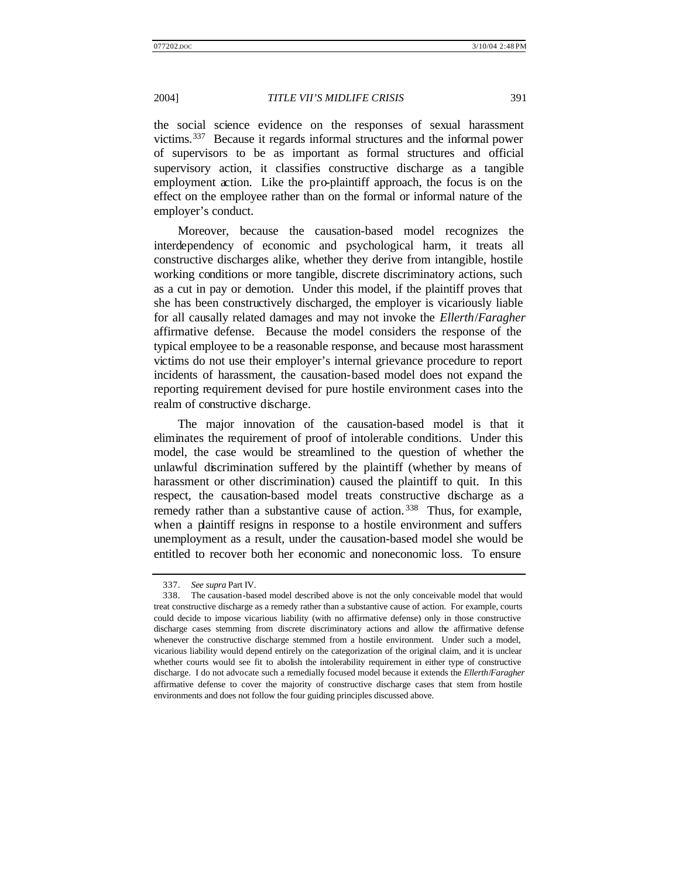the social science evidence on the responses of sexual harassment victims.[337] Because it regards informal structures and the informal power of supervisors to be as important as formal structures and official supervisory action, it classifies constructive discharge as a tangible employment action. Like the pro-plaintiff approach, the focus is on the effect on the employee rather than on the formal or informal nature of the employer's conduct.

Moreover, because the causation-based model recognizes the interdependency of economic and psychological harm, it treats all constructive discharges alike, whether they derive from intangible, hostile working conditions or more tangible, discrete discriminatory actions, such as a cut in pay or demotion. Under this model, if the plaintiff proves that she has been constructively discharged, the employer is vicariously liable for all causally related damages and may not invoke the *Ellerth*/*Faragher* affirmative defense. Because the model considers the response of the typical employee to be a reasonable response, and because most harassment victims do not use their employer's internal grievance procedure to report incidents of harassment, the causation-based model does not expand the reporting requirement devised for pure hostile environment cases into the realm of constructive discharge.

The major innovation of the causation-based model is that it eliminates the requirement of proof of intolerable conditions. Under this model, the case would be streamlined to the question of whether the unlawful discrimination suffered by the plaintiff (whether by means of harassment or other discrimination) caused the plaintiff to quit. In this respect, the causation-based model treats constructive discharge as a remedy rather than a substantive cause of action.[338] Thus, for example, when a plaintiff resigns in response to a hostile environment and suffers unemployment as a result, under the causation-based model she would be entitled to recover both her economic and noneconomic loss. To ensure

---

337. *See supra* Part IV.

338. The causation-based model described above is not the only conceivable model that would treat constructive discharge as a remedy rather than a substantive cause of action. For example, courts could decide to impose vicarious liability (with no affirmative defense) only in those constructive discharge cases stemming from discrete discriminatory actions and allow the affirmative defense whenever the constructive discharge stemmed from a hostile environment. Under such a model, vicarious liability would depend entirely on the categorization of the original claim, and it is unclear whether courts would see fit to abolish the intolerability requirement in either type of constructive discharge. I do not advocate such a remedially focused model because it extends the *Ellerth*/*Faragher* affirmative defense to cover the majority of constructive discharge cases that stem from hostile environments and does not follow the four guiding principles discussed above.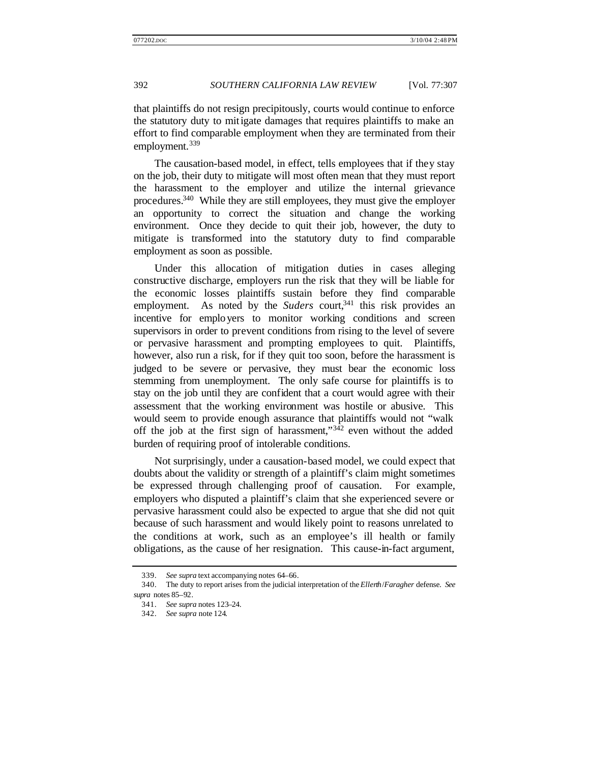that plaintiffs do not resign precipitously, courts would continue to enforce the statutory duty to mitigate damages that requires plaintiffs to make an effort to find comparable employment when they are terminated from their employment.[339]

The causation-based model, in effect, tells employees that if they stay on the job, their duty to mitigate will most often mean that they must report the harassment to the employer and utilize the internal grievance procedures.[340] While they are still employees, they must give the employer an opportunity to correct the situation and change the working environment. Once they decide to quit their job, however, the duty to mitigate is transformed into the statutory duty to find comparable employment as soon as possible.

Under this allocation of mitigation duties in cases alleging constructive discharge, employers run the risk that they will be liable for the economic losses plaintiffs sustain before they find comparable employment. As noted by the *Suders* court,[341] this risk provides an incentive for employers to monitor working conditions and screen supervisors in order to prevent conditions from rising to the level of severe or pervasive harassment and prompting employees to quit. Plaintiffs, however, also run a risk, for if they quit too soon, before the harassment is judged to be severe or pervasive, they must bear the economic loss stemming from unemployment. The only safe course for plaintiffs is to stay on the job until they are confident that a court would agree with their assessment that the working environment was hostile or abusive. This would seem to provide enough assurance that plaintiffs would not "walk off the job at the first sign of harassment,"[342] even without the added burden of requiring proof of intolerable conditions.

Not surprisingly, under a causation-based model, we could expect that doubts about the validity or strength of a plaintiff's claim might sometimes be expressed through challenging proof of causation. For example, employers who disputed a plaintiff's claim that she experienced severe or pervasive harassment could also be expected to argue that she did not quit because of such harassment and would likely point to reasons unrelated to the conditions at work, such as an employee's ill health or family obligations, as the cause of her resignation. This cause-in-fact argument,

339. *See supra* text accompanying notes 64–66.

340. The duty to report arises from the judicial interpretation of the *Ellerth*/*Faragher* defense. *See supra* notes 85–92.

341. *See supra* notes 123–24.

342. *See supra* note 124.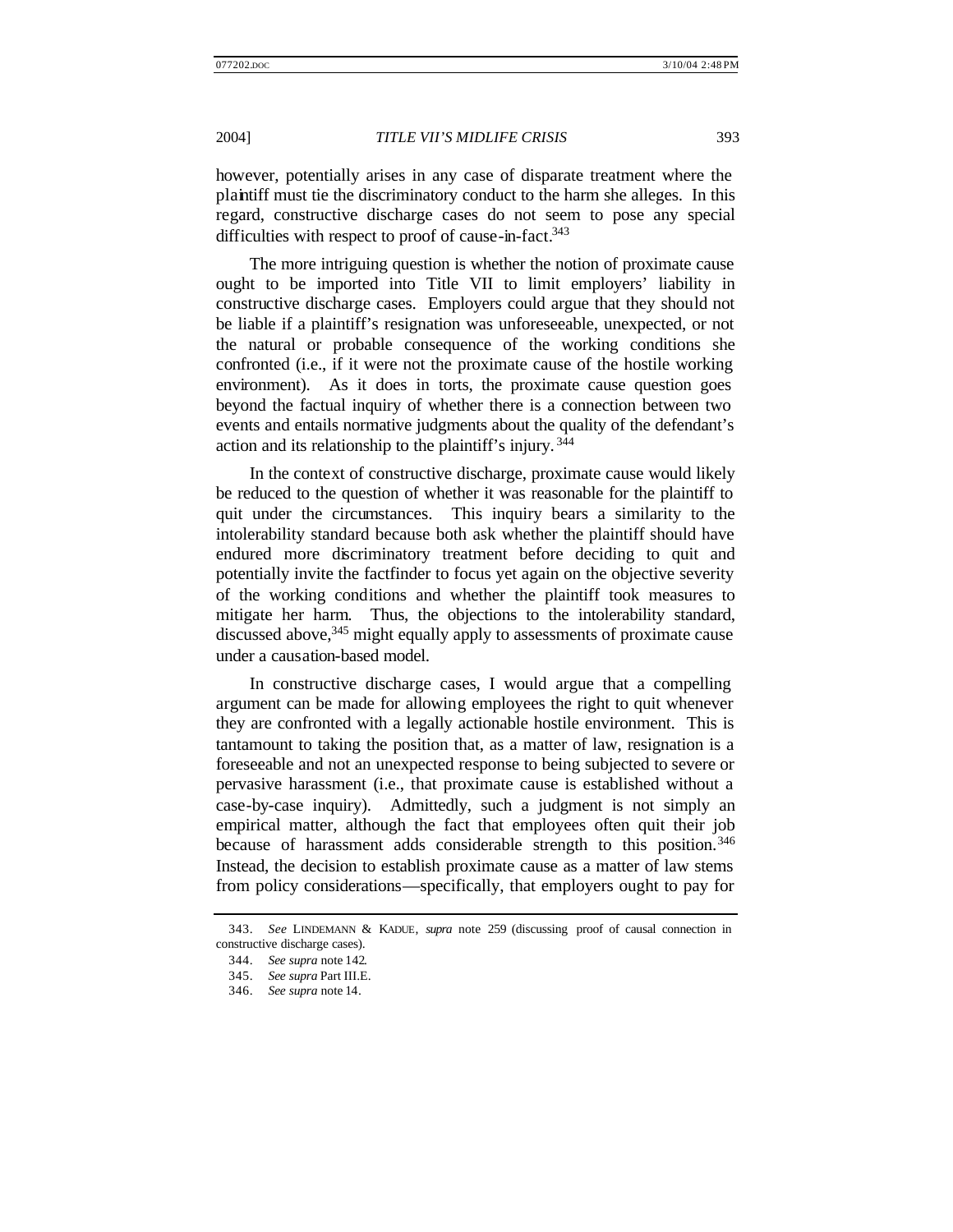however, potentially arises in any case of disparate treatment where the plaintiff must tie the discriminatory conduct to the harm she alleges. In this regard, constructive discharge cases do not seem to pose any special difficulties with respect to proof of cause-in-fact.[343]

The more intriguing question is whether the notion of proximate cause ought to be imported into Title VII to limit employers' liability in constructive discharge cases. Employers could argue that they should not be liable if a plaintiff's resignation was unforeseeable, unexpected, or not the natural or probable consequence of the working conditions she confronted (i.e., if it were not the proximate cause of the hostile working environment). As it does in torts, the proximate cause question goes beyond the factual inquiry of whether there is a connection between two events and entails normative judgments about the quality of the defendant's action and its relationship to the plaintiff's injury.[344]

In the context of constructive discharge, proximate cause would likely be reduced to the question of whether it was reasonable for the plaintiff to quit under the circumstances. This inquiry bears a similarity to the intolerability standard because both ask whether the plaintiff should have endured more discriminatory treatment before deciding to quit and potentially invite the factfinder to focus yet again on the objective severity of the working conditions and whether the plaintiff took measures to mitigate her harm. Thus, the objections to the intolerability standard, discussed above,[345] might equally apply to assessments of proximate cause under a causation-based model.

In constructive discharge cases, I would argue that a compelling argument can be made for allowing employees the right to quit whenever they are confronted with a legally actionable hostile environment. This is tantamount to taking the position that, as a matter of law, resignation is a foreseeable and not an unexpected response to being subjected to severe or pervasive harassment (i.e., that proximate cause is established without a case-by-case inquiry). Admittedly, such a judgment is not simply an empirical matter, although the fact that employees often quit their job because of harassment adds considerable strength to this position.[346] Instead, the decision to establish proximate cause as a matter of law stems from policy considerations—specifically, that employers ought to pay for

---

343. *See* LINDEMANN & KADUE, *supra* note 259 (discussing proof of causal connection in constructive discharge cases).

344. *See supra* note 142.

345. *See supra* Part III.E.

346. *See supra* note 14.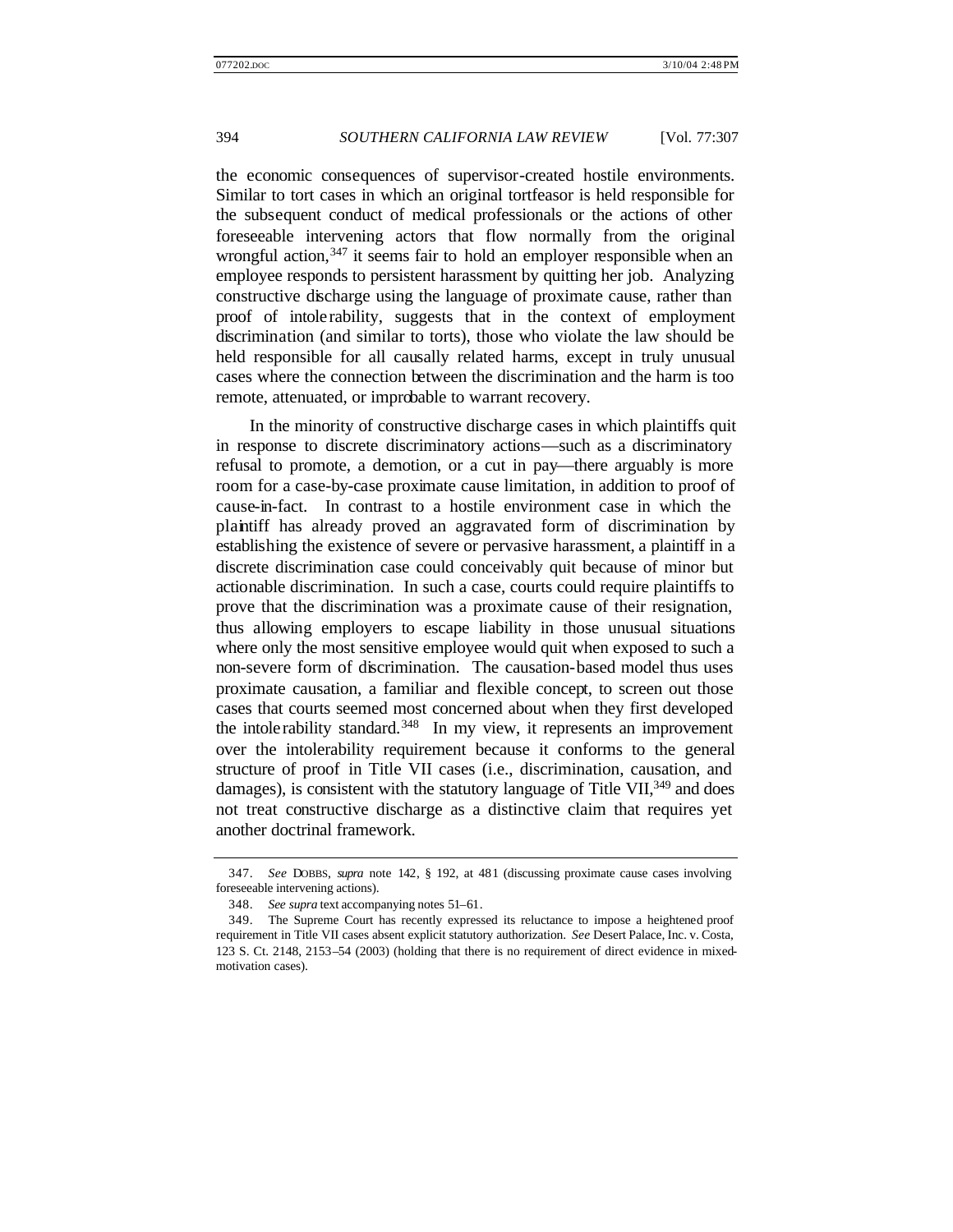the economic consequences of supervisor-created hostile environments. Similar to tort cases in which an original tortfeasor is held responsible for the subsequent conduct of medical professionals or the actions of other foreseeable intervening actors that flow normally from the original wrongful action,[347] it seems fair to hold an employer responsible when an employee responds to persistent harassment by quitting her job. Analyzing constructive discharge using the language of proximate cause, rather than proof of intolerability, suggests that in the context of employment discrimination (and similar to torts), those who violate the law should be held responsible for all causally related harms, except in truly unusual cases where the connection between the discrimination and the harm is too remote, attenuated, or improbable to warrant recovery.

In the minority of constructive discharge cases in which plaintiffs quit in response to discrete discriminatory actions—such as a discriminatory refusal to promote, a demotion, or a cut in pay—there arguably is more room for a case-by-case proximate cause limitation, in addition to proof of cause-in-fact. In contrast to a hostile environment case in which the plaintiff has already proved an aggravated form of discrimination by establishing the existence of severe or pervasive harassment, a plaintiff in a discrete discrimination case could conceivably quit because of minor but actionable discrimination. In such a case, courts could require plaintiffs to prove that the discrimination was a proximate cause of their resignation, thus allowing employers to escape liability in those unusual situations where only the most sensitive employee would quit when exposed to such a non-severe form of discrimination. The causation-based model thus uses proximate causation, a familiar and flexible concept, to screen out those cases that courts seemed most concerned about when they first developed the intolerability standard.[348] In my view, it represents an improvement over the intolerability requirement because it conforms to the general structure of proof in Title VII cases (i.e., discrimination, causation, and damages), is consistent with the statutory language of Title VII,[349] and does not treat constructive discharge as a distinctive claim that requires yet another doctrinal framework.

---

347. *See* DOBBS, *supra* note 142, § 192, at 481 (discussing proximate cause cases involving foreseeable intervening actions).

348. *See supra* text accompanying notes 51–61.

349. The Supreme Court has recently expressed its reluctance to impose a heightened proof requirement in Title VII cases absent explicit statutory authorization. *See* Desert Palace, Inc. v. Costa, 123 S. Ct. 2148, 2153–54 (2003) (holding that there is no requirement of direct evidence in mixed-motivation cases).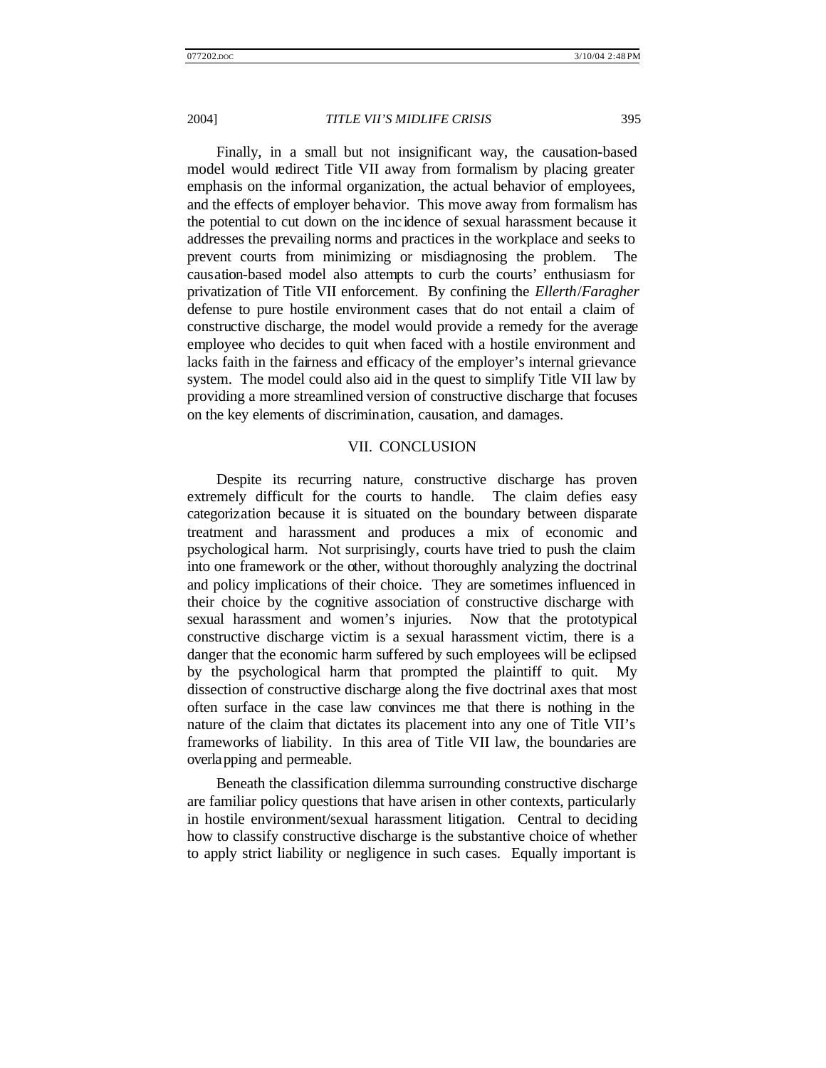Finally, in a small but not insignificant way, the causation-based model would redirect Title VII away from formalism by placing greater emphasis on the informal organization, the actual behavior of employees, and the effects of employer behavior. This move away from formalism has the potential to cut down on the incidence of sexual harassment because it addresses the prevailing norms and practices in the workplace and seeks to prevent courts from minimizing or misdiagnosing the problem. The causation-based model also attempts to curb the courts' enthusiasm for privatization of Title VII enforcement. By confining the *Ellerth*/*Faragher* defense to pure hostile environment cases that do not entail a claim of constructive discharge, the model would provide a remedy for the average employee who decides to quit when faced with a hostile environment and lacks faith in the fairness and efficacy of the employer's internal grievance system. The model could also aid in the quest to simplify Title VII law by providing a more streamlined version of constructive discharge that focuses on the key elements of discrimination, causation, and damages.

## VII. CONCLUSION

Despite its recurring nature, constructive discharge has proven extremely difficult for the courts to handle. The claim defies easy categorization because it is situated on the boundary between disparate treatment and harassment and produces a mix of economic and psychological harm. Not surprisingly, courts have tried to push the claim into one framework or the other, without thoroughly analyzing the doctrinal and policy implications of their choice. They are sometimes influenced in their choice by the cognitive association of constructive discharge with sexual harassment and women's injuries. Now that the prototypical constructive discharge victim is a sexual harassment victim, there is a danger that the economic harm suffered by such employees will be eclipsed by the psychological harm that prompted the plaintiff to quit. My dissection of constructive discharge along the five doctrinal axes that most often surface in the case law convinces me that there is nothing in the nature of the claim that dictates its placement into any one of Title VII's frameworks of liability. In this area of Title VII law, the boundaries are overlapping and permeable.

Beneath the classification dilemma surrounding constructive discharge are familiar policy questions that have arisen in other contexts, particularly in hostile environment/sexual harassment litigation. Central to deciding how to classify constructive discharge is the substantive choice of whether to apply strict liability or negligence in such cases. Equally important is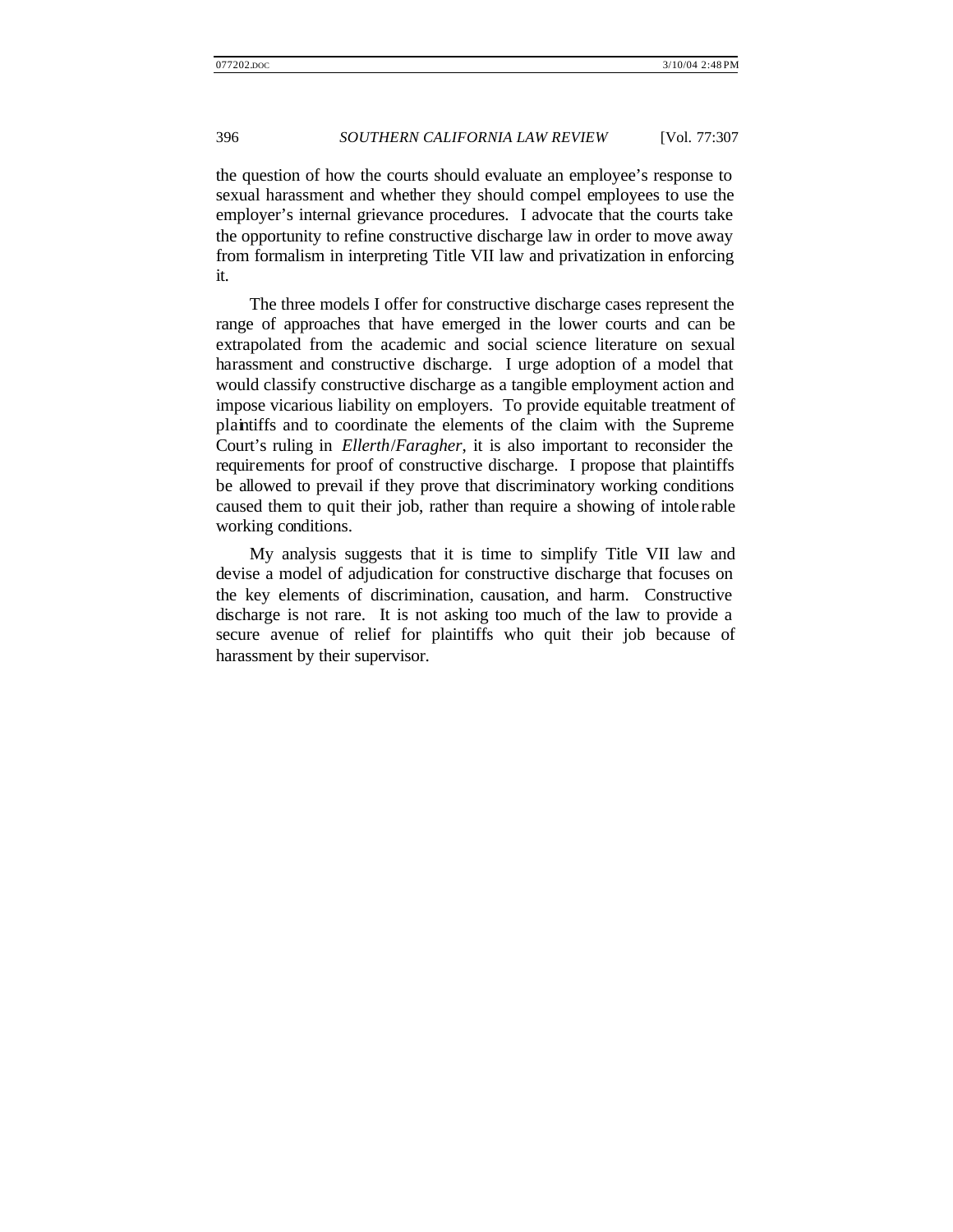the question of how the courts should evaluate an employee's response to sexual harassment and whether they should compel employees to use the employer's internal grievance procedures. I advocate that the courts take the opportunity to refine constructive discharge law in order to move away from formalism in interpreting Title VII law and privatization in enforcing it.

The three models I offer for constructive discharge cases represent the range of approaches that have emerged in the lower courts and can be extrapolated from the academic and social science literature on sexual harassment and constructive discharge. I urge adoption of a model that would classify constructive discharge as a tangible employment action and impose vicarious liability on employers. To provide equitable treatment of plaintiffs and to coordinate the elements of the claim with the Supreme Court's ruling in *Ellerth*/*Faragher*, it is also important to reconsider the requirements for proof of constructive discharge. I propose that plaintiffs be allowed to prevail if they prove that discriminatory working conditions caused them to quit their job, rather than require a showing of intolerable working conditions.

My analysis suggests that it is time to simplify Title VII law and devise a model of adjudication for constructive discharge that focuses on the key elements of discrimination, causation, and harm. Constructive discharge is not rare. It is not asking too much of the law to provide a secure avenue of relief for plaintiffs who quit their job because of harassment by their supervisor.